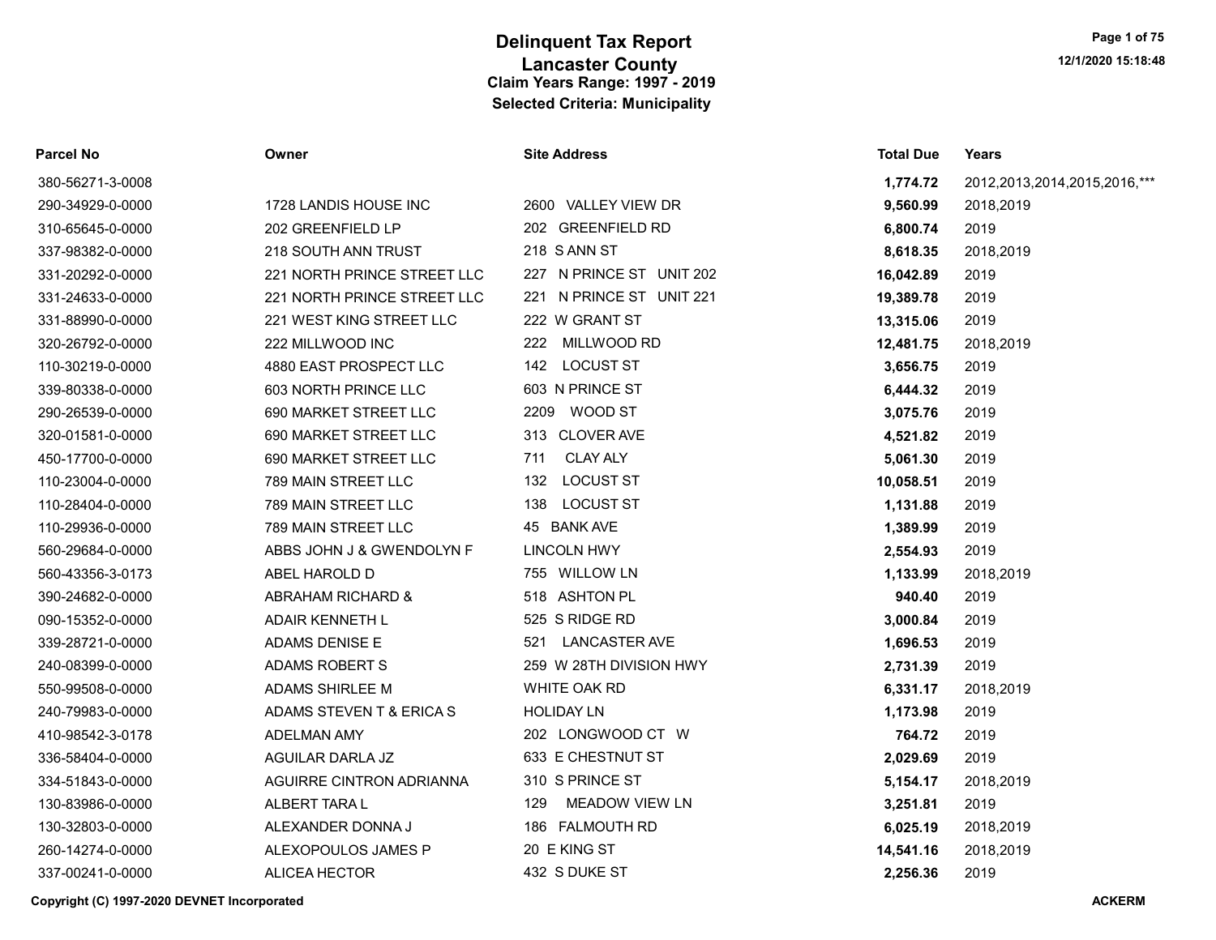# Delinquent Tax Report
## Lancaster County
### Claim Years Range: 1997 - 2019
### Selected Criteria: Municipality

| Parcel No | Owner | Site Address | Total Due | Years |
|---|---|---|---|---|
| 380-56271-3-0008 | | | **1,774.72** | 2012,2013,2014,2015,2016,*** |
| 290-34929-0-0000 | 1728 LANDIS HOUSE INC | 2600 VALLEY VIEW DR | **9,560.99** | 2018,2019 |
| 310-65645-0-0000 | 202 GREENFIELD LP | 202 GREENFIELD RD | **6,800.74** | 2019 |
| 337-98382-0-0000 | 218 SOUTH ANN TRUST | 218 S ANN ST | **8,618.35** | 2018,2019 |
| 331-20292-0-0000 | 221 NORTH PRINCE STREET LLC | 227 N PRINCE ST UNIT 202 | **16,042.89** | 2019 |
| 331-24633-0-0000 | 221 NORTH PRINCE STREET LLC | 221 N PRINCE ST UNIT 221 | **19,389.78** | 2019 |
| 331-88990-0-0000 | 221 WEST KING STREET LLC | 222 W GRANT ST | **13,315.06** | 2019 |
| 320-26792-0-0000 | 222 MILLWOOD INC | 222 MILLWOOD RD | **12,481.75** | 2018,2019 |
| 110-30219-0-0000 | 4880 EAST PROSPECT LLC | 142 LOCUST ST | **3,656.75** | 2019 |
| 339-80338-0-0000 | 603 NORTH PRINCE LLC | 603 N PRINCE ST | **6,444.32** | 2019 |
| 290-26539-0-0000 | 690 MARKET STREET LLC | 2209 WOOD ST | **3,075.76** | 2019 |
| 320-01581-0-0000 | 690 MARKET STREET LLC | 313 CLOVER AVE | **4,521.82** | 2019 |
| 450-17700-0-0000 | 690 MARKET STREET LLC | 711 CLAY ALY | **5,061.30** | 2019 |
| 110-23004-0-0000 | 789 MAIN STREET LLC | 132 LOCUST ST | **10,058.51** | 2019 |
| 110-28404-0-0000 | 789 MAIN STREET LLC | 138 LOCUST ST | **1,131.88** | 2019 |
| 110-29936-0-0000 | 789 MAIN STREET LLC | 45 BANK AVE | **1,389.99** | 2019 |
| 560-29684-0-0000 | ABBS JOHN J & GWENDOLYN F | LINCOLN HWY | **2,554.93** | 2019 |
| 560-43356-3-0173 | ABEL HAROLD D | 755 WILLOW LN | **1,133.99** | 2018,2019 |
| 390-24682-0-0000 | ABRAHAM RICHARD & | 518 ASHTON PL | **940.40** | 2019 |
| 090-15352-0-0000 | ADAIR KENNETH L | 525 S RIDGE RD | **3,000.84** | 2019 |
| 339-28721-0-0000 | ADAMS DENISE E | 521 LANCASTER AVE | **1,696.53** | 2019 |
| 240-08399-0-0000 | ADAMS ROBERT S | 259 W 28TH DIVISION HWY | **2,731.39** | 2019 |
| 550-99508-0-0000 | ADAMS SHIRLEE M | WHITE OAK RD | **6,331.17** | 2018,2019 |
| 240-79983-0-0000 | ADAMS STEVEN T & ERICA S | HOLIDAY LN | **1,173.98** | 2019 |
| 410-98542-3-0178 | ADELMAN AMY | 202 LONGWOOD CT W | **764.72** | 2019 |
| 336-58404-0-0000 | AGUILAR DARLA JZ | 633 E CHESTNUT ST | **2,029.69** | 2019 |
| 334-51843-0-0000 | AGUIRRE CINTRON ADRIANNA | 310 S PRINCE ST | **5,154.17** | 2018,2019 |
| 130-83986-0-0000 | ALBERT TARA L | 129 MEADOW VIEW LN | **3,251.81** | 2019 |
| 130-32803-0-0000 | ALEXANDER DONNA J | 186 FALMOUTH RD | **6,025.19** | 2018,2019 |
| 260-14274-0-0000 | ALEXOPOULOS JAMES P | 20 E KING ST | **14,541.16** | 2018,2019 |
| 337-00241-0-0000 | ALICEA HECTOR | 432 S DUKE ST | **2,256.36** | 2019 |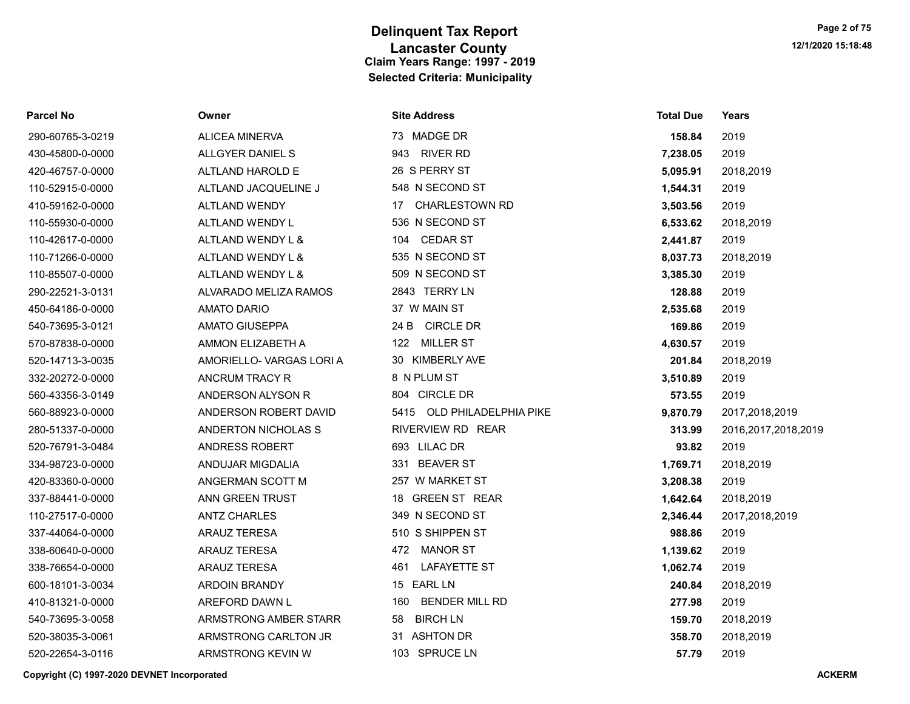# Delinquent Tax Report
## Lancaster County
### Claim Years Range: 1997 - 2019
### Selected Criteria: Municipality

12/1/2020 15:18:48

| Parcel No | Owner | Site Address | Total Due | Years |
|---|---|---|---|---|
| 290-60765-3-0219 | ALICEA MINERVA | 73 MADGE DR | **158.84** | 2019 |
| 430-45800-0-0000 | ALLGYER DANIEL S | 943 RIVER RD | **7,238.05** | 2019 |
| 420-46757-0-0000 | ALTLAND HAROLD E | 26 S PERRY ST | **5,095.91** | 2018,2019 |
| 110-52915-0-0000 | ALTLAND JACQUELINE J | 548 N SECOND ST | **1,544.31** | 2019 |
| 410-59162-0-0000 | ALTLAND WENDY | 17 CHARLESTOWN RD | **3,503.56** | 2019 |
| 110-55930-0-0000 | ALTLAND WENDY L | 536 N SECOND ST | **6,533.62** | 2018,2019 |
| 110-42617-0-0000 | ALTLAND WENDY L & | 104 CEDAR ST | **2,441.87** | 2019 |
| 110-71266-0-0000 | ALTLAND WENDY L & | 535 N SECOND ST | **8,037.73** | 2018,2019 |
| 110-85507-0-0000 | ALTLAND WENDY L & | 509 N SECOND ST | **3,385.30** | 2019 |
| 290-22521-3-0131 | ALVARADO MELIZA RAMOS | 2843 TERRY LN | **128.88** | 2019 |
| 450-64186-0-0000 | AMATO DARIO | 37 W MAIN ST | **2,535.68** | 2019 |
| 540-73695-3-0121 | AMATO GIUSEPPA | 24 B CIRCLE DR | **169.86** | 2019 |
| 570-87838-0-0000 | AMMON ELIZABETH A | 122 MILLER ST | **4,630.57** | 2019 |
| 520-14713-3-0035 | AMORIELLO- VARGAS LORI A | 30 KIMBERLY AVE | **201.84** | 2018,2019 |
| 332-20272-0-0000 | ANCRUM TRACY R | 8 N PLUM ST | **3,510.89** | 2019 |
| 560-43356-3-0149 | ANDERSON ALYSON R | 804 CIRCLE DR | **573.55** | 2019 |
| 560-88923-0-0000 | ANDERSON ROBERT DAVID | 5415 OLD PHILADELPHIA PIKE | **9,870.79** | 2017,2018,2019 |
| 280-51337-0-0000 | ANDERTON NICHOLAS S | RIVERVIEW RD REAR | **313.99** | 2016,2017,2018,2019 |
| 520-76791-3-0484 | ANDRESS ROBERT | 693 LILAC DR | **93.82** | 2019 |
| 334-98723-0-0000 | ANDUJAR MIGDALIA | 331 BEAVER ST | **1,769.71** | 2018,2019 |
| 420-83360-0-0000 | ANGERMAN SCOTT M | 257 W MARKET ST | **3,208.38** | 2019 |
| 337-88441-0-0000 | ANN GREEN TRUST | 18 GREEN ST REAR | **1,642.64** | 2018,2019 |
| 110-27517-0-0000 | ANTZ CHARLES | 349 N SECOND ST | **2,346.44** | 2017,2018,2019 |
| 337-44064-0-0000 | ARAUZ TERESA | 510 S SHIPPEN ST | **988.86** | 2019 |
| 338-60640-0-0000 | ARAUZ TERESA | 472 MANOR ST | **1,139.62** | 2019 |
| 338-76654-0-0000 | ARAUZ TERESA | 461 LAFAYETTE ST | **1,062.74** | 2019 |
| 600-18101-3-0034 | ARDOIN BRANDY | 15 EARL LN | **240.84** | 2018,2019 |
| 410-81321-0-0000 | AREFORD DAWN L | 160 BENDER MILL RD | **277.98** | 2019 |
| 540-73695-3-0058 | ARMSTRONG AMBER STARR | 58 BIRCH LN | **159.70** | 2018,2019 |
| 520-38035-3-0061 | ARMSTRONG CARLTON JR | 31 ASHTON DR | **358.70** | 2018,2019 |
| 520-22654-3-0116 | ARMSTRONG KEVIN W | 103 SPRUCE LN | **57.79** | 2019 |

**Copyright (C) 1997-2020 DEVNET Incorporated** **ACKERM**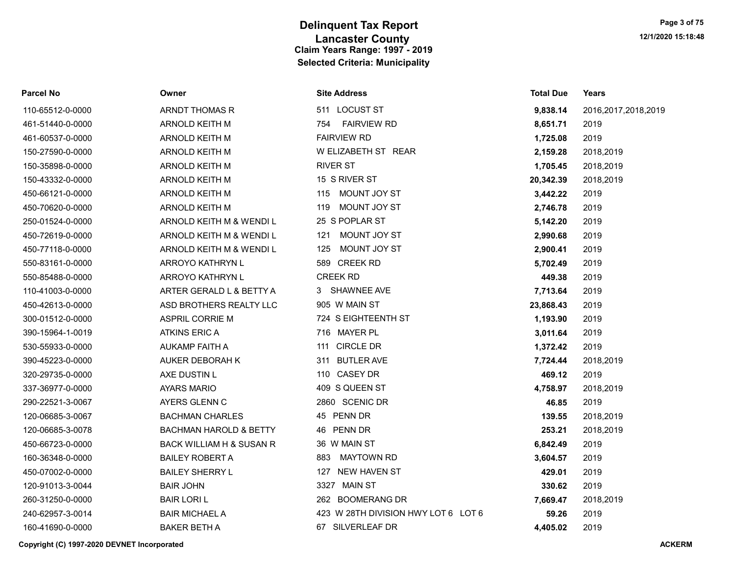# Delinquent Tax Report
## Lancaster County
### Claim Years Range: 1997 - 2019
### Selected Criteria: Municipality

| Parcel No | Owner | Site Address | Total Due | Years |
|---|---|---|---|---|
| 110-65512-0-0000 | ARNDT THOMAS R | 511 LOCUST ST | **9,838.14** | 2016,2017,2018,2019 |
| 461-51440-0-0000 | ARNOLD KEITH M | 754 FAIRVIEW RD | **8,651.71** | 2019 |
| 461-60537-0-0000 | ARNOLD KEITH M | FAIRVIEW RD | **1,725.08** | 2019 |
| 150-27590-0-0000 | ARNOLD KEITH M | W ELIZABETH ST REAR | **2,159.28** | 2018,2019 |
| 150-35898-0-0000 | ARNOLD KEITH M | RIVER ST | **1,705.45** | 2018,2019 |
| 150-43332-0-0000 | ARNOLD KEITH M | 15 S RIVER ST | **20,342.39** | 2018,2019 |
| 450-66121-0-0000 | ARNOLD KEITH M | 115 MOUNT JOY ST | **3,442.22** | 2019 |
| 450-70620-0-0000 | ARNOLD KEITH M | 119 MOUNT JOY ST | **2,746.78** | 2019 |
| 250-01524-0-0000 | ARNOLD KEITH M & WENDI L | 25 S POPLAR ST | **5,142.20** | 2019 |
| 450-72619-0-0000 | ARNOLD KEITH M & WENDI L | 121 MOUNT JOY ST | **2,990.68** | 2019 |
| 450-77118-0-0000 | ARNOLD KEITH M & WENDI L | 125 MOUNT JOY ST | **2,900.41** | 2019 |
| 550-83161-0-0000 | ARROYO KATHRYN L | 589 CREEK RD | **5,702.49** | 2019 |
| 550-85488-0-0000 | ARROYO KATHRYN L | CREEK RD | **449.38** | 2019 |
| 110-41003-0-0000 | ARTER GERALD L & BETTY A | 3 SHAWNEE AVE | **7,713.64** | 2019 |
| 450-42613-0-0000 | ASD BROTHERS REALTY LLC | 905 W MAIN ST | **23,868.43** | 2019 |
| 300-01512-0-0000 | ASPRIL CORRIE M | 724 S EIGHTEENTH ST | **1,193.90** | 2019 |
| 390-15964-1-0019 | ATKINS ERIC A | 716 MAYER PL | **3,011.64** | 2019 |
| 530-55933-0-0000 | AUKAMP FAITH A | 111 CIRCLE DR | **1,372.42** | 2019 |
| 390-45223-0-0000 | AUKER DEBORAH K | 311 BUTLER AVE | **7,724.44** | 2018,2019 |
| 320-29735-0-0000 | AXE DUSTIN L | 110 CASEY DR | **469.12** | 2019 |
| 337-36977-0-0000 | AYARS MARIO | 409 S QUEEN ST | **4,758.97** | 2018,2019 |
| 290-22521-3-0067 | AYERS GLENN C | 2860 SCENIC DR | **46.85** | 2019 |
| 120-06685-3-0067 | BACHMAN CHARLES | 45 PENN DR | **139.55** | 2018,2019 |
| 120-06685-3-0078 | BACHMAN HAROLD & BETTY | 46 PENN DR | **253.21** | 2018,2019 |
| 450-66723-0-0000 | BACK WILLIAM H & SUSAN R | 36 W MAIN ST | **6,842.49** | 2019 |
| 160-36348-0-0000 | BAILEY ROBERT A | 883 MAYTOWN RD | **3,604.57** | 2019 |
| 450-07002-0-0000 | BAILEY SHERRY L | 127 NEW HAVEN ST | **429.01** | 2019 |
| 120-91013-3-0044 | BAIR JOHN | 3327 MAIN ST | **330.62** | 2019 |
| 260-31250-0-0000 | BAIR LORI L | 262 BOOMERANG DR | **7,669.47** | 2018,2019 |
| 240-62957-3-0014 | BAIR MICHAEL A | 423 W 28TH DIVISION HWY LOT 6 LOT 6 | **59.26** | 2019 |
| 160-41690-0-0000 | BAKER BETH A | 67 SILVERLEAF DR | **4,405.02** | 2019 |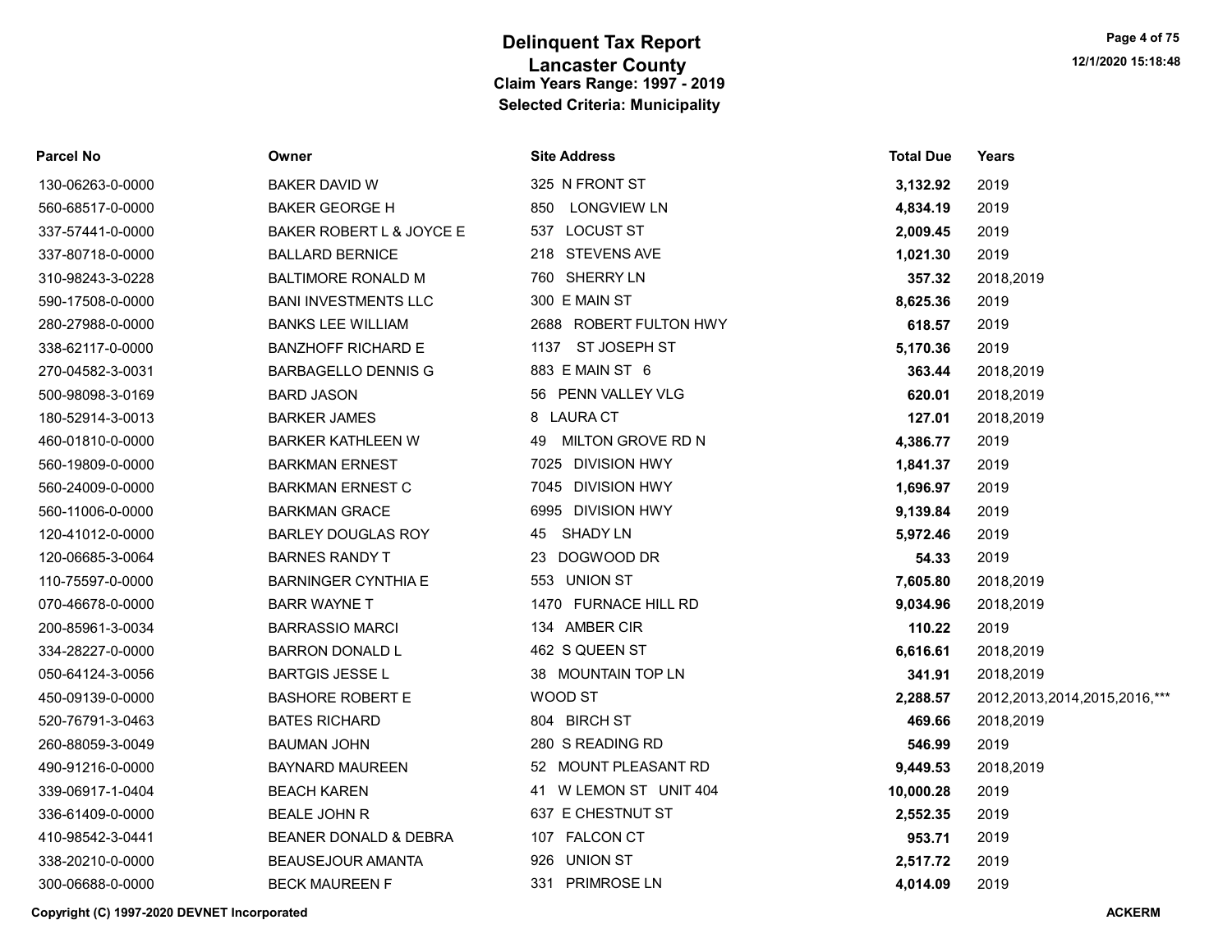# Delinquent Tax Report
## Lancaster County
### Claim Years Range: 1997 - 2019
### Selected Criteria: Municipality

| Parcel No | Owner | Site Address | Total Due | Years |
|---|---|---|---|---|
| 130-06263-0-0000 | BAKER DAVID W | 325 N FRONT ST | **3,132.92** | 2019 |
| 560-68517-0-0000 | BAKER GEORGE H | 850 LONGVIEW LN | **4,834.19** | 2019 |
| 337-57441-0-0000 | BAKER ROBERT L & JOYCE E | 537 LOCUST ST | **2,009.45** | 2019 |
| 337-80718-0-0000 | BALLARD BERNICE | 218 STEVENS AVE | **1,021.30** | 2019 |
| 310-98243-3-0228 | BALTIMORE RONALD M | 760 SHERRY LN | **357.32** | 2018,2019 |
| 590-17508-0-0000 | BANI INVESTMENTS LLC | 300 E MAIN ST | **8,625.36** | 2019 |
| 280-27988-0-0000 | BANKS LEE WILLIAM | 2688 ROBERT FULTON HWY | **618.57** | 2019 |
| 338-62117-0-0000 | BANZHOFF RICHARD E | 1137 ST JOSEPH ST | **5,170.36** | 2019 |
| 270-04582-3-0031 | BARBAGELLO DENNIS G | 883 E MAIN ST 6 | **363.44** | 2018,2019 |
| 500-98098-3-0169 | BARD JASON | 56 PENN VALLEY VLG | **620.01** | 2018,2019 |
| 180-52914-3-0013 | BARKER JAMES | 8 LAURA CT | **127.01** | 2018,2019 |
| 460-01810-0-0000 | BARKER KATHLEEN W | 49 MILTON GROVE RD N | **4,386.77** | 2019 |
| 560-19809-0-0000 | BARKMAN ERNEST | 7025 DIVISION HWY | **1,841.37** | 2019 |
| 560-24009-0-0000 | BARKMAN ERNEST C | 7045 DIVISION HWY | **1,696.97** | 2019 |
| 560-11006-0-0000 | BARKMAN GRACE | 6995 DIVISION HWY | **9,139.84** | 2019 |
| 120-41012-0-0000 | BARLEY DOUGLAS ROY | 45 SHADY LN | **5,972.46** | 2019 |
| 120-06685-3-0064 | BARNES RANDY T | 23 DOGWOOD DR | **54.33** | 2019 |
| 110-75597-0-0000 | BARNINGER CYNTHIA E | 553 UNION ST | **7,605.80** | 2018,2019 |
| 070-46678-0-0000 | BARR WAYNE T | 1470 FURNACE HILL RD | **9,034.96** | 2018,2019 |
| 200-85961-3-0034 | BARRASSIO MARCI | 134 AMBER CIR | **110.22** | 2019 |
| 334-28227-0-0000 | BARRON DONALD L | 462 S QUEEN ST | **6,616.61** | 2018,2019 |
| 050-64124-3-0056 | BARTGIS JESSE L | 38 MOUNTAIN TOP LN | **341.91** | 2018,2019 |
| 450-09139-0-0000 | BASHORE ROBERT E | WOOD ST | **2,288.57** | 2012,2013,2014,2015,2016,*** |
| 520-76791-3-0463 | BATES RICHARD | 804 BIRCH ST | **469.66** | 2018,2019 |
| 260-88059-3-0049 | BAUMAN JOHN | 280 S READING RD | **546.99** | 2019 |
| 490-91216-0-0000 | BAYNARD MAUREEN | 52 MOUNT PLEASANT RD | **9,449.53** | 2018,2019 |
| 339-06917-1-0404 | BEACH KAREN | 41 W LEMON ST UNIT 404 | **10,000.28** | 2019 |
| 336-61409-0-0000 | BEALE JOHN R | 637 E CHESTNUT ST | **2,552.35** | 2019 |
| 410-98542-3-0441 | BEANER DONALD & DEBRA | 107 FALCON CT | **953.71** | 2019 |
| 338-20210-0-0000 | BEAUSEJOUR AMANTA | 926 UNION ST | **2,517.72** | 2019 |
| 300-06688-0-0000 | BECK MAUREEN F | 331 PRIMROSE LN | **4,014.09** | 2019 |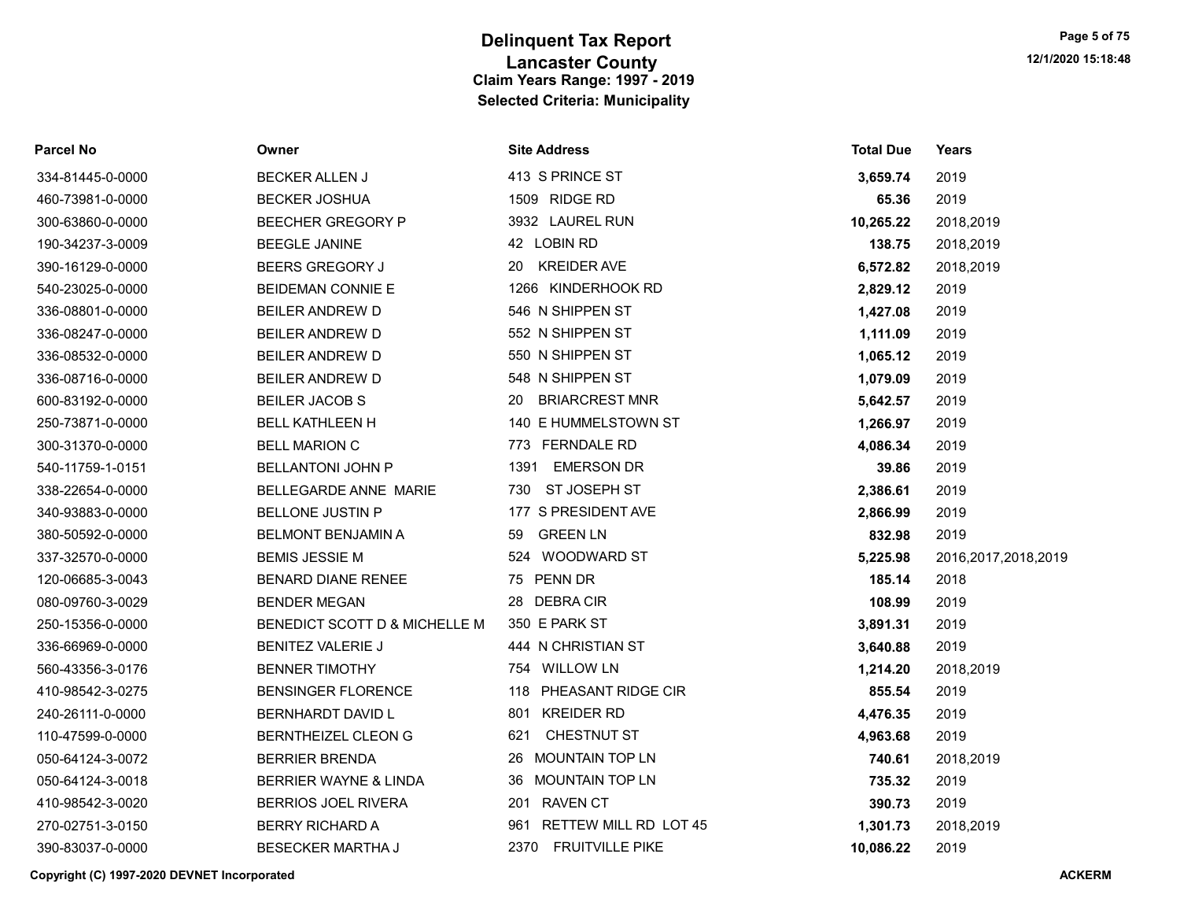# Delinquent Tax Report

## Lancaster County

### Claim Years Range: 1997 - 2019

### Selected Criteria: Municipality

| Parcel No | Owner | Site Address | Total Due | Years |
|---|---|---|---|---|
| 334-81445-0-0000 | BECKER ALLEN J | 413 S PRINCE ST | **3,659.74** | 2019 |
| 460-73981-0-0000 | BECKER JOSHUA | 1509 RIDGE RD | **65.36** | 2019 |
| 300-63860-0-0000 | BEECHER GREGORY P | 3932 LAUREL RUN | **10,265.22** | 2018,2019 |
| 190-34237-3-0009 | BEEGLE JANINE | 42 LOBIN RD | **138.75** | 2018,2019 |
| 390-16129-0-0000 | BEERS GREGORY J | 20 KREIDER AVE | **6,572.82** | 2018,2019 |
| 540-23025-0-0000 | BEIDEMAN CONNIE E | 1266 KINDERHOOK RD | **2,829.12** | 2019 |
| 336-08801-0-0000 | BEILER ANDREW D | 546 N SHIPPEN ST | **1,427.08** | 2019 |
| 336-08247-0-0000 | BEILER ANDREW D | 552 N SHIPPEN ST | **1,111.09** | 2019 |
| 336-08532-0-0000 | BEILER ANDREW D | 550 N SHIPPEN ST | **1,065.12** | 2019 |
| 336-08716-0-0000 | BEILER ANDREW D | 548 N SHIPPEN ST | **1,079.09** | 2019 |
| 600-83192-0-0000 | BEILER JACOB S | 20 BRIARCREST MNR | **5,642.57** | 2019 |
| 250-73871-0-0000 | BELL KATHLEEN H | 140 E HUMMELSTOWN ST | **1,266.97** | 2019 |
| 300-31370-0-0000 | BELL MARION C | 773 FERNDALE RD | **4,086.34** | 2019 |
| 540-11759-1-0151 | BELLANTONI JOHN P | 1391 EMERSON DR | **39.86** | 2019 |
| 338-22654-0-0000 | BELLEGARDE ANNE MARIE | 730 ST JOSEPH ST | **2,386.61** | 2019 |
| 340-93883-0-0000 | BELLONE JUSTIN P | 177 S PRESIDENT AVE | **2,866.99** | 2019 |
| 380-50592-0-0000 | BELMONT BENJAMIN A | 59 GREEN LN | **832.98** | 2019 |
| 337-32570-0-0000 | BEMIS JESSIE M | 524 WOODWARD ST | **5,225.98** | 2016,2017,2018,2019 |
| 120-06685-3-0043 | BENARD DIANE RENEE | 75 PENN DR | **185.14** | 2018 |
| 080-09760-3-0029 | BENDER MEGAN | 28 DEBRA CIR | **108.99** | 2019 |
| 250-15356-0-0000 | BENEDICT SCOTT D & MICHELLE M | 350 E PARK ST | **3,891.31** | 2019 |
| 336-66969-0-0000 | BENITEZ VALERIE J | 444 N CHRISTIAN ST | **3,640.88** | 2019 |
| 560-43356-3-0176 | BENNER TIMOTHY | 754 WILLOW LN | **1,214.20** | 2018,2019 |
| 410-98542-3-0275 | BENSINGER FLORENCE | 118 PHEASANT RIDGE CIR | **855.54** | 2019 |
| 240-26111-0-0000 | BERNHARDT DAVID L | 801 KREIDER RD | **4,476.35** | 2019 |
| 110-47599-0-0000 | BERNTHEIZEL CLEON G | 621 CHESTNUT ST | **4,963.68** | 2019 |
| 050-64124-3-0072 | BERRIER BRENDA | 26 MOUNTAIN TOP LN | **740.61** | 2018,2019 |
| 050-64124-3-0018 | BERRIER WAYNE & LINDA | 36 MOUNTAIN TOP LN | **735.32** | 2019 |
| 410-98542-3-0020 | BERRIOS JOEL RIVERA | 201 RAVEN CT | **390.73** | 2019 |
| 270-02751-3-0150 | BERRY RICHARD A | 961 RETTEW MILL RD LOT 45 | **1,301.73** | 2018,2019 |
| 390-83037-0-0000 | BESECKER MARTHA J | 2370 FRUITVILLE PIKE | **10,086.22** | 2019 |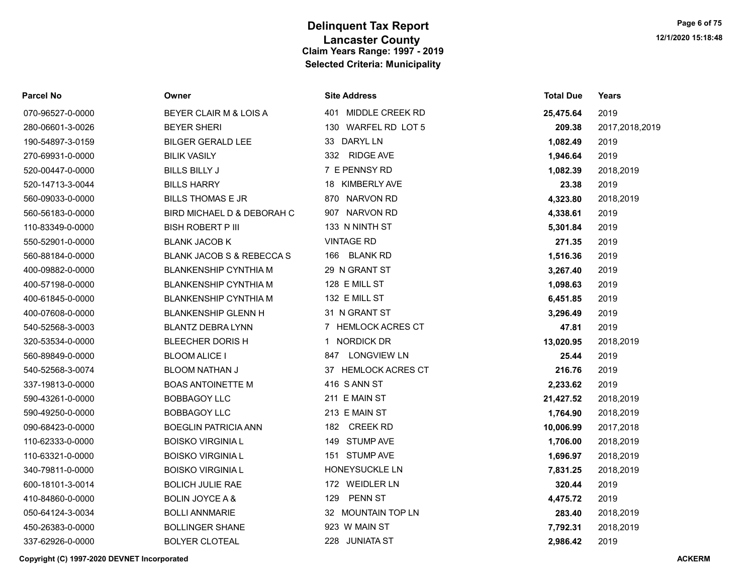# Delinquent Tax Report
## Lancaster County
### Claim Years Range: 1997 - 2019
### Selected Criteria: Municipality

| Parcel No | Owner | Site Address | Total Due | Years |
|---|---|---|---|---|
| 070-96527-0-0000 | BEYER CLAIR M & LOIS A | 401 MIDDLE CREEK RD | **25,475.64** | 2019 |
| 280-06601-3-0026 | BEYER SHERI | 130 WARFEL RD LOT 5 | **209.38** | 2017,2018,2019 |
| 190-54897-3-0159 | BILGER GERALD LEE | 33 DARYL LN | **1,082.49** | 2019 |
| 270-69931-0-0000 | BILIK VASILY | 332 RIDGE AVE | **1,946.64** | 2019 |
| 520-00447-0-0000 | BILLS BILLY J | 7 E PENNSY RD | **1,082.39** | 2018,2019 |
| 520-14713-3-0044 | BILLS HARRY | 18 KIMBERLY AVE | **23.38** | 2019 |
| 560-09033-0-0000 | BILLS THOMAS E JR | 870 NARVON RD | **4,323.80** | 2018,2019 |
| 560-56183-0-0000 | BIRD MICHAEL D & DEBORAH C | 907 NARVON RD | **4,338.61** | 2019 |
| 110-83349-0-0000 | BISH ROBERT P III | 133 N NINTH ST | **5,301.84** | 2019 |
| 550-52901-0-0000 | BLANK JACOB K | VINTAGE RD | **271.35** | 2019 |
| 560-88184-0-0000 | BLANK JACOB S & REBECCA S | 166 BLANK RD | **1,516.36** | 2019 |
| 400-09882-0-0000 | BLANKENSHIP CYNTHIA M | 29 N GRANT ST | **3,267.40** | 2019 |
| 400-57198-0-0000 | BLANKENSHIP CYNTHIA M | 128 E MILL ST | **1,098.63** | 2019 |
| 400-61845-0-0000 | BLANKENSHIP CYNTHIA M | 132 E MILL ST | **6,451.85** | 2019 |
| 400-07608-0-0000 | BLANKENSHIP GLENN H | 31 N GRANT ST | **3,296.49** | 2019 |
| 540-52568-3-0003 | BLANTZ DEBRA LYNN | 7 HEMLOCK ACRES CT | **47.81** | 2019 |
| 320-53534-0-0000 | BLEECHER DORIS H | 1 NORDICK DR | **13,020.95** | 2018,2019 |
| 560-89849-0-0000 | BLOOM ALICE I | 847 LONGVIEW LN | **25.44** | 2019 |
| 540-52568-3-0074 | BLOOM NATHAN J | 37 HEMLOCK ACRES CT | **216.76** | 2019 |
| 337-19813-0-0000 | BOAS ANTOINETTE M | 416 S ANN ST | **2,233.62** | 2019 |
| 590-43261-0-0000 | BOBBAGOY LLC | 211 E MAIN ST | **21,427.52** | 2018,2019 |
| 590-49250-0-0000 | BOBBAGOY LLC | 213 E MAIN ST | **1,764.90** | 2018,2019 |
| 090-68423-0-0000 | BOEGLIN PATRICIA ANN | 182 CREEK RD | **10,006.99** | 2017,2018 |
| 110-62333-0-0000 | BOISKO VIRGINIA L | 149 STUMP AVE | **1,706.00** | 2018,2019 |
| 110-63321-0-0000 | BOISKO VIRGINIA L | 151 STUMP AVE | **1,696.97** | 2018,2019 |
| 340-79811-0-0000 | BOISKO VIRGINIA L | HONEYSUCKLE LN | **7,831.25** | 2018,2019 |
| 600-18101-3-0014 | BOLICH JULIE RAE | 172 WEIDLER LN | **320.44** | 2019 |
| 410-84860-0-0000 | BOLIN JOYCE A & | 129 PENN ST | **4,475.72** | 2019 |
| 050-64124-3-0034 | BOLLI ANNMARIE | 32 MOUNTAIN TOP LN | **283.40** | 2018,2019 |
| 450-26383-0-0000 | BOLLINGER SHANE | 923 W MAIN ST | **7,792.31** | 2018,2019 |
| 337-62926-0-0000 | BOLYER CLOTEAL | 228 JUNIATA ST | **2,986.42** | 2019 |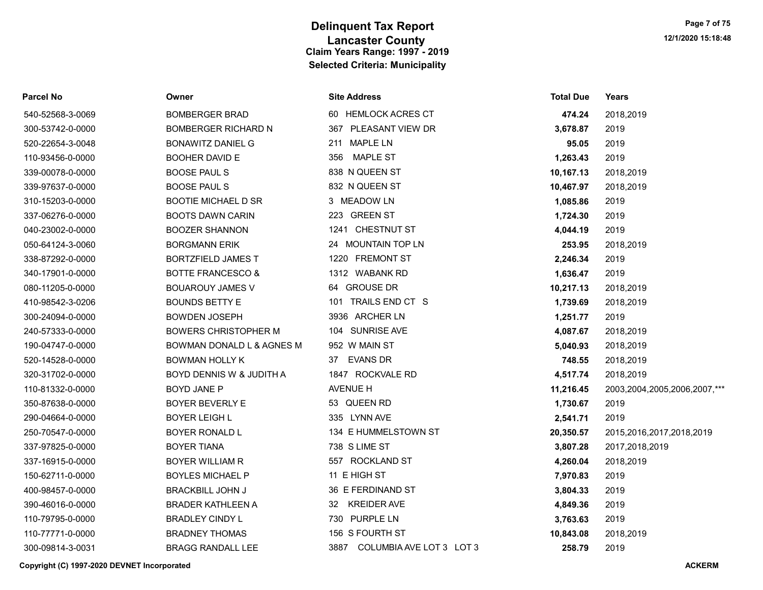# Delinquent Tax Report
## Lancaster County
### Claim Years Range: 1997 - 2019
### Selected Criteria: Municipality

12/1/2020 15:18:48

| Parcel No | Owner | Site Address | Total Due | Years |
|---|---|---|---|---|
| 540-52568-3-0069 | BOMBERGER BRAD | 60 HEMLOCK ACRES CT | **474.24** | 2018,2019 |
| 300-53742-0-0000 | BOMBERGER RICHARD N | 367 PLEASANT VIEW DR | **3,678.87** | 2019 |
| 520-22654-3-0048 | BONAWITZ DANIEL G | 211 MAPLE LN | **95.05** | 2019 |
| 110-93456-0-0000 | BOOHER DAVID E | 356 MAPLE ST | **1,263.43** | 2019 |
| 339-00078-0-0000 | BOOSE PAUL S | 838 N QUEEN ST | **10,167.13** | 2018,2019 |
| 339-97637-0-0000 | BOOSE PAUL S | 832 N QUEEN ST | **10,467.97** | 2018,2019 |
| 310-15203-0-0000 | BOOTIE MICHAEL D SR | 3 MEADOW LN | **1,085.86** | 2019 |
| 337-06276-0-0000 | BOOTS DAWN CARIN | 223 GREEN ST | **1,724.30** | 2019 |
| 040-23002-0-0000 | BOOZER SHANNON | 1241 CHESTNUT ST | **4,044.19** | 2019 |
| 050-64124-3-0060 | BORGMANN ERIK | 24 MOUNTAIN TOP LN | **253.95** | 2018,2019 |
| 338-87292-0-0000 | BORTZFIELD JAMES T | 1220 FREMONT ST | **2,246.34** | 2019 |
| 340-17901-0-0000 | BOTTE FRANCESCO & | 1312 WABANK RD | **1,636.47** | 2019 |
| 080-11205-0-0000 | BOUAROUY JAMES V | 64 GROUSE DR | **10,217.13** | 2018,2019 |
| 410-98542-3-0206 | BOUNDS BETTY E | 101 TRAILS END CT S | **1,739.69** | 2018,2019 |
| 300-24094-0-0000 | BOWDEN JOSEPH | 3936 ARCHER LN | **1,251.77** | 2019 |
| 240-57333-0-0000 | BOWERS CHRISTOPHER M | 104 SUNRISE AVE | **4,087.67** | 2018,2019 |
| 190-04747-0-0000 | BOWMAN DONALD L & AGNES M | 952 W MAIN ST | **5,040.93** | 2018,2019 |
| 520-14528-0-0000 | BOWMAN HOLLY K | 37 EVANS DR | **748.55** | 2018,2019 |
| 320-31702-0-0000 | BOYD DENNIS W & JUDITH A | 1847 ROCKVALE RD | **4,517.74** | 2018,2019 |
| 110-81332-0-0000 | BOYD JANE P | AVENUE H | **11,216.45** | 2003,2004,2005,2006,2007,*** |
| 350-87638-0-0000 | BOYER BEVERLY E | 53 QUEEN RD | **1,730.67** | 2019 |
| 290-04664-0-0000 | BOYER LEIGH L | 335 LYNN AVE | **2,541.71** | 2019 |
| 250-70547-0-0000 | BOYER RONALD L | 134 E HUMMELSTOWN ST | **20,350.57** | 2015,2016,2017,2018,2019 |
| 337-97825-0-0000 | BOYER TIANA | 738 S LIME ST | **3,807.28** | 2017,2018,2019 |
| 337-16915-0-0000 | BOYER WILLIAM R | 557 ROCKLAND ST | **4,260.04** | 2018,2019 |
| 150-62711-0-0000 | BOYLES MICHAEL P | 11 E HIGH ST | **7,970.83** | 2019 |
| 400-98457-0-0000 | BRACKBILL JOHN J | 36 E FERDINAND ST | **3,804.33** | 2019 |
| 390-46016-0-0000 | BRADER KATHLEEN A | 32 KREIDER AVE | **4,849.36** | 2019 |
| 110-79795-0-0000 | BRADLEY CINDY L | 730 PURPLE LN | **3,763.63** | 2019 |
| 110-77771-0-0000 | BRADNEY THOMAS | 156 S FOURTH ST | **10,843.08** | 2018,2019 |
| 300-09814-3-0031 | BRAGG RANDALL LEE | 3887 COLUMBIA AVE LOT 3 LOT 3 | **258.79** | 2019 |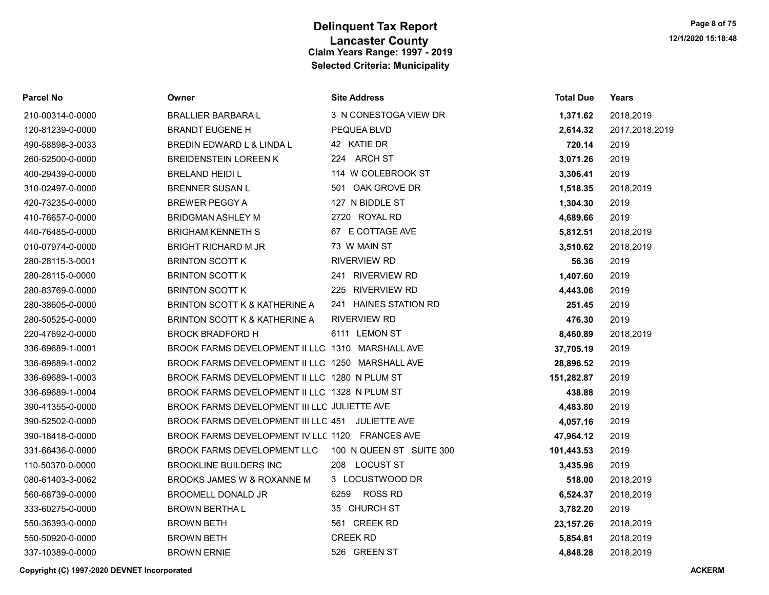# Delinquent Tax Report

## Lancaster County

### Claim Years Range: 1997 - 2019

### Selected Criteria: Municipality

| Parcel No | Owner | Site Address | Total Due | Years |
|---|---|---|---|---|
| 210-00314-0-0000 | BRALLIER BARBARA L | 3 N CONESTOGA VIEW DR | **1,371.62** | 2018,2019 |
| 120-81239-0-0000 | BRANDT EUGENE H | PEQUEA BLVD | **2,614.32** | 2017,2018,2019 |
| 490-58898-3-0033 | BREDIN EDWARD L & LINDA L | 42 KATIE DR | **720.14** | 2019 |
| 260-52500-0-0000 | BREIDENSTEIN LOREEN K | 224 ARCH ST | **3,071.26** | 2019 |
| 400-29439-0-0000 | BRELAND HEIDI L | 114 W COLEBROOK ST | **3,306.41** | 2019 |
| 310-02497-0-0000 | BRENNER SUSAN L | 501 OAK GROVE DR | **1,518.35** | 2018,2019 |
| 420-73235-0-0000 | BREWER PEGGY A | 127 N BIDDLE ST | **1,304.30** | 2019 |
| 410-76657-0-0000 | BRIDGMAN ASHLEY M | 2720 ROYAL RD | **4,689.66** | 2019 |
| 440-76485-0-0000 | BRIGHAM KENNETH S | 67 E COTTAGE AVE | **5,812.51** | 2018,2019 |
| 010-07974-0-0000 | BRIGHT RICHARD M JR | 73 W MAIN ST | **3,510.62** | 2018,2019 |
| 280-28115-3-0001 | BRINTON SCOTT K | RIVERVIEW RD | **56.36** | 2019 |
| 280-28115-0-0000 | BRINTON SCOTT K | 241 RIVERVIEW RD | **1,407.60** | 2019 |
| 280-83769-0-0000 | BRINTON SCOTT K | 225 RIVERVIEW RD | **4,443.06** | 2019 |
| 280-38605-0-0000 | BRINTON SCOTT K & KATHERINE A | 241 HAINES STATION RD | **251.45** | 2019 |
| 280-50525-0-0000 | BRINTON SCOTT K & KATHERINE A | RIVERVIEW RD | **476.30** | 2019 |
| 220-47692-0-0000 | BROCK BRADFORD H | 6111 LEMON ST | **8,460.89** | 2018,2019 |
| 336-69689-1-0001 | BROOK FARMS DEVELOPMENT II LLC | 1310 MARSHALL AVE | **37,705.19** | 2019 |
| 336-69689-1-0002 | BROOK FARMS DEVELOPMENT II LLC | 1250 MARSHALL AVE | **28,896.52** | 2019 |
| 336-69689-1-0003 | BROOK FARMS DEVELOPMENT II LLC | 1280 N PLUM ST | **151,282.87** | 2019 |
| 336-69689-1-0004 | BROOK FARMS DEVELOPMENT II LLC | 1328 N PLUM ST | **438.88** | 2019 |
| 390-41355-0-0000 | BROOK FARMS DEVELOPMENT III LLC | JULIETTE AVE | **4,483.80** | 2019 |
| 390-52502-0-0000 | BROOK FARMS DEVELOPMENT III LLC | 451 JULIETTE AVE | **4,057.16** | 2019 |
| 390-18418-0-0000 | BROOK FARMS DEVELOPMENT IV LLC | 1120 FRANCES AVE | **47,964.12** | 2019 |
| 331-66436-0-0000 | BROOK FARMS DEVELOPMENT LLC | 100 N QUEEN ST SUITE 300 | **101,443.53** | 2019 |
| 110-50370-0-0000 | BROOKLINE BUILDERS INC | 208 LOCUST ST | **3,435.96** | 2019 |
| 080-61403-3-0062 | BROOKS JAMES W & ROXANNE M | 3 LOCUSTWOOD DR | **518.00** | 2018,2019 |
| 560-68739-0-0000 | BROOMELL DONALD JR | 6259 ROSS RD | **6,524.37** | 2018,2019 |
| 333-60275-0-0000 | BROWN BERTHA L | 35 CHURCH ST | **3,782.20** | 2019 |
| 550-36393-0-0000 | BROWN BETH | 561 CREEK RD | **23,157.26** | 2018,2019 |
| 550-50920-0-0000 | BROWN BETH | CREEK RD | **5,854.81** | 2018,2019 |
| 337-10389-0-0000 | BROWN ERNIE | 526 GREEN ST | **4,848.28** | 2018,2019 |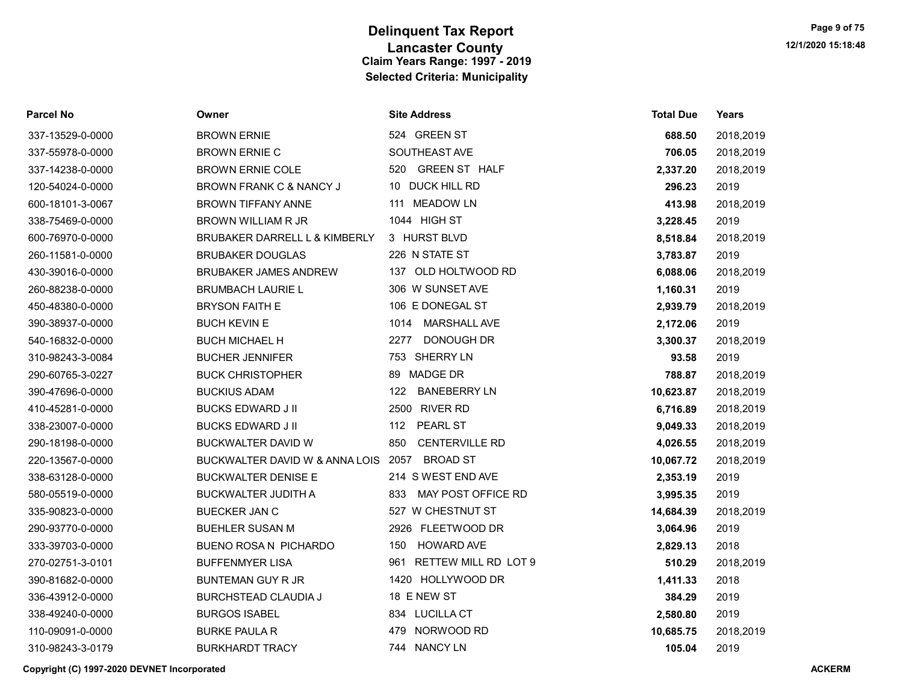# Delinquent Tax Report
## Lancaster County
### Claim Years Range: 1997 - 2019
### Selected Criteria: Municipality

| Parcel No | Owner | Site Address | Total Due | Years |
|---|---|---|---|---|
| 337-13529-0-0000 | BROWN ERNIE | 524 GREEN ST | **688.50** | 2018,2019 |
| 337-55978-0-0000 | BROWN ERNIE C | SOUTHEAST AVE | **706.05** | 2018,2019 |
| 337-14238-0-0000 | BROWN ERNIE COLE | 520 GREEN ST HALF | **2,337.20** | 2018,2019 |
| 120-54024-0-0000 | BROWN FRANK C & NANCY J | 10 DUCK HILL RD | **296.23** | 2019 |
| 600-18101-3-0067 | BROWN TIFFANY ANNE | 111 MEADOW LN | **413.98** | 2018,2019 |
| 338-75469-0-0000 | BROWN WILLIAM R JR | 1044 HIGH ST | **3,228.45** | 2019 |
| 600-76970-0-0000 | BRUBAKER DARRELL L & KIMBERLY | 3 HURST BLVD | **8,518.84** | 2018,2019 |
| 260-11581-0-0000 | BRUBAKER DOUGLAS | 226 N STATE ST | **3,783.87** | 2019 |
| 430-39016-0-0000 | BRUBAKER JAMES ANDREW | 137 OLD HOLTWOOD RD | **6,088.06** | 2018,2019 |
| 260-88238-0-0000 | BRUMBACH LAURIE L | 306 W SUNSET AVE | **1,160.31** | 2019 |
| 450-48380-0-0000 | BRYSON FAITH E | 106 E DONEGAL ST | **2,939.79** | 2018,2019 |
| 390-38937-0-0000 | BUCH KEVIN E | 1014 MARSHALL AVE | **2,172.06** | 2019 |
| 540-16832-0-0000 | BUCH MICHAEL H | 2277 DONOUGH DR | **3,300.37** | 2018,2019 |
| 310-98243-3-0084 | BUCHER JENNIFER | 753 SHERRY LN | **93.58** | 2019 |
| 290-60765-3-0227 | BUCK CHRISTOPHER | 89 MADGE DR | **788.87** | 2018,2019 |
| 390-47696-0-0000 | BUCKIUS ADAM | 122 BANEBERRY LN | **10,623.87** | 2018,2019 |
| 410-45281-0-0000 | BUCKS EDWARD J II | 2500 RIVER RD | **6,716.89** | 2018,2019 |
| 338-23007-0-0000 | BUCKS EDWARD J II | 112 PEARL ST | **9,049.33** | 2018,2019 |
| 290-18198-0-0000 | BUCKWALTER DAVID W | 850 CENTERVILLE RD | **4,026.55** | 2018,2019 |
| 220-13567-0-0000 | BUCKWALTER DAVID W & ANNA LOIS | 2057 BROAD ST | **10,067.72** | 2018,2019 |
| 338-63128-0-0000 | BUCKWALTER DENISE E | 214 S WEST END AVE | **2,353.19** | 2019 |
| 580-05519-0-0000 | BUCKWALTER JUDITH A | 833 MAY POST OFFICE RD | **3,995.35** | 2019 |
| 335-90823-0-0000 | BUECKER JAN C | 527 W CHESTNUT ST | **14,684.39** | 2018,2019 |
| 290-93770-0-0000 | BUEHLER SUSAN M | 2926 FLEETWOOD DR | **3,064.96** | 2019 |
| 333-39703-0-0000 | BUENO ROSA N PICHARDO | 150 HOWARD AVE | **2,829.13** | 2018 |
| 270-02751-3-0101 | BUFFENMYER LISA | 961 RETTEW MILL RD LOT 9 | **510.29** | 2018,2019 |
| 390-81682-0-0000 | BUNTEMAN GUY R JR | 1420 HOLLYWOOD DR | **1,411.33** | 2018 |
| 336-43912-0-0000 | BURCHSTEAD CLAUDIA J | 18 E NEW ST | **384.29** | 2019 |
| 338-49240-0-0000 | BURGOS ISABEL | 834 LUCILLA CT | **2,580.80** | 2019 |
| 110-09091-0-0000 | BURKE PAULA R | 479 NORWOOD RD | **10,685.75** | 2018,2019 |
| 310-98243-3-0179 | BURKHARDT TRACY | 744 NANCY LN | **105.04** | 2019 |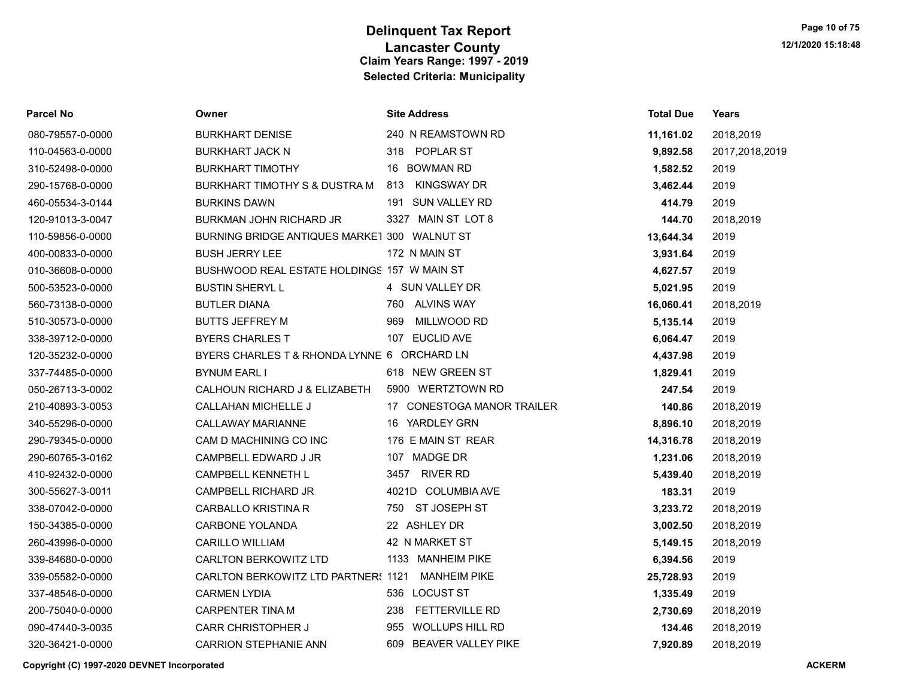# Delinquent Tax Report
## Lancaster County
### Claim Years Range: 1997 - 2019
### Selected Criteria: Municipality

| Parcel No | Owner | Site Address | Total Due | Years |
|---|---|---|---|---|
| 080-79557-0-0000 | BURKHART DENISE | 240 N REAMSTOWN RD | 11,161.02 | 2018,2019 |
| 110-04563-0-0000 | BURKHART JACK N | 318 POPLAR ST | 9,892.58 | 2017,2018,2019 |
| 310-52498-0-0000 | BURKHART TIMOTHY | 16 BOWMAN RD | 1,582.52 | 2019 |
| 290-15768-0-0000 | BURKHART TIMOTHY S & DUSTRA M | 813 KINGSWAY DR | 3,462.44 | 2019 |
| 460-05534-3-0144 | BURKINS DAWN | 191 SUN VALLEY RD | 414.79 | 2019 |
| 120-91013-3-0047 | BURKMAN JOHN RICHARD JR | 3327 MAIN ST LOT 8 | 144.70 | 2018,2019 |
| 110-59856-0-0000 | BURNING BRIDGE ANTIQUES MARKET | 300 WALNUT ST | 13,644.34 | 2019 |
| 400-00833-0-0000 | BUSH JERRY LEE | 172 N MAIN ST | 3,931.64 | 2019 |
| 010-36608-0-0000 | BUSHWOOD REAL ESTATE HOLDINGS | 157 W MAIN ST | 4,627.57 | 2019 |
| 500-53523-0-0000 | BUSTIN SHERYL L | 4 SUN VALLEY DR | 5,021.95 | 2019 |
| 560-73138-0-0000 | BUTLER DIANA | 760 ALVINS WAY | 16,060.41 | 2018,2019 |
| 510-30573-0-0000 | BUTTS JEFFREY M | 969 MILLWOOD RD | 5,135.14 | 2019 |
| 338-39712-0-0000 | BYERS CHARLES T | 107 EUCLID AVE | 6,064.47 | 2019 |
| 120-35232-0-0000 | BYERS CHARLES T & RHONDA LYNNE | 6 ORCHARD LN | 4,437.98 | 2019 |
| 337-74485-0-0000 | BYNUM EARL I | 618 NEW GREEN ST | 1,829.41 | 2019 |
| 050-26713-3-0002 | CALHOUN RICHARD J & ELIZABETH | 5900 WERTZTOWN RD | 247.54 | 2019 |
| 210-40893-3-0053 | CALLAHAN MICHELLE J | 17 CONESTOGA MANOR TRAILER | 140.86 | 2018,2019 |
| 340-55296-0-0000 | CALLAWAY MARIANNE | 16 YARDLEY GRN | 8,896.10 | 2018,2019 |
| 290-79345-0-0000 | CAM D MACHINING CO INC | 176 E MAIN ST REAR | 14,316.78 | 2018,2019 |
| 290-60765-3-0162 | CAMPBELL EDWARD J JR | 107 MADGE DR | 1,231.06 | 2018,2019 |
| 410-92432-0-0000 | CAMPBELL KENNETH L | 3457 RIVER RD | 5,439.40 | 2018,2019 |
| 300-55627-3-0011 | CAMPBELL RICHARD JR | 4021D COLUMBIA AVE | 183.31 | 2019 |
| 338-07042-0-0000 | CARBALLO KRISTINA R | 750 ST JOSEPH ST | 3,233.72 | 2018,2019 |
| 150-34385-0-0000 | CARBONE YOLANDA | 22 ASHLEY DR | 3,002.50 | 2018,2019 |
| 260-43996-0-0000 | CARILLO WILLIAM | 42 N MARKET ST | 5,149.15 | 2018,2019 |
| 339-84680-0-0000 | CARLTON BERKOWITZ LTD | 1133 MANHEIM PIKE | 6,394.56 | 2019 |
| 339-05582-0-0000 | CARLTON BERKOWITZ LTD PARTNERS | 1121 MANHEIM PIKE | 25,728.93 | 2019 |
| 337-48546-0-0000 | CARMEN LYDIA | 536 LOCUST ST | 1,335.49 | 2019 |
| 200-75040-0-0000 | CARPENTER TINA M | 238 FETTERVILLE RD | 2,730.69 | 2018,2019 |
| 090-47440-3-0035 | CARR CHRISTOPHER J | 955 WOLLUPS HILL RD | 134.46 | 2018,2019 |
| 320-36421-0-0000 | CARRION STEPHANIE ANN | 609 BEAVER VALLEY PIKE | 7,920.89 | 2018,2019 |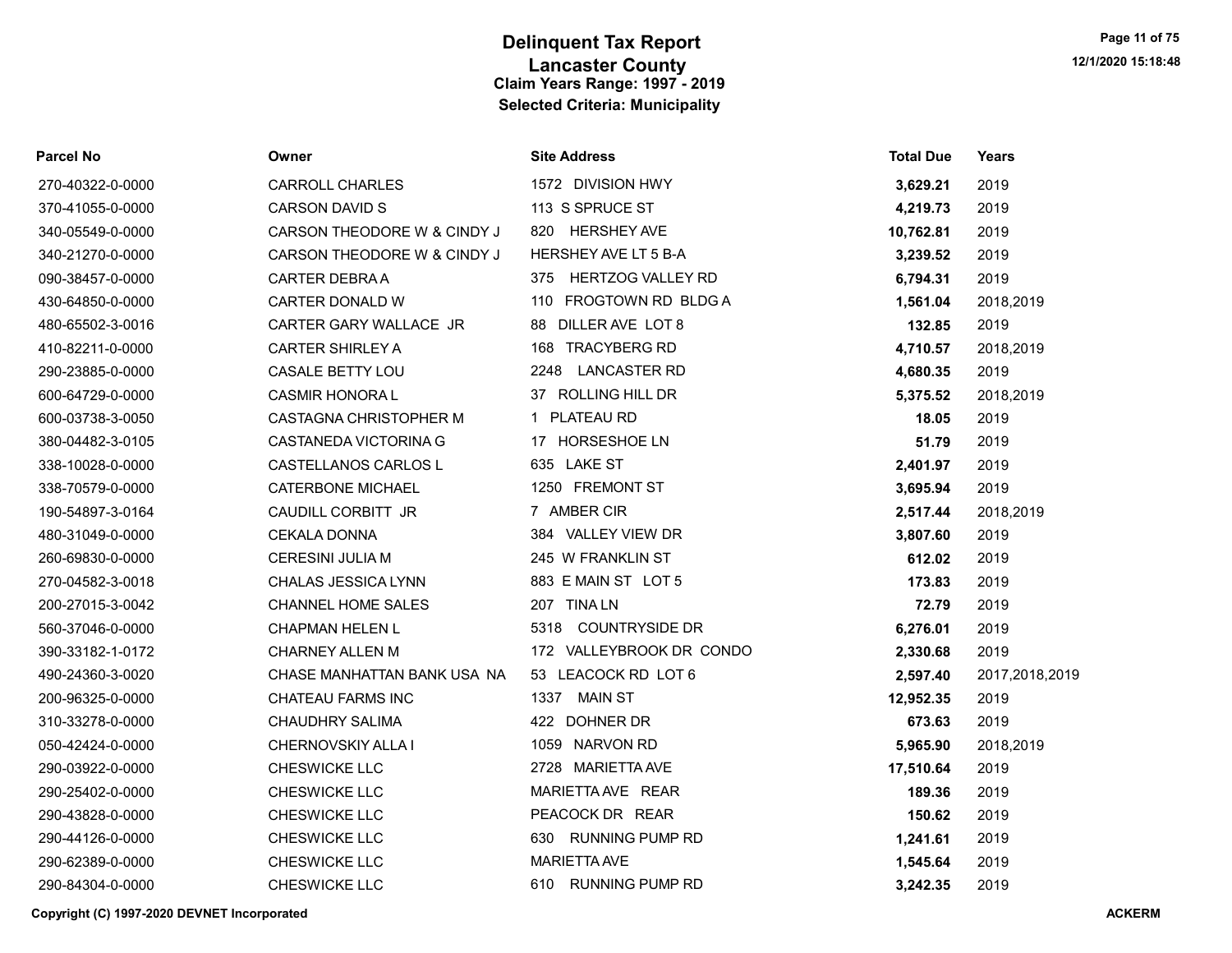# Delinquent Tax Report
## Lancaster County
### Claim Years Range: 1997 - 2019
### Selected Criteria: Municipality

| Parcel No | Owner | Site Address | Total Due | Years |
|---|---|---|---|---|
| 270-40322-0-0000 | CARROLL CHARLES | 1572 DIVISION HWY | **3,629.21** | 2019 |
| 370-41055-0-0000 | CARSON DAVID S | 113 S SPRUCE ST | **4,219.73** | 2019 |
| 340-05549-0-0000 | CARSON THEODORE W & CINDY J | 820 HERSHEY AVE | **10,762.81** | 2019 |
| 340-21270-0-0000 | CARSON THEODORE W & CINDY J | HERSHEY AVE LT 5 B-A | **3,239.52** | 2019 |
| 090-38457-0-0000 | CARTER DEBRA A | 375 HERTZOG VALLEY RD | **6,794.31** | 2019 |
| 430-64850-0-0000 | CARTER DONALD W | 110 FROGTOWN RD BLDG A | **1,561.04** | 2018,2019 |
| 480-65502-3-0016 | CARTER GARY WALLACE JR | 88 DILLER AVE LOT 8 | **132.85** | 2019 |
| 410-82211-0-0000 | CARTER SHIRLEY A | 168 TRACYBERG RD | **4,710.57** | 2018,2019 |
| 290-23885-0-0000 | CASALE BETTY LOU | 2248 LANCASTER RD | **4,680.35** | 2019 |
| 600-64729-0-0000 | CASMIR HONORA L | 37 ROLLING HILL DR | **5,375.52** | 2018,2019 |
| 600-03738-3-0050 | CASTAGNA CHRISTOPHER M | 1 PLATEAU RD | **18.05** | 2019 |
| 380-04482-3-0105 | CASTANEDA VICTORINA G | 17 HORSESHOE LN | **51.79** | 2019 |
| 338-10028-0-0000 | CASTELLANOS CARLOS L | 635 LAKE ST | **2,401.97** | 2019 |
| 338-70579-0-0000 | CATERBONE MICHAEL | 1250 FREMONT ST | **3,695.94** | 2019 |
| 190-54897-3-0164 | CAUDILL CORBITT JR | 7 AMBER CIR | **2,517.44** | 2018,2019 |
| 480-31049-0-0000 | CEKALA DONNA | 384 VALLEY VIEW DR | **3,807.60** | 2019 |
| 260-69830-0-0000 | CERESINI JULIA M | 245 W FRANKLIN ST | **612.02** | 2019 |
| 270-04582-3-0018 | CHALAS JESSICA LYNN | 883 E MAIN ST LOT 5 | **173.83** | 2019 |
| 200-27015-3-0042 | CHANNEL HOME SALES | 207 TINA LN | **72.79** | 2019 |
| 560-37046-0-0000 | CHAPMAN HELEN L | 5318 COUNTRYSIDE DR | **6,276.01** | 2019 |
| 390-33182-1-0172 | CHARNEY ALLEN M | 172 VALLEYBROOK DR CONDO | **2,330.68** | 2019 |
| 490-24360-3-0020 | CHASE MANHATTAN BANK USA NA | 53 LEACOCK RD LOT 6 | **2,597.40** | 2017,2018,2019 |
| 200-96325-0-0000 | CHATEAU FARMS INC | 1337 MAIN ST | **12,952.35** | 2019 |
| 310-33278-0-0000 | CHAUDHRY SALIMA | 422 DOHNER DR | **673.63** | 2019 |
| 050-42424-0-0000 | CHERNOVSKIY ALLA I | 1059 NARVON RD | **5,965.90** | 2018,2019 |
| 290-03922-0-0000 | CHESWICKE LLC | 2728 MARIETTA AVE | **17,510.64** | 2019 |
| 290-25402-0-0000 | CHESWICKE LLC | MARIETTA AVE REAR | **189.36** | 2019 |
| 290-43828-0-0000 | CHESWICKE LLC | PEACOCK DR REAR | **150.62** | 2019 |
| 290-44126-0-0000 | CHESWICKE LLC | 630 RUNNING PUMP RD | **1,241.61** | 2019 |
| 290-62389-0-0000 | CHESWICKE LLC | MARIETTA AVE | **1,545.64** | 2019 |
| 290-84304-0-0000 | CHESWICKE LLC | 610 RUNNING PUMP RD | **3,242.35** | 2019 |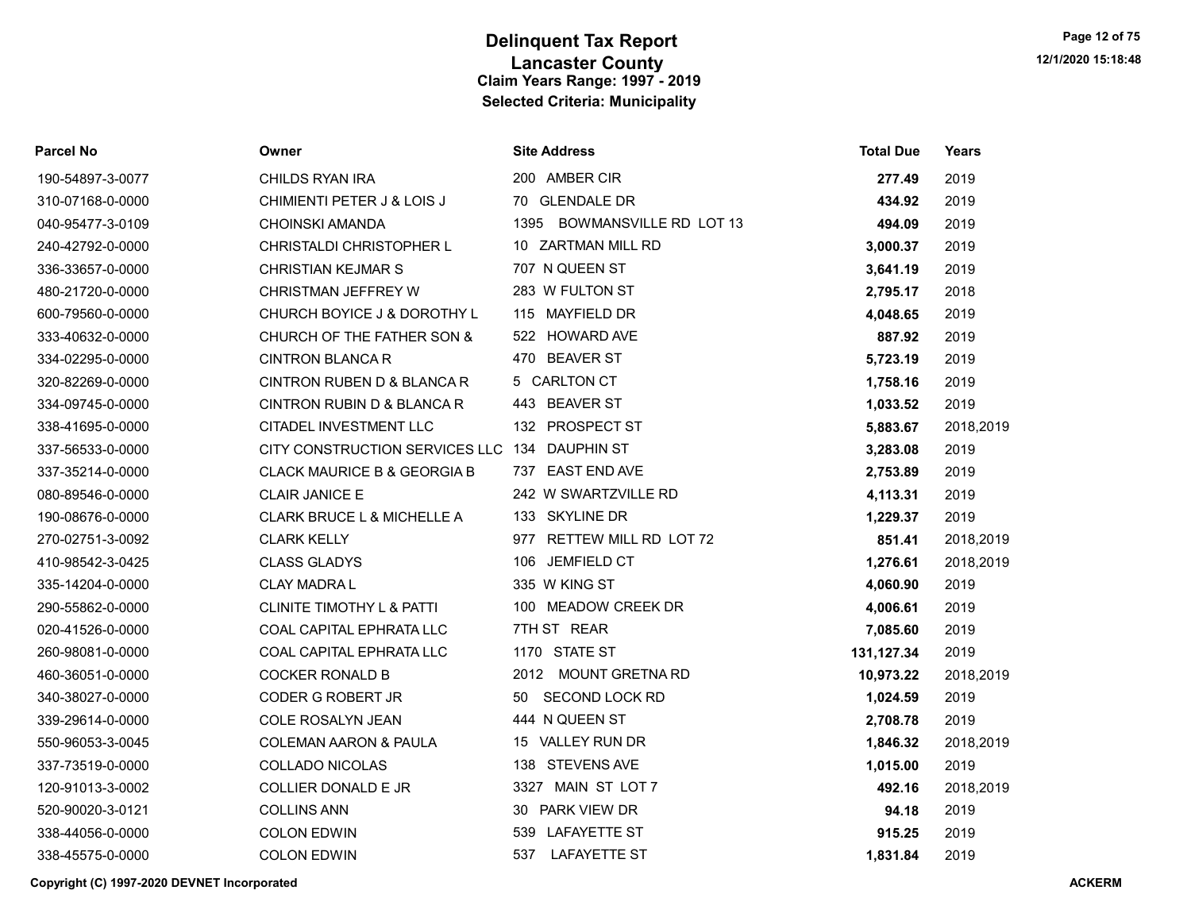# Delinquent Tax Report

## Lancaster County

### Claim Years Range: 1997 - 2019

### Selected Criteria: Municipality

| Parcel No | Owner | Site Address | Total Due | Years |
|---|---|---|---|---|
| 190-54897-3-0077 | CHILDS RYAN IRA | 200 AMBER CIR | **277.49** | 2019 |
| 310-07168-0-0000 | CHIMIENTI PETER J & LOIS J | 70 GLENDALE DR | **434.92** | 2019 |
| 040-95477-3-0109 | CHOINSKI AMANDA | 1395 BOWMANSVILLE RD LOT 13 | **494.09** | 2019 |
| 240-42792-0-0000 | CHRISTALDI CHRISTOPHER L | 10 ZARTMAN MILL RD | **3,000.37** | 2019 |
| 336-33657-0-0000 | CHRISTIAN KEJMAR S | 707 N QUEEN ST | **3,641.19** | 2019 |
| 480-21720-0-0000 | CHRISTMAN JEFFREY W | 283 W FULTON ST | **2,795.17** | 2018 |
| 600-79560-0-0000 | CHURCH BOYICE J & DOROTHY L | 115 MAYFIELD DR | **4,048.65** | 2019 |
| 333-40632-0-0000 | CHURCH OF THE FATHER SON & | 522 HOWARD AVE | **887.92** | 2019 |
| 334-02295-0-0000 | CINTRON BLANCA R | 470 BEAVER ST | **5,723.19** | 2019 |
| 320-82269-0-0000 | CINTRON RUBEN D & BLANCA R | 5 CARLTON CT | **1,758.16** | 2019 |
| 334-09745-0-0000 | CINTRON RUBIN D & BLANCA R | 443 BEAVER ST | **1,033.52** | 2019 |
| 338-41695-0-0000 | CITADEL INVESTMENT LLC | 132 PROSPECT ST | **5,883.67** | 2018,2019 |
| 337-56533-0-0000 | CITY CONSTRUCTION SERVICES LLC | 134 DAUPHIN ST | **3,283.08** | 2019 |
| 337-35214-0-0000 | CLACK MAURICE B & GEORGIA B | 737 EAST END AVE | **2,753.89** | 2019 |
| 080-89546-0-0000 | CLAIR JANICE E | 242 W SWARTZVILLE RD | **4,113.31** | 2019 |
| 190-08676-0-0000 | CLARK BRUCE L & MICHELLE A | 133 SKYLINE DR | **1,229.37** | 2019 |
| 270-02751-3-0092 | CLARK KELLY | 977 RETTEW MILL RD LOT 72 | **851.41** | 2018,2019 |
| 410-98542-3-0425 | CLASS GLADYS | 106 JEMFIELD CT | **1,276.61** | 2018,2019 |
| 335-14204-0-0000 | CLAY MADRA L | 335 W KING ST | **4,060.90** | 2019 |
| 290-55862-0-0000 | CLINITE TIMOTHY L & PATTI | 100 MEADOW CREEK DR | **4,006.61** | 2019 |
| 020-41526-0-0000 | COAL CAPITAL EPHRATA LLC | 7TH ST REAR | **7,085.60** | 2019 |
| 260-98081-0-0000 | COAL CAPITAL EPHRATA LLC | 1170 STATE ST | **131,127.34** | 2019 |
| 460-36051-0-0000 | COCKER RONALD B | 2012 MOUNT GRETNA RD | **10,973.22** | 2018,2019 |
| 340-38027-0-0000 | CODER G ROBERT JR | 50 SECOND LOCK RD | **1,024.59** | 2019 |
| 339-29614-0-0000 | COLE ROSALYN JEAN | 444 N QUEEN ST | **2,708.78** | 2019 |
| 550-96053-3-0045 | COLEMAN AARON & PAULA | 15 VALLEY RUN DR | **1,846.32** | 2018,2019 |
| 337-73519-0-0000 | COLLADO NICOLAS | 138 STEVENS AVE | **1,015.00** | 2019 |
| 120-91013-3-0002 | COLLIER DONALD E JR | 3327 MAIN ST LOT 7 | **492.16** | 2018,2019 |
| 520-90020-3-0121 | COLLINS ANN | 30 PARK VIEW DR | **94.18** | 2019 |
| 338-44056-0-0000 | COLON EDWIN | 539 LAFAYETTE ST | **915.25** | 2019 |
| 338-45575-0-0000 | COLON EDWIN | 537 LAFAYETTE ST | **1,831.84** | 2019 |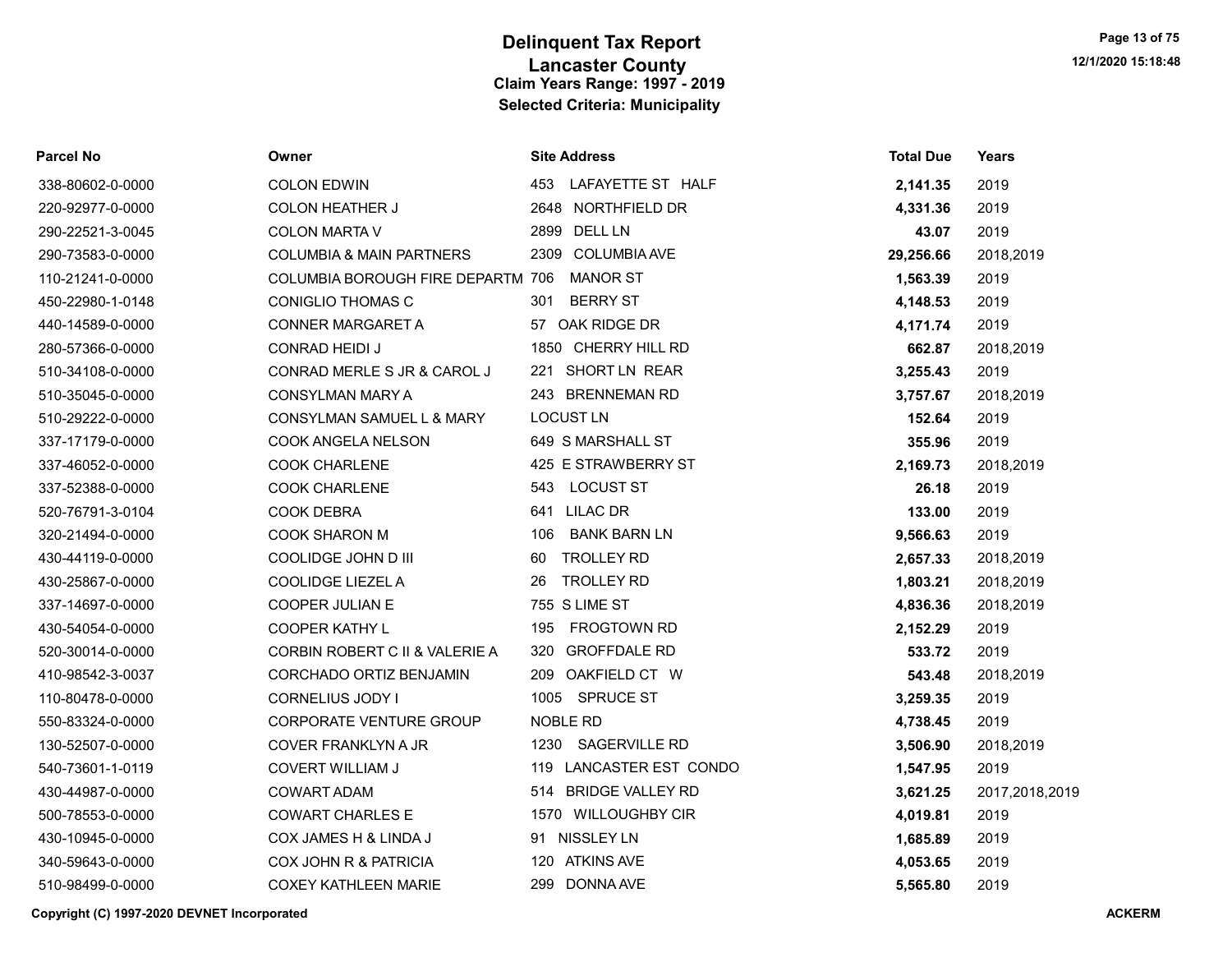# Delinquent Tax Report
## Lancaster County
### Claim Years Range: 1997 - 2019
### Selected Criteria: Municipality

| Parcel No | Owner | Site Address | Total Due | Years |
|---|---|---|---|---|
| 338-80602-0-0000 | COLON EDWIN | 453 LAFAYETTE ST HALF | **2,141.35** | 2019 |
| 220-92977-0-0000 | COLON HEATHER J | 2648 NORTHFIELD DR | **4,331.36** | 2019 |
| 290-22521-3-0045 | COLON MARTA V | 2899 DELL LN | **43.07** | 2019 |
| 290-73583-0-0000 | COLUMBIA & MAIN PARTNERS | 2309 COLUMBIA AVE | **29,256.66** | 2018,2019 |
| 110-21241-0-0000 | COLUMBIA BOROUGH FIRE DEPARTM | 706 MANOR ST | **1,563.39** | 2019 |
| 450-22980-1-0148 | CONIGLIO THOMAS C | 301 BERRY ST | **4,148.53** | 2019 |
| 440-14589-0-0000 | CONNER MARGARET A | 57 OAK RIDGE DR | **4,171.74** | 2019 |
| 280-57366-0-0000 | CONRAD HEIDI J | 1850 CHERRY HILL RD | **662.87** | 2018,2019 |
| 510-34108-0-0000 | CONRAD MERLE S JR & CAROL J | 221 SHORT LN REAR | **3,255.43** | 2019 |
| 510-35045-0-0000 | CONSYLMAN MARY A | 243 BRENNEMAN RD | **3,757.67** | 2018,2019 |
| 510-29222-0-0000 | CONSYLMAN SAMUEL L & MARY | LOCUST LN | **152.64** | 2019 |
| 337-17179-0-0000 | COOK ANGELA NELSON | 649 S MARSHALL ST | **355.96** | 2019 |
| 337-46052-0-0000 | COOK CHARLENE | 425 E STRAWBERRY ST | **2,169.73** | 2018,2019 |
| 337-52388-0-0000 | COOK CHARLENE | 543 LOCUST ST | **26.18** | 2019 |
| 520-76791-3-0104 | COOK DEBRA | 641 LILAC DR | **133.00** | 2019 |
| 320-21494-0-0000 | COOK SHARON M | 106 BANK BARN LN | **9,566.63** | 2019 |
| 430-44119-0-0000 | COOLIDGE JOHN D III | 60 TROLLEY RD | **2,657.33** | 2018,2019 |
| 430-25867-0-0000 | COOLIDGE LIEZEL A | 26 TROLLEY RD | **1,803.21** | 2018,2019 |
| 337-14697-0-0000 | COOPER JULIAN E | 755 S LIME ST | **4,836.36** | 2018,2019 |
| 430-54054-0-0000 | COOPER KATHY L | 195 FROGTOWN RD | **2,152.29** | 2019 |
| 520-30014-0-0000 | CORBIN ROBERT C II & VALERIE A | 320 GROFFDALE RD | **533.72** | 2019 |
| 410-98542-3-0037 | CORCHADO ORTIZ BENJAMIN | 209 OAKFIELD CT W | **543.48** | 2018,2019 |
| 110-80478-0-0000 | CORNELIUS JODY I | 1005 SPRUCE ST | **3,259.35** | 2019 |
| 550-83324-0-0000 | CORPORATE VENTURE GROUP | NOBLE RD | **4,738.45** | 2019 |
| 130-52507-0-0000 | COVER FRANKLYN A JR | 1230 SAGERVILLE RD | **3,506.90** | 2018,2019 |
| 540-73601-1-0119 | COVERT WILLIAM J | 119 LANCASTER EST CONDO | **1,547.95** | 2019 |
| 430-44987-0-0000 | COWART ADAM | 514 BRIDGE VALLEY RD | **3,621.25** | 2017,2018,2019 |
| 500-78553-0-0000 | COWART CHARLES E | 1570 WILLOUGHBY CIR | **4,019.81** | 2019 |
| 430-10945-0-0000 | COX JAMES H & LINDA J | 91 NISSLEY LN | **1,685.89** | 2019 |
| 340-59643-0-0000 | COX JOHN R & PATRICIA | 120 ATKINS AVE | **4,053.65** | 2019 |
| 510-98499-0-0000 | COXEY KATHLEEN MARIE | 299 DONNA AVE | **5,565.80** | 2019 |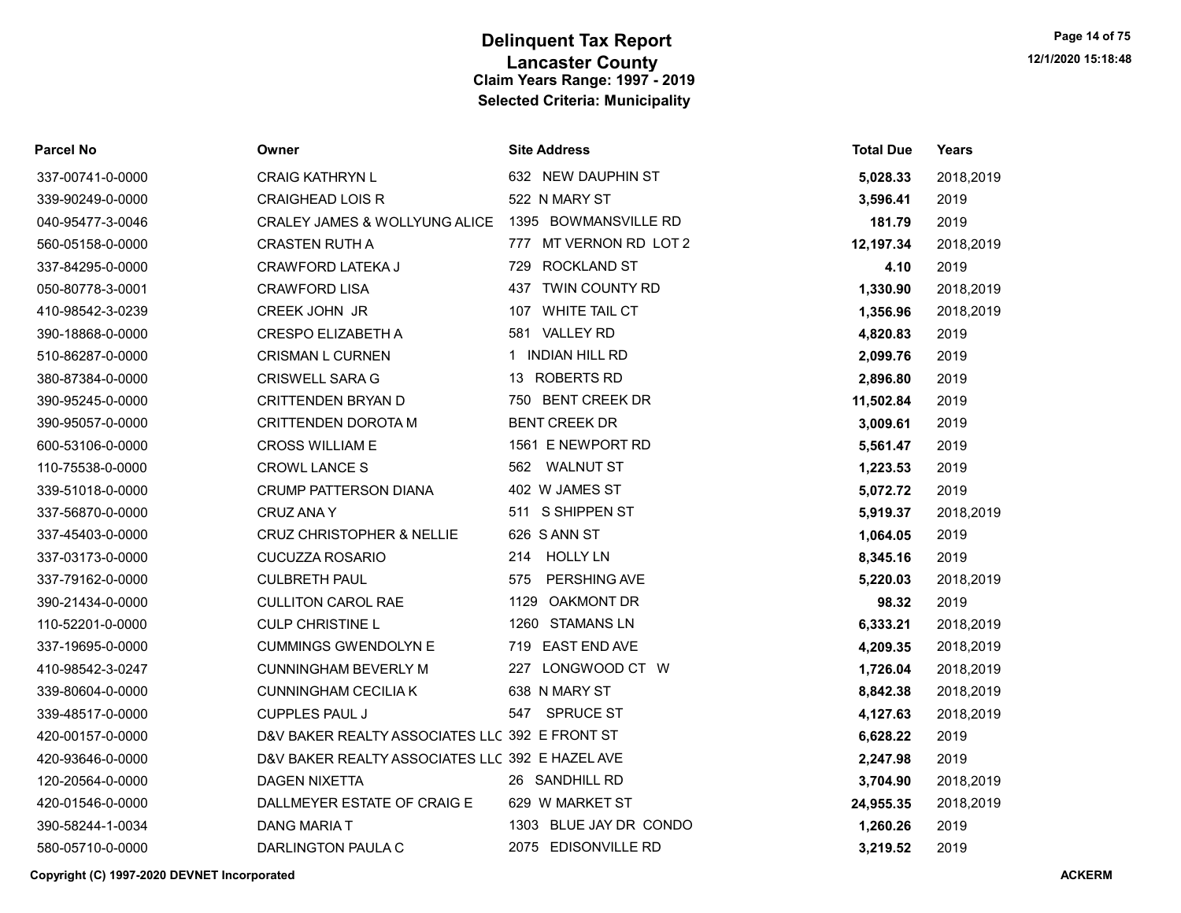# Delinquent Tax Report
## Lancaster County
### Claim Years Range: 1997 - 2019
### Selected Criteria: Municipality

| Parcel No | Owner | Site Address | Total Due | Years |
|---|---|---|---|---|
| 337-00741-0-0000 | CRAIG KATHRYN L | 632 NEW DAUPHIN ST | **5,028.33** | 2018,2019 |
| 339-90249-0-0000 | CRAIGHEAD LOIS R | 522 N MARY ST | **3,596.41** | 2019 |
| 040-95477-3-0046 | CRALEY JAMES & WOLLYUNG ALICE | 1395 BOWMANSVILLE RD | **181.79** | 2019 |
| 560-05158-0-0000 | CRASTEN RUTH A | 777 MT VERNON RD LOT 2 | **12,197.34** | 2018,2019 |
| 337-84295-0-0000 | CRAWFORD LATEKA J | 729 ROCKLAND ST | **4.10** | 2019 |
| 050-80778-3-0001 | CRAWFORD LISA | 437 TWIN COUNTY RD | **1,330.90** | 2018,2019 |
| 410-98542-3-0239 | CREEK JOHN JR | 107 WHITE TAIL CT | **1,356.96** | 2018,2019 |
| 390-18868-0-0000 | CRESPO ELIZABETH A | 581 VALLEY RD | **4,820.83** | 2019 |
| 510-86287-0-0000 | CRISMAN L CURNEN | 1 INDIAN HILL RD | **2,099.76** | 2019 |
| 380-87384-0-0000 | CRISWELL SARA G | 13 ROBERTS RD | **2,896.80** | 2019 |
| 390-95245-0-0000 | CRITTENDEN BRYAN D | 750 BENT CREEK DR | **11,502.84** | 2019 |
| 390-95057-0-0000 | CRITTENDEN DOROTA M | BENT CREEK DR | **3,009.61** | 2019 |
| 600-53106-0-0000 | CROSS WILLIAM E | 1561 E NEWPORT RD | **5,561.47** | 2019 |
| 110-75538-0-0000 | CROWL LANCE S | 562 WALNUT ST | **1,223.53** | 2019 |
| 339-51018-0-0000 | CRUMP PATTERSON DIANA | 402 W JAMES ST | **5,072.72** | 2019 |
| 337-56870-0-0000 | CRUZ ANA Y | 511 S SHIPPEN ST | **5,919.37** | 2018,2019 |
| 337-45403-0-0000 | CRUZ CHRISTOPHER & NELLIE | 626 S ANN ST | **1,064.05** | 2019 |
| 337-03173-0-0000 | CUCUZZA ROSARIO | 214 HOLLY LN | **8,345.16** | 2019 |
| 337-79162-0-0000 | CULBRETH PAUL | 575 PERSHING AVE | **5,220.03** | 2018,2019 |
| 390-21434-0-0000 | CULLITON CAROL RAE | 1129 OAKMONT DR | **98.32** | 2019 |
| 110-52201-0-0000 | CULP CHRISTINE L | 1260 STAMANS LN | **6,333.21** | 2018,2019 |
| 337-19695-0-0000 | CUMMINGS GWENDOLYN E | 719 EAST END AVE | **4,209.35** | 2018,2019 |
| 410-98542-3-0247 | CUNNINGHAM BEVERLY M | 227 LONGWOOD CT W | **1,726.04** | 2018,2019 |
| 339-80604-0-0000 | CUNNINGHAM CECILIA K | 638 N MARY ST | **8,842.38** | 2018,2019 |
| 339-48517-0-0000 | CUPPLES PAUL J | 547 SPRUCE ST | **4,127.63** | 2018,2019 |
| 420-00157-0-0000 | D&V BAKER REALTY ASSOCIATES LLC | 392 E FRONT ST | **6,628.22** | 2019 |
| 420-93646-0-0000 | D&V BAKER REALTY ASSOCIATES LLC | 392 E HAZEL AVE | **2,247.98** | 2019 |
| 120-20564-0-0000 | DAGEN NIXETTA | 26 SANDHILL RD | **3,704.90** | 2018,2019 |
| 420-01546-0-0000 | DALLMEYER ESTATE OF CRAIG E | 629 W MARKET ST | **24,955.35** | 2018,2019 |
| 390-58244-1-0034 | DANG MARIA T | 1303 BLUE JAY DR CONDO | **1,260.26** | 2019 |
| 580-05710-0-0000 | DARLINGTON PAULA C | 2075 EDISONVILLE RD | **3,219.52** | 2019 |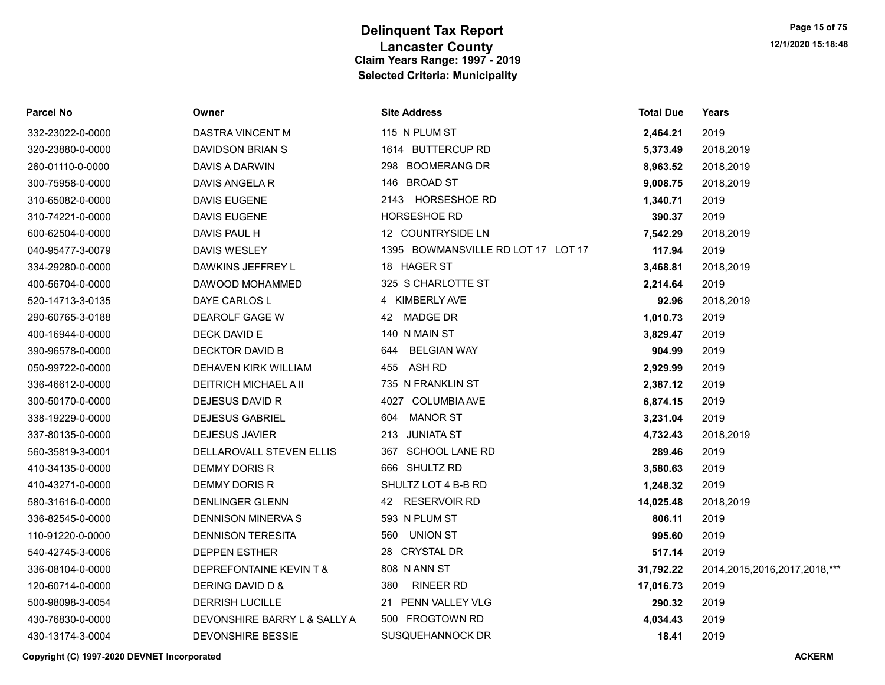# Delinquent Tax Report

## Lancaster County

### Claim Years Range: 1997 - 2019

### Selected Criteria: Municipality

| Parcel No | Owner | Site Address | Total Due | Years |
|---|---|---|---|---|
| 332-23022-0-0000 | DASTRA VINCENT M | 115 N PLUM ST | **2,464.21** | 2019 |
| 320-23880-0-0000 | DAVIDSON BRIAN S | 1614 BUTTERCUP RD | **5,373.49** | 2018,2019 |
| 260-01110-0-0000 | DAVIS A DARWIN | 298 BOOMERANG DR | **8,963.52** | 2018,2019 |
| 300-75958-0-0000 | DAVIS ANGELA R | 146 BROAD ST | **9,008.75** | 2018,2019 |
| 310-65082-0-0000 | DAVIS EUGENE | 2143 HORSESHOE RD | **1,340.71** | 2019 |
| 310-74221-0-0000 | DAVIS EUGENE | HORSESHOE RD | **390.37** | 2019 |
| 600-62504-0-0000 | DAVIS PAUL H | 12 COUNTRYSIDE LN | **7,542.29** | 2018,2019 |
| 040-95477-3-0079 | DAVIS WESLEY | 1395 BOWMANSVILLE RD LOT 17 LOT 17 | **117.94** | 2019 |
| 334-29280-0-0000 | DAWKINS JEFFREY L | 18 HAGER ST | **3,468.81** | 2018,2019 |
| 400-56704-0-0000 | DAWOOD MOHAMMED | 325 S CHARLOTTE ST | **2,214.64** | 2019 |
| 520-14713-3-0135 | DAYE CARLOS L | 4 KIMBERLY AVE | **92.96** | 2018,2019 |
| 290-60765-3-0188 | DEAROLF GAGE W | 42 MADGE DR | **1,010.73** | 2019 |
| 400-16944-0-0000 | DECK DAVID E | 140 N MAIN ST | **3,829.47** | 2019 |
| 390-96578-0-0000 | DECKTOR DAVID B | 644 BELGIAN WAY | **904.99** | 2019 |
| 050-99722-0-0000 | DEHAVEN KIRK WILLIAM | 455 ASH RD | **2,929.99** | 2019 |
| 336-46612-0-0000 | DEITRICH MICHAEL A II | 735 N FRANKLIN ST | **2,387.12** | 2019 |
| 300-50170-0-0000 | DEJESUS DAVID R | 4027 COLUMBIA AVE | **6,874.15** | 2019 |
| 338-19229-0-0000 | DEJESUS GABRIEL | 604 MANOR ST | **3,231.04** | 2019 |
| 337-80135-0-0000 | DEJESUS JAVIER | 213 JUNIATA ST | **4,732.43** | 2018,2019 |
| 560-35819-3-0001 | DELLAROVALL STEVEN ELLIS | 367 SCHOOL LANE RD | **289.46** | 2019 |
| 410-34135-0-0000 | DEMMY DORIS R | 666 SHULTZ RD | **3,580.63** | 2019 |
| 410-43271-0-0000 | DEMMY DORIS R | SHULTZ LOT 4 B-B RD | **1,248.32** | 2019 |
| 580-31616-0-0000 | DENLINGER GLENN | 42 RESERVOIR RD | **14,025.48** | 2018,2019 |
| 336-82545-0-0000 | DENNISON MINERVA S | 593 N PLUM ST | **806.11** | 2019 |
| 110-91220-0-0000 | DENNISON TERESITA | 560 UNION ST | **995.60** | 2019 |
| 540-42745-3-0006 | DEPPEN ESTHER | 28 CRYSTAL DR | **517.14** | 2019 |
| 336-08104-0-0000 | DEPREFONTAINE KEVIN T & | 808 N ANN ST | **31,792.22** | 2014,2015,2016,2017,2018,*** |
| 120-60714-0-0000 | DERING DAVID D & | 380 RINEER RD | **17,016.73** | 2019 |
| 500-98098-3-0054 | DERRISH LUCILLE | 21 PENN VALLEY VLG | **290.32** | 2019 |
| 430-76830-0-0000 | DEVONSHIRE BARRY L & SALLY A | 500 FROGTOWN RD | **4,034.43** | 2019 |
| 430-13174-3-0004 | DEVONSHIRE BESSIE | SUSQUEHANNOCK DR | **18.41** | 2019 |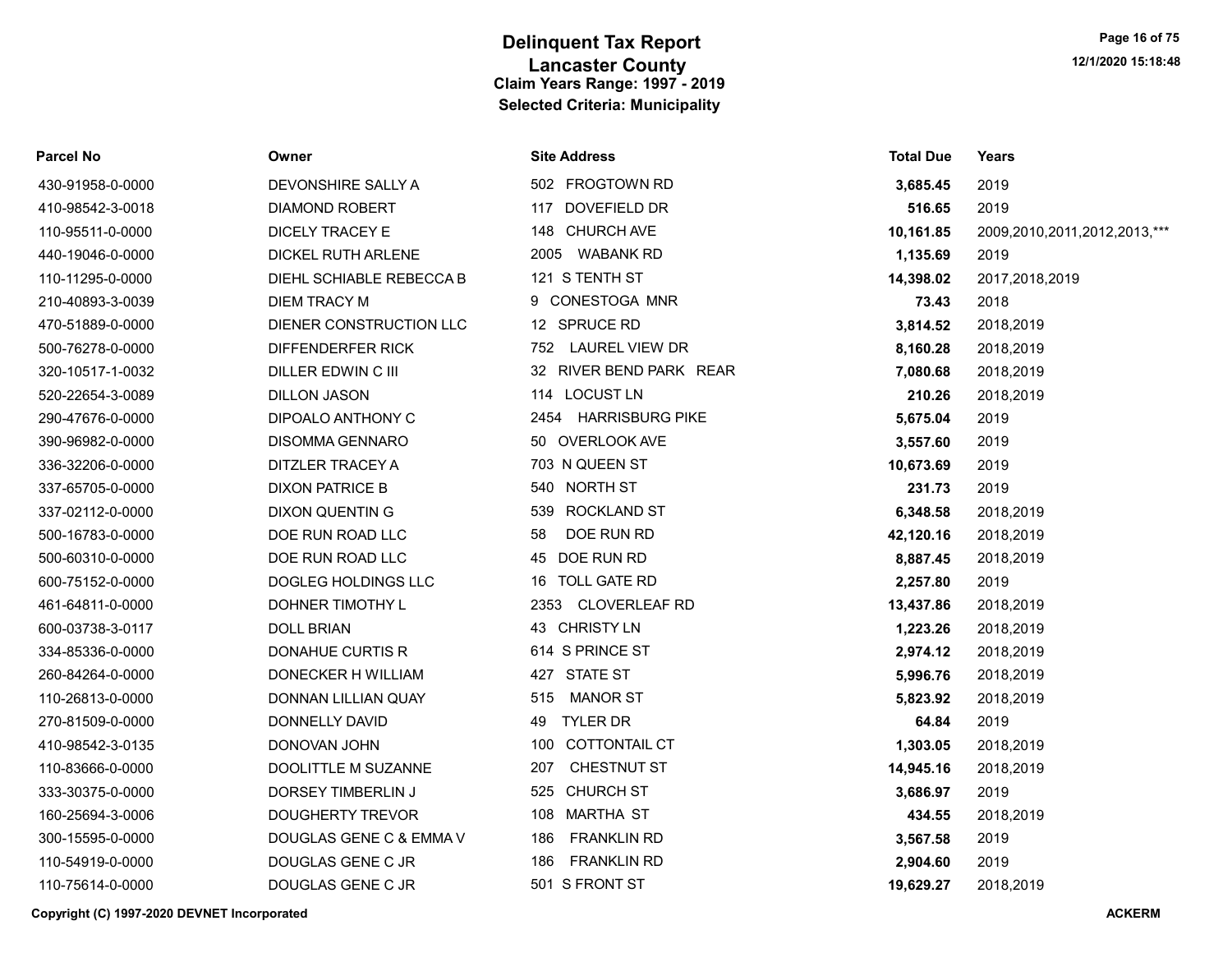# Delinquent Tax Report

## Lancaster County

### Claim Years Range: 1997 - 2019

### Selected Criteria: Municipality

12/1/2020 15:18:48

| Parcel No | Owner | Site Address | Total Due | Years |
|---|---|---|---|---|
| 430-91958-0-0000 | DEVONSHIRE SALLY A | 502 FROGTOWN RD | **3,685.45** | 2019 |
| 410-98542-3-0018 | DIAMOND ROBERT | 117 DOVEFIELD DR | **516.65** | 2019 |
| 110-95511-0-0000 | DICELY TRACEY E | 148 CHURCH AVE | **10,161.85** | 2009,2010,2011,2012,2013,*** |
| 440-19046-0-0000 | DICKEL RUTH ARLENE | 2005 WABANK RD | **1,135.69** | 2019 |
| 110-11295-0-0000 | DIEHL SCHIABLE REBECCA B | 121 S TENTH ST | **14,398.02** | 2017,2018,2019 |
| 210-40893-3-0039 | DIEM TRACY M | 9 CONESTOGA MNR | **73.43** | 2018 |
| 470-51889-0-0000 | DIENER CONSTRUCTION LLC | 12 SPRUCE RD | **3,814.52** | 2018,2019 |
| 500-76278-0-0000 | DIFFENDERFER RICK | 752 LAUREL VIEW DR | **8,160.28** | 2018,2019 |
| 320-10517-1-0032 | DILLER EDWIN C III | 32 RIVER BEND PARK REAR | **7,080.68** | 2018,2019 |
| 520-22654-3-0089 | DILLON JASON | 114 LOCUST LN | **210.26** | 2018,2019 |
| 290-47676-0-0000 | DIPOALO ANTHONY C | 2454 HARRISBURG PIKE | **5,675.04** | 2019 |
| 390-96982-0-0000 | DISOMMA GENNARO | 50 OVERLOOK AVE | **3,557.60** | 2019 |
| 336-32206-0-0000 | DITZLER TRACEY A | 703 N QUEEN ST | **10,673.69** | 2019 |
| 337-65705-0-0000 | DIXON PATRICE B | 540 NORTH ST | **231.73** | 2019 |
| 337-02112-0-0000 | DIXON QUENTIN G | 539 ROCKLAND ST | **6,348.58** | 2018,2019 |
| 500-16783-0-0000 | DOE RUN ROAD LLC | 58 DOE RUN RD | **42,120.16** | 2018,2019 |
| 500-60310-0-0000 | DOE RUN ROAD LLC | 45 DOE RUN RD | **8,887.45** | 2018,2019 |
| 600-75152-0-0000 | DOGLEG HOLDINGS LLC | 16 TOLL GATE RD | **2,257.80** | 2019 |
| 461-64811-0-0000 | DOHNER TIMOTHY L | 2353 CLOVERLEAF RD | **13,437.86** | 2018,2019 |
| 600-03738-3-0117 | DOLL BRIAN | 43 CHRISTY LN | **1,223.26** | 2018,2019 |
| 334-85336-0-0000 | DONAHUE CURTIS R | 614 S PRINCE ST | **2,974.12** | 2018,2019 |
| 260-84264-0-0000 | DONECKER H WILLIAM | 427 STATE ST | **5,996.76** | 2018,2019 |
| 110-26813-0-0000 | DONNAN LILLIAN QUAY | 515 MANOR ST | **5,823.92** | 2018,2019 |
| 270-81509-0-0000 | DONNELLY DAVID | 49 TYLER DR | **64.84** | 2019 |
| 410-98542-3-0135 | DONOVAN JOHN | 100 COTTONTAIL CT | **1,303.05** | 2018,2019 |
| 110-83666-0-0000 | DOOLITTLE M SUZANNE | 207 CHESTNUT ST | **14,945.16** | 2018,2019 |
| 333-30375-0-0000 | DORSEY TIMBERLIN J | 525 CHURCH ST | **3,686.97** | 2019 |
| 160-25694-3-0006 | DOUGHERTY TREVOR | 108 MARTHA ST | **434.55** | 2018,2019 |
| 300-15595-0-0000 | DOUGLAS GENE C & EMMA V | 186 FRANKLIN RD | **3,567.58** | 2019 |
| 110-54919-0-0000 | DOUGLAS GENE C JR | 186 FRANKLIN RD | **2,904.60** | 2019 |
| 110-75614-0-0000 | DOUGLAS GENE C JR | 501 S FRONT ST | **19,629.27** | 2018,2019 |

Copyright (C) 1997-2020 DEVNET Incorporated ACKERM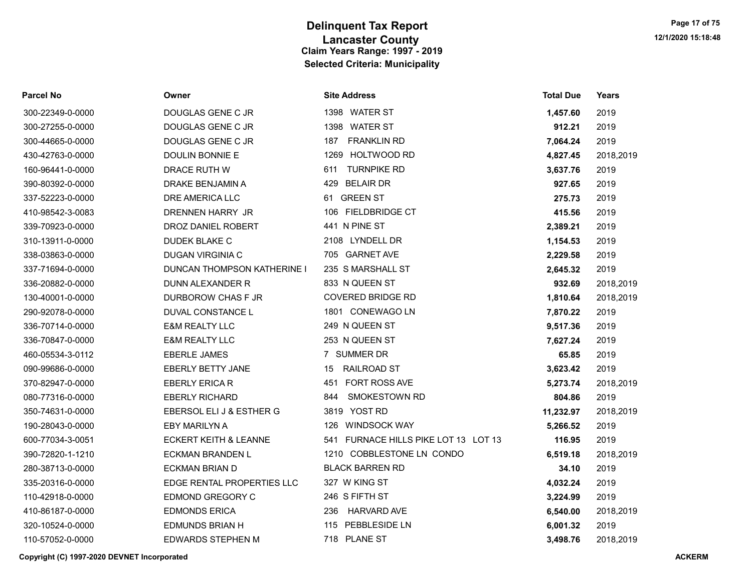# Delinquent Tax Report
## Lancaster County
### Claim Years Range: 1997 - 2019
### Selected Criteria: Municipality

| Parcel No | Owner | Site Address | Total Due | Years |
|---|---|---|---|---|
| 300-22349-0-0000 | DOUGLAS GENE C JR | 1398 WATER ST | **1,457.60** | 2019 |
| 300-27255-0-0000 | DOUGLAS GENE C JR | 1398 WATER ST | **912.21** | 2019 |
| 300-44665-0-0000 | DOUGLAS GENE C JR | 187 FRANKLIN RD | **7,064.24** | 2019 |
| 430-42763-0-0000 | DOULIN BONNIE E | 1269 HOLTWOOD RD | **4,827.45** | 2018,2019 |
| 160-96441-0-0000 | DRACE RUTH W | 611 TURNPIKE RD | **3,637.76** | 2019 |
| 390-80392-0-0000 | DRAKE BENJAMIN A | 429 BELAIR DR | **927.65** | 2019 |
| 337-52223-0-0000 | DRE AMERICA LLC | 61 GREEN ST | **275.73** | 2019 |
| 410-98542-3-0083 | DRENNEN HARRY JR | 106 FIELDBRIDGE CT | **415.56** | 2019 |
| 339-70923-0-0000 | DROZ DANIEL ROBERT | 441 N PINE ST | **2,389.21** | 2019 |
| 310-13911-0-0000 | DUDEK BLAKE C | 2108 LYNDELL DR | **1,154.53** | 2019 |
| 338-03863-0-0000 | DUGAN VIRGINIA C | 705 GARNET AVE | **2,229.58** | 2019 |
| 337-71694-0-0000 | DUNCAN THOMPSON KATHERINE I | 235 S MARSHALL ST | **2,645.32** | 2019 |
| 336-20882-0-0000 | DUNN ALEXANDER R | 833 N QUEEN ST | **932.69** | 2018,2019 |
| 130-40001-0-0000 | DURBOROW CHAS F JR | COVERED BRIDGE RD | **1,810.64** | 2018,2019 |
| 290-92078-0-0000 | DUVAL CONSTANCE L | 1801 CONEWAGO LN | **7,870.22** | 2019 |
| 336-70714-0-0000 | E&M REALTY LLC | 249 N QUEEN ST | **9,517.36** | 2019 |
| 336-70847-0-0000 | E&M REALTY LLC | 253 N QUEEN ST | **7,627.24** | 2019 |
| 460-05534-3-0112 | EBERLE JAMES | 7 SUMMER DR | **65.85** | 2019 |
| 090-99686-0-0000 | EBERLY BETTY JANE | 15 RAILROAD ST | **3,623.42** | 2019 |
| 370-82947-0-0000 | EBERLY ERICA R | 451 FORT ROSS AVE | **5,273.74** | 2018,2019 |
| 080-77316-0-0000 | EBERLY RICHARD | 844 SMOKESTOWN RD | **804.86** | 2019 |
| 350-74631-0-0000 | EBERSOL ELI J & ESTHER G | 3819 YOST RD | **11,232.97** | 2018,2019 |
| 190-28043-0-0000 | EBY MARILYN A | 126 WINDSOCK WAY | **5,266.52** | 2019 |
| 600-77034-3-0051 | ECKERT KEITH & LEANNE | 541 FURNACE HILLS PIKE LOT 13 LOT 13 | **116.95** | 2019 |
| 390-72820-1-1210 | ECKMAN BRANDEN L | 1210 COBBLESTONE LN CONDO | **6,519.18** | 2018,2019 |
| 280-38713-0-0000 | ECKMAN BRIAN D | BLACK BARREN RD | **34.10** | 2019 |
| 335-20316-0-0000 | EDGE RENTAL PROPERTIES LLC | 327 W KING ST | **4,032.24** | 2019 |
| 110-42918-0-0000 | EDMOND GREGORY C | 246 S FIFTH ST | **3,224.99** | 2019 |
| 410-86187-0-0000 | EDMONDS ERICA | 236 HARVARD AVE | **6,540.00** | 2018,2019 |
| 320-10524-0-0000 | EDMUNDS BRIAN H | 115 PEBBLESIDE LN | **6,001.32** | 2019 |
| 110-57052-0-0000 | EDWARDS STEPHEN M | 718 PLANE ST | **3,498.76** | 2018,2019 |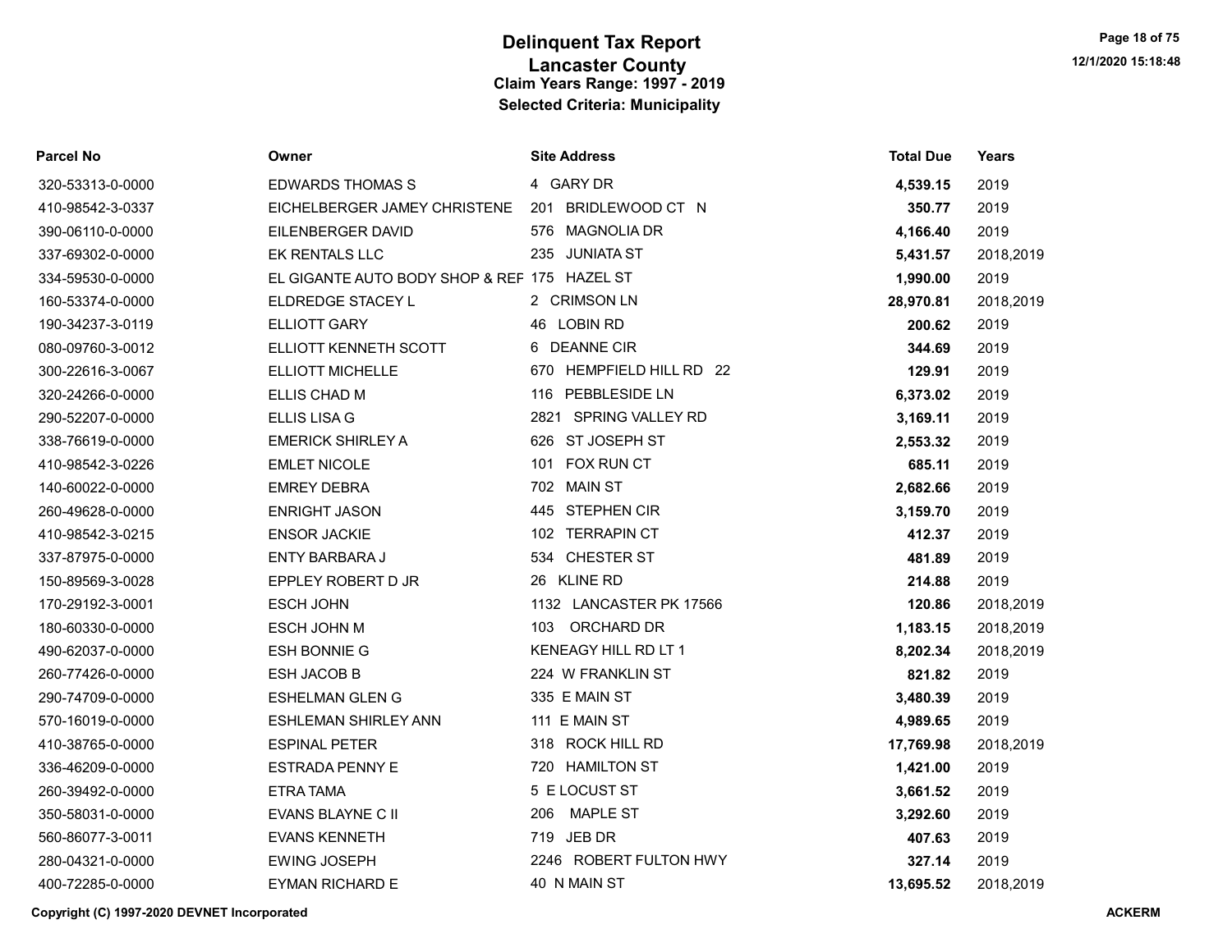# Delinquent Tax Report

## Lancaster County

### Claim Years Range: 1997 - 2019

### Selected Criteria: Municipality

| Parcel No | Owner | Site Address | Total Due | Years |
|---|---|---|---|---|
| 320-53313-0-0000 | EDWARDS THOMAS S | 4 GARY DR | **4,539.15** | 2019 |
| 410-98542-3-0337 | EICHELBERGER JAMEY CHRISTENE | 201 BRIDLEWOOD CT N | **350.77** | 2019 |
| 390-06110-0-0000 | EILENBERGER DAVID | 576 MAGNOLIA DR | **4,166.40** | 2019 |
| 337-69302-0-0000 | EK RENTALS LLC | 235 JUNIATA ST | **5,431.57** | 2018,2019 |
| 334-59530-0-0000 | EL GIGANTE AUTO BODY SHOP & REF | 175 HAZEL ST | **1,990.00** | 2019 |
| 160-53374-0-0000 | ELDREDGE STACEY L | 2 CRIMSON LN | **28,970.81** | 2018,2019 |
| 190-34237-3-0119 | ELLIOTT GARY | 46 LOBIN RD | **200.62** | 2019 |
| 080-09760-3-0012 | ELLIOTT KENNETH SCOTT | 6 DEANNE CIR | **344.69** | 2019 |
| 300-22616-3-0067 | ELLIOTT MICHELLE | 670 HEMPFIELD HILL RD 22 | **129.91** | 2019 |
| 320-24266-0-0000 | ELLIS CHAD M | 116 PEBBLESIDE LN | **6,373.02** | 2019 |
| 290-52207-0-0000 | ELLIS LISA G | 2821 SPRING VALLEY RD | **3,169.11** | 2019 |
| 338-76619-0-0000 | EMERICK SHIRLEY A | 626 ST JOSEPH ST | **2,553.32** | 2019 |
| 410-98542-3-0226 | EMLET NICOLE | 101 FOX RUN CT | **685.11** | 2019 |
| 140-60022-0-0000 | EMREY DEBRA | 702 MAIN ST | **2,682.66** | 2019 |
| 260-49628-0-0000 | ENRIGHT JASON | 445 STEPHEN CIR | **3,159.70** | 2019 |
| 410-98542-3-0215 | ENSOR JACKIE | 102 TERRAPIN CT | **412.37** | 2019 |
| 337-87975-0-0000 | ENTY BARBARA J | 534 CHESTER ST | **481.89** | 2019 |
| 150-89569-3-0028 | EPPLEY ROBERT D JR | 26 KLINE RD | **214.88** | 2019 |
| 170-29192-3-0001 | ESCH JOHN | 1132 LANCASTER PK 17566 | **120.86** | 2018,2019 |
| 180-60330-0-0000 | ESCH JOHN M | 103 ORCHARD DR | **1,183.15** | 2018,2019 |
| 490-62037-0-0000 | ESH BONNIE G | KENEAGY HILL RD LT 1 | **8,202.34** | 2018,2019 |
| 260-77426-0-0000 | ESH JACOB B | 224 W FRANKLIN ST | **821.82** | 2019 |
| 290-74709-0-0000 | ESHELMAN GLEN G | 335 E MAIN ST | **3,480.39** | 2019 |
| 570-16019-0-0000 | ESHLEMAN SHIRLEY ANN | 111 E MAIN ST | **4,989.65** | 2019 |
| 410-38765-0-0000 | ESPINAL PETER | 318 ROCK HILL RD | **17,769.98** | 2018,2019 |
| 336-46209-0-0000 | ESTRADA PENNY E | 720 HAMILTON ST | **1,421.00** | 2019 |
| 260-39492-0-0000 | ETRA TAMA | 5 E LOCUST ST | **3,661.52** | 2019 |
| 350-58031-0-0000 | EVANS BLAYNE C II | 206 MAPLE ST | **3,292.60** | 2019 |
| 560-86077-3-0011 | EVANS KENNETH | 719 JEB DR | **407.63** | 2019 |
| 280-04321-0-0000 | EWING JOSEPH | 2246 ROBERT FULTON HWY | **327.14** | 2019 |
| 400-72285-0-0000 | EYMAN RICHARD E | 40 N MAIN ST | **13,695.52** | 2018,2019 |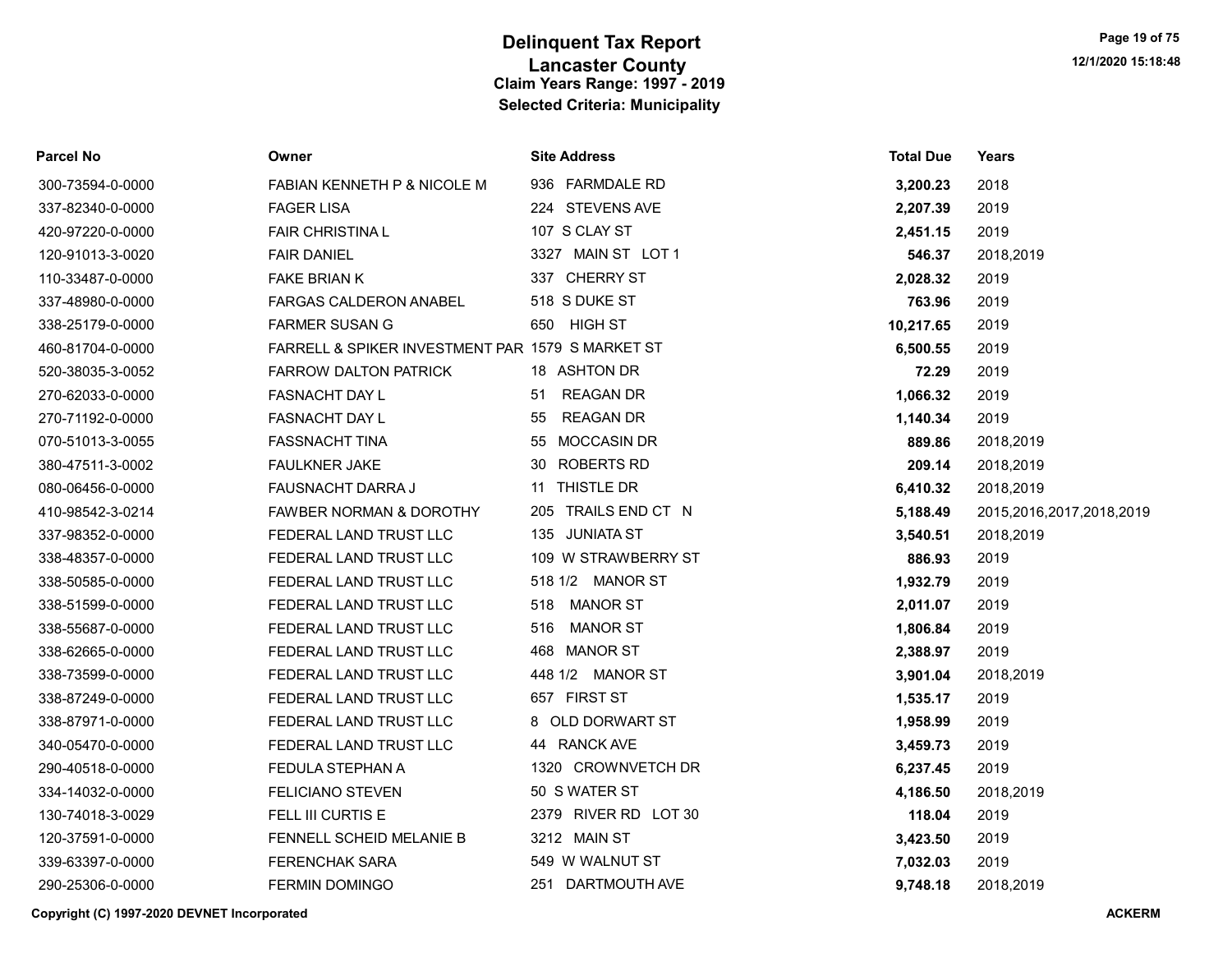# Delinquent Tax Report
## Lancaster County
### Claim Years Range: 1997 - 2019
### Selected Criteria: Municipality

| Parcel No | Owner | Site Address | Total Due | Years |
|---|---|---|---|---|
| 300-73594-0-0000 | FABIAN KENNETH P & NICOLE M | 936 FARMDALE RD | **3,200.23** | 2018 |
| 337-82340-0-0000 | FAGER LISA | 224 STEVENS AVE | **2,207.39** | 2019 |
| 420-97220-0-0000 | FAIR CHRISTINA L | 107 S CLAY ST | **2,451.15** | 2019 |
| 120-91013-3-0020 | FAIR DANIEL | 3327 MAIN ST LOT 1 | **546.37** | 2018,2019 |
| 110-33487-0-0000 | FAKE BRIAN K | 337 CHERRY ST | **2,028.32** | 2019 |
| 337-48980-0-0000 | FARGAS CALDERON ANABEL | 518 S DUKE ST | **763.96** | 2019 |
| 338-25179-0-0000 | FARMER SUSAN G | 650 HIGH ST | **10,217.65** | 2019 |
| 460-81704-0-0000 | FARRELL & SPIKER INVESTMENT PAR | 1579 S MARKET ST | **6,500.55** | 2019 |
| 520-38035-3-0052 | FARROW DALTON PATRICK | 18 ASHTON DR | **72.29** | 2019 |
| 270-62033-0-0000 | FASNACHT DAY L | 51 REAGAN DR | **1,066.32** | 2019 |
| 270-71192-0-0000 | FASNACHT DAY L | 55 REAGAN DR | **1,140.34** | 2019 |
| 070-51013-3-0055 | FASSNACHT TINA | 55 MOCCASIN DR | **889.86** | 2018,2019 |
| 380-47511-3-0002 | FAULKNER JAKE | 30 ROBERTS RD | **209.14** | 2018,2019 |
| 080-06456-0-0000 | FAUSNACHT DARRA J | 11 THISTLE DR | **6,410.32** | 2018,2019 |
| 410-98542-3-0214 | FAWBER NORMAN & DOROTHY | 205 TRAILS END CT N | **5,188.49** | 2015,2016,2017,2018,2019 |
| 337-98352-0-0000 | FEDERAL LAND TRUST LLC | 135 JUNIATA ST | **3,540.51** | 2018,2019 |
| 338-48357-0-0000 | FEDERAL LAND TRUST LLC | 109 W STRAWBERRY ST | **886.93** | 2019 |
| 338-50585-0-0000 | FEDERAL LAND TRUST LLC | 518 1/2 MANOR ST | **1,932.79** | 2019 |
| 338-51599-0-0000 | FEDERAL LAND TRUST LLC | 518 MANOR ST | **2,011.07** | 2019 |
| 338-55687-0-0000 | FEDERAL LAND TRUST LLC | 516 MANOR ST | **1,806.84** | 2019 |
| 338-62665-0-0000 | FEDERAL LAND TRUST LLC | 468 MANOR ST | **2,388.97** | 2019 |
| 338-73599-0-0000 | FEDERAL LAND TRUST LLC | 448 1/2 MANOR ST | **3,901.04** | 2018,2019 |
| 338-87249-0-0000 | FEDERAL LAND TRUST LLC | 657 FIRST ST | **1,535.17** | 2019 |
| 338-87971-0-0000 | FEDERAL LAND TRUST LLC | 8 OLD DORWART ST | **1,958.99** | 2019 |
| 340-05470-0-0000 | FEDERAL LAND TRUST LLC | 44 RANCK AVE | **3,459.73** | 2019 |
| 290-40518-0-0000 | FEDULA STEPHAN A | 1320 CROWNVETCH DR | **6,237.45** | 2019 |
| 334-14032-0-0000 | FELICIANO STEVEN | 50 S WATER ST | **4,186.50** | 2018,2019 |
| 130-74018-3-0029 | FELL III CURTIS E | 2379 RIVER RD LOT 30 | **118.04** | 2019 |
| 120-37591-0-0000 | FENNELL SCHEID MELANIE B | 3212 MAIN ST | **3,423.50** | 2019 |
| 339-63397-0-0000 | FERENCHAK SARA | 549 W WALNUT ST | **7,032.03** | 2019 |
| 290-25306-0-0000 | FERMIN DOMINGO | 251 DARTMOUTH AVE | **9,748.18** | 2018,2019 |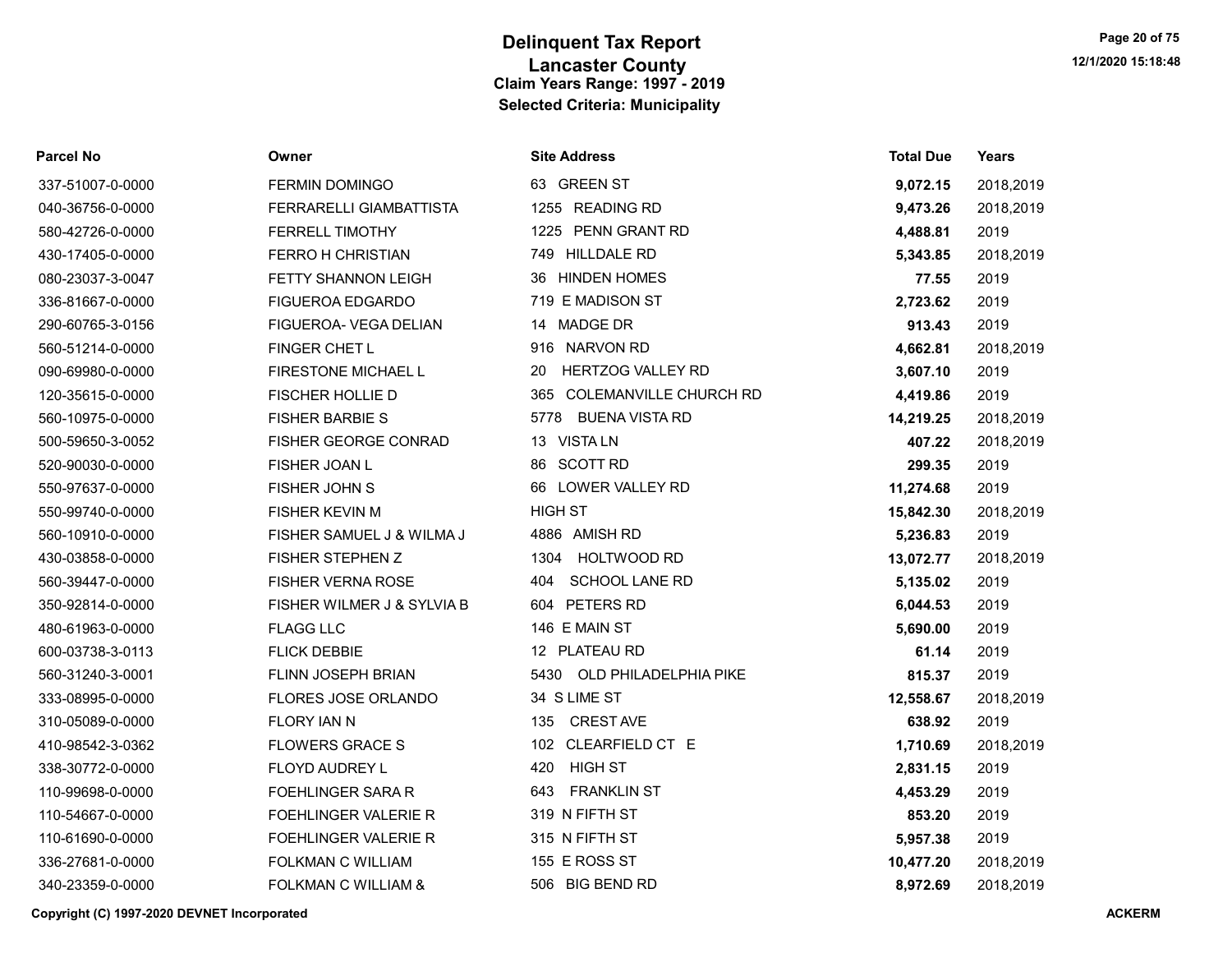# Delinquent Tax Report
## Lancaster County
### Claim Years Range: 1997 - 2019
### Selected Criteria: Municipality

| Parcel No | Owner | Site Address | Total Due | Years |
|---|---|---|---|---|
| 337-51007-0-0000 | FERMIN DOMINGO | 63 GREEN ST | **9,072.15** | 2018,2019 |
| 040-36756-0-0000 | FERRARELLI GIAMBATTISTA | 1255 READING RD | **9,473.26** | 2018,2019 |
| 580-42726-0-0000 | FERRELL TIMOTHY | 1225 PENN GRANT RD | **4,488.81** | 2019 |
| 430-17405-0-0000 | FERRO H CHRISTIAN | 749 HILLDALE RD | **5,343.85** | 2018,2019 |
| 080-23037-3-0047 | FETTY SHANNON LEIGH | 36 HINDEN HOMES | **77.55** | 2019 |
| 336-81667-0-0000 | FIGUEROA EDGARDO | 719 E MADISON ST | **2,723.62** | 2019 |
| 290-60765-3-0156 | FIGUEROA- VEGA DELIAN | 14 MADGE DR | **913.43** | 2019 |
| 560-51214-0-0000 | FINGER CHET L | 916 NARVON RD | **4,662.81** | 2018,2019 |
| 090-69980-0-0000 | FIRESTONE MICHAEL L | 20 HERTZOG VALLEY RD | **3,607.10** | 2019 |
| 120-35615-0-0000 | FISCHER HOLLIE D | 365 COLEMANVILLE CHURCH RD | **4,419.86** | 2019 |
| 560-10975-0-0000 | FISHER BARBIE S | 5778 BUENA VISTA RD | **14,219.25** | 2018,2019 |
| 500-59650-3-0052 | FISHER GEORGE CONRAD | 13 VISTA LN | **407.22** | 2018,2019 |
| 520-90030-0-0000 | FISHER JOAN L | 86 SCOTT RD | **299.35** | 2019 |
| 550-97637-0-0000 | FISHER JOHN S | 66 LOWER VALLEY RD | **11,274.68** | 2019 |
| 550-99740-0-0000 | FISHER KEVIN M | HIGH ST | **15,842.30** | 2018,2019 |
| 560-10910-0-0000 | FISHER SAMUEL J & WILMA J | 4886 AMISH RD | **5,236.83** | 2019 |
| 430-03858-0-0000 | FISHER STEPHEN Z | 1304 HOLTWOOD RD | **13,072.77** | 2018,2019 |
| 560-39447-0-0000 | FISHER VERNA ROSE | 404 SCHOOL LANE RD | **5,135.02** | 2019 |
| 350-92814-0-0000 | FISHER WILMER J & SYLVIA B | 604 PETERS RD | **6,044.53** | 2019 |
| 480-61963-0-0000 | FLAGG LLC | 146 E MAIN ST | **5,690.00** | 2019 |
| 600-03738-3-0113 | FLICK DEBBIE | 12 PLATEAU RD | **61.14** | 2019 |
| 560-31240-3-0001 | FLINN JOSEPH BRIAN | 5430 OLD PHILADELPHIA PIKE | **815.37** | 2019 |
| 333-08995-0-0000 | FLORES JOSE ORLANDO | 34 S LIME ST | **12,558.67** | 2018,2019 |
| 310-05089-0-0000 | FLORY IAN N | 135 CREST AVE | **638.92** | 2019 |
| 410-98542-3-0362 | FLOWERS GRACE S | 102 CLEARFIELD CT E | **1,710.69** | 2018,2019 |
| 338-30772-0-0000 | FLOYD AUDREY L | 420 HIGH ST | **2,831.15** | 2019 |
| 110-99698-0-0000 | FOEHLINGER SARA R | 643 FRANKLIN ST | **4,453.29** | 2019 |
| 110-54667-0-0000 | FOEHLINGER VALERIE R | 319 N FIFTH ST | **853.20** | 2019 |
| 110-61690-0-0000 | FOEHLINGER VALERIE R | 315 N FIFTH ST | **5,957.38** | 2019 |
| 336-27681-0-0000 | FOLKMAN C WILLIAM | 155 E ROSS ST | **10,477.20** | 2018,2019 |
| 340-23359-0-0000 | FOLKMAN C WILLIAM & | 506 BIG BEND RD | **8,972.69** | 2018,2019 |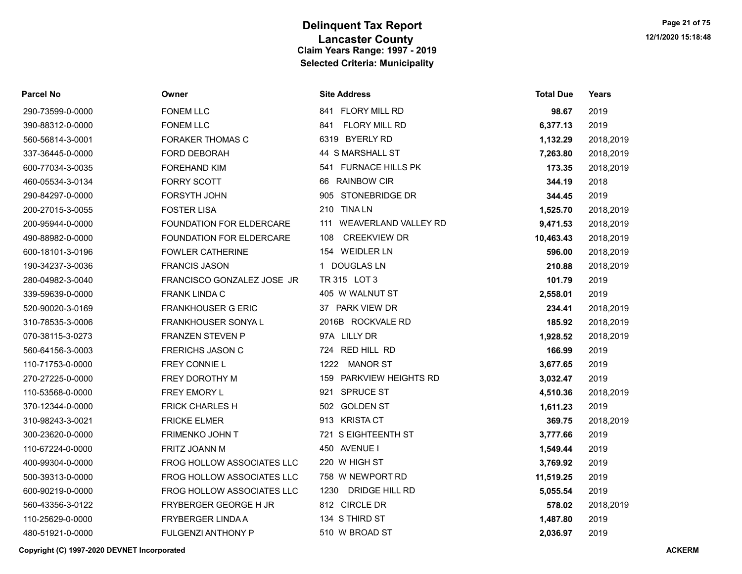# Delinquent Tax Report
## Lancaster County
### Claim Years Range: 1997 - 2019
### Selected Criteria: Municipality

| Parcel No | Owner | Site Address | Total Due | Years |
|---|---|---|---|---|
| 290-73599-0-0000 | FONEM LLC | 841 FLORY MILL RD | 98.67 | 2019 |
| 390-88312-0-0000 | FONEM LLC | 841 FLORY MILL RD | 6,377.13 | 2019 |
| 560-56814-3-0001 | FORAKER THOMAS C | 6319 BYERLY RD | 1,132.29 | 2018,2019 |
| 337-36445-0-0000 | FORD DEBORAH | 44 S MARSHALL ST | 7,263.80 | 2018,2019 |
| 600-77034-3-0035 | FOREHAND KIM | 541 FURNACE HILLS PK | 173.35 | 2018,2019 |
| 460-05534-3-0134 | FORRY SCOTT | 66 RAINBOW CIR | 344.19 | 2018 |
| 290-84297-0-0000 | FORSYTH JOHN | 905 STONEBRIDGE DR | 344.45 | 2019 |
| 200-27015-3-0055 | FOSTER LISA | 210 TINA LN | 1,525.70 | 2018,2019 |
| 200-95944-0-0000 | FOUNDATION FOR ELDERCARE | 111 WEAVERLAND VALLEY RD | 9,471.53 | 2018,2019 |
| 490-88982-0-0000 | FOUNDATION FOR ELDERCARE | 108 CREEKVIEW DR | 10,463.43 | 2018,2019 |
| 600-18101-3-0196 | FOWLER CATHERINE | 154 WEIDLER LN | 596.00 | 2018,2019 |
| 190-34237-3-0036 | FRANCIS JASON | 1 DOUGLAS LN | 210.88 | 2018,2019 |
| 280-04982-3-0040 | FRANCISCO GONZALEZ JOSE JR | TR 315 LOT 3 | 101.79 | 2019 |
| 339-59639-0-0000 | FRANK LINDA C | 405 W WALNUT ST | 2,558.01 | 2019 |
| 520-90020-3-0169 | FRANKHOUSER G ERIC | 37 PARK VIEW DR | 234.41 | 2018,2019 |
| 310-78535-3-0006 | FRANKHOUSER SONYA L | 2016B ROCKVALE RD | 185.92 | 2018,2019 |
| 070-38115-3-0273 | FRANZEN STEVEN P | 97A LILLY DR | 1,928.52 | 2018,2019 |
| 560-64156-3-0003 | FRERICHS JASON C | 724 RED HILL RD | 166.99 | 2019 |
| 110-71753-0-0000 | FREY CONNIE L | 1222 MANOR ST | 3,677.65 | 2019 |
| 270-27225-0-0000 | FREY DOROTHY M | 159 PARKVIEW HEIGHTS RD | 3,032.47 | 2019 |
| 110-53568-0-0000 | FREY EMORY L | 921 SPRUCE ST | 4,510.36 | 2018,2019 |
| 370-12344-0-0000 | FRICK CHARLES H | 502 GOLDEN ST | 1,611.23 | 2019 |
| 310-98243-3-0021 | FRICKE ELMER | 913 KRISTA CT | 369.75 | 2018,2019 |
| 300-23620-0-0000 | FRIMENKO JOHN T | 721 S EIGHTEENTH ST | 3,777.66 | 2019 |
| 110-67224-0-0000 | FRITZ JOANN M | 450 AVENUE I | 1,549.44 | 2019 |
| 400-99304-0-0000 | FROG HOLLOW ASSOCIATES LLC | 220 W HIGH ST | 3,769.92 | 2019 |
| 500-39313-0-0000 | FROG HOLLOW ASSOCIATES LLC | 758 W NEWPORT RD | 11,519.25 | 2019 |
| 600-90219-0-0000 | FROG HOLLOW ASSOCIATES LLC | 1230 DRIDGE HILL RD | 5,055.54 | 2019 |
| 560-43356-3-0122 | FRYBERGER GEORGE H JR | 812 CIRCLE DR | 578.02 | 2018,2019 |
| 110-25629-0-0000 | FRYBERGER LINDA A | 134 S THIRD ST | 1,487.80 | 2019 |
| 480-51921-0-0000 | FULGENZI ANTHONY P | 510 W BROAD ST | 2,036.97 | 2019 |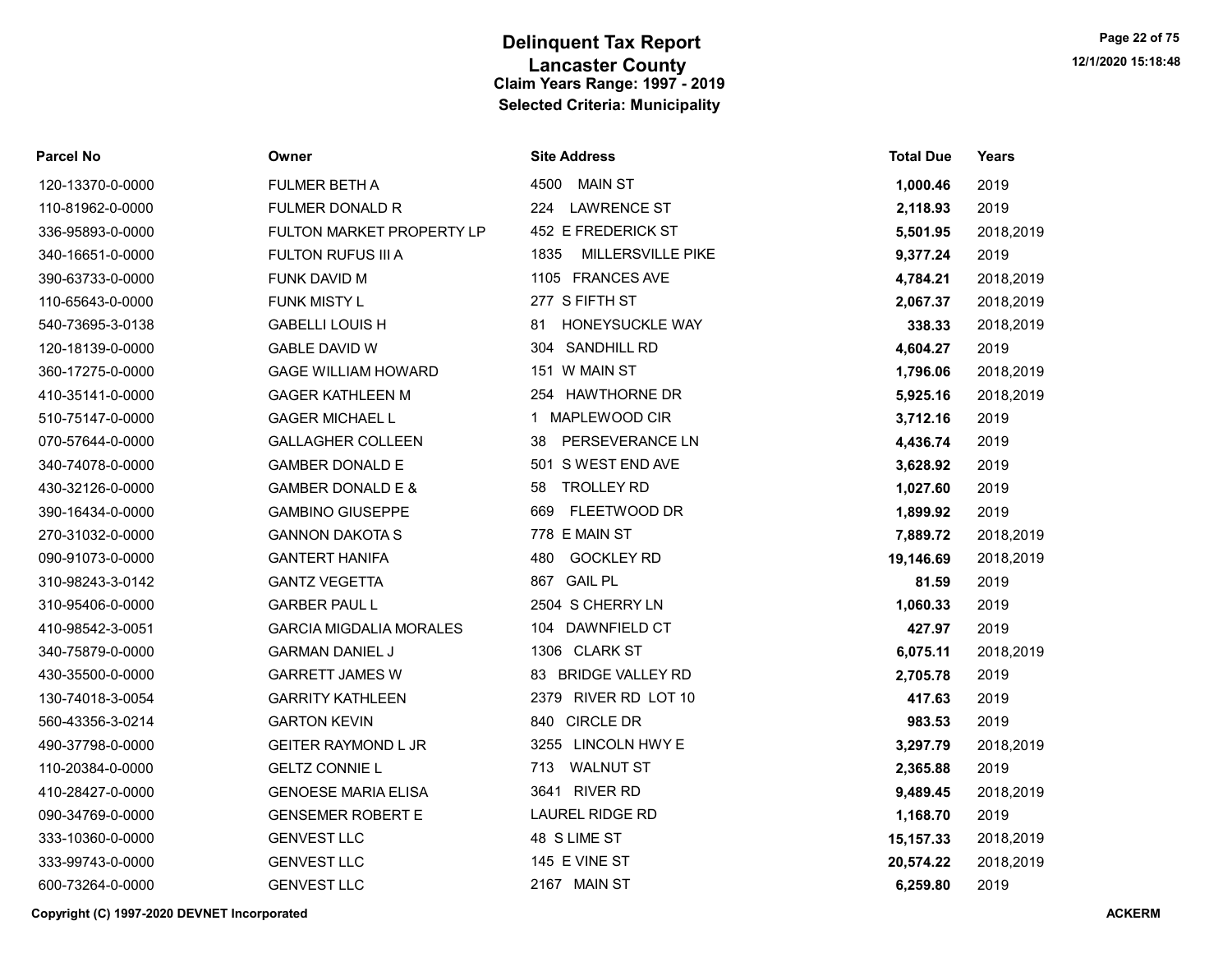# Delinquent Tax Report
## Lancaster County
### Claim Years Range: 1997 - 2019
### Selected Criteria: Municipality

| Parcel No | Owner | Site Address | Total Due | Years |
|---|---|---|---|---|
| 120-13370-0-0000 | FULMER BETH A | 4500 MAIN ST | **1,000.46** | 2019 |
| 110-81962-0-0000 | FULMER DONALD R | 224 LAWRENCE ST | **2,118.93** | 2019 |
| 336-95893-0-0000 | FULTON MARKET PROPERTY LP | 452 E FREDERICK ST | **5,501.95** | 2018,2019 |
| 340-16651-0-0000 | FULTON RUFUS III A | 1835 MILLERSVILLE PIKE | **9,377.24** | 2019 |
| 390-63733-0-0000 | FUNK DAVID M | 1105 FRANCES AVE | **4,784.21** | 2018,2019 |
| 110-65643-0-0000 | FUNK MISTY L | 277 S FIFTH ST | **2,067.37** | 2018,2019 |
| 540-73695-3-0138 | GABELLI LOUIS H | 81 HONEYSUCKLE WAY | **338.33** | 2018,2019 |
| 120-18139-0-0000 | GABLE DAVID W | 304 SANDHILL RD | **4,604.27** | 2019 |
| 360-17275-0-0000 | GAGE WILLIAM HOWARD | 151 W MAIN ST | **1,796.06** | 2018,2019 |
| 410-35141-0-0000 | GAGER KATHLEEN M | 254 HAWTHORNE DR | **5,925.16** | 2018,2019 |
| 510-75147-0-0000 | GAGER MICHAEL L | 1 MAPLEWOOD CIR | **3,712.16** | 2019 |
| 070-57644-0-0000 | GALLAGHER COLLEEN | 38 PERSEVERANCE LN | **4,436.74** | 2019 |
| 340-74078-0-0000 | GAMBER DONALD E | 501 S WEST END AVE | **3,628.92** | 2019 |
| 430-32126-0-0000 | GAMBER DONALD E & | 58 TROLLEY RD | **1,027.60** | 2019 |
| 390-16434-0-0000 | GAMBINO GIUSEPPE | 669 FLEETWOOD DR | **1,899.92** | 2019 |
| 270-31032-0-0000 | GANNON DAKOTA S | 778 E MAIN ST | **7,889.72** | 2018,2019 |
| 090-91073-0-0000 | GANTERT HANIFA | 480 GOCKLEY RD | **19,146.69** | 2018,2019 |
| 310-98243-3-0142 | GANTZ VEGETTA | 867 GAIL PL | **81.59** | 2019 |
| 310-95406-0-0000 | GARBER PAUL L | 2504 S CHERRY LN | **1,060.33** | 2019 |
| 410-98542-3-0051 | GARCIA MIGDALIA MORALES | 104 DAWNFIELD CT | **427.97** | 2019 |
| 340-75879-0-0000 | GARMAN DANIEL J | 1306 CLARK ST | **6,075.11** | 2018,2019 |
| 430-35500-0-0000 | GARRETT JAMES W | 83 BRIDGE VALLEY RD | **2,705.78** | 2019 |
| 130-74018-3-0054 | GARRITY KATHLEEN | 2379 RIVER RD LOT 10 | **417.63** | 2019 |
| 560-43356-3-0214 | GARTON KEVIN | 840 CIRCLE DR | **983.53** | 2019 |
| 490-37798-0-0000 | GEITER RAYMOND L JR | 3255 LINCOLN HWY E | **3,297.79** | 2018,2019 |
| 110-20384-0-0000 | GELTZ CONNIE L | 713 WALNUT ST | **2,365.88** | 2019 |
| 410-28427-0-0000 | GENOESE MARIA ELISA | 3641 RIVER RD | **9,489.45** | 2018,2019 |
| 090-34769-0-0000 | GENSEMER ROBERT E | LAUREL RIDGE RD | **1,168.70** | 2019 |
| 333-10360-0-0000 | GENVEST LLC | 48 S LIME ST | **15,157.33** | 2018,2019 |
| 333-99743-0-0000 | GENVEST LLC | 145 E VINE ST | **20,574.22** | 2018,2019 |
| 600-73264-0-0000 | GENVEST LLC | 2167 MAIN ST | **6,259.80** | 2019 |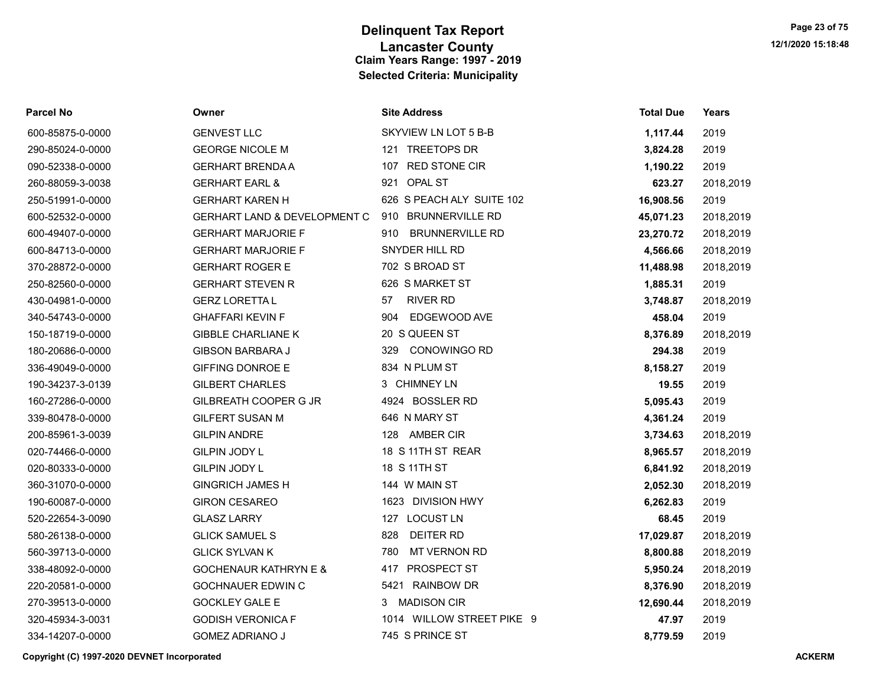# Delinquent Tax Report
## Lancaster County
### Claim Years Range: 1997 - 2019
### Selected Criteria: Municipality

| Parcel No | Owner | Site Address | Total Due | Years |
|---|---|---|---|---|
| 600-85875-0-0000 | GENVEST LLC | SKYVIEW LN LOT 5 B-B | **1,117.44** | 2019 |
| 290-85024-0-0000 | GEORGE NICOLE M | 121 TREETOPS DR | **3,824.28** | 2019 |
| 090-52338-0-0000 | GERHART BRENDA A | 107 RED STONE CIR | **1,190.22** | 2019 |
| 260-88059-3-0038 | GERHART EARL & | 921 OPAL ST | **623.27** | 2018,2019 |
| 250-51991-0-0000 | GERHART KAREN H | 626 S PEACH ALY SUITE 102 | **16,908.56** | 2019 |
| 600-52532-0-0000 | GERHART LAND & DEVELOPMENT C | 910 BRUNNERVILLE RD | **45,071.23** | 2018,2019 |
| 600-49407-0-0000 | GERHART MARJORIE F | 910 BRUNNERVILLE RD | **23,270.72** | 2018,2019 |
| 600-84713-0-0000 | GERHART MARJORIE F | SNYDER HILL RD | **4,566.66** | 2018,2019 |
| 370-28872-0-0000 | GERHART ROGER E | 702 S BROAD ST | **11,488.98** | 2018,2019 |
| 250-82560-0-0000 | GERHART STEVEN R | 626 S MARKET ST | **1,885.31** | 2019 |
| 430-04981-0-0000 | GERZ LORETTA L | 57 RIVER RD | **3,748.87** | 2018,2019 |
| 340-54743-0-0000 | GHAFFARI KEVIN F | 904 EDGEWOOD AVE | **458.04** | 2019 |
| 150-18719-0-0000 | GIBBLE CHARLIANE K | 20 S QUEEN ST | **8,376.89** | 2018,2019 |
| 180-20686-0-0000 | GIBSON BARBARA J | 329 CONOWINGO RD | **294.38** | 2019 |
| 336-49049-0-0000 | GIFFING DONROE E | 834 N PLUM ST | **8,158.27** | 2019 |
| 190-34237-3-0139 | GILBERT CHARLES | 3 CHIMNEY LN | **19.55** | 2019 |
| 160-27286-0-0000 | GILBREATH COOPER G JR | 4924 BOSSLER RD | **5,095.43** | 2019 |
| 339-80478-0-0000 | GILFERT SUSAN M | 646 N MARY ST | **4,361.24** | 2019 |
| 200-85961-3-0039 | GILPIN ANDRE | 128 AMBER CIR | **3,734.63** | 2018,2019 |
| 020-74466-0-0000 | GILPIN JODY L | 18 S 11TH ST REAR | **8,965.57** | 2018,2019 |
| 020-80333-0-0000 | GILPIN JODY L | 18 S 11TH ST | **6,841.92** | 2018,2019 |
| 360-31070-0-0000 | GINGRICH JAMES H | 144 W MAIN ST | **2,052.30** | 2018,2019 |
| 190-60087-0-0000 | GIRON CESAREO | 1623 DIVISION HWY | **6,262.83** | 2019 |
| 520-22654-3-0090 | GLASZ LARRY | 127 LOCUST LN | **68.45** | 2019 |
| 580-26138-0-0000 | GLICK SAMUEL S | 828 DEITER RD | **17,029.87** | 2018,2019 |
| 560-39713-0-0000 | GLICK SYLVAN K | 780 MT VERNON RD | **8,800.88** | 2018,2019 |
| 338-48092-0-0000 | GOCHENAUR KATHRYN E & | 417 PROSPECT ST | **5,950.24** | 2018,2019 |
| 220-20581-0-0000 | GOCHNAUER EDWIN C | 5421 RAINBOW DR | **8,376.90** | 2018,2019 |
| 270-39513-0-0000 | GOCKLEY GALE E | 3 MADISON CIR | **12,690.44** | 2018,2019 |
| 320-45934-3-0031 | GODISH VERONICA F | 1014 WILLOW STREET PIKE 9 | **47.97** | 2019 |
| 334-14207-0-0000 | GOMEZ ADRIANO J | 745 S PRINCE ST | **8,779.59** | 2019 |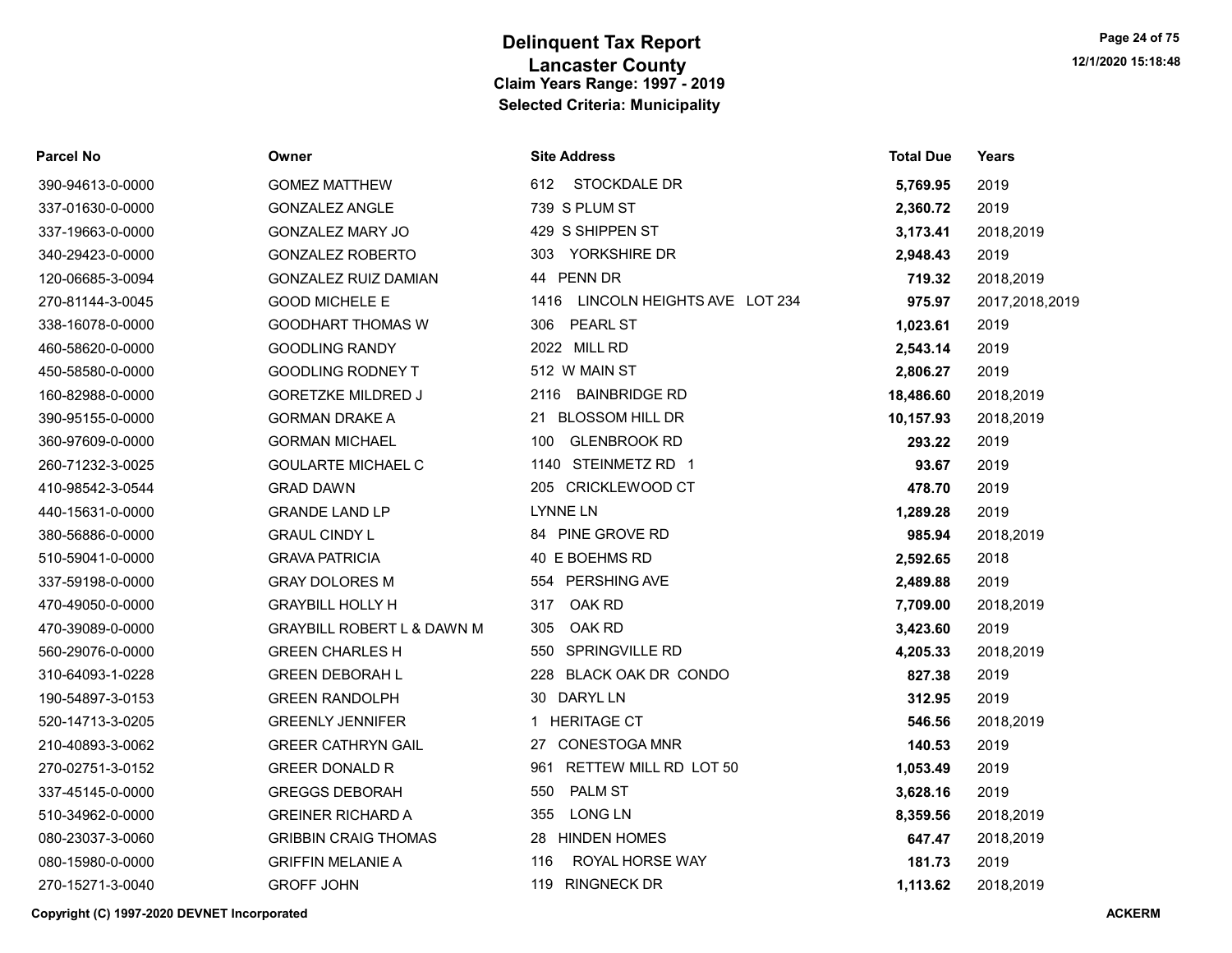# Delinquent Tax Report

## Lancaster County

### Claim Years Range: 1997 - 2019

### Selected Criteria: Municipality

| Parcel No | Owner | Site Address | Total Due | Years |
|---|---|---|---|---|
| 390-94613-0-0000 | GOMEZ MATTHEW | 612 STOCKDALE DR | **5,769.95** | 2019 |
| 337-01630-0-0000 | GONZALEZ ANGLE | 739 S PLUM ST | **2,360.72** | 2019 |
| 337-19663-0-0000 | GONZALEZ MARY JO | 429 S SHIPPEN ST | **3,173.41** | 2018,2019 |
| 340-29423-0-0000 | GONZALEZ ROBERTO | 303 YORKSHIRE DR | **2,948.43** | 2019 |
| 120-06685-3-0094 | GONZALEZ RUIZ DAMIAN | 44 PENN DR | **719.32** | 2018,2019 |
| 270-81144-3-0045 | GOOD MICHELE E | 1416 LINCOLN HEIGHTS AVE LOT 234 | **975.97** | 2017,2018,2019 |
| 338-16078-0-0000 | GOODHART THOMAS W | 306 PEARL ST | **1,023.61** | 2019 |
| 460-58620-0-0000 | GOODLING RANDY | 2022 MILL RD | **2,543.14** | 2019 |
| 450-58580-0-0000 | GOODLING RODNEY T | 512 W MAIN ST | **2,806.27** | 2019 |
| 160-82988-0-0000 | GORETZKE MILDRED J | 2116 BAINBRIDGE RD | **18,486.60** | 2018,2019 |
| 390-95155-0-0000 | GORMAN DRAKE A | 21 BLOSSOM HILL DR | **10,157.93** | 2018,2019 |
| 360-97609-0-0000 | GORMAN MICHAEL | 100 GLENBROOK RD | **293.22** | 2019 |
| 260-71232-3-0025 | GOULARTE MICHAEL C | 1140 STEINMETZ RD 1 | **93.67** | 2019 |
| 410-98542-3-0544 | GRAD DAWN | 205 CRICKLEWOOD CT | **478.70** | 2019 |
| 440-15631-0-0000 | GRANDE LAND LP | LYNNE LN | **1,289.28** | 2019 |
| 380-56886-0-0000 | GRAUL CINDY L | 84 PINE GROVE RD | **985.94** | 2018,2019 |
| 510-59041-0-0000 | GRAVA PATRICIA | 40 E BOEHMS RD | **2,592.65** | 2018 |
| 337-59198-0-0000 | GRAY DOLORES M | 554 PERSHING AVE | **2,489.88** | 2019 |
| 470-49050-0-0000 | GRAYBILL HOLLY H | 317 OAK RD | **7,709.00** | 2018,2019 |
| 470-39089-0-0000 | GRAYBILL ROBERT L & DAWN M | 305 OAK RD | **3,423.60** | 2019 |
| 560-29076-0-0000 | GREEN CHARLES H | 550 SPRINGVILLE RD | **4,205.33** | 2018,2019 |
| 310-64093-1-0228 | GREEN DEBORAH L | 228 BLACK OAK DR CONDO | **827.38** | 2019 |
| 190-54897-3-0153 | GREEN RANDOLPH | 30 DARYL LN | **312.95** | 2019 |
| 520-14713-3-0205 | GREENLY JENNIFER | 1 HERITAGE CT | **546.56** | 2018,2019 |
| 210-40893-3-0062 | GREER CATHRYN GAIL | 27 CONESTOGA MNR | **140.53** | 2019 |
| 270-02751-3-0152 | GREER DONALD R | 961 RETTEW MILL RD LOT 50 | **1,053.49** | 2019 |
| 337-45145-0-0000 | GREGGS DEBORAH | 550 PALM ST | **3,628.16** | 2019 |
| 510-34962-0-0000 | GREINER RICHARD A | 355 LONG LN | **8,359.56** | 2018,2019 |
| 080-23037-3-0060 | GRIBBIN CRAIG THOMAS | 28 HINDEN HOMES | **647.47** | 2018,2019 |
| 080-15980-0-0000 | GRIFFIN MELANIE A | 116 ROYAL HORSE WAY | **181.73** | 2019 |
| 270-15271-3-0040 | GROFF JOHN | 119 RINGNECK DR | **1,113.62** | 2018,2019 |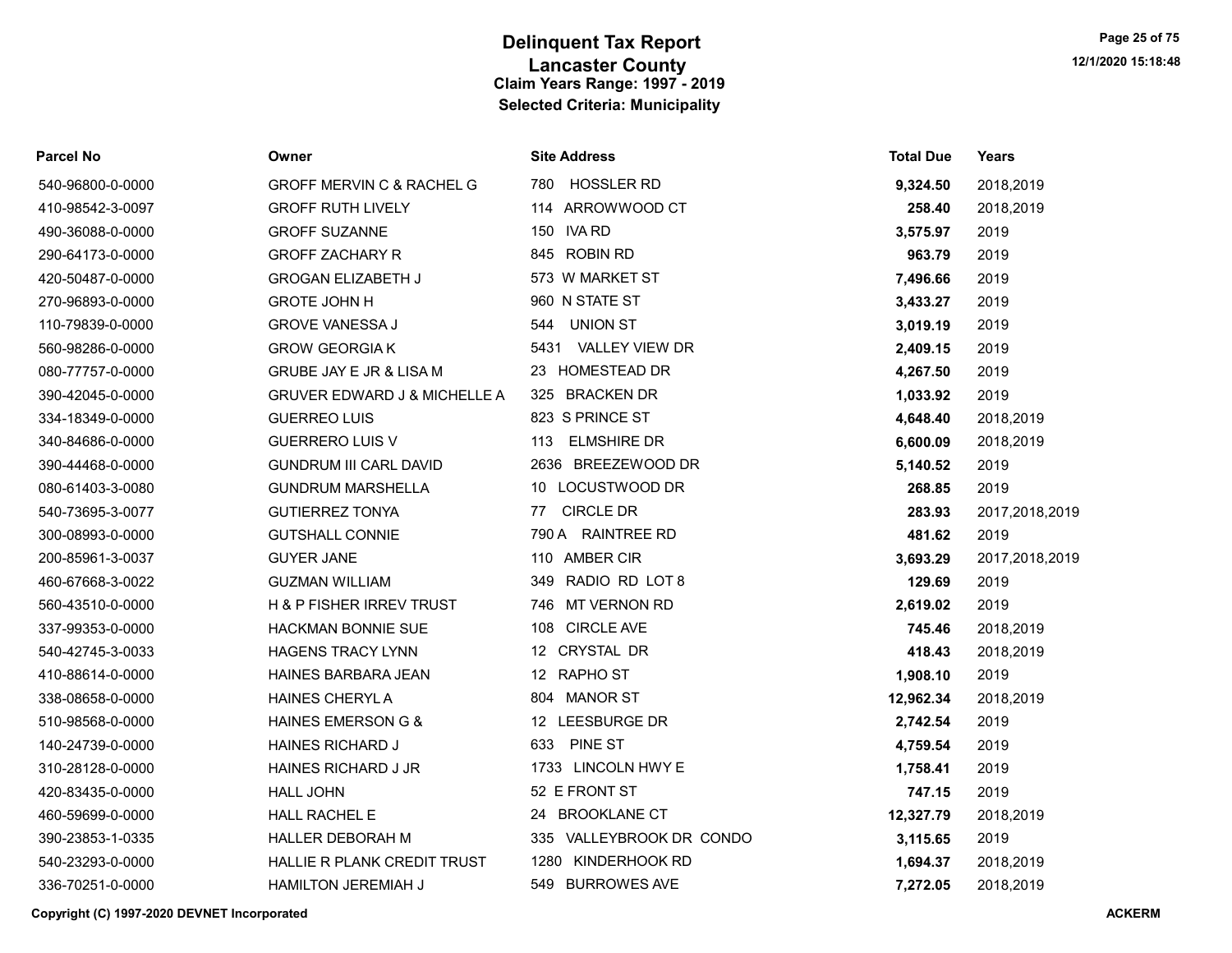# Delinquent Tax Report
## Lancaster County
### Claim Years Range: 1997 - 2019
### Selected Criteria: Municipality

| Parcel No | Owner | Site Address | Total Due | Years |
|---|---|---|---|---|
| 540-96800-0-0000 | GROFF MERVIN C & RACHEL G | 780 HOSSLER RD | **9,324.50** | 2018,2019 |
| 410-98542-3-0097 | GROFF RUTH LIVELY | 114 ARROWWOOD CT | **258.40** | 2018,2019 |
| 490-36088-0-0000 | GROFF SUZANNE | 150 IVA RD | **3,575.97** | 2019 |
| 290-64173-0-0000 | GROFF ZACHARY R | 845 ROBIN RD | **963.79** | 2019 |
| 420-50487-0-0000 | GROGAN ELIZABETH J | 573 W MARKET ST | **7,496.66** | 2019 |
| 270-96893-0-0000 | GROTE JOHN H | 960 N STATE ST | **3,433.27** | 2019 |
| 110-79839-0-0000 | GROVE VANESSA J | 544 UNION ST | **3,019.19** | 2019 |
| 560-98286-0-0000 | GROW GEORGIA K | 5431 VALLEY VIEW DR | **2,409.15** | 2019 |
| 080-77757-0-0000 | GRUBE JAY E JR & LISA M | 23 HOMESTEAD DR | **4,267.50** | 2019 |
| 390-42045-0-0000 | GRUVER EDWARD J & MICHELLE A | 325 BRACKEN DR | **1,033.92** | 2019 |
| 334-18349-0-0000 | GUERREO LUIS | 823 S PRINCE ST | **4,648.40** | 2018,2019 |
| 340-84686-0-0000 | GUERRERO LUIS V | 113 ELMSHIRE DR | **6,600.09** | 2018,2019 |
| 390-44468-0-0000 | GUNDRUM III CARL DAVID | 2636 BREEZEWOOD DR | **5,140.52** | 2019 |
| 080-61403-3-0080 | GUNDRUM MARSHELLA | 10 LOCUSTWOOD DR | **268.85** | 2019 |
| 540-73695-3-0077 | GUTIERREZ TONYA | 77 CIRCLE DR | **283.93** | 2017,2018,2019 |
| 300-08993-0-0000 | GUTSHALL CONNIE | 790 A RAINTREE RD | **481.62** | 2019 |
| 200-85961-3-0037 | GUYER JANE | 110 AMBER CIR | **3,693.29** | 2017,2018,2019 |
| 460-67668-3-0022 | GUZMAN WILLIAM | 349 RADIO RD LOT 8 | **129.69** | 2019 |
| 560-43510-0-0000 | H & P FISHER IRREV TRUST | 746 MT VERNON RD | **2,619.02** | 2019 |
| 337-99353-0-0000 | HACKMAN BONNIE SUE | 108 CIRCLE AVE | **745.46** | 2018,2019 |
| 540-42745-3-0033 | HAGENS TRACY LYNN | 12 CRYSTAL DR | **418.43** | 2018,2019 |
| 410-88614-0-0000 | HAINES BARBARA JEAN | 12 RAPHO ST | **1,908.10** | 2019 |
| 338-08658-0-0000 | HAINES CHERYL A | 804 MANOR ST | **12,962.34** | 2018,2019 |
| 510-98568-0-0000 | HAINES EMERSON G & | 12 LEESBURGE DR | **2,742.54** | 2019 |
| 140-24739-0-0000 | HAINES RICHARD J | 633 PINE ST | **4,759.54** | 2019 |
| 310-28128-0-0000 | HAINES RICHARD J JR | 1733 LINCOLN HWY E | **1,758.41** | 2019 |
| 420-83435-0-0000 | HALL JOHN | 52 E FRONT ST | **747.15** | 2019 |
| 460-59699-0-0000 | HALL RACHEL E | 24 BROOKLANE CT | **12,327.79** | 2018,2019 |
| 390-23853-1-0335 | HALLER DEBORAH M | 335 VALLEYBROOK DR CONDO | **3,115.65** | 2019 |
| 540-23293-0-0000 | HALLIE R PLANK CREDIT TRUST | 1280 KINDERHOOK RD | **1,694.37** | 2018,2019 |
| 336-70251-0-0000 | HAMILTON JEREMIAH J | 549 BURROWES AVE | **7,272.05** | 2018,2019 |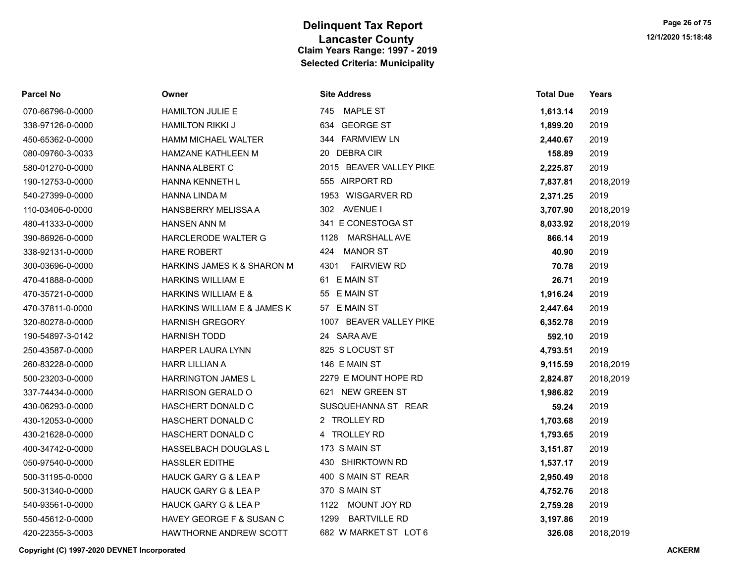# Delinquent Tax Report
## Lancaster County
### Claim Years Range: 1997 - 2019
### Selected Criteria: Municipality

| Parcel No | Owner | Site Address | Total Due | Years |
|---|---|---|---|---|
| 070-66796-0-0000 | HAMILTON JULIE E | 745 MAPLE ST | **1,613.14** | 2019 |
| 338-97126-0-0000 | HAMILTON RIKKI J | 634 GEORGE ST | **1,899.20** | 2019 |
| 450-65362-0-0000 | HAMM MICHAEL WALTER | 344 FARMVIEW LN | **2,440.67** | 2019 |
| 080-09760-3-0033 | HAMZANE KATHLEEN M | 20 DEBRA CIR | **158.89** | 2019 |
| 580-01270-0-0000 | HANNA ALBERT C | 2015 BEAVER VALLEY PIKE | **2,225.87** | 2019 |
| 190-12753-0-0000 | HANNA KENNETH L | 555 AIRPORT RD | **7,837.81** | 2018,2019 |
| 540-27399-0-0000 | HANNA LINDA M | 1953 WISGARVER RD | **2,371.25** | 2019 |
| 110-03406-0-0000 | HANSBERRY MELISSA A | 302 AVENUE I | **3,707.90** | 2018,2019 |
| 480-41333-0-0000 | HANSEN ANN M | 341 E CONESTOGA ST | **8,033.92** | 2018,2019 |
| 390-86926-0-0000 | HARCLERODE WALTER G | 1128 MARSHALL AVE | **866.14** | 2019 |
| 338-92131-0-0000 | HARE ROBERT | 424 MANOR ST | **40.90** | 2019 |
| 300-03696-0-0000 | HARKINS JAMES K & SHARON M | 4301 FAIRVIEW RD | **70.78** | 2019 |
| 470-41888-0-0000 | HARKINS WILLIAM E | 61 E MAIN ST | **26.71** | 2019 |
| 470-35721-0-0000 | HARKINS WILLIAM E & | 55 E MAIN ST | **1,916.24** | 2019 |
| 470-37811-0-0000 | HARKINS WILLIAM E & JAMES K | 57 E MAIN ST | **2,447.64** | 2019 |
| 320-80278-0-0000 | HARNISH GREGORY | 1007 BEAVER VALLEY PIKE | **6,352.78** | 2019 |
| 190-54897-3-0142 | HARNISH TODD | 24 SARA AVE | **592.10** | 2019 |
| 250-43587-0-0000 | HARPER LAURA LYNN | 825 S LOCUST ST | **4,793.51** | 2019 |
| 260-83228-0-0000 | HARR LILLIAN A | 146 E MAIN ST | **9,115.59** | 2018,2019 |
| 500-23203-0-0000 | HARRINGTON JAMES L | 2279 E MOUNT HOPE RD | **2,824.87** | 2018,2019 |
| 337-74434-0-0000 | HARRISON GERALD O | 621 NEW GREEN ST | **1,986.82** | 2019 |
| 430-06293-0-0000 | HASCHERT DONALD C | SUSQUEHANNA ST REAR | **59.24** | 2019 |
| 430-12053-0-0000 | HASCHERT DONALD C | 2 TROLLEY RD | **1,703.68** | 2019 |
| 430-21628-0-0000 | HASCHERT DONALD C | 4 TROLLEY RD | **1,793.65** | 2019 |
| 400-34742-0-0000 | HASSELBACH DOUGLAS L | 173 S MAIN ST | **3,151.87** | 2019 |
| 050-97540-0-0000 | HASSLER EDITHE | 430 SHIRKTOWN RD | **1,537.17** | 2019 |
| 500-31195-0-0000 | HAUCK GARY G & LEA P | 400 S MAIN ST REAR | **2,950.49** | 2018 |
| 500-31340-0-0000 | HAUCK GARY G & LEA P | 370 S MAIN ST | **4,752.76** | 2018 |
| 540-93561-0-0000 | HAUCK GARY G & LEA P | 1122 MOUNT JOY RD | **2,759.28** | 2019 |
| 550-45612-0-0000 | HAVEY GEORGE F & SUSAN C | 1299 BARTVILLE RD | **3,197.86** | 2019 |
| 420-22355-3-0003 | HAWTHORNE ANDREW SCOTT | 682 W MARKET ST LOT 6 | **326.08** | 2018,2019 |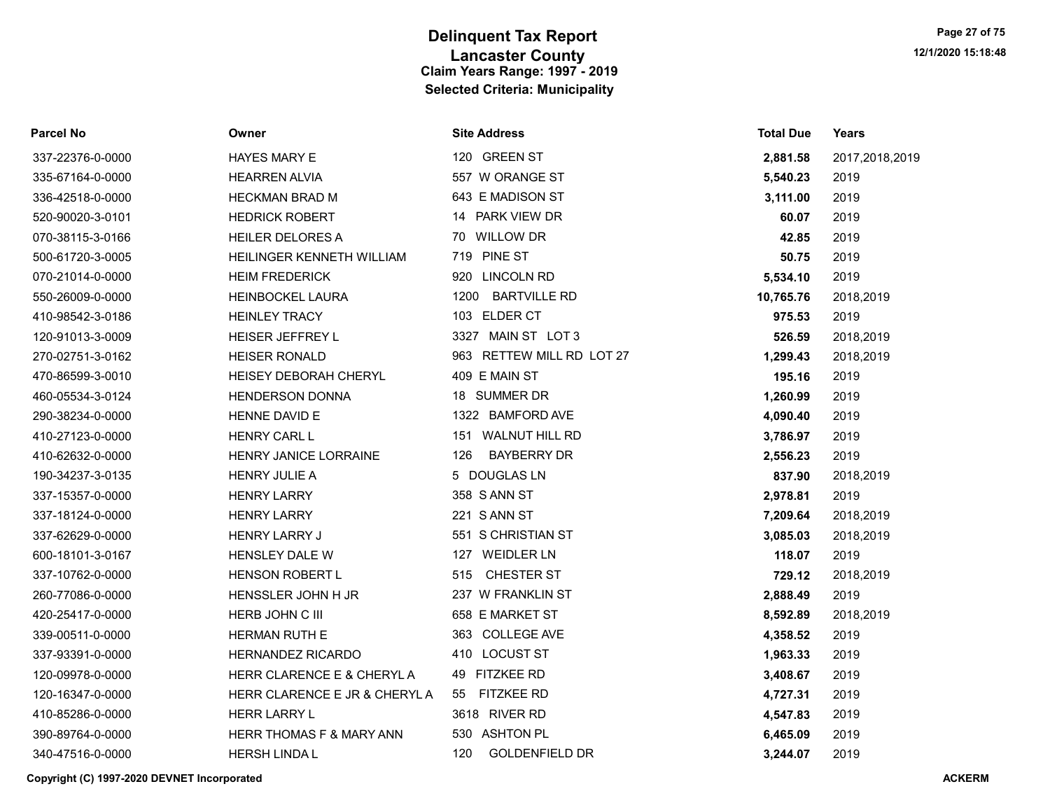# Delinquent Tax Report

## Lancaster County

### Claim Years Range: 1997 - 2019

### Selected Criteria: Municipality

| Parcel No | Owner | Site Address | Total Due | Years |
|---|---|---|---|---|
| 337-22376-0-0000 | HAYES MARY E | 120 GREEN ST | **2,881.58** | 2017,2018,2019 |
| 335-67164-0-0000 | HEARREN ALVIA | 557 W ORANGE ST | **5,540.23** | 2019 |
| 336-42518-0-0000 | HECKMAN BRAD M | 643 E MADISON ST | **3,111.00** | 2019 |
| 520-90020-3-0101 | HEDRICK ROBERT | 14 PARK VIEW DR | **60.07** | 2019 |
| 070-38115-3-0166 | HEILER DELORES A | 70 WILLOW DR | **42.85** | 2019 |
| 500-61720-3-0005 | HEILINGER KENNETH WILLIAM | 719 PINE ST | **50.75** | 2019 |
| 070-21014-0-0000 | HEIM FREDERICK | 920 LINCOLN RD | **5,534.10** | 2019 |
| 550-26009-0-0000 | HEINBOCKEL LAURA | 1200 BARTVILLE RD | **10,765.76** | 2018,2019 |
| 410-98542-3-0186 | HEINLEY TRACY | 103 ELDER CT | **975.53** | 2019 |
| 120-91013-3-0009 | HEISER JEFFREY L | 3327 MAIN ST LOT 3 | **526.59** | 2018,2019 |
| 270-02751-3-0162 | HEISER RONALD | 963 RETTEW MILL RD LOT 27 | **1,299.43** | 2018,2019 |
| 470-86599-3-0010 | HEISEY DEBORAH CHERYL | 409 E MAIN ST | **195.16** | 2019 |
| 460-05534-3-0124 | HENDERSON DONNA | 18 SUMMER DR | **1,260.99** | 2019 |
| 290-38234-0-0000 | HENNE DAVID E | 1322 BAMFORD AVE | **4,090.40** | 2019 |
| 410-27123-0-0000 | HENRY CARL L | 151 WALNUT HILL RD | **3,786.97** | 2019 |
| 410-62632-0-0000 | HENRY JANICE LORRAINE | 126 BAYBERRY DR | **2,556.23** | 2019 |
| 190-34237-3-0135 | HENRY JULIE A | 5 DOUGLAS LN | **837.90** | 2018,2019 |
| 337-15357-0-0000 | HENRY LARRY | 358 S ANN ST | **2,978.81** | 2019 |
| 337-18124-0-0000 | HENRY LARRY | 221 S ANN ST | **7,209.64** | 2018,2019 |
| 337-62629-0-0000 | HENRY LARRY J | 551 S CHRISTIAN ST | **3,085.03** | 2018,2019 |
| 600-18101-3-0167 | HENSLEY DALE W | 127 WEIDLER LN | **118.07** | 2019 |
| 337-10762-0-0000 | HENSON ROBERT L | 515 CHESTER ST | **729.12** | 2018,2019 |
| 260-77086-0-0000 | HENSSLER JOHN H JR | 237 W FRANKLIN ST | **2,888.49** | 2019 |
| 420-25417-0-0000 | HERB JOHN C III | 658 E MARKET ST | **8,592.89** | 2018,2019 |
| 339-00511-0-0000 | HERMAN RUTH E | 363 COLLEGE AVE | **4,358.52** | 2019 |
| 337-93391-0-0000 | HERNANDEZ RICARDO | 410 LOCUST ST | **1,963.33** | 2019 |
| 120-09978-0-0000 | HERR CLARENCE E & CHERYL A | 49 FITZKEE RD | **3,408.67** | 2019 |
| 120-16347-0-0000 | HERR CLARENCE E JR & CHERYL A | 55 FITZKEE RD | **4,727.31** | 2019 |
| 410-85286-0-0000 | HERR LARRY L | 3618 RIVER RD | **4,547.83** | 2019 |
| 390-89764-0-0000 | HERR THOMAS F & MARY ANN | 530 ASHTON PL | **6,465.09** | 2019 |
| 340-47516-0-0000 | HERSH LINDA L | 120 GOLDENFIELD DR | **3,244.07** | 2019 |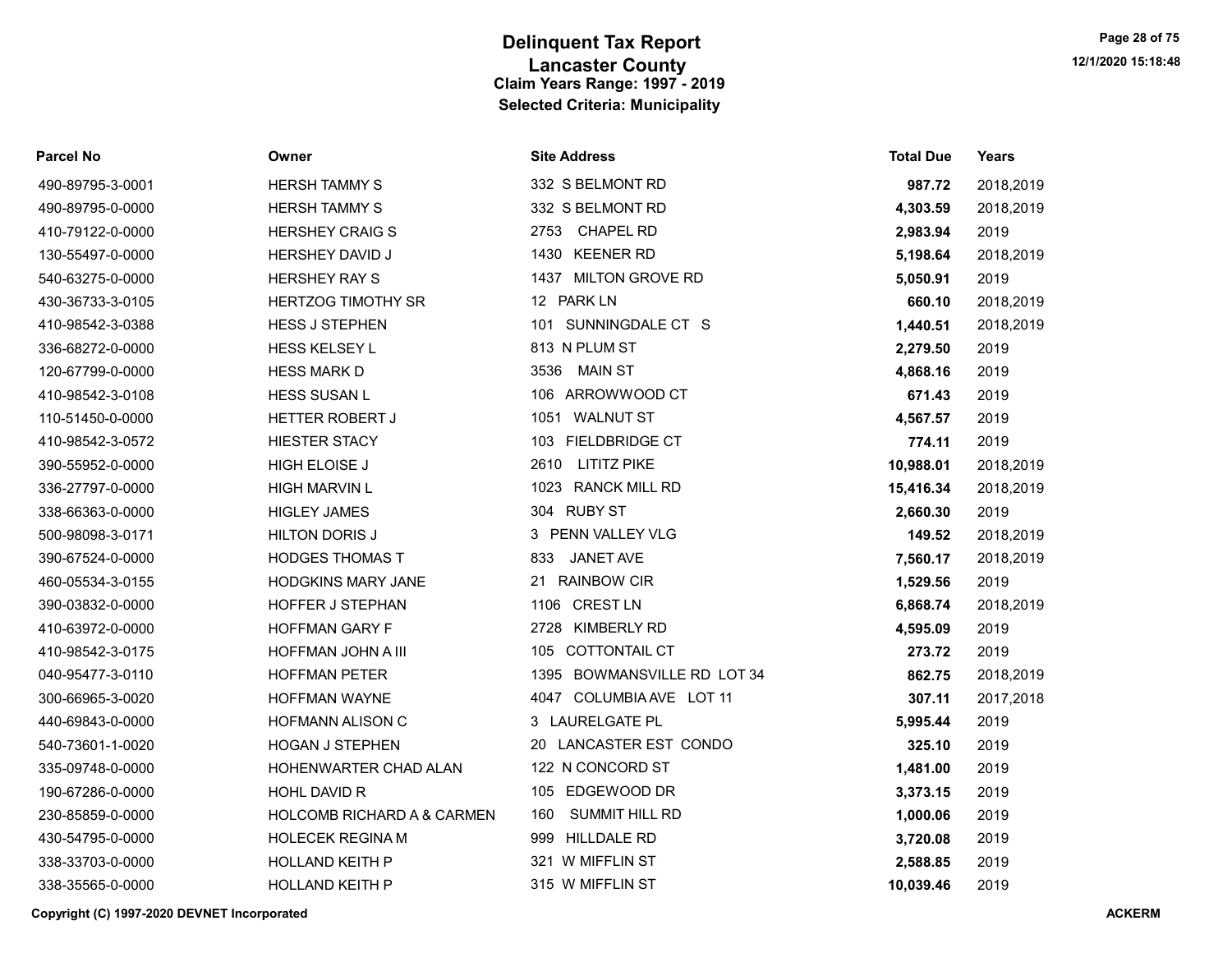# Delinquent Tax Report
## Lancaster County
### Claim Years Range: 1997 - 2019
### Selected Criteria: Municipality

| Parcel No | Owner | Site Address | Total Due | Years |
|---|---|---|---|---|
| 490-89795-3-0001 | HERSH TAMMY S | 332 S BELMONT RD | **987.72** | 2018,2019 |
| 490-89795-0-0000 | HERSH TAMMY S | 332 S BELMONT RD | **4,303.59** | 2018,2019 |
| 410-79122-0-0000 | HERSHEY CRAIG S | 2753 CHAPEL RD | **2,983.94** | 2019 |
| 130-55497-0-0000 | HERSHEY DAVID J | 1430 KEENER RD | **5,198.64** | 2018,2019 |
| 540-63275-0-0000 | HERSHEY RAY S | 1437 MILTON GROVE RD | **5,050.91** | 2019 |
| 430-36733-3-0105 | HERTZOG TIMOTHY SR | 12 PARK LN | **660.10** | 2018,2019 |
| 410-98542-3-0388 | HESS J STEPHEN | 101 SUNNINGDALE CT S | **1,440.51** | 2018,2019 |
| 336-68272-0-0000 | HESS KELSEY L | 813 N PLUM ST | **2,279.50** | 2019 |
| 120-67799-0-0000 | HESS MARK D | 3536 MAIN ST | **4,868.16** | 2019 |
| 410-98542-3-0108 | HESS SUSAN L | 106 ARROWWOOD CT | **671.43** | 2019 |
| 110-51450-0-0000 | HETTER ROBERT J | 1051 WALNUT ST | **4,567.57** | 2019 |
| 410-98542-3-0572 | HIESTER STACY | 103 FIELDBRIDGE CT | **774.11** | 2019 |
| 390-55952-0-0000 | HIGH ELOISE J | 2610 LITITZ PIKE | **10,988.01** | 2018,2019 |
| 336-27797-0-0000 | HIGH MARVIN L | 1023 RANCK MILL RD | **15,416.34** | 2018,2019 |
| 338-66363-0-0000 | HIGLEY JAMES | 304 RUBY ST | **2,660.30** | 2019 |
| 500-98098-3-0171 | HILTON DORIS J | 3 PENN VALLEY VLG | **149.52** | 2018,2019 |
| 390-67524-0-0000 | HODGES THOMAS T | 833 JANET AVE | **7,560.17** | 2018,2019 |
| 460-05534-3-0155 | HODGKINS MARY JANE | 21 RAINBOW CIR | **1,529.56** | 2019 |
| 390-03832-0-0000 | HOFFER J STEPHAN | 1106 CREST LN | **6,868.74** | 2018,2019 |
| 410-63972-0-0000 | HOFFMAN GARY F | 2728 KIMBERLY RD | **4,595.09** | 2019 |
| 410-98542-3-0175 | HOFFMAN JOHN A III | 105 COTTONTAIL CT | **273.72** | 2019 |
| 040-95477-3-0110 | HOFFMAN PETER | 1395 BOWMANSVILLE RD LOT 34 | **862.75** | 2018,2019 |
| 300-66965-3-0020 | HOFFMAN WAYNE | 4047 COLUMBIA AVE LOT 11 | **307.11** | 2017,2018 |
| 440-69843-0-0000 | HOFMANN ALISON C | 3 LAURELGATE PL | **5,995.44** | 2019 |
| 540-73601-1-0020 | HOGAN J STEPHEN | 20 LANCASTER EST CONDO | **325.10** | 2019 |
| 335-09748-0-0000 | HOHENWARTER CHAD ALAN | 122 N CONCORD ST | **1,481.00** | 2019 |
| 190-67286-0-0000 | HOHL DAVID R | 105 EDGEWOOD DR | **3,373.15** | 2019 |
| 230-85859-0-0000 | HOLCOMB RICHARD A & CARMEN | 160 SUMMIT HILL RD | **1,000.06** | 2019 |
| 430-54795-0-0000 | HOLECEK REGINA M | 999 HILLDALE RD | **3,720.08** | 2019 |
| 338-33703-0-0000 | HOLLAND KEITH P | 321 W MIFFLIN ST | **2,588.85** | 2019 |
| 338-35565-0-0000 | HOLLAND KEITH P | 315 W MIFFLIN ST | **10,039.46** | 2019 |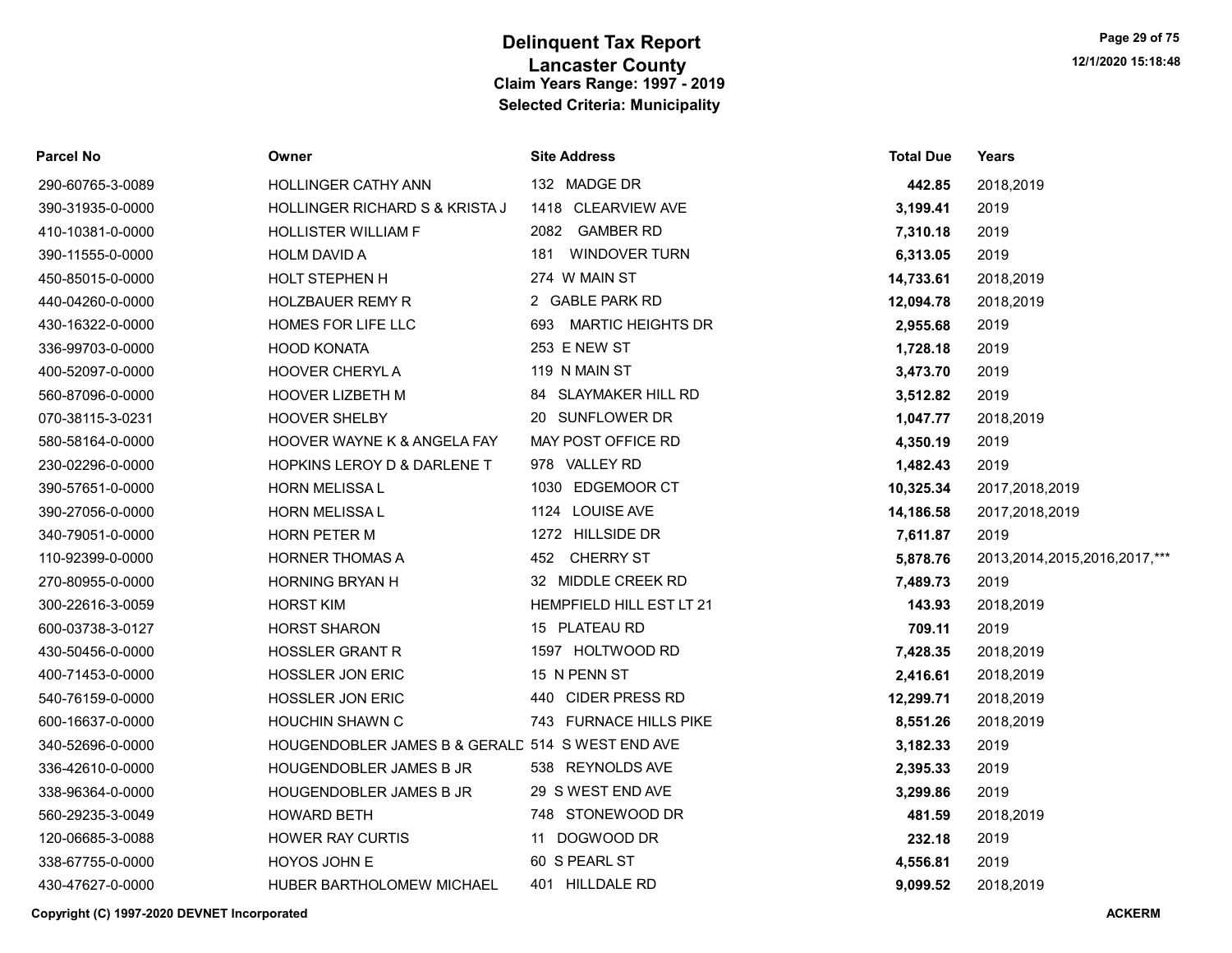# Delinquent Tax Report
## Lancaster County
### Claim Years Range: 1997 - 2019
### Selected Criteria: Municipality

| Parcel No | Owner | Site Address | Total Due | Years |
|---|---|---|---|---|
| 290-60765-3-0089 | HOLLINGER CATHY ANN | 132 MADGE DR | **442.85** | 2018,2019 |
| 390-31935-0-0000 | HOLLINGER RICHARD S & KRISTA J | 1418 CLEARVIEW AVE | **3,199.41** | 2019 |
| 410-10381-0-0000 | HOLLISTER WILLIAM F | 2082 GAMBER RD | **7,310.18** | 2019 |
| 390-11555-0-0000 | HOLM DAVID A | 181 WINDOVER TURN | **6,313.05** | 2019 |
| 450-85015-0-0000 | HOLT STEPHEN H | 274 W MAIN ST | **14,733.61** | 2018,2019 |
| 440-04260-0-0000 | HOLZBAUER REMY R | 2 GABLE PARK RD | **12,094.78** | 2018,2019 |
| 430-16322-0-0000 | HOMES FOR LIFE LLC | 693 MARTIC HEIGHTS DR | **2,955.68** | 2019 |
| 336-99703-0-0000 | HOOD KONATA | 253 E NEW ST | **1,728.18** | 2019 |
| 400-52097-0-0000 | HOOVER CHERYL A | 119 N MAIN ST | **3,473.70** | 2019 |
| 560-87096-0-0000 | HOOVER LIZBETH M | 84 SLAYMAKER HILL RD | **3,512.82** | 2019 |
| 070-38115-3-0231 | HOOVER SHELBY | 20 SUNFLOWER DR | **1,047.77** | 2018,2019 |
| 580-58164-0-0000 | HOOVER WAYNE K & ANGELA FAY | MAY POST OFFICE RD | **4,350.19** | 2019 |
| 230-02296-0-0000 | HOPKINS LEROY D & DARLENE T | 978 VALLEY RD | **1,482.43** | 2019 |
| 390-57651-0-0000 | HORN MELISSA L | 1030 EDGEMOOR CT | **10,325.34** | 2017,2018,2019 |
| 390-27056-0-0000 | HORN MELISSA L | 1124 LOUISE AVE | **14,186.58** | 2017,2018,2019 |
| 340-79051-0-0000 | HORN PETER M | 1272 HILLSIDE DR | **7,611.87** | 2019 |
| 110-92399-0-0000 | HORNER THOMAS A | 452 CHERRY ST | **5,878.76** | 2013,2014,2015,2016,2017,*** |
| 270-80955-0-0000 | HORNING BRYAN H | 32 MIDDLE CREEK RD | **7,489.73** | 2019 |
| 300-22616-3-0059 | HORST KIM | HEMPFIELD HILL EST LT 21 | **143.93** | 2018,2019 |
| 600-03738-3-0127 | HORST SHARON | 15 PLATEAU RD | **709.11** | 2019 |
| 430-50456-0-0000 | HOSSLER GRANT R | 1597 HOLTWOOD RD | **7,428.35** | 2018,2019 |
| 400-71453-0-0000 | HOSSLER JON ERIC | 15 N PENN ST | **2,416.61** | 2018,2019 |
| 540-76159-0-0000 | HOSSLER JON ERIC | 440 CIDER PRESS RD | **12,299.71** | 2018,2019 |
| 600-16637-0-0000 | HOUCHIN SHAWN C | 743 FURNACE HILLS PIKE | **8,551.26** | 2018,2019 |
| 340-52696-0-0000 | HOUGENDOBLER JAMES B & GERALD | 514 S WEST END AVE | **3,182.33** | 2019 |
| 336-42610-0-0000 | HOUGENDOBLER JAMES B JR | 538 REYNOLDS AVE | **2,395.33** | 2019 |
| 338-96364-0-0000 | HOUGENDOBLER JAMES B JR | 29 S WEST END AVE | **3,299.86** | 2019 |
| 560-29235-3-0049 | HOWARD BETH | 748 STONEWOOD DR | **481.59** | 2018,2019 |
| 120-06685-3-0088 | HOWER RAY CURTIS | 11 DOGWOOD DR | **232.18** | 2019 |
| 338-67755-0-0000 | HOYOS JOHN E | 60 S PEARL ST | **4,556.81** | 2019 |
| 430-47627-0-0000 | HUBER BARTHOLOMEW MICHAEL | 401 HILLDALE RD | **9,099.52** | 2018,2019 |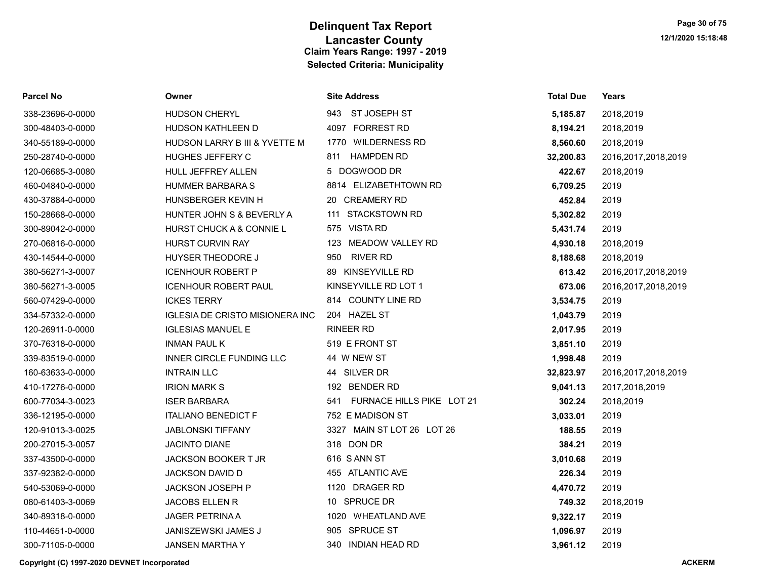# Delinquent Tax Report
## Lancaster County
### Claim Years Range: 1997 - 2019
### Selected Criteria: Municipality

| Parcel No | Owner | Site Address | Total Due | Years |
|---|---|---|---|---|
| 338-23696-0-0000 | HUDSON CHERYL | 943 ST JOSEPH ST | **5,185.87** | 2018,2019 |
| 300-48403-0-0000 | HUDSON KATHLEEN D | 4097 FORREST RD | **8,194.21** | 2018,2019 |
| 340-55189-0-0000 | HUDSON LARRY B III & YVETTE M | 1770 WILDERNESS RD | **8,560.60** | 2018,2019 |
| 250-28740-0-0000 | HUGHES JEFFERY C | 811 HAMPDEN RD | **32,200.83** | 2016,2017,2018,2019 |
| 120-06685-3-0080 | HULL JEFFREY ALLEN | 5 DOGWOOD DR | **422.67** | 2018,2019 |
| 460-04840-0-0000 | HUMMER BARBARA S | 8814 ELIZABETHTOWN RD | **6,709.25** | 2019 |
| 430-37884-0-0000 | HUNSBERGER KEVIN H | 20 CREAMERY RD | **452.84** | 2019 |
| 150-28668-0-0000 | HUNTER JOHN S & BEVERLY A | 111 STACKSTOWN RD | **5,302.82** | 2019 |
| 300-89042-0-0000 | HURST CHUCK A & CONNIE L | 575 VISTA RD | **5,431.74** | 2019 |
| 270-06816-0-0000 | HURST CURVIN RAY | 123 MEADOW VALLEY RD | **4,930.18** | 2018,2019 |
| 430-14544-0-0000 | HUYSER THEODORE J | 950 RIVER RD | **8,188.68** | 2018,2019 |
| 380-56271-3-0007 | ICENHOUR ROBERT P | 89 KINSEYVILLE RD | **613.42** | 2016,2017,2018,2019 |
| 380-56271-3-0005 | ICENHOUR ROBERT PAUL | KINSEYVILLE RD LOT 1 | **673.06** | 2016,2017,2018,2019 |
| 560-07429-0-0000 | ICKES TERRY | 814 COUNTY LINE RD | **3,534.75** | 2019 |
| 334-57332-0-0000 | IGLESIA DE CRISTO MISIONERA INC | 204 HAZEL ST | **1,043.79** | 2019 |
| 120-26911-0-0000 | IGLESIAS MANUEL E | RINEER RD | **2,017.95** | 2019 |
| 370-76318-0-0000 | INMAN PAUL K | 519 E FRONT ST | **3,851.10** | 2019 |
| 339-83519-0-0000 | INNER CIRCLE FUNDING LLC | 44 W NEW ST | **1,998.48** | 2019 |
| 160-63633-0-0000 | INTRAIN LLC | 44 SILVER DR | **32,823.97** | 2016,2017,2018,2019 |
| 410-17276-0-0000 | IRION MARK S | 192 BENDER RD | **9,041.13** | 2017,2018,2019 |
| 600-77034-3-0023 | ISER BARBARA | 541 FURNACE HILLS PIKE LOT 21 | **302.24** | 2018,2019 |
| 336-12195-0-0000 | ITALIANO BENEDICT F | 752 E MADISON ST | **3,033.01** | 2019 |
| 120-91013-3-0025 | JABLONSKI TIFFANY | 3327 MAIN ST LOT 26 LOT 26 | **188.55** | 2019 |
| 200-27015-3-0057 | JACINTO DIANE | 318 DON DR | **384.21** | 2019 |
| 337-43500-0-0000 | JACKSON BOOKER T JR | 616 S ANN ST | **3,010.68** | 2019 |
| 337-92382-0-0000 | JACKSON DAVID D | 455 ATLANTIC AVE | **226.34** | 2019 |
| 540-53069-0-0000 | JACKSON JOSEPH P | 1120 DRAGER RD | **4,470.72** | 2019 |
| 080-61403-3-0069 | JACOBS ELLEN R | 10 SPRUCE DR | **749.32** | 2018,2019 |
| 340-89318-0-0000 | JAGER PETRINA A | 1020 WHEATLAND AVE | **9,322.17** | 2019 |
| 110-44651-0-0000 | JANISZEWSKI JAMES J | 905 SPRUCE ST | **1,096.97** | 2019 |
| 300-71105-0-0000 | JANSEN MARTHA Y | 340 INDIAN HEAD RD | **3,961.12** | 2019 |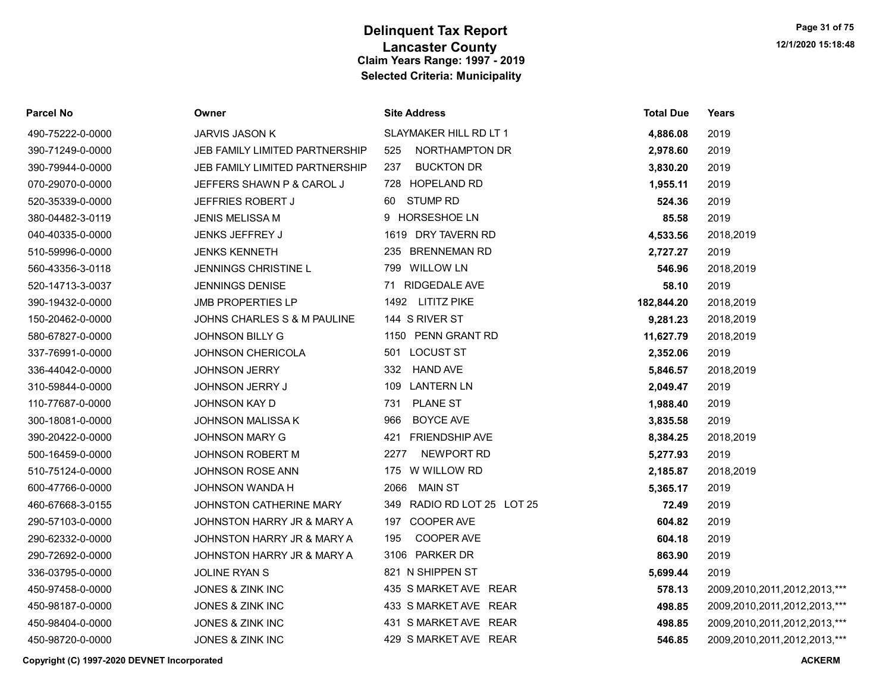# Delinquent Tax Report
## Lancaster County
### Claim Years Range: 1997 - 2019
### Selected Criteria: Municipality

| Parcel No | Owner | Site Address | Total Due | Years |
|---|---|---|---|---|
| 490-75222-0-0000 | JARVIS JASON K | SLAYMAKER HILL RD LT 1 | **4,886.08** | 2019 |
| 390-71249-0-0000 | JEB FAMILY LIMITED PARTNERSHIP | 525 NORTHAMPTON DR | **2,978.60** | 2019 |
| 390-79944-0-0000 | JEB FAMILY LIMITED PARTNERSHIP | 237 BUCKTON DR | **3,830.20** | 2019 |
| 070-29070-0-0000 | JEFFERS SHAWN P & CAROL J | 728 HOPELAND RD | **1,955.11** | 2019 |
| 520-35339-0-0000 | JEFFRIES ROBERT J | 60 STUMP RD | **524.36** | 2019 |
| 380-04482-3-0119 | JENIS MELISSA M | 9 HORSESHOE LN | **85.58** | 2019 |
| 040-40335-0-0000 | JENKS JEFFREY J | 1619 DRY TAVERN RD | **4,533.56** | 2018,2019 |
| 510-59996-0-0000 | JENKS KENNETH | 235 BRENNEMAN RD | **2,727.27** | 2019 |
| 560-43356-3-0118 | JENNINGS CHRISTINE L | 799 WILLOW LN | **546.96** | 2018,2019 |
| 520-14713-3-0037 | JENNINGS DENISE | 71 RIDGEDALE AVE | **58.10** | 2019 |
| 390-19432-0-0000 | JMB PROPERTIES LP | 1492 LITITZ PIKE | **182,844.20** | 2018,2019 |
| 150-20462-0-0000 | JOHNS CHARLES S & M PAULINE | 144 S RIVER ST | **9,281.23** | 2018,2019 |
| 580-67827-0-0000 | JOHNSON BILLY G | 1150 PENN GRANT RD | **11,627.79** | 2018,2019 |
| 337-76991-0-0000 | JOHNSON CHERICOLA | 501 LOCUST ST | **2,352.06** | 2019 |
| 336-44042-0-0000 | JOHNSON JERRY | 332 HAND AVE | **5,846.57** | 2018,2019 |
| 310-59844-0-0000 | JOHNSON JERRY J | 109 LANTERN LN | **2,049.47** | 2019 |
| 110-77687-0-0000 | JOHNSON KAY D | 731 PLANE ST | **1,988.40** | 2019 |
| 300-18081-0-0000 | JOHNSON MALISSA K | 966 BOYCE AVE | **3,835.58** | 2019 |
| 390-20422-0-0000 | JOHNSON MARY G | 421 FRIENDSHIP AVE | **8,384.25** | 2018,2019 |
| 500-16459-0-0000 | JOHNSON ROBERT M | 2277 NEWPORT RD | **5,277.93** | 2019 |
| 510-75124-0-0000 | JOHNSON ROSE ANN | 175 W WILLOW RD | **2,185.87** | 2018,2019 |
| 600-47766-0-0000 | JOHNSON WANDA H | 2066 MAIN ST | **5,365.17** | 2019 |
| 460-67668-3-0155 | JOHNSTON CATHERINE MARY | 349 RADIO RD LOT 25 LOT 25 | **72.49** | 2019 |
| 290-57103-0-0000 | JOHNSTON HARRY JR & MARY A | 197 COOPER AVE | **604.82** | 2019 |
| 290-62332-0-0000 | JOHNSTON HARRY JR & MARY A | 195 COOPER AVE | **604.18** | 2019 |
| 290-72692-0-0000 | JOHNSTON HARRY JR & MARY A | 3106 PARKER DR | **863.90** | 2019 |
| 336-03795-0-0000 | JOLINE RYAN S | 821 N SHIPPEN ST | **5,699.44** | 2019 |
| 450-97458-0-0000 | JONES & ZINK INC | 435 S MARKET AVE REAR | **578.13** | 2009,2010,2011,2012,2013,*** |
| 450-98187-0-0000 | JONES & ZINK INC | 433 S MARKET AVE REAR | **498.85** | 2009,2010,2011,2012,2013,*** |
| 450-98404-0-0000 | JONES & ZINK INC | 431 S MARKET AVE REAR | **498.85** | 2009,2010,2011,2012,2013,*** |
| 450-98720-0-0000 | JONES & ZINK INC | 429 S MARKET AVE REAR | **546.85** | 2009,2010,2011,2012,2013,*** |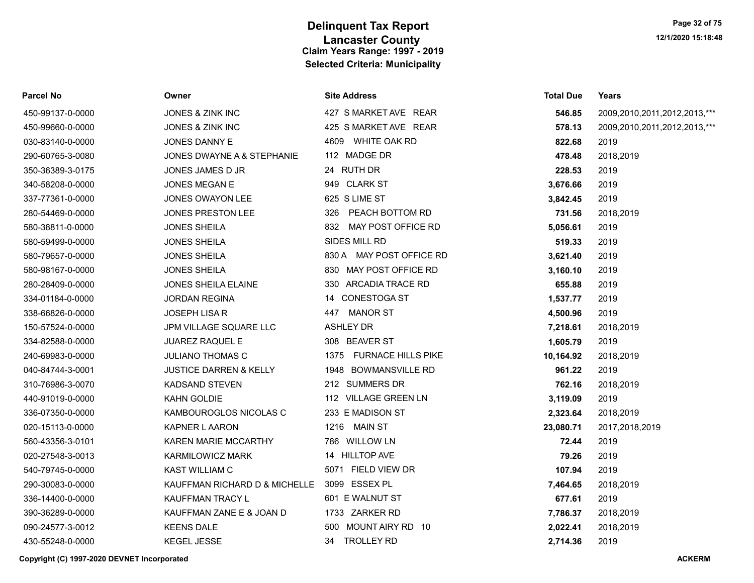# Delinquent Tax Report
## Lancaster County
### Claim Years Range: 1997 - 2019
### Selected Criteria: Municipality

| Parcel No | Owner | Site Address | Total Due | Years |
|---|---|---|---|---|
| 450-99137-0-0000 | JONES & ZINK INC | 427 S MARKET AVE REAR | **546.85** | 2009,2010,2011,2012,2013,*** |
| 450-99660-0-0000 | JONES & ZINK INC | 425 S MARKET AVE REAR | **578.13** | 2009,2010,2011,2012,2013,*** |
| 030-83140-0-0000 | JONES DANNY E | 4609 WHITE OAK RD | **822.68** | 2019 |
| 290-60765-3-0080 | JONES DWAYNE A & STEPHANIE | 112 MADGE DR | **478.48** | 2018,2019 |
| 350-36389-3-0175 | JONES JAMES D JR | 24 RUTH DR | **228.53** | 2019 |
| 340-58208-0-0000 | JONES MEGAN E | 949 CLARK ST | **3,676.66** | 2019 |
| 337-77361-0-0000 | JONES OWAYON LEE | 625 S LIME ST | **3,842.45** | 2019 |
| 280-54469-0-0000 | JONES PRESTON LEE | 326 PEACH BOTTOM RD | **731.56** | 2018,2019 |
| 580-38811-0-0000 | JONES SHEILA | 832 MAY POST OFFICE RD | **5,056.61** | 2019 |
| 580-59499-0-0000 | JONES SHEILA | SIDES MILL RD | **519.33** | 2019 |
| 580-79657-0-0000 | JONES SHEILA | 830 A MAY POST OFFICE RD | **3,621.40** | 2019 |
| 580-98167-0-0000 | JONES SHEILA | 830 MAY POST OFFICE RD | **3,160.10** | 2019 |
| 280-28409-0-0000 | JONES SHEILA ELAINE | 330 ARCADIA TRACE RD | **655.88** | 2019 |
| 334-01184-0-0000 | JORDAN REGINA | 14 CONESTOGA ST | **1,537.77** | 2019 |
| 338-66826-0-0000 | JOSEPH LISA R | 447 MANOR ST | **4,500.96** | 2019 |
| 150-57524-0-0000 | JPM VILLAGE SQUARE LLC | ASHLEY DR | **7,218.61** | 2018,2019 |
| 334-82588-0-0000 | JUAREZ RAQUEL E | 308 BEAVER ST | **1,605.79** | 2019 |
| 240-69983-0-0000 | JULIANO THOMAS C | 1375 FURNACE HILLS PIKE | **10,164.92** | 2018,2019 |
| 040-84744-3-0001 | JUSTICE DARREN & KELLY | 1948 BOWMANSVILLE RD | **961.22** | 2019 |
| 310-76986-3-0070 | KADSAND STEVEN | 212 SUMMERS DR | **762.16** | 2018,2019 |
| 440-91019-0-0000 | KAHN GOLDIE | 112 VILLAGE GREEN LN | **3,119.09** | 2019 |
| 336-07350-0-0000 | KAMBOUROGLOS NICOLAS C | 233 E MADISON ST | **2,323.64** | 2018,2019 |
| 020-15113-0-0000 | KAPNER L AARON | 1216 MAIN ST | **23,080.71** | 2017,2018,2019 |
| 560-43356-3-0101 | KAREN MARIE MCCARTHY | 786 WILLOW LN | **72.44** | 2019 |
| 020-27548-3-0013 | KARMILOWICZ MARK | 14 HILLTOP AVE | **79.26** | 2019 |
| 540-79745-0-0000 | KAST WILLIAM C | 5071 FIELD VIEW DR | **107.94** | 2019 |
| 290-30083-0-0000 | KAUFFMAN RICHARD D & MICHELLE | 3099 ESSEX PL | **7,464.65** | 2018,2019 |
| 336-14400-0-0000 | KAUFFMAN TRACY L | 601 E WALNUT ST | **677.61** | 2019 |
| 390-36289-0-0000 | KAUFFMAN ZANE E & JOAN D | 1733 ZARKER RD | **7,786.37** | 2018,2019 |
| 090-24577-3-0012 | KEENS DALE | 500 MOUNT AIRY RD 10 | **2,022.41** | 2018,2019 |
| 430-55248-0-0000 | KEGEL JESSE | 34 TROLLEY RD | **2,714.36** | 2019 |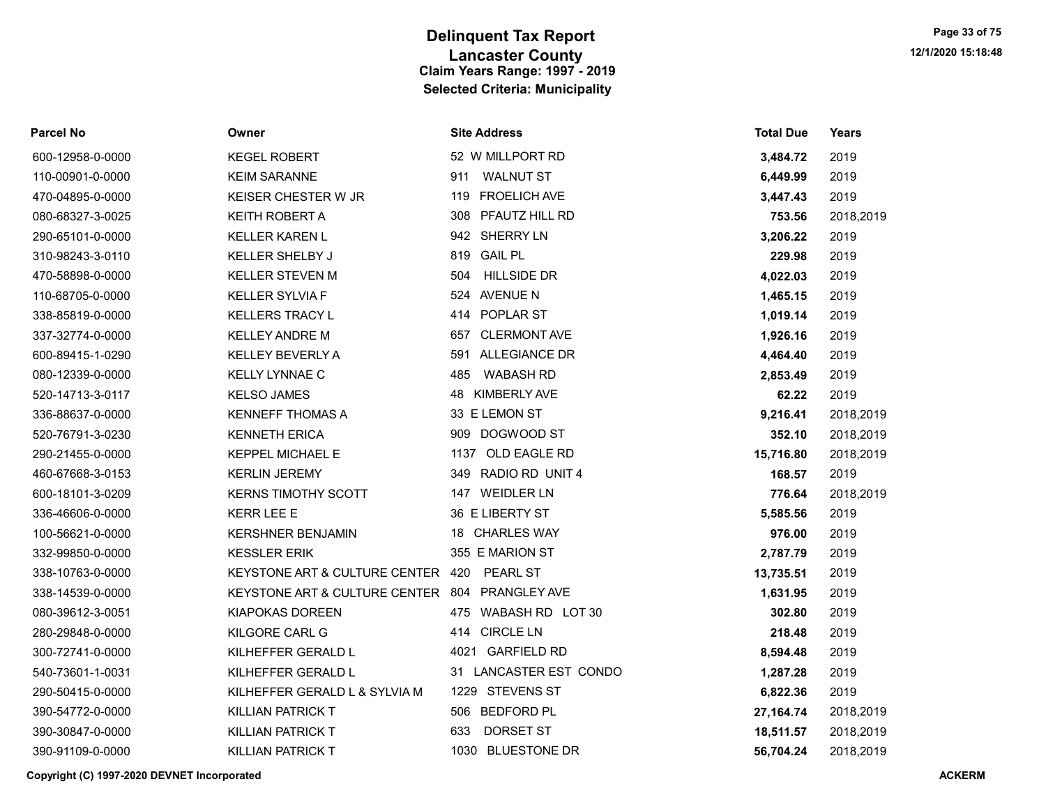# Delinquent Tax Report
## Lancaster County
### Claim Years Range: 1997 - 2019
### Selected Criteria: Municipality

| Parcel No | Owner | Site Address | Total Due | Years |
|---|---|---|---|---|
| 600-12958-0-0000 | KEGEL ROBERT | 52 W MILLPORT RD | **3,484.72** | 2019 |
| 110-00901-0-0000 | KEIM SARANNE | 911 WALNUT ST | **6,449.99** | 2019 |
| 470-04895-0-0000 | KEISER CHESTER W JR | 119 FROELICH AVE | **3,447.43** | 2019 |
| 080-68327-3-0025 | KEITH ROBERT A | 308 PFAUTZ HILL RD | **753.56** | 2018,2019 |
| 290-65101-0-0000 | KELLER KAREN L | 942 SHERRY LN | **3,206.22** | 2019 |
| 310-98243-3-0110 | KELLER SHELBY J | 819 GAIL PL | **229.98** | 2019 |
| 470-58898-0-0000 | KELLER STEVEN M | 504 HILLSIDE DR | **4,022.03** | 2019 |
| 110-68705-0-0000 | KELLER SYLVIA F | 524 AVENUE N | **1,465.15** | 2019 |
| 338-85819-0-0000 | KELLERS TRACY L | 414 POPLAR ST | **1,019.14** | 2019 |
| 337-32774-0-0000 | KELLEY ANDRE M | 657 CLERMONT AVE | **1,926.16** | 2019 |
| 600-89415-1-0290 | KELLEY BEVERLY A | 591 ALLEGIANCE DR | **4,464.40** | 2019 |
| 080-12339-0-0000 | KELLY LYNNAE C | 485 WABASH RD | **2,853.49** | 2019 |
| 520-14713-3-0117 | KELSO JAMES | 48 KIMBERLY AVE | **62.22** | 2019 |
| 336-88637-0-0000 | KENNEFF THOMAS A | 33 E LEMON ST | **9,216.41** | 2018,2019 |
| 520-76791-3-0230 | KENNETH ERICA | 909 DOGWOOD ST | **352.10** | 2018,2019 |
| 290-21455-0-0000 | KEPPEL MICHAEL E | 1137 OLD EAGLE RD | **15,716.80** | 2018,2019 |
| 460-67668-3-0153 | KERLIN JEREMY | 349 RADIO RD UNIT 4 | **168.57** | 2019 |
| 600-18101-3-0209 | KERNS TIMOTHY SCOTT | 147 WEIDLER LN | **776.64** | 2018,2019 |
| 336-46606-0-0000 | KERR LEE E | 36 E LIBERTY ST | **5,585.56** | 2019 |
| 100-56621-0-0000 | KERSHNER BENJAMIN | 18 CHARLES WAY | **976.00** | 2019 |
| 332-99850-0-0000 | KESSLER ERIK | 355 E MARION ST | **2,787.79** | 2019 |
| 338-10763-0-0000 | KEYSTONE ART & CULTURE CENTER | 420 PEARL ST | **13,735.51** | 2019 |
| 338-14539-0-0000 | KEYSTONE ART & CULTURE CENTER | 804 PRANGLEY AVE | **1,631.95** | 2019 |
| 080-39612-3-0051 | KIAPOKAS DOREEN | 475 WABASH RD LOT 30 | **302.80** | 2019 |
| 280-29848-0-0000 | KILGORE CARL G | 414 CIRCLE LN | **218.48** | 2019 |
| 300-72741-0-0000 | KILHEFFER GERALD L | 4021 GARFIELD RD | **8,594.48** | 2019 |
| 540-73601-1-0031 | KILHEFFER GERALD L | 31 LANCASTER EST CONDO | **1,287.28** | 2019 |
| 290-50415-0-0000 | KILHEFFER GERALD L & SYLVIA M | 1229 STEVENS ST | **6,822.36** | 2019 |
| 390-54772-0-0000 | KILLIAN PATRICK T | 506 BEDFORD PL | **27,164.74** | 2018,2019 |
| 390-30847-0-0000 | KILLIAN PATRICK T | 633 DORSET ST | **18,511.57** | 2018,2019 |
| 390-91109-0-0000 | KILLIAN PATRICK T | 1030 BLUESTONE DR | **56,704.24** | 2018,2019 |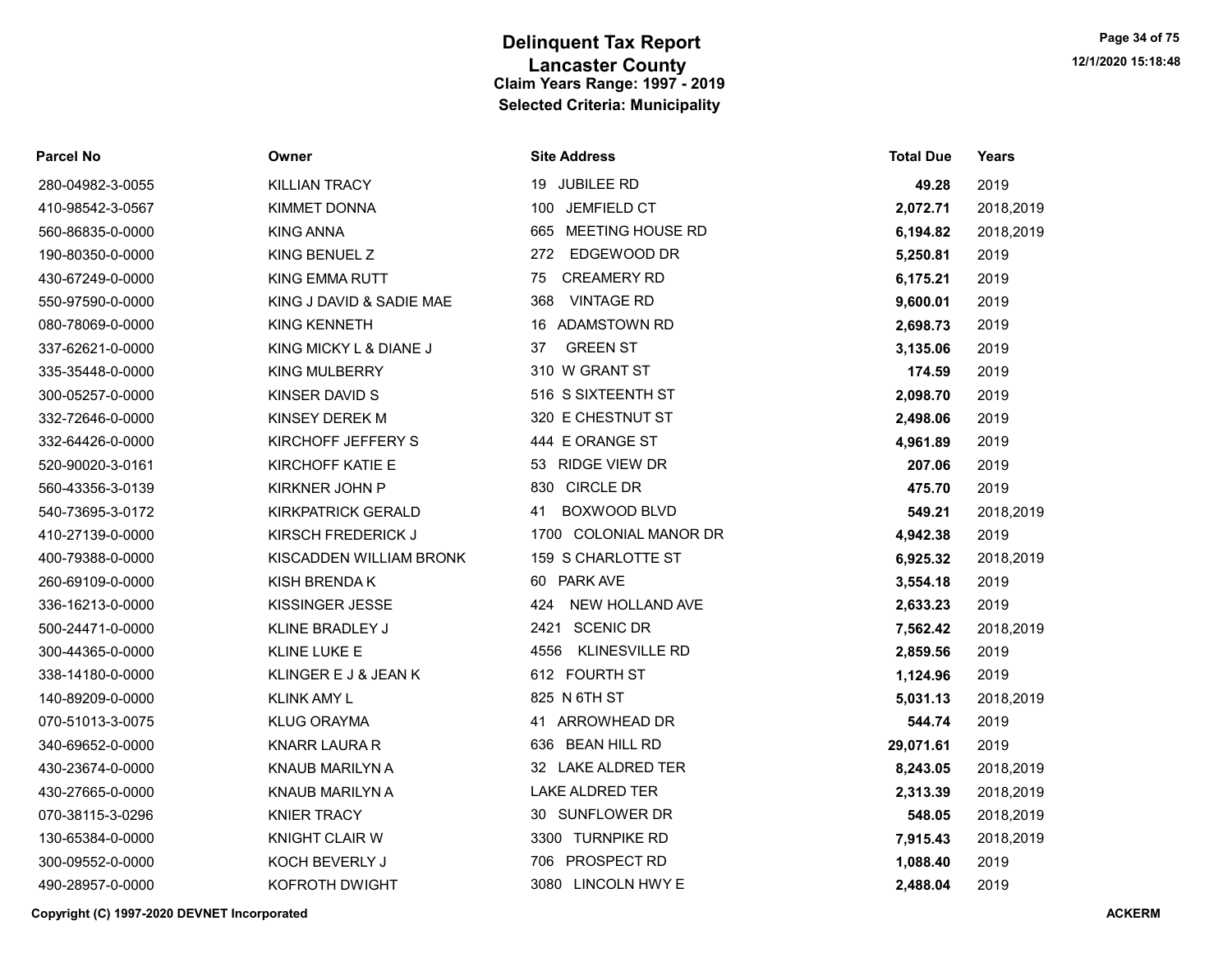# Delinquent Tax Report
## Lancaster County
### Claim Years Range: 1997 - 2019
### Selected Criteria: Municipality

| Parcel No | Owner | Site Address | Total Due | Years |
|---|---|---|---|---|
| 280-04982-3-0055 | KILLIAN TRACY | 19 JUBILEE RD | **49.28** | 2019 |
| 410-98542-3-0567 | KIMMET DONNA | 100 JEMFIELD CT | **2,072.71** | 2018,2019 |
| 560-86835-0-0000 | KING ANNA | 665 MEETING HOUSE RD | **6,194.82** | 2018,2019 |
| 190-80350-0-0000 | KING BENUEL Z | 272 EDGEWOOD DR | **5,250.81** | 2019 |
| 430-67249-0-0000 | KING EMMA RUTT | 75 CREAMERY RD | **6,175.21** | 2019 |
| 550-97590-0-0000 | KING J DAVID & SADIE MAE | 368 VINTAGE RD | **9,600.01** | 2019 |
| 080-78069-0-0000 | KING KENNETH | 16 ADAMSTOWN RD | **2,698.73** | 2019 |
| 337-62621-0-0000 | KING MICKY L & DIANE J | 37 GREEN ST | **3,135.06** | 2019 |
| 335-35448-0-0000 | KING MULBERRY | 310 W GRANT ST | **174.59** | 2019 |
| 300-05257-0-0000 | KINSER DAVID S | 516 S SIXTEENTH ST | **2,098.70** | 2019 |
| 332-72646-0-0000 | KINSEY DEREK M | 320 E CHESTNUT ST | **2,498.06** | 2019 |
| 332-64426-0-0000 | KIRCHOFF JEFFERY S | 444 E ORANGE ST | **4,961.89** | 2019 |
| 520-90020-3-0161 | KIRCHOFF KATIE E | 53 RIDGE VIEW DR | **207.06** | 2019 |
| 560-43356-3-0139 | KIRKNER JOHN P | 830 CIRCLE DR | **475.70** | 2019 |
| 540-73695-3-0172 | KIRKPATRICK GERALD | 41 BOXWOOD BLVD | **549.21** | 2018,2019 |
| 410-27139-0-0000 | KIRSCH FREDERICK J | 1700 COLONIAL MANOR DR | **4,942.38** | 2019 |
| 400-79388-0-0000 | KISCADDEN WILLIAM BRONK | 159 S CHARLOTTE ST | **6,925.32** | 2018,2019 |
| 260-69109-0-0000 | KISH BRENDA K | 60 PARK AVE | **3,554.18** | 2019 |
| 336-16213-0-0000 | KISSINGER JESSE | 424 NEW HOLLAND AVE | **2,633.23** | 2019 |
| 500-24471-0-0000 | KLINE BRADLEY J | 2421 SCENIC DR | **7,562.42** | 2018,2019 |
| 300-44365-0-0000 | KLINE LUKE E | 4556 KLINESVILLE RD | **2,859.56** | 2019 |
| 338-14180-0-0000 | KLINGER E J & JEAN K | 612 FOURTH ST | **1,124.96** | 2019 |
| 140-89209-0-0000 | KLINK AMY L | 825 N 6TH ST | **5,031.13** | 2018,2019 |
| 070-51013-3-0075 | KLUG ORAYMA | 41 ARROWHEAD DR | **544.74** | 2019 |
| 340-69652-0-0000 | KNARR LAURA R | 636 BEAN HILL RD | **29,071.61** | 2019 |
| 430-23674-0-0000 | KNAUB MARILYN A | 32 LAKE ALDRED TER | **8,243.05** | 2018,2019 |
| 430-27665-0-0000 | KNAUB MARILYN A | LAKE ALDRED TER | **2,313.39** | 2018,2019 |
| 070-38115-3-0296 | KNIER TRACY | 30 SUNFLOWER DR | **548.05** | 2018,2019 |
| 130-65384-0-0000 | KNIGHT CLAIR W | 3300 TURNPIKE RD | **7,915.43** | 2018,2019 |
| 300-09552-0-0000 | KOCH BEVERLY J | 706 PROSPECT RD | **1,088.40** | 2019 |
| 490-28957-0-0000 | KOFROTH DWIGHT | 3080 LINCOLN HWY E | **2,488.04** | 2019 |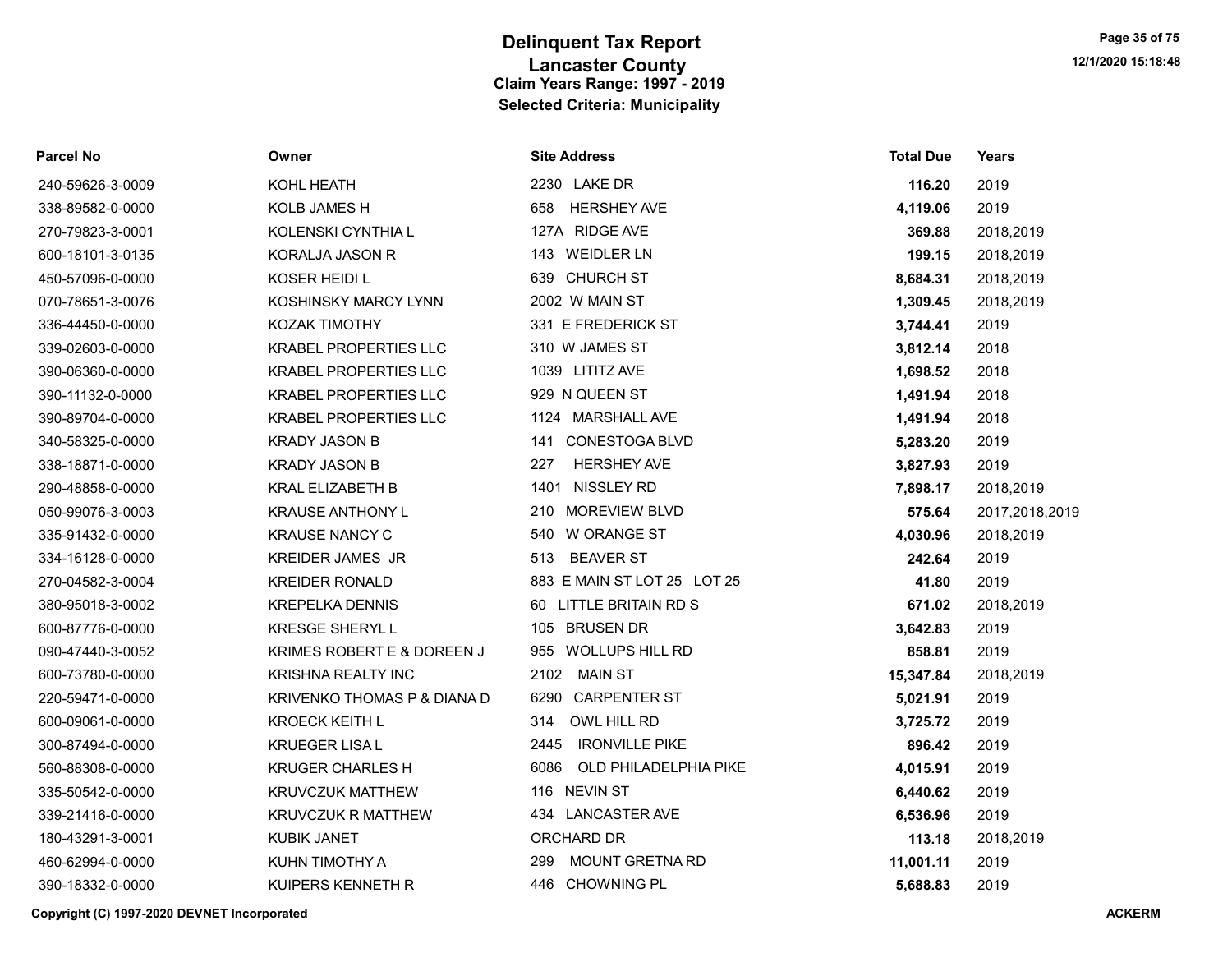# Delinquent Tax Report
## Lancaster County
### Claim Years Range: 1997 - 2019
### Selected Criteria: Municipality

| Parcel No | Owner | Site Address | Total Due | Years |
|---|---|---|---|---|
| 240-59626-3-0009 | KOHL HEATH | 2230 LAKE DR | **116.20** | 2019 |
| 338-89582-0-0000 | KOLB JAMES H | 658 HERSHEY AVE | **4,119.06** | 2019 |
| 270-79823-3-0001 | KOLENSKI CYNTHIA L | 127A RIDGE AVE | **369.88** | 2018,2019 |
| 600-18101-3-0135 | KORALJA JASON R | 143 WEIDLER LN | **199.15** | 2018,2019 |
| 450-57096-0-0000 | KOSER HEIDI L | 639 CHURCH ST | **8,684.31** | 2018,2019 |
| 070-78651-3-0076 | KOSHINSKY MARCY LYNN | 2002 W MAIN ST | **1,309.45** | 2018,2019 |
| 336-44450-0-0000 | KOZAK TIMOTHY | 331 E FREDERICK ST | **3,744.41** | 2019 |
| 339-02603-0-0000 | KRABEL PROPERTIES LLC | 310 W JAMES ST | **3,812.14** | 2018 |
| 390-06360-0-0000 | KRABEL PROPERTIES LLC | 1039 LITITZ AVE | **1,698.52** | 2018 |
| 390-11132-0-0000 | KRABEL PROPERTIES LLC | 929 N QUEEN ST | **1,491.94** | 2018 |
| 390-89704-0-0000 | KRABEL PROPERTIES LLC | 1124 MARSHALL AVE | **1,491.94** | 2018 |
| 340-58325-0-0000 | KRADY JASON B | 141 CONESTOGA BLVD | **5,283.20** | 2019 |
| 338-18871-0-0000 | KRADY JASON B | 227 HERSHEY AVE | **3,827.93** | 2019 |
| 290-48858-0-0000 | KRAL ELIZABETH B | 1401 NISSLEY RD | **7,898.17** | 2018,2019 |
| 050-99076-3-0003 | KRAUSE ANTHONY L | 210 MOREVIEW BLVD | **575.64** | 2017,2018,2019 |
| 335-91432-0-0000 | KRAUSE NANCY C | 540 W ORANGE ST | **4,030.96** | 2018,2019 |
| 334-16128-0-0000 | KREIDER JAMES JR | 513 BEAVER ST | **242.64** | 2019 |
| 270-04582-3-0004 | KREIDER RONALD | 883 E MAIN ST LOT 25 LOT 25 | **41.80** | 2019 |
| 380-95018-3-0002 | KREPELKA DENNIS | 60 LITTLE BRITAIN RD S | **671.02** | 2018,2019 |
| 600-87776-0-0000 | KRESGE SHERYL L | 105 BRUSEN DR | **3,642.83** | 2019 |
| 090-47440-3-0052 | KRIMES ROBERT E & DOREEN J | 955 WOLLUPS HILL RD | **858.81** | 2019 |
| 600-73780-0-0000 | KRISHNA REALTY INC | 2102 MAIN ST | **15,347.84** | 2018,2019 |
| 220-59471-0-0000 | KRIVENKO THOMAS P & DIANA D | 6290 CARPENTER ST | **5,021.91** | 2019 |
| 600-09061-0-0000 | KROECK KEITH L | 314 OWL HILL RD | **3,725.72** | 2019 |
| 300-87494-0-0000 | KRUEGER LISA L | 2445 IRONVILLE PIKE | **896.42** | 2019 |
| 560-88308-0-0000 | KRUGER CHARLES H | 6086 OLD PHILADELPHIA PIKE | **4,015.91** | 2019 |
| 335-50542-0-0000 | KRUVCZUK MATTHEW | 116 NEVIN ST | **6,440.62** | 2019 |
| 339-21416-0-0000 | KRUVCZUK R MATTHEW | 434 LANCASTER AVE | **6,536.96** | 2019 |
| 180-43291-3-0001 | KUBIK JANET | ORCHARD DR | **113.18** | 2018,2019 |
| 460-62994-0-0000 | KUHN TIMOTHY A | 299 MOUNT GRETNA RD | **11,001.11** | 2019 |
| 390-18332-0-0000 | KUIPERS KENNETH R | 446 CHOWNING PL | **5,688.83** | 2019 |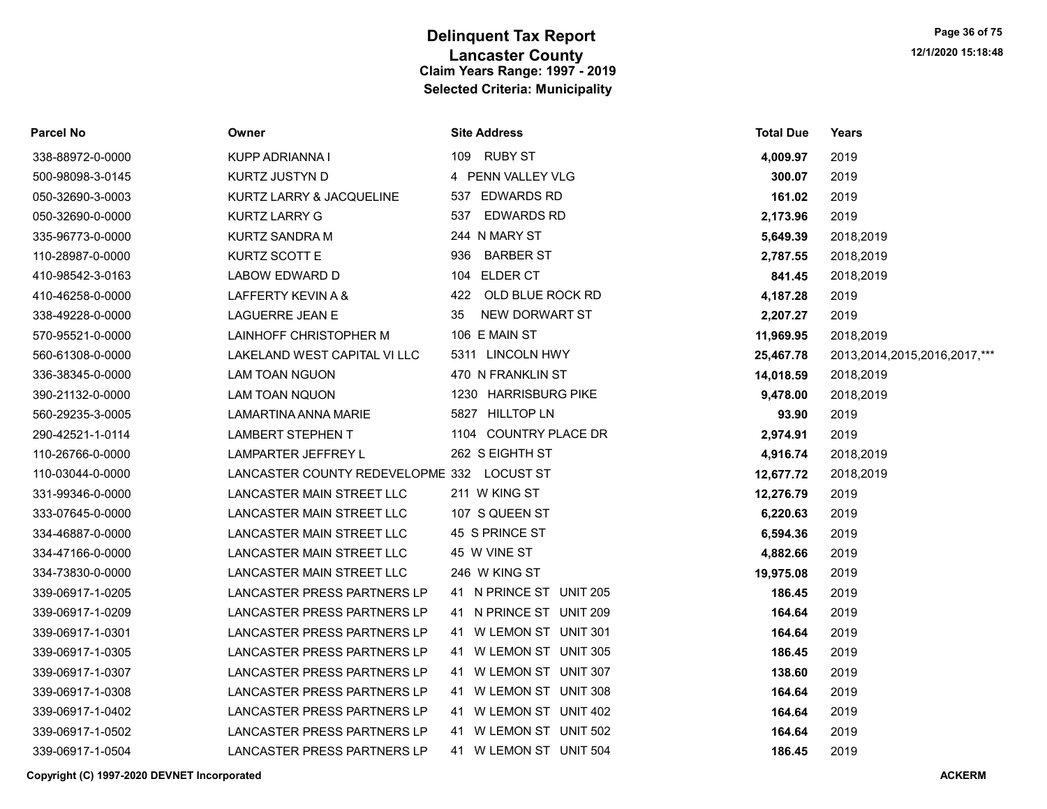# Delinquent Tax Report
## Lancaster County
### Claim Years Range: 1997 - 2019
### Selected Criteria: Municipality

| Parcel No | Owner | Site Address | Total Due | Years |
|---|---|---|---|---|
| 338-88972-0-0000 | KUPP ADRIANNA I | 109 RUBY ST | **4,009.97** | 2019 |
| 500-98098-3-0145 | KURTZ JUSTYN D | 4 PENN VALLEY VLG | **300.07** | 2019 |
| 050-32690-3-0003 | KURTZ LARRY & JACQUELINE | 537 EDWARDS RD | **161.02** | 2019 |
| 050-32690-0-0000 | KURTZ LARRY G | 537 EDWARDS RD | **2,173.96** | 2019 |
| 335-96773-0-0000 | KURTZ SANDRA M | 244 N MARY ST | **5,649.39** | 2018,2019 |
| 110-28987-0-0000 | KURTZ SCOTT E | 936 BARBER ST | **2,787.55** | 2018,2019 |
| 410-98542-3-0163 | LABOW EDWARD D | 104 ELDER CT | **841.45** | 2018,2019 |
| 410-46258-0-0000 | LAFFERTY KEVIN A & | 422 OLD BLUE ROCK RD | **4,187.28** | 2019 |
| 338-49228-0-0000 | LAGUERRE JEAN E | 35 NEW DORWART ST | **2,207.27** | 2019 |
| 570-95521-0-0000 | LAINHOFF CHRISTOPHER M | 106 E MAIN ST | **11,969.95** | 2018,2019 |
| 560-61308-0-0000 | LAKELAND WEST CAPITAL VI LLC | 5311 LINCOLN HWY | **25,467.78** | 2013,2014,2015,2016,2017,*** |
| 336-38345-0-0000 | LAM TOAN NGUON | 470 N FRANKLIN ST | **14,018.59** | 2018,2019 |
| 390-21132-0-0000 | LAM TOAN NQUON | 1230 HARRISBURG PIKE | **9,478.00** | 2018,2019 |
| 560-29235-3-0005 | LAMARTINA ANNA MARIE | 5827 HILLTOP LN | **93.90** | 2019 |
| 290-42521-1-0114 | LAMBERT STEPHEN T | 1104 COUNTRY PLACE DR | **2,974.91** | 2019 |
| 110-26766-0-0000 | LAMPARTER JEFFREY L | 262 S EIGHTH ST | **4,916.74** | 2018,2019 |
| 110-03044-0-0000 | LANCASTER COUNTY REDEVELOPME | 332 LOCUST ST | **12,677.72** | 2018,2019 |
| 331-99346-0-0000 | LANCASTER MAIN STREET LLC | 211 W KING ST | **12,276.79** | 2019 |
| 333-07645-0-0000 | LANCASTER MAIN STREET LLC | 107 S QUEEN ST | **6,220.63** | 2019 |
| 334-46887-0-0000 | LANCASTER MAIN STREET LLC | 45 S PRINCE ST | **6,594.36** | 2019 |
| 334-47166-0-0000 | LANCASTER MAIN STREET LLC | 45 W VINE ST | **4,882.66** | 2019 |
| 334-73830-0-0000 | LANCASTER MAIN STREET LLC | 246 W KING ST | **19,975.08** | 2019 |
| 339-06917-1-0205 | LANCASTER PRESS PARTNERS LP | 41 N PRINCE ST UNIT 205 | **186.45** | 2019 |
| 339-06917-1-0209 | LANCASTER PRESS PARTNERS LP | 41 N PRINCE ST UNIT 209 | **164.64** | 2019 |
| 339-06917-1-0301 | LANCASTER PRESS PARTNERS LP | 41 W LEMON ST UNIT 301 | **164.64** | 2019 |
| 339-06917-1-0305 | LANCASTER PRESS PARTNERS LP | 41 W LEMON ST UNIT 305 | **186.45** | 2019 |
| 339-06917-1-0307 | LANCASTER PRESS PARTNERS LP | 41 W LEMON ST UNIT 307 | **138.60** | 2019 |
| 339-06917-1-0308 | LANCASTER PRESS PARTNERS LP | 41 W LEMON ST UNIT 308 | **164.64** | 2019 |
| 339-06917-1-0402 | LANCASTER PRESS PARTNERS LP | 41 W LEMON ST UNIT 402 | **164.64** | 2019 |
| 339-06917-1-0502 | LANCASTER PRESS PARTNERS LP | 41 W LEMON ST UNIT 502 | **164.64** | 2019 |
| 339-06917-1-0504 | LANCASTER PRESS PARTNERS LP | 41 W LEMON ST UNIT 504 | **186.45** | 2019 |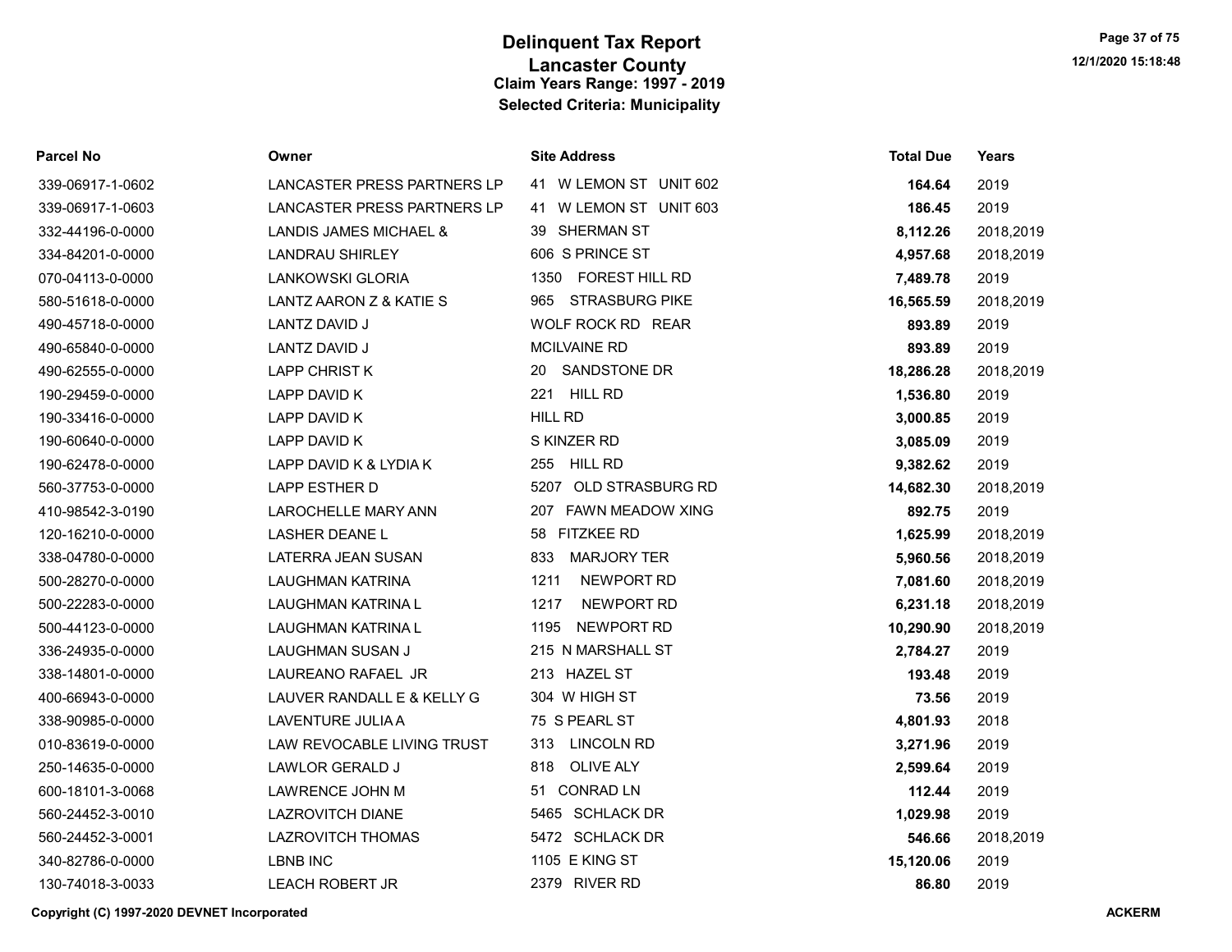# Delinquent Tax Report

## Lancaster County

### Claim Years Range: 1997 - 2019

### Selected Criteria: Municipality

| Parcel No | Owner | Site Address | Total Due | Years |
|---|---|---|---|---|
| 339-06917-1-0602 | LANCASTER PRESS PARTNERS LP | 41 W LEMON ST UNIT 602 | **164.64** | 2019 |
| 339-06917-1-0603 | LANCASTER PRESS PARTNERS LP | 41 W LEMON ST UNIT 603 | **186.45** | 2019 |
| 332-44196-0-0000 | LANDIS JAMES MICHAEL & | 39 SHERMAN ST | **8,112.26** | 2018,2019 |
| 334-84201-0-0000 | LANDRAU SHIRLEY | 606 S PRINCE ST | **4,957.68** | 2018,2019 |
| 070-04113-0-0000 | LANKOWSKI GLORIA | 1350 FOREST HILL RD | **7,489.78** | 2019 |
| 580-51618-0-0000 | LANTZ AARON Z & KATIE S | 965 STRASBURG PIKE | **16,565.59** | 2018,2019 |
| 490-45718-0-0000 | LANTZ DAVID J | WOLF ROCK RD REAR | **893.89** | 2019 |
| 490-65840-0-0000 | LANTZ DAVID J | MCILVAINE RD | **893.89** | 2019 |
| 490-62555-0-0000 | LAPP CHRIST K | 20 SANDSTONE DR | **18,286.28** | 2018,2019 |
| 190-29459-0-0000 | LAPP DAVID K | 221 HILL RD | **1,536.80** | 2019 |
| 190-33416-0-0000 | LAPP DAVID K | HILL RD | **3,000.85** | 2019 |
| 190-60640-0-0000 | LAPP DAVID K | S KINZER RD | **3,085.09** | 2019 |
| 190-62478-0-0000 | LAPP DAVID K & LYDIA K | 255 HILL RD | **9,382.62** | 2019 |
| 560-37753-0-0000 | LAPP ESTHER D | 5207 OLD STRASBURG RD | **14,682.30** | 2018,2019 |
| 410-98542-3-0190 | LAROCHELLE MARY ANN | 207 FAWN MEADOW XING | **892.75** | 2019 |
| 120-16210-0-0000 | LASHER DEANE L | 58 FITZKEE RD | **1,625.99** | 2018,2019 |
| 338-04780-0-0000 | LATERRA JEAN SUSAN | 833 MARJORY TER | **5,960.56** | 2018,2019 |
| 500-28270-0-0000 | LAUGHMAN KATRINA | 1211 NEWPORT RD | **7,081.60** | 2018,2019 |
| 500-22283-0-0000 | LAUGHMAN KATRINA L | 1217 NEWPORT RD | **6,231.18** | 2018,2019 |
| 500-44123-0-0000 | LAUGHMAN KATRINA L | 1195 NEWPORT RD | **10,290.90** | 2018,2019 |
| 336-24935-0-0000 | LAUGHMAN SUSAN J | 215 N MARSHALL ST | **2,784.27** | 2019 |
| 338-14801-0-0000 | LAUREANO RAFAEL JR | 213 HAZEL ST | **193.48** | 2019 |
| 400-66943-0-0000 | LAUVER RANDALL E & KELLY G | 304 W HIGH ST | **73.56** | 2019 |
| 338-90985-0-0000 | LAVENTURE JULIA A | 75 S PEARL ST | **4,801.93** | 2018 |
| 010-83619-0-0000 | LAW REVOCABLE LIVING TRUST | 313 LINCOLN RD | **3,271.96** | 2019 |
| 250-14635-0-0000 | LAWLOR GERALD J | 818 OLIVE ALY | **2,599.64** | 2019 |
| 600-18101-3-0068 | LAWRENCE JOHN M | 51 CONRAD LN | **112.44** | 2019 |
| 560-24452-3-0010 | LAZROVITCH DIANE | 5465 SCHLACK DR | **1,029.98** | 2019 |
| 560-24452-3-0001 | LAZROVITCH THOMAS | 5472 SCHLACK DR | **546.66** | 2018,2019 |
| 340-82786-0-0000 | LBNB INC | 1105 E KING ST | **15,120.06** | 2019 |
| 130-74018-3-0033 | LEACH ROBERT JR | 2379 RIVER RD | **86.80** | 2019 |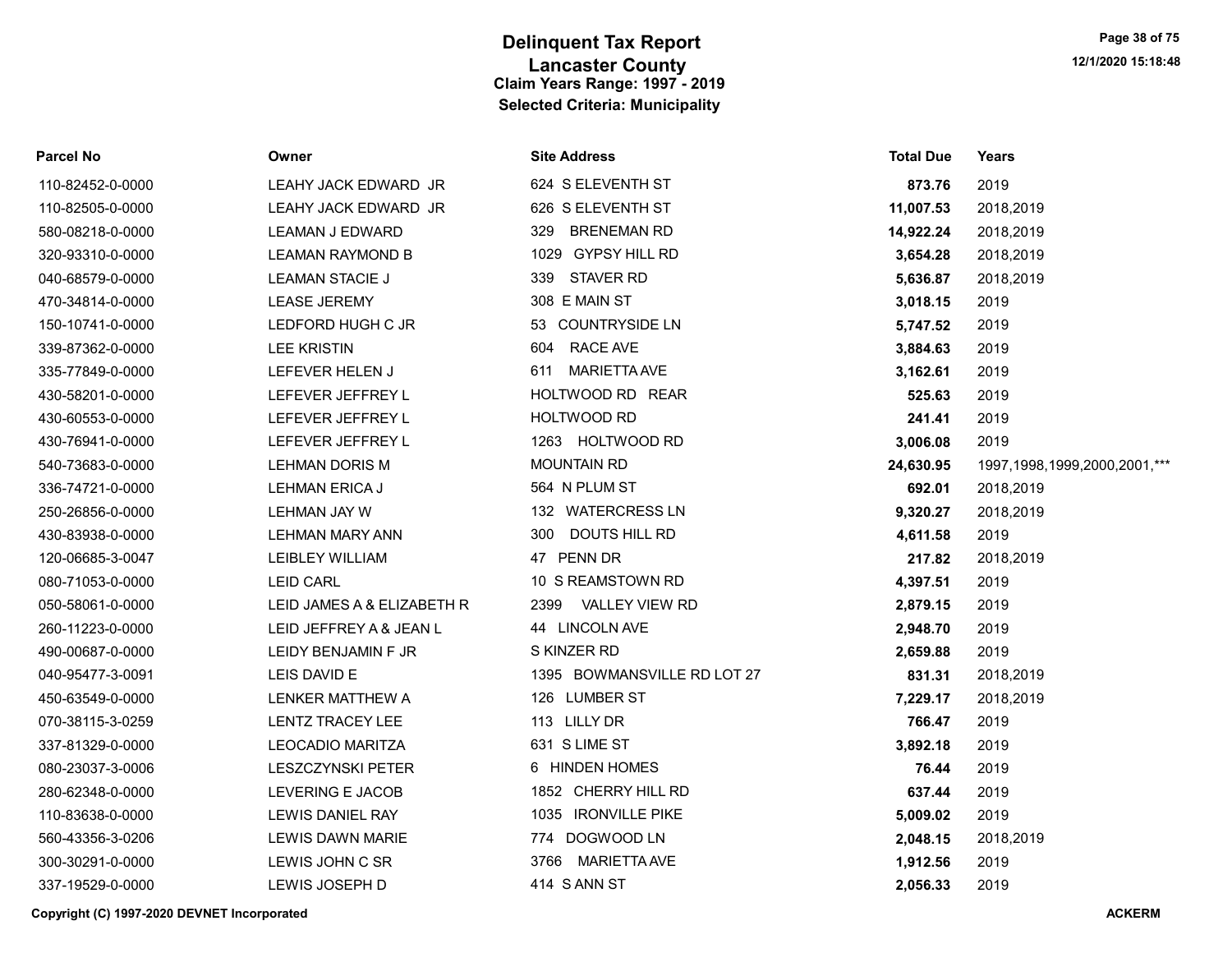# Delinquent Tax Report
## Lancaster County
### Claim Years Range: 1997 - 2019
### Selected Criteria: Municipality

| Parcel No | Owner | Site Address | Total Due | Years |
|---|---|---|---|---|
| 110-82452-0-0000 | LEAHY JACK EDWARD JR | 624 S ELEVENTH ST | **873.76** | 2019 |
| 110-82505-0-0000 | LEAHY JACK EDWARD JR | 626 S ELEVENTH ST | **11,007.53** | 2018,2019 |
| 580-08218-0-0000 | LEAMAN J EDWARD | 329 BRENEMAN RD | **14,922.24** | 2018,2019 |
| 320-93310-0-0000 | LEAMAN RAYMOND B | 1029 GYPSY HILL RD | **3,654.28** | 2018,2019 |
| 040-68579-0-0000 | LEAMAN STACIE J | 339 STAVER RD | **5,636.87** | 2018,2019 |
| 470-34814-0-0000 | LEASE JEREMY | 308 E MAIN ST | **3,018.15** | 2019 |
| 150-10741-0-0000 | LEDFORD HUGH C JR | 53 COUNTRYSIDE LN | **5,747.52** | 2019 |
| 339-87362-0-0000 | LEE KRISTIN | 604 RACE AVE | **3,884.63** | 2019 |
| 335-77849-0-0000 | LEFEVER HELEN J | 611 MARIETTA AVE | **3,162.61** | 2019 |
| 430-58201-0-0000 | LEFEVER JEFFREY L | HOLTWOOD RD REAR | **525.63** | 2019 |
| 430-60553-0-0000 | LEFEVER JEFFREY L | HOLTWOOD RD | **241.41** | 2019 |
| 430-76941-0-0000 | LEFEVER JEFFREY L | 1263 HOLTWOOD RD | **3,006.08** | 2019 |
| 540-73683-0-0000 | LEHMAN DORIS M | MOUNTAIN RD | **24,630.95** | 1997,1998,1999,2000,2001,*** |
| 336-74721-0-0000 | LEHMAN ERICA J | 564 N PLUM ST | **692.01** | 2018,2019 |
| 250-26856-0-0000 | LEHMAN JAY W | 132 WATERCRESS LN | **9,320.27** | 2018,2019 |
| 430-83938-0-0000 | LEHMAN MARY ANN | 300 DOUTS HILL RD | **4,611.58** | 2019 |
| 120-06685-3-0047 | LEIBLEY WILLIAM | 47 PENN DR | **217.82** | 2018,2019 |
| 080-71053-0-0000 | LEID CARL | 10 S REAMSTOWN RD | **4,397.51** | 2019 |
| 050-58061-0-0000 | LEID JAMES A & ELIZABETH R | 2399 VALLEY VIEW RD | **2,879.15** | 2019 |
| 260-11223-0-0000 | LEID JEFFREY A & JEAN L | 44 LINCOLN AVE | **2,948.70** | 2019 |
| 490-00687-0-0000 | LEIDY BENJAMIN F JR | S KINZER RD | **2,659.88** | 2019 |
| 040-95477-3-0091 | LEIS DAVID E | 1395 BOWMANSVILLE RD LOT 27 | **831.31** | 2018,2019 |
| 450-63549-0-0000 | LENKER MATTHEW A | 126 LUMBER ST | **7,229.17** | 2018,2019 |
| 070-38115-3-0259 | LENTZ TRACEY LEE | 113 LILLY DR | **766.47** | 2019 |
| 337-81329-0-0000 | LEOCADIO MARITZA | 631 S LIME ST | **3,892.18** | 2019 |
| 080-23037-3-0006 | LESZCZYNSKI PETER | 6 HINDEN HOMES | **76.44** | 2019 |
| 280-62348-0-0000 | LEVERING E JACOB | 1852 CHERRY HILL RD | **637.44** | 2019 |
| 110-83638-0-0000 | LEWIS DANIEL RAY | 1035 IRONVILLE PIKE | **5,009.02** | 2019 |
| 560-43356-3-0206 | LEWIS DAWN MARIE | 774 DOGWOOD LN | **2,048.15** | 2018,2019 |
| 300-30291-0-0000 | LEWIS JOHN C SR | 3766 MARIETTA AVE | **1,912.56** | 2019 |
| 337-19529-0-0000 | LEWIS JOSEPH D | 414 S ANN ST | **2,056.33** | 2019 |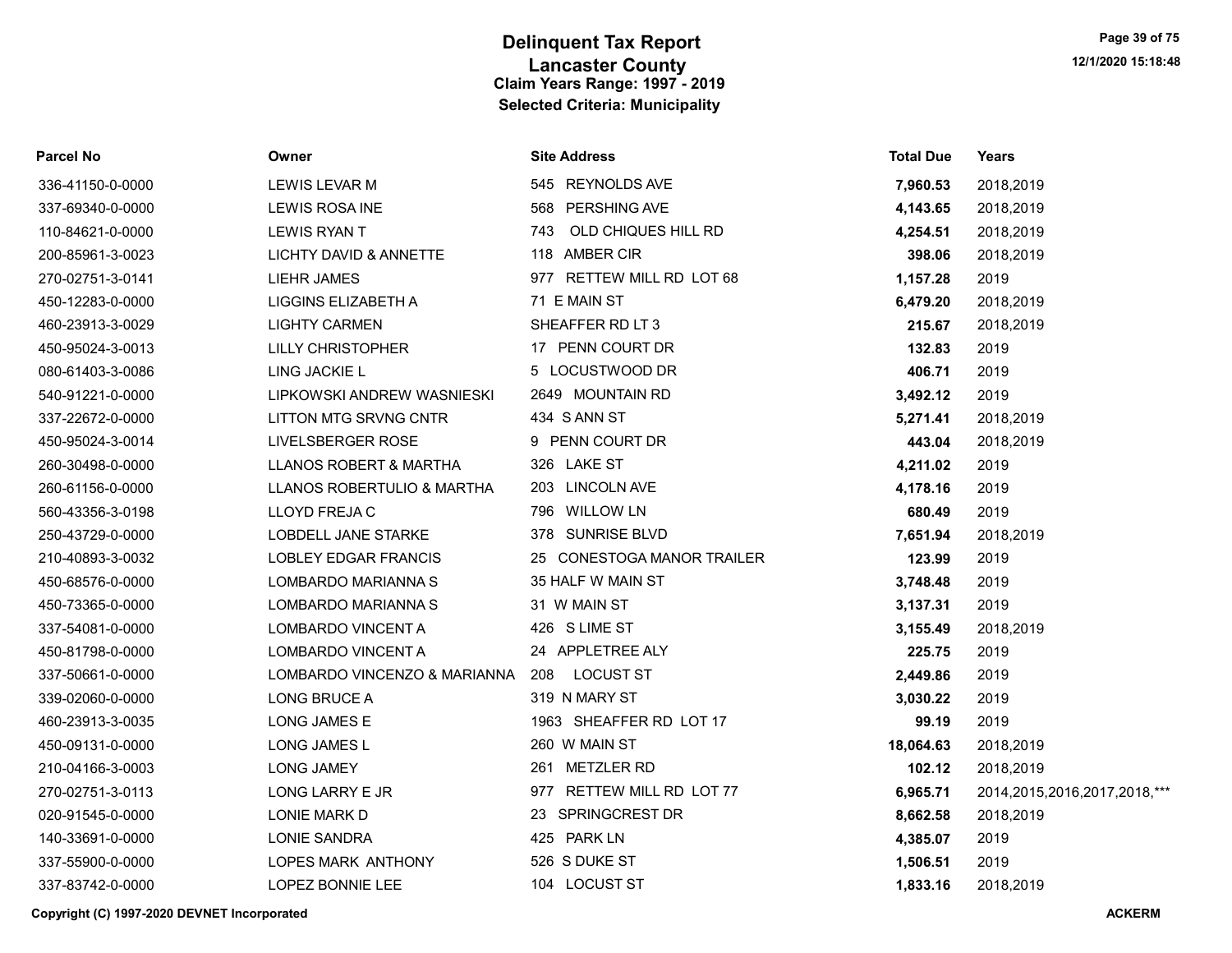# Delinquent Tax Report

## Lancaster County

### Claim Years Range: 1997 - 2019

### Selected Criteria: Municipality

| Parcel No | Owner | Site Address | Total Due | Years |
|---|---|---|---|---|
| 336-41150-0-0000 | LEWIS LEVAR M | 545 REYNOLDS AVE | **7,960.53** | 2018,2019 |
| 337-69340-0-0000 | LEWIS ROSA INE | 568 PERSHING AVE | **4,143.65** | 2018,2019 |
| 110-84621-0-0000 | LEWIS RYAN T | 743 OLD CHIQUES HILL RD | **4,254.51** | 2018,2019 |
| 200-85961-3-0023 | LICHTY DAVID & ANNETTE | 118 AMBER CIR | **398.06** | 2018,2019 |
| 270-02751-3-0141 | LIEHR JAMES | 977 RETTEW MILL RD LOT 68 | **1,157.28** | 2019 |
| 450-12283-0-0000 | LIGGINS ELIZABETH A | 71 E MAIN ST | **6,479.20** | 2018,2019 |
| 460-23913-3-0029 | LIGHTY CARMEN | SHEAFFER RD LT 3 | **215.67** | 2018,2019 |
| 450-95024-3-0013 | LILLY CHRISTOPHER | 17 PENN COURT DR | **132.83** | 2019 |
| 080-61403-3-0086 | LING JACKIE L | 5 LOCUSTWOOD DR | **406.71** | 2019 |
| 540-91221-0-0000 | LIPKOWSKI ANDREW WASNIESKI | 2649 MOUNTAIN RD | **3,492.12** | 2019 |
| 337-22672-0-0000 | LITTON MTG SRVNG CNTR | 434 S ANN ST | **5,271.41** | 2018,2019 |
| 450-95024-3-0014 | LIVELSBERGER ROSE | 9 PENN COURT DR | **443.04** | 2018,2019 |
| 260-30498-0-0000 | LLANOS ROBERT & MARTHA | 326 LAKE ST | **4,211.02** | 2019 |
| 260-61156-0-0000 | LLANOS ROBERTULIO & MARTHA | 203 LINCOLN AVE | **4,178.16** | 2019 |
| 560-43356-3-0198 | LLOYD FREJA C | 796 WILLOW LN | **680.49** | 2019 |
| 250-43729-0-0000 | LOBDELL JANE STARKE | 378 SUNRISE BLVD | **7,651.94** | 2018,2019 |
| 210-40893-3-0032 | LOBLEY EDGAR FRANCIS | 25 CONESTOGA MANOR TRAILER | **123.99** | 2019 |
| 450-68576-0-0000 | LOMBARDO MARIANNA S | 35 HALF W MAIN ST | **3,748.48** | 2019 |
| 450-73365-0-0000 | LOMBARDO MARIANNA S | 31 W MAIN ST | **3,137.31** | 2019 |
| 337-54081-0-0000 | LOMBARDO VINCENT A | 426 S LIME ST | **3,155.49** | 2018,2019 |
| 450-81798-0-0000 | LOMBARDO VINCENT A | 24 APPLETREE ALY | **225.75** | 2019 |
| 337-50661-0-0000 | LOMBARDO VINCENZO & MARIANNA | 208 LOCUST ST | **2,449.86** | 2019 |
| 339-02060-0-0000 | LONG BRUCE A | 319 N MARY ST | **3,030.22** | 2019 |
| 460-23913-3-0035 | LONG JAMES E | 1963 SHEAFFER RD LOT 17 | **99.19** | 2019 |
| 450-09131-0-0000 | LONG JAMES L | 260 W MAIN ST | **18,064.63** | 2018,2019 |
| 210-04166-3-0003 | LONG JAMEY | 261 METZLER RD | **102.12** | 2018,2019 |
| 270-02751-3-0113 | LONG LARRY E JR | 977 RETTEW MILL RD LOT 77 | **6,965.71** | 2014,2015,2016,2017,2018,*** |
| 020-91545-0-0000 | LONIE MARK D | 23 SPRINGCREST DR | **8,662.58** | 2018,2019 |
| 140-33691-0-0000 | LONIE SANDRA | 425 PARK LN | **4,385.07** | 2019 |
| 337-55900-0-0000 | LOPES MARK ANTHONY | 526 S DUKE ST | **1,506.51** | 2019 |
| 337-83742-0-0000 | LOPEZ BONNIE LEE | 104 LOCUST ST | **1,833.16** | 2018,2019 |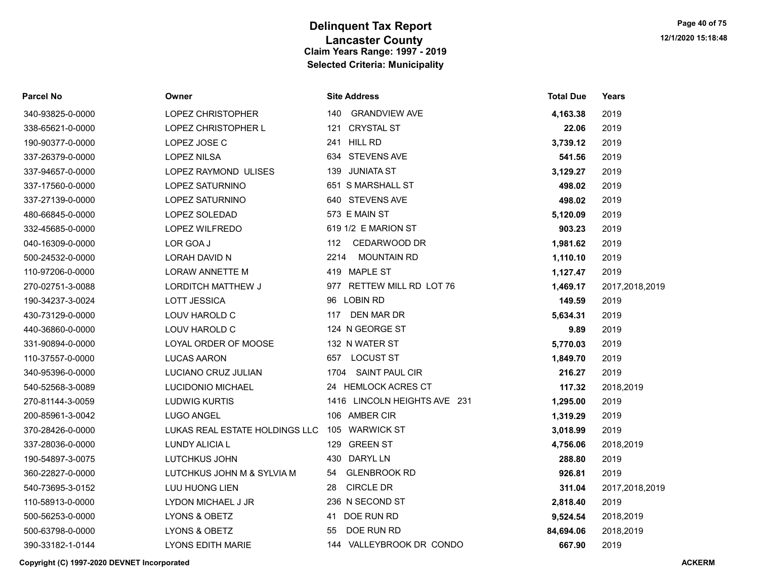# Delinquent Tax Report
## Lancaster County
### Claim Years Range: 1997 - 2019
### Selected Criteria: Municipality

| Parcel No | Owner | Site Address | Total Due | Years |
|---|---|---|---|---|
| 340-93825-0-0000 | LOPEZ CHRISTOPHER | 140 GRANDVIEW AVE | 4,163.38 | 2019 |
| 338-65621-0-0000 | LOPEZ CHRISTOPHER L | 121 CRYSTAL ST | 22.06 | 2019 |
| 190-90377-0-0000 | LOPEZ JOSE C | 241 HILL RD | 3,739.12 | 2019 |
| 337-26379-0-0000 | LOPEZ NILSA | 634 STEVENS AVE | 541.56 | 2019 |
| 337-94657-0-0000 | LOPEZ RAYMOND ULISES | 139 JUNIATA ST | 3,129.27 | 2019 |
| 337-17560-0-0000 | LOPEZ SATURNINO | 651 S MARSHALL ST | 498.02 | 2019 |
| 337-27139-0-0000 | LOPEZ SATURNINO | 640 STEVENS AVE | 498.02 | 2019 |
| 480-66845-0-0000 | LOPEZ SOLEDAD | 573 E MAIN ST | 5,120.09 | 2019 |
| 332-45685-0-0000 | LOPEZ WILFREDO | 619 1/2 E MARION ST | 903.23 | 2019 |
| 040-16309-0-0000 | LOR GOA J | 112 CEDARWOOD DR | 1,981.62 | 2019 |
| 500-24532-0-0000 | LORAH DAVID N | 2214 MOUNTAIN RD | 1,110.10 | 2019 |
| 110-97206-0-0000 | LORAW ANNETTE M | 419 MAPLE ST | 1,127.47 | 2019 |
| 270-02751-3-0088 | LORDITCH MATTHEW J | 977 RETTEW MILL RD LOT 76 | 1,469.17 | 2017,2018,2019 |
| 190-34237-3-0024 | LOTT JESSICA | 96 LOBIN RD | 149.59 | 2019 |
| 430-73129-0-0000 | LOUV HAROLD C | 117 DEN MAR DR | 5,634.31 | 2019 |
| 440-36860-0-0000 | LOUV HAROLD C | 124 N GEORGE ST | 9.89 | 2019 |
| 331-90894-0-0000 | LOYAL ORDER OF MOOSE | 132 N WATER ST | 5,770.03 | 2019 |
| 110-37557-0-0000 | LUCAS AARON | 657 LOCUST ST | 1,849.70 | 2019 |
| 340-95396-0-0000 | LUCIANO CRUZ JULIAN | 1704 SAINT PAUL CIR | 216.27 | 2019 |
| 540-52568-3-0089 | LUCIDONIO MICHAEL | 24 HEMLOCK ACRES CT | 117.32 | 2018,2019 |
| 270-81144-3-0059 | LUDWIG KURTIS | 1416 LINCOLN HEIGHTS AVE 231 | 1,295.00 | 2019 |
| 200-85961-3-0042 | LUGO ANGEL | 106 AMBER CIR | 1,319.29 | 2019 |
| 370-28426-0-0000 | LUKAS REAL ESTATE HOLDINGS LLC | 105 WARWICK ST | 3,018.99 | 2019 |
| 337-28036-0-0000 | LUNDY ALICIA L | 129 GREEN ST | 4,756.06 | 2018,2019 |
| 190-54897-3-0075 | LUTCHKUS JOHN | 430 DARYL LN | 288.80 | 2019 |
| 360-22827-0-0000 | LUTCHKUS JOHN M & SYLVIA M | 54 GLENBROOK RD | 926.81 | 2019 |
| 540-73695-3-0152 | LUU HUONG LIEN | 28 CIRCLE DR | 311.04 | 2017,2018,2019 |
| 110-58913-0-0000 | LYDON MICHAEL J JR | 236 N SECOND ST | 2,818.40 | 2019 |
| 500-56253-0-0000 | LYONS & OBETZ | 41 DOE RUN RD | 9,524.54 | 2018,2019 |
| 500-63798-0-0000 | LYONS & OBETZ | 55 DOE RUN RD | 84,694.06 | 2018,2019 |
| 390-33182-1-0144 | LYONS EDITH MARIE | 144 VALLEYBROOK DR CONDO | 667.90 | 2019 |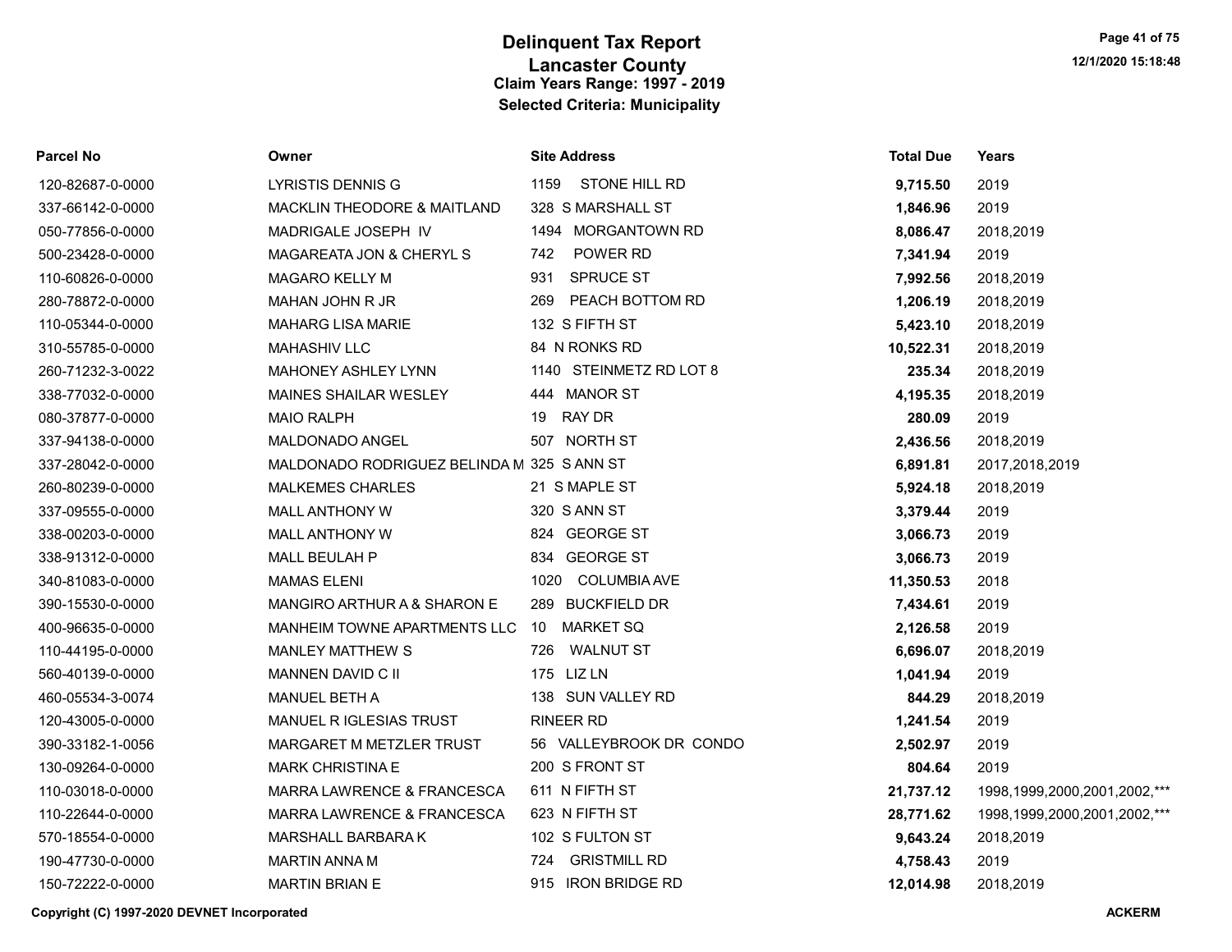# Delinquent Tax Report
## Lancaster County
### Claim Years Range: 1997 - 2019
### Selected Criteria: Municipality

| Parcel No | Owner | Site Address | Total Due | Years |
|---|---|---|---|---|
| 120-82687-0-0000 | LYRISTIS DENNIS G | 1159 STONE HILL RD | **9,715.50** | 2019 |
| 337-66142-0-0000 | MACKLIN THEODORE & MAITLAND | 328 S MARSHALL ST | **1,846.96** | 2019 |
| 050-77856-0-0000 | MADRIGALE JOSEPH IV | 1494 MORGANTOWN RD | **8,086.47** | 2018,2019 |
| 500-23428-0-0000 | MAGAREATA JON & CHERYL S | 742 POWER RD | **7,341.94** | 2019 |
| 110-60826-0-0000 | MAGARO KELLY M | 931 SPRUCE ST | **7,992.56** | 2018,2019 |
| 280-78872-0-0000 | MAHAN JOHN R JR | 269 PEACH BOTTOM RD | **1,206.19** | 2018,2019 |
| 110-05344-0-0000 | MAHARG LISA MARIE | 132 S FIFTH ST | **5,423.10** | 2018,2019 |
| 310-55785-0-0000 | MAHASHIV LLC | 84 N RONKS RD | **10,522.31** | 2018,2019 |
| 260-71232-3-0022 | MAHONEY ASHLEY LYNN | 1140 STEINMETZ RD LOT 8 | **235.34** | 2018,2019 |
| 338-77032-0-0000 | MAINES SHAILAR WESLEY | 444 MANOR ST | **4,195.35** | 2018,2019 |
| 080-37877-0-0000 | MAIO RALPH | 19 RAY DR | **280.09** | 2019 |
| 337-94138-0-0000 | MALDONADO ANGEL | 507 NORTH ST | **2,436.56** | 2018,2019 |
| 337-28042-0-0000 | MALDONADO RODRIGUEZ BELINDA M | 325 S ANN ST | **6,891.81** | 2017,2018,2019 |
| 260-80239-0-0000 | MALKEMES CHARLES | 21 S MAPLE ST | **5,924.18** | 2018,2019 |
| 337-09555-0-0000 | MALL ANTHONY W | 320 S ANN ST | **3,379.44** | 2019 |
| 338-00203-0-0000 | MALL ANTHONY W | 824 GEORGE ST | **3,066.73** | 2019 |
| 338-91312-0-0000 | MALL BEULAH P | 834 GEORGE ST | **3,066.73** | 2019 |
| 340-81083-0-0000 | MAMAS ELENI | 1020 COLUMBIA AVE | **11,350.53** | 2018 |
| 390-15530-0-0000 | MANGIRO ARTHUR A & SHARON E | 289 BUCKFIELD DR | **7,434.61** | 2019 |
| 400-96635-0-0000 | MANHEIM TOWNE APARTMENTS LLC | 10 MARKET SQ | **2,126.58** | 2019 |
| 110-44195-0-0000 | MANLEY MATTHEW S | 726 WALNUT ST | **6,696.07** | 2018,2019 |
| 560-40139-0-0000 | MANNEN DAVID C II | 175 LIZ LN | **1,041.94** | 2019 |
| 460-05534-3-0074 | MANUEL BETH A | 138 SUN VALLEY RD | **844.29** | 2018,2019 |
| 120-43005-0-0000 | MANUEL R IGLESIAS TRUST | RINEER RD | **1,241.54** | 2019 |
| 390-33182-1-0056 | MARGARET M METZLER TRUST | 56 VALLEYBROOK DR CONDO | **2,502.97** | 2019 |
| 130-09264-0-0000 | MARK CHRISTINA E | 200 S FRONT ST | **804.64** | 2019 |
| 110-03018-0-0000 | MARRA LAWRENCE & FRANCESCA | 611 N FIFTH ST | **21,737.12** | 1998,1999,2000,2001,2002,*** |
| 110-22644-0-0000 | MARRA LAWRENCE & FRANCESCA | 623 N FIFTH ST | **28,771.62** | 1998,1999,2000,2001,2002,*** |
| 570-18554-0-0000 | MARSHALL BARBARA K | 102 S FULTON ST | **9,643.24** | 2018,2019 |
| 190-47730-0-0000 | MARTIN ANNA M | 724 GRISTMILL RD | **4,758.43** | 2019 |
| 150-72222-0-0000 | MARTIN BRIAN E | 915 IRON BRIDGE RD | **12,014.98** | 2018,2019 |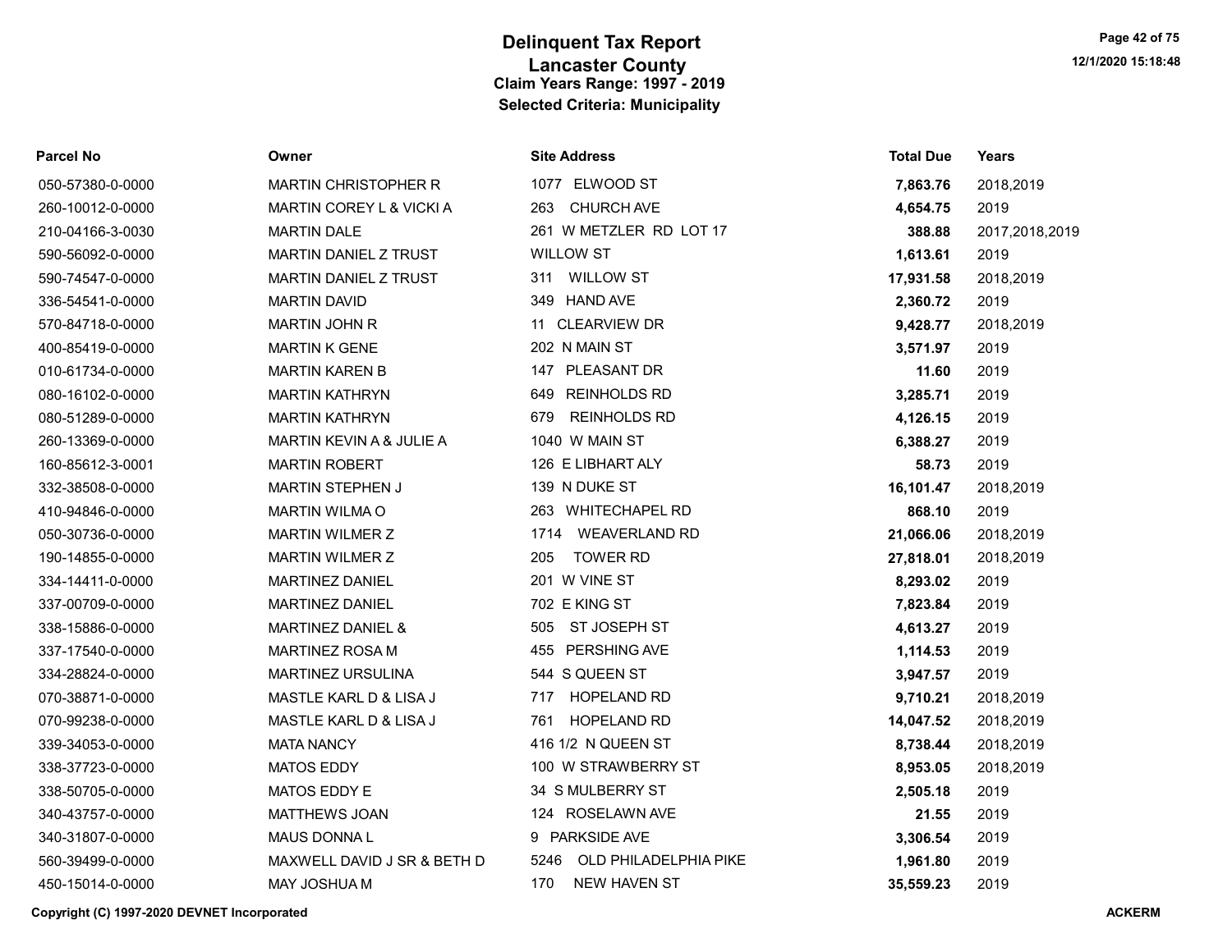# Delinquent Tax Report
## Lancaster County
### Claim Years Range: 1997 - 2019
### Selected Criteria: Municipality

| Parcel No | Owner | Site Address | Total Due | Years |
|---|---|---|---|---|
| 050-57380-0-0000 | MARTIN CHRISTOPHER R | 1077 ELWOOD ST | **7,863.76** | 2018,2019 |
| 260-10012-0-0000 | MARTIN COREY L & VICKI A | 263 CHURCH AVE | **4,654.75** | 2019 |
| 210-04166-3-0030 | MARTIN DALE | 261 W METZLER RD LOT 17 | **388.88** | 2017,2018,2019 |
| 590-56092-0-0000 | MARTIN DANIEL Z TRUST | WILLOW ST | **1,613.61** | 2019 |
| 590-74547-0-0000 | MARTIN DANIEL Z TRUST | 311 WILLOW ST | **17,931.58** | 2018,2019 |
| 336-54541-0-0000 | MARTIN DAVID | 349 HAND AVE | **2,360.72** | 2019 |
| 570-84718-0-0000 | MARTIN JOHN R | 11 CLEARVIEW DR | **9,428.77** | 2018,2019 |
| 400-85419-0-0000 | MARTIN K GENE | 202 N MAIN ST | **3,571.97** | 2019 |
| 010-61734-0-0000 | MARTIN KAREN B | 147 PLEASANT DR | **11.60** | 2019 |
| 080-16102-0-0000 | MARTIN KATHRYN | 649 REINHOLDS RD | **3,285.71** | 2019 |
| 080-51289-0-0000 | MARTIN KATHRYN | 679 REINHOLDS RD | **4,126.15** | 2019 |
| 260-13369-0-0000 | MARTIN KEVIN A & JULIE A | 1040 W MAIN ST | **6,388.27** | 2019 |
| 160-85612-3-0001 | MARTIN ROBERT | 126 E LIBHART ALY | **58.73** | 2019 |
| 332-38508-0-0000 | MARTIN STEPHEN J | 139 N DUKE ST | **16,101.47** | 2018,2019 |
| 410-94846-0-0000 | MARTIN WILMA O | 263 WHITECHAPEL RD | **868.10** | 2019 |
| 050-30736-0-0000 | MARTIN WILMER Z | 1714 WEAVERLAND RD | **21,066.06** | 2018,2019 |
| 190-14855-0-0000 | MARTIN WILMER Z | 205 TOWER RD | **27,818.01** | 2018,2019 |
| 334-14411-0-0000 | MARTINEZ DANIEL | 201 W VINE ST | **8,293.02** | 2019 |
| 337-00709-0-0000 | MARTINEZ DANIEL | 702 E KING ST | **7,823.84** | 2019 |
| 338-15886-0-0000 | MARTINEZ DANIEL & | 505 ST JOSEPH ST | **4,613.27** | 2019 |
| 337-17540-0-0000 | MARTINEZ ROSA M | 455 PERSHING AVE | **1,114.53** | 2019 |
| 334-28824-0-0000 | MARTINEZ URSULINA | 544 S QUEEN ST | **3,947.57** | 2019 |
| 070-38871-0-0000 | MASTLE KARL D & LISA J | 717 HOPELAND RD | **9,710.21** | 2018,2019 |
| 070-99238-0-0000 | MASTLE KARL D & LISA J | 761 HOPELAND RD | **14,047.52** | 2018,2019 |
| 339-34053-0-0000 | MATA NANCY | 416 1/2 N QUEEN ST | **8,738.44** | 2018,2019 |
| 338-37723-0-0000 | MATOS EDDY | 100 W STRAWBERRY ST | **8,953.05** | 2018,2019 |
| 338-50705-0-0000 | MATOS EDDY E | 34 S MULBERRY ST | **2,505.18** | 2019 |
| 340-43757-0-0000 | MATTHEWS JOAN | 124 ROSELAWN AVE | **21.55** | 2019 |
| 340-31807-0-0000 | MAUS DONNA L | 9 PARKSIDE AVE | **3,306.54** | 2019 |
| 560-39499-0-0000 | MAXWELL DAVID J SR & BETH D | 5246 OLD PHILADELPHIA PIKE | **1,961.80** | 2019 |
| 450-15014-0-0000 | MAY JOSHUA M | 170 NEW HAVEN ST | **35,559.23** | 2019 |

**Copyright (C) 1997-2020 DEVNET Incorporated** **ACKERM**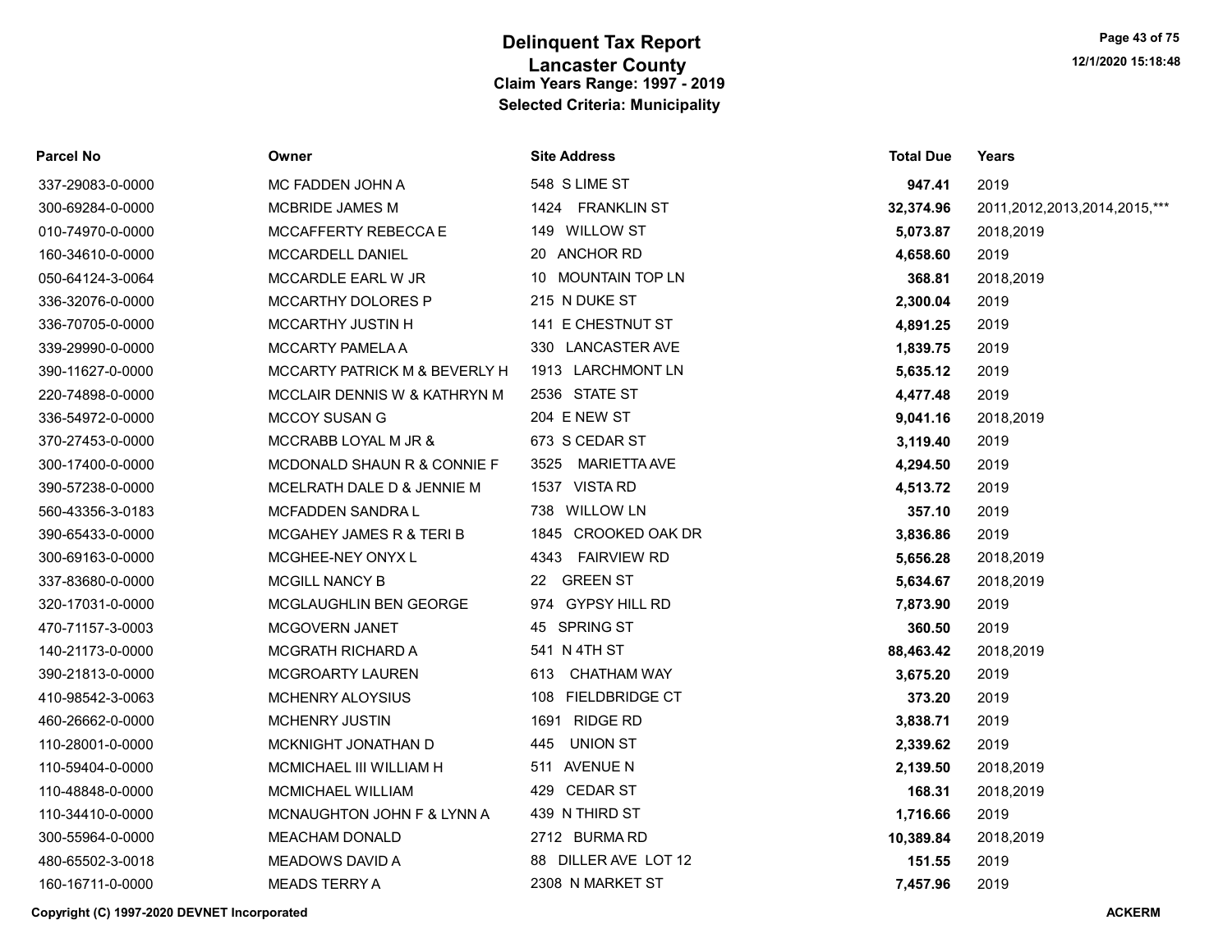# Delinquent Tax Report
## Lancaster County
### Claim Years Range: 1997 - 2019
### Selected Criteria: Municipality

| Parcel No | Owner | Site Address | Total Due | Years |
|---|---|---|---|---|
| 337-29083-0-0000 | MC FADDEN JOHN A | 548 S LIME ST | **947.41** | 2019 |
| 300-69284-0-0000 | MCBRIDE JAMES M | 1424 FRANKLIN ST | **32,374.96** | 2011,2012,2013,2014,2015,*** |
| 010-74970-0-0000 | MCCAFFERTY REBECCA E | 149 WILLOW ST | **5,073.87** | 2018,2019 |
| 160-34610-0-0000 | MCCARDELL DANIEL | 20 ANCHOR RD | **4,658.60** | 2019 |
| 050-64124-3-0064 | MCCARDLE EARL W JR | 10 MOUNTAIN TOP LN | **368.81** | 2018,2019 |
| 336-32076-0-0000 | MCCARTHY DOLORES P | 215 N DUKE ST | **2,300.04** | 2019 |
| 336-70705-0-0000 | MCCARTHY JUSTIN H | 141 E CHESTNUT ST | **4,891.25** | 2019 |
| 339-29990-0-0000 | MCCARTY PAMELA A | 330 LANCASTER AVE | **1,839.75** | 2019 |
| 390-11627-0-0000 | MCCARTY PATRICK M & BEVERLY H | 1913 LARCHMONT LN | **5,635.12** | 2019 |
| 220-74898-0-0000 | MCCLAIR DENNIS W & KATHRYN M | 2536 STATE ST | **4,477.48** | 2019 |
| 336-54972-0-0000 | MCCOY SUSAN G | 204 E NEW ST | **9,041.16** | 2018,2019 |
| 370-27453-0-0000 | MCCRABB LOYAL M JR & | 673 S CEDAR ST | **3,119.40** | 2019 |
| 300-17400-0-0000 | MCDONALD SHAUN R & CONNIE F | 3525 MARIETTA AVE | **4,294.50** | 2019 |
| 390-57238-0-0000 | MCELRATH DALE D & JENNIE M | 1537 VISTA RD | **4,513.72** | 2019 |
| 560-43356-3-0183 | MCFADDEN SANDRA L | 738 WILLOW LN | **357.10** | 2019 |
| 390-65433-0-0000 | MCGAHEY JAMES R & TERI B | 1845 CROOKED OAK DR | **3,836.86** | 2019 |
| 300-69163-0-0000 | MCGHEE-NEY ONYX L | 4343 FAIRVIEW RD | **5,656.28** | 2018,2019 |
| 337-83680-0-0000 | MCGILL NANCY B | 22 GREEN ST | **5,634.67** | 2018,2019 |
| 320-17031-0-0000 | MCGLAUGHLIN BEN GEORGE | 974 GYPSY HILL RD | **7,873.90** | 2019 |
| 470-71157-3-0003 | MCGOVERN JANET | 45 SPRING ST | **360.50** | 2019 |
| 140-21173-0-0000 | MCGRATH RICHARD A | 541 N 4TH ST | **88,463.42** | 2018,2019 |
| 390-21813-0-0000 | MCGROARTY LAUREN | 613 CHATHAM WAY | **3,675.20** | 2019 |
| 410-98542-3-0063 | MCHENRY ALOYSIUS | 108 FIELDBRIDGE CT | **373.20** | 2019 |
| 460-26662-0-0000 | MCHENRY JUSTIN | 1691 RIDGE RD | **3,838.71** | 2019 |
| 110-28001-0-0000 | MCKNIGHT JONATHAN D | 445 UNION ST | **2,339.62** | 2019 |
| 110-59404-0-0000 | MCMICHAEL III WILLIAM H | 511 AVENUE N | **2,139.50** | 2018,2019 |
| 110-48848-0-0000 | MCMICHAEL WILLIAM | 429 CEDAR ST | **168.31** | 2018,2019 |
| 110-34410-0-0000 | MCNAUGHTON JOHN F & LYNN A | 439 N THIRD ST | **1,716.66** | 2019 |
| 300-55964-0-0000 | MEACHAM DONALD | 2712 BURMA RD | **10,389.84** | 2018,2019 |
| 480-65502-3-0018 | MEADOWS DAVID A | 88 DILLER AVE LOT 12 | **151.55** | 2019 |
| 160-16711-0-0000 | MEADS TERRY A | 2308 N MARKET ST | **7,457.96** | 2019 |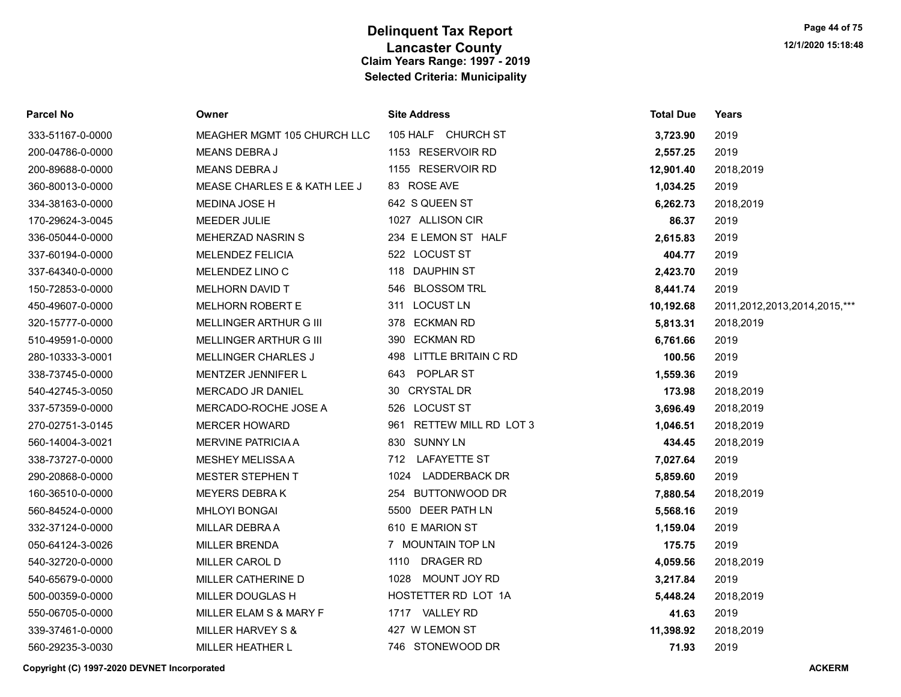# Delinquent Tax Report

## Lancaster County

### Claim Years Range: 1997 - 2019

### Selected Criteria: Municipality

| Parcel No | Owner | Site Address | Total Due | Years |
|---|---|---|---|---|
| 333-51167-0-0000 | MEAGHER MGMT 105 CHURCH LLC | 105 HALF CHURCH ST | **3,723.90** | 2019 |
| 200-04786-0-0000 | MEANS DEBRA J | 1153 RESERVOIR RD | **2,557.25** | 2019 |
| 200-89688-0-0000 | MEANS DEBRA J | 1155 RESERVOIR RD | **12,901.40** | 2018,2019 |
| 360-80013-0-0000 | MEASE CHARLES E & KATH LEE J | 83 ROSE AVE | **1,034.25** | 2019 |
| 334-38163-0-0000 | MEDINA JOSE H | 642 S QUEEN ST | **6,262.73** | 2018,2019 |
| 170-29624-3-0045 | MEEDER JULIE | 1027 ALLISON CIR | **86.37** | 2019 |
| 336-05044-0-0000 | MEHERZAD NASRIN S | 234 E LEMON ST HALF | **2,615.83** | 2019 |
| 337-60194-0-0000 | MELENDEZ FELICIA | 522 LOCUST ST | **404.77** | 2019 |
| 337-64340-0-0000 | MELENDEZ LINO C | 118 DAUPHIN ST | **2,423.70** | 2019 |
| 150-72853-0-0000 | MELHORN DAVID T | 546 BLOSSOM TRL | **8,441.74** | 2019 |
| 450-49607-0-0000 | MELHORN ROBERT E | 311 LOCUST LN | **10,192.68** | 2011,2012,2013,2014,2015,*** |
| 320-15777-0-0000 | MELLINGER ARTHUR G III | 378 ECKMAN RD | **5,813.31** | 2018,2019 |
| 510-49591-0-0000 | MELLINGER ARTHUR G III | 390 ECKMAN RD | **6,761.66** | 2019 |
| 280-10333-3-0001 | MELLINGER CHARLES J | 498 LITTLE BRITAIN C RD | **100.56** | 2019 |
| 338-73745-0-0000 | MENTZER JENNIFER L | 643 POPLAR ST | **1,559.36** | 2019 |
| 540-42745-3-0050 | MERCADO JR DANIEL | 30 CRYSTAL DR | **173.98** | 2018,2019 |
| 337-57359-0-0000 | MERCADO-ROCHE JOSE A | 526 LOCUST ST | **3,696.49** | 2018,2019 |
| 270-02751-3-0145 | MERCER HOWARD | 961 RETTEW MILL RD LOT 3 | **1,046.51** | 2018,2019 |
| 560-14004-3-0021 | MERVINE PATRICIA A | 830 SUNNY LN | **434.45** | 2018,2019 |
| 338-73727-0-0000 | MESHEY MELISSA A | 712 LAFAYETTE ST | **7,027.64** | 2019 |
| 290-20868-0-0000 | MESTER STEPHEN T | 1024 LADDERBACK DR | **5,859.60** | 2019 |
| 160-36510-0-0000 | MEYERS DEBRA K | 254 BUTTONWOOD DR | **7,880.54** | 2018,2019 |
| 560-84524-0-0000 | MHLOYI BONGAI | 5500 DEER PATH LN | **5,568.16** | 2019 |
| 332-37124-0-0000 | MILLAR DEBRA A | 610 E MARION ST | **1,159.04** | 2019 |
| 050-64124-3-0026 | MILLER BRENDA | 7 MOUNTAIN TOP LN | **175.75** | 2019 |
| 540-32720-0-0000 | MILLER CAROL D | 1110 DRAGER RD | **4,059.56** | 2018,2019 |
| 540-65679-0-0000 | MILLER CATHERINE D | 1028 MOUNT JOY RD | **3,217.84** | 2019 |
| 500-00359-0-0000 | MILLER DOUGLAS H | HOSTETTER RD LOT 1A | **5,448.24** | 2018,2019 |
| 550-06705-0-0000 | MILLER ELAM S & MARY F | 1717 VALLEY RD | **41.63** | 2019 |
| 339-37461-0-0000 | MILLER HARVEY S & | 427 W LEMON ST | **11,398.92** | 2018,2019 |
| 560-29235-3-0030 | MILLER HEATHER L | 746 STONEWOOD DR | **71.93** | 2019 |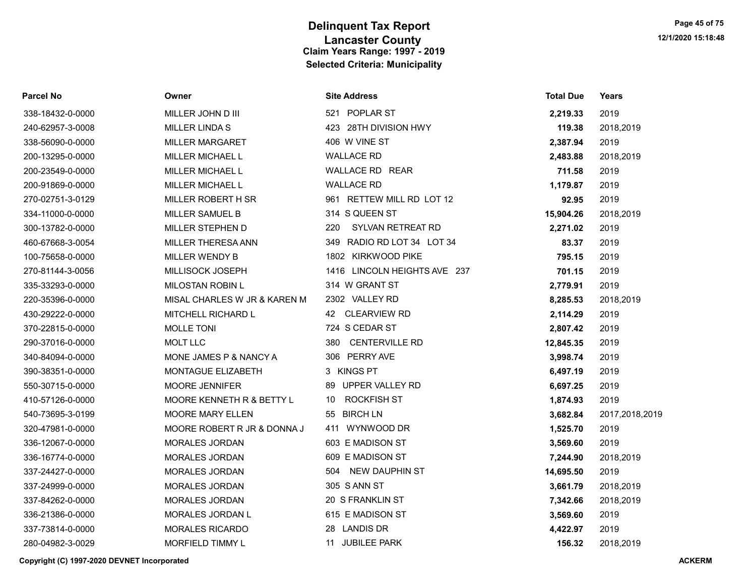# Delinquent Tax Report
## Lancaster County
### Claim Years Range: 1997 - 2019
### Selected Criteria: Municipality

| Parcel No | Owner | Site Address | Total Due | Years |
|---|---|---|---|---|
| 338-18432-0-0000 | MILLER JOHN D III | 521 POPLAR ST | **2,219.33** | 2019 |
| 240-62957-3-0008 | MILLER LINDA S | 423 28TH DIVISION HWY | **119.38** | 2018,2019 |
| 338-56090-0-0000 | MILLER MARGARET | 406 W VINE ST | **2,387.94** | 2019 |
| 200-13295-0-0000 | MILLER MICHAEL L | WALLACE RD | **2,483.88** | 2018,2019 |
| 200-23549-0-0000 | MILLER MICHAEL L | WALLACE RD REAR | **711.58** | 2019 |
| 200-91869-0-0000 | MILLER MICHAEL L | WALLACE RD | **1,179.87** | 2019 |
| 270-02751-3-0129 | MILLER ROBERT H SR | 961 RETTEW MILL RD LOT 12 | **92.95** | 2019 |
| 334-11000-0-0000 | MILLER SAMUEL B | 314 S QUEEN ST | **15,904.26** | 2018,2019 |
| 300-13782-0-0000 | MILLER STEPHEN D | 220 SYLVAN RETREAT RD | **2,271.02** | 2019 |
| 460-67668-3-0054 | MILLER THERESA ANN | 349 RADIO RD LOT 34 LOT 34 | **83.37** | 2019 |
| 100-75658-0-0000 | MILLER WENDY B | 1802 KIRKWOOD PIKE | **795.15** | 2019 |
| 270-81144-3-0056 | MILLISOCK JOSEPH | 1416 LINCOLN HEIGHTS AVE 237 | **701.15** | 2019 |
| 335-33293-0-0000 | MILOSTAN ROBIN L | 314 W GRANT ST | **2,779.91** | 2019 |
| 220-35396-0-0000 | MISAL CHARLES W JR & KAREN M | 2302 VALLEY RD | **8,285.53** | 2018,2019 |
| 430-29222-0-0000 | MITCHELL RICHARD L | 42 CLEARVIEW RD | **2,114.29** | 2019 |
| 370-22815-0-0000 | MOLLE TONI | 724 S CEDAR ST | **2,807.42** | 2019 |
| 290-37016-0-0000 | MOLT LLC | 380 CENTERVILLE RD | **12,845.35** | 2019 |
| 340-84094-0-0000 | MONE JAMES P & NANCY A | 306 PERRY AVE | **3,998.74** | 2019 |
| 390-38351-0-0000 | MONTAGUE ELIZABETH | 3 KINGS PT | **6,497.19** | 2019 |
| 550-30715-0-0000 | MOORE JENNIFER | 89 UPPER VALLEY RD | **6,697.25** | 2019 |
| 410-57126-0-0000 | MOORE KENNETH R & BETTY L | 10 ROCKFISH ST | **1,874.93** | 2019 |
| 540-73695-3-0199 | MOORE MARY ELLEN | 55 BIRCH LN | **3,682.84** | 2017,2018,2019 |
| 320-47981-0-0000 | MOORE ROBERT R JR & DONNA J | 411 WYNWOOD DR | **1,525.70** | 2019 |
| 336-12067-0-0000 | MORALES JORDAN | 603 E MADISON ST | **3,569.60** | 2019 |
| 336-16774-0-0000 | MORALES JORDAN | 609 E MADISON ST | **7,244.90** | 2018,2019 |
| 337-24427-0-0000 | MORALES JORDAN | 504 NEW DAUPHIN ST | **14,695.50** | 2019 |
| 337-24999-0-0000 | MORALES JORDAN | 305 S ANN ST | **3,661.79** | 2018,2019 |
| 337-84262-0-0000 | MORALES JORDAN | 20 S FRANKLIN ST | **7,342.66** | 2018,2019 |
| 336-21386-0-0000 | MORALES JORDAN L | 615 E MADISON ST | **3,569.60** | 2019 |
| 337-73814-0-0000 | MORALES RICARDO | 28 LANDIS DR | **4,422.97** | 2019 |
| 280-04982-3-0029 | MORFIELD TIMMY L | 11 JUBILEE PARK | **156.32** | 2018,2019 |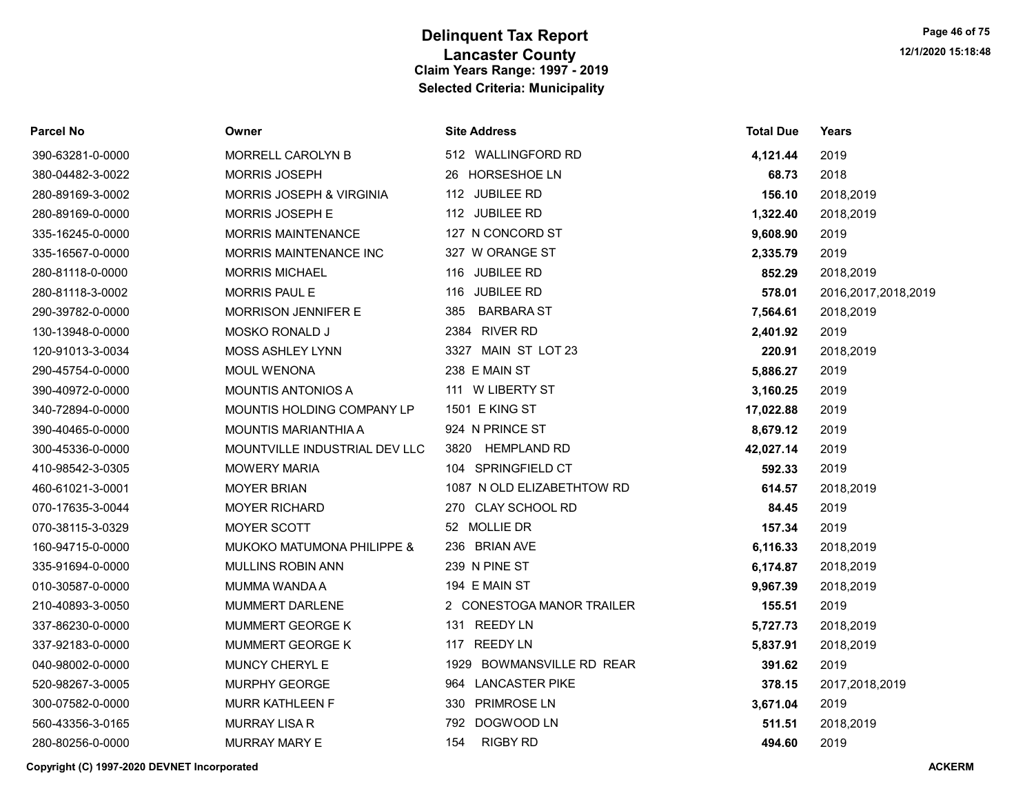# Delinquent Tax Report
## Lancaster County
### Claim Years Range: 1997 - 2019
### Selected Criteria: Municipality

| Parcel No | Owner | Site Address | Total Due | Years |
|---|---|---|---|---|
| 390-63281-0-0000 | MORRELL CAROLYN B | 512 WALLINGFORD RD | **4,121.44** | 2019 |
| 380-04482-3-0022 | MORRIS JOSEPH | 26 HORSESHOE LN | **68.73** | 2018 |
| 280-89169-3-0002 | MORRIS JOSEPH & VIRGINIA | 112 JUBILEE RD | **156.10** | 2018,2019 |
| 280-89169-0-0000 | MORRIS JOSEPH E | 112 JUBILEE RD | **1,322.40** | 2018,2019 |
| 335-16245-0-0000 | MORRIS MAINTENANCE | 127 N CONCORD ST | **9,608.90** | 2019 |
| 335-16567-0-0000 | MORRIS MAINTENANCE INC | 327 W ORANGE ST | **2,335.79** | 2019 |
| 280-81118-0-0000 | MORRIS MICHAEL | 116 JUBILEE RD | **852.29** | 2018,2019 |
| 280-81118-3-0002 | MORRIS PAUL E | 116 JUBILEE RD | **578.01** | 2016,2017,2018,2019 |
| 290-39782-0-0000 | MORRISON JENNIFER E | 385 BARBARA ST | **7,564.61** | 2018,2019 |
| 130-13948-0-0000 | MOSKO RONALD J | 2384 RIVER RD | **2,401.92** | 2019 |
| 120-91013-3-0034 | MOSS ASHLEY LYNN | 3327 MAIN ST LOT 23 | **220.91** | 2018,2019 |
| 290-45754-0-0000 | MOUL WENONA | 238 E MAIN ST | **5,886.27** | 2019 |
| 390-40972-0-0000 | MOUNTIS ANTONIOS A | 111 W LIBERTY ST | **3,160.25** | 2019 |
| 340-72894-0-0000 | MOUNTIS HOLDING COMPANY LP | 1501 E KING ST | **17,022.88** | 2019 |
| 390-40465-0-0000 | MOUNTIS MARIANTHIA A | 924 N PRINCE ST | **8,679.12** | 2019 |
| 300-45336-0-0000 | MOUNTVILLE INDUSTRIAL DEV LLC | 3820 HEMPLAND RD | **42,027.14** | 2019 |
| 410-98542-3-0305 | MOWERY MARIA | 104 SPRINGFIELD CT | **592.33** | 2019 |
| 460-61021-3-0001 | MOYER BRIAN | 1087 N OLD ELIZABETHTOW RD | **614.57** | 2018,2019 |
| 070-17635-3-0044 | MOYER RICHARD | 270 CLAY SCHOOL RD | **84.45** | 2019 |
| 070-38115-3-0329 | MOYER SCOTT | 52 MOLLIE DR | **157.34** | 2019 |
| 160-94715-0-0000 | MUKOKO MATUMONA PHILIPPE & | 236 BRIAN AVE | **6,116.33** | 2018,2019 |
| 335-91694-0-0000 | MULLINS ROBIN ANN | 239 N PINE ST | **6,174.87** | 2018,2019 |
| 010-30587-0-0000 | MUMMA WANDA A | 194 E MAIN ST | **9,967.39** | 2018,2019 |
| 210-40893-3-0050 | MUMMERT DARLENE | 2 CONESTOGA MANOR TRAILER | **155.51** | 2019 |
| 337-86230-0-0000 | MUMMERT GEORGE K | 131 REEDY LN | **5,727.73** | 2018,2019 |
| 337-92183-0-0000 | MUMMERT GEORGE K | 117 REEDY LN | **5,837.91** | 2018,2019 |
| 040-98002-0-0000 | MUNCY CHERYL E | 1929 BOWMANSVILLE RD REAR | **391.62** | 2019 |
| 520-98267-3-0005 | MURPHY GEORGE | 964 LANCASTER PIKE | **378.15** | 2017,2018,2019 |
| 300-07582-0-0000 | MURR KATHLEEN F | 330 PRIMROSE LN | **3,671.04** | 2019 |
| 560-43356-3-0165 | MURRAY LISA R | 792 DOGWOOD LN | **511.51** | 2018,2019 |
| 280-80256-0-0000 | MURRAY MARY E | 154 RIGBY RD | **494.60** | 2019 |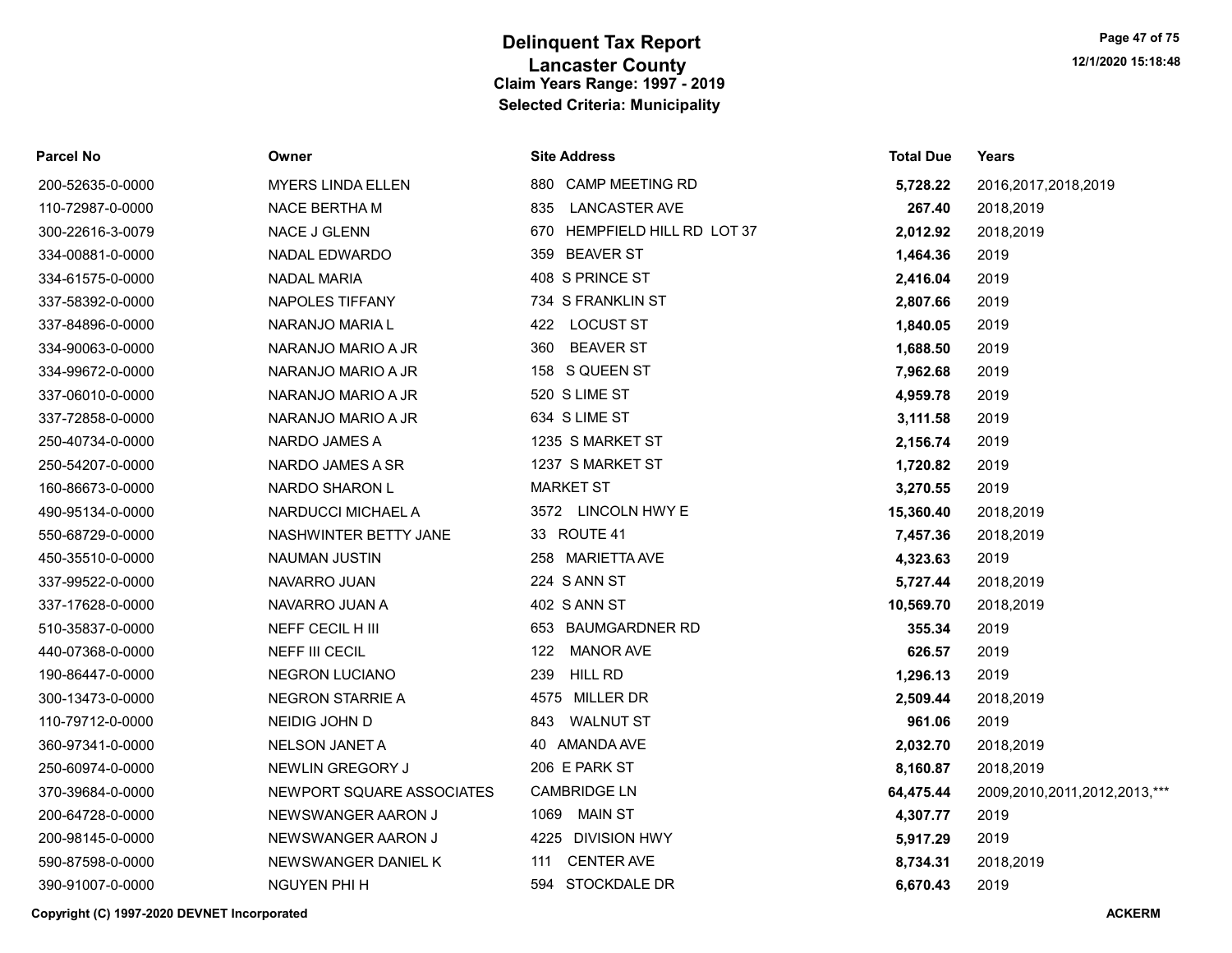# Delinquent Tax Report
## Lancaster County
### Claim Years Range: 1997 - 2019
### Selected Criteria: Municipality

| Parcel No | Owner | Site Address | Total Due | Years |
|---|---|---|---|---|
| 200-52635-0-0000 | MYERS LINDA ELLEN | 880 CAMP MEETING RD | **5,728.22** | 2016,2017,2018,2019 |
| 110-72987-0-0000 | NACE BERTHA M | 835 LANCASTER AVE | **267.40** | 2018,2019 |
| 300-22616-3-0079 | NACE J GLENN | 670 HEMPFIELD HILL RD LOT 37 | **2,012.92** | 2018,2019 |
| 334-00881-0-0000 | NADAL EDWARDO | 359 BEAVER ST | **1,464.36** | 2019 |
| 334-61575-0-0000 | NADAL MARIA | 408 S PRINCE ST | **2,416.04** | 2019 |
| 337-58392-0-0000 | NAPOLES TIFFANY | 734 S FRANKLIN ST | **2,807.66** | 2019 |
| 337-84896-0-0000 | NARANJO MARIA L | 422 LOCUST ST | **1,840.05** | 2019 |
| 334-90063-0-0000 | NARANJO MARIO A JR | 360 BEAVER ST | **1,688.50** | 2019 |
| 334-99672-0-0000 | NARANJO MARIO A JR | 158 S QUEEN ST | **7,962.68** | 2019 |
| 337-06010-0-0000 | NARANJO MARIO A JR | 520 S LIME ST | **4,959.78** | 2019 |
| 337-72858-0-0000 | NARANJO MARIO A JR | 634 S LIME ST | **3,111.58** | 2019 |
| 250-40734-0-0000 | NARDO JAMES A | 1235 S MARKET ST | **2,156.74** | 2019 |
| 250-54207-0-0000 | NARDO JAMES A SR | 1237 S MARKET ST | **1,720.82** | 2019 |
| 160-86673-0-0000 | NARDO SHARON L | MARKET ST | **3,270.55** | 2019 |
| 490-95134-0-0000 | NARDUCCI MICHAEL A | 3572 LINCOLN HWY E | **15,360.40** | 2018,2019 |
| 550-68729-0-0000 | NASHWINTER BETTY JANE | 33 ROUTE 41 | **7,457.36** | 2018,2019 |
| 450-35510-0-0000 | NAUMAN JUSTIN | 258 MARIETTA AVE | **4,323.63** | 2019 |
| 337-99522-0-0000 | NAVARRO JUAN | 224 S ANN ST | **5,727.44** | 2018,2019 |
| 337-17628-0-0000 | NAVARRO JUAN A | 402 S ANN ST | **10,569.70** | 2018,2019 |
| 510-35837-0-0000 | NEFF CECIL H III | 653 BAUMGARDNER RD | **355.34** | 2019 |
| 440-07368-0-0000 | NEFF III CECIL | 122 MANOR AVE | **626.57** | 2019 |
| 190-86447-0-0000 | NEGRON LUCIANO | 239 HILL RD | **1,296.13** | 2019 |
| 300-13473-0-0000 | NEGRON STARRIE A | 4575 MILLER DR | **2,509.44** | 2018,2019 |
| 110-79712-0-0000 | NEIDIG JOHN D | 843 WALNUT ST | **961.06** | 2019 |
| 360-97341-0-0000 | NELSON JANET A | 40 AMANDA AVE | **2,032.70** | 2018,2019 |
| 250-60974-0-0000 | NEWLIN GREGORY J | 206 E PARK ST | **8,160.87** | 2018,2019 |
| 370-39684-0-0000 | NEWPORT SQUARE ASSOCIATES | CAMBRIDGE LN | **64,475.44** | 2009,2010,2011,2012,2013,*** |
| 200-64728-0-0000 | NEWSWANGER AARON J | 1069 MAIN ST | **4,307.77** | 2019 |
| 200-98145-0-0000 | NEWSWANGER AARON J | 4225 DIVISION HWY | **5,917.29** | 2019 |
| 590-87598-0-0000 | NEWSWANGER DANIEL K | 111 CENTER AVE | **8,734.31** | 2018,2019 |
| 390-91007-0-0000 | NGUYEN PHI H | 594 STOCKDALE DR | **6,670.43** | 2019 |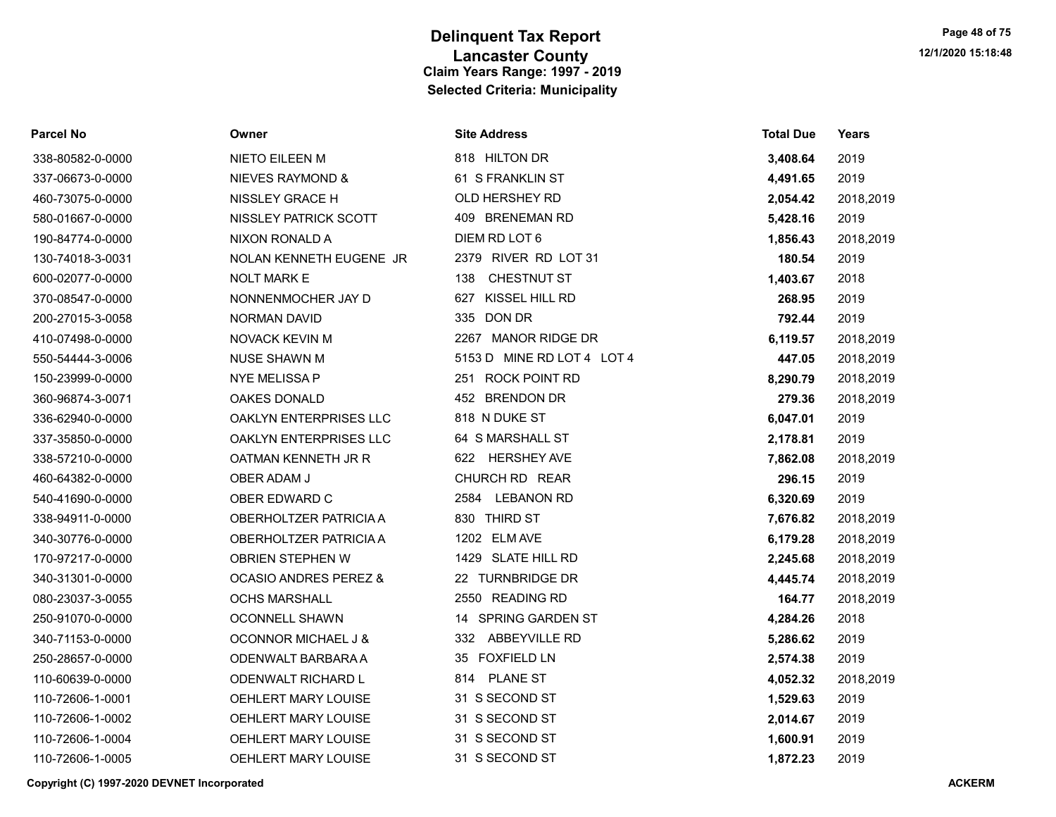# Delinquent Tax Report

## Lancaster County

**Claim Years Range: 1997 - 2019**

**Selected Criteria: Municipality**

| Parcel No | Owner | Site Address | Total Due | Years |
|---|---|---|---|---|
| 338-80582-0-0000 | NIETO EILEEN M | 818 HILTON DR | **3,408.64** | 2019 |
| 337-06673-0-0000 | NIEVES RAYMOND & | 61 S FRANKLIN ST | **4,491.65** | 2019 |
| 460-73075-0-0000 | NISSLEY GRACE H | OLD HERSHEY RD | **2,054.42** | 2018,2019 |
| 580-01667-0-0000 | NISSLEY PATRICK SCOTT | 409 BRENEMAN RD | **5,428.16** | 2019 |
| 190-84774-0-0000 | NIXON RONALD A | DIEM RD LOT 6 | **1,856.43** | 2018,2019 |
| 130-74018-3-0031 | NOLAN KENNETH EUGENE JR | 2379 RIVER RD LOT 31 | **180.54** | 2019 |
| 600-02077-0-0000 | NOLT MARK E | 138 CHESTNUT ST | **1,403.67** | 2018 |
| 370-08547-0-0000 | NONNENMOCHER JAY D | 627 KISSEL HILL RD | **268.95** | 2019 |
| 200-27015-3-0058 | NORMAN DAVID | 335 DON DR | **792.44** | 2019 |
| 410-07498-0-0000 | NOVACK KEVIN M | 2267 MANOR RIDGE DR | **6,119.57** | 2018,2019 |
| 550-54444-3-0006 | NUSE SHAWN M | 5153 D MINE RD LOT 4 LOT 4 | **447.05** | 2018,2019 |
| 150-23999-0-0000 | NYE MELISSA P | 251 ROCK POINT RD | **8,290.79** | 2018,2019 |
| 360-96874-3-0071 | OAKES DONALD | 452 BRENDON DR | **279.36** | 2018,2019 |
| 336-62940-0-0000 | OAKLYN ENTERPRISES LLC | 818 N DUKE ST | **6,047.01** | 2019 |
| 337-35850-0-0000 | OAKLYN ENTERPRISES LLC | 64 S MARSHALL ST | **2,178.81** | 2019 |
| 338-57210-0-0000 | OATMAN KENNETH JR R | 622 HERSHEY AVE | **7,862.08** | 2018,2019 |
| 460-64382-0-0000 | OBER ADAM J | CHURCH RD REAR | **296.15** | 2019 |
| 540-41690-0-0000 | OBER EDWARD C | 2584 LEBANON RD | **6,320.69** | 2019 |
| 338-94911-0-0000 | OBERHOLTZER PATRICIA A | 830 THIRD ST | **7,676.82** | 2018,2019 |
| 340-30776-0-0000 | OBERHOLTZER PATRICIA A | 1202 ELM AVE | **6,179.28** | 2018,2019 |
| 170-97217-0-0000 | OBRIEN STEPHEN W | 1429 SLATE HILL RD | **2,245.68** | 2018,2019 |
| 340-31301-0-0000 | OCASIO ANDRES PEREZ & | 22 TURNBRIDGE DR | **4,445.74** | 2018,2019 |
| 080-23037-3-0055 | OCHS MARSHALL | 2550 READING RD | **164.77** | 2018,2019 |
| 250-91070-0-0000 | OCONNELL SHAWN | 14 SPRING GARDEN ST | **4,284.26** | 2018 |
| 340-71153-0-0000 | OCONNOR MICHAEL J & | 332 ABBEYVILLE RD | **5,286.62** | 2019 |
| 250-28657-0-0000 | ODENWALT BARBARA A | 35 FOXFIELD LN | **2,574.38** | 2019 |
| 110-60639-0-0000 | ODENWALT RICHARD L | 814 PLANE ST | **4,052.32** | 2018,2019 |
| 110-72606-1-0001 | OEHLERT MARY LOUISE | 31 S SECOND ST | **1,529.63** | 2019 |
| 110-72606-1-0002 | OEHLERT MARY LOUISE | 31 S SECOND ST | **2,014.67** | 2019 |
| 110-72606-1-0004 | OEHLERT MARY LOUISE | 31 S SECOND ST | **1,600.91** | 2019 |
| 110-72606-1-0005 | OEHLERT MARY LOUISE | 31 S SECOND ST | **1,872.23** | 2019 |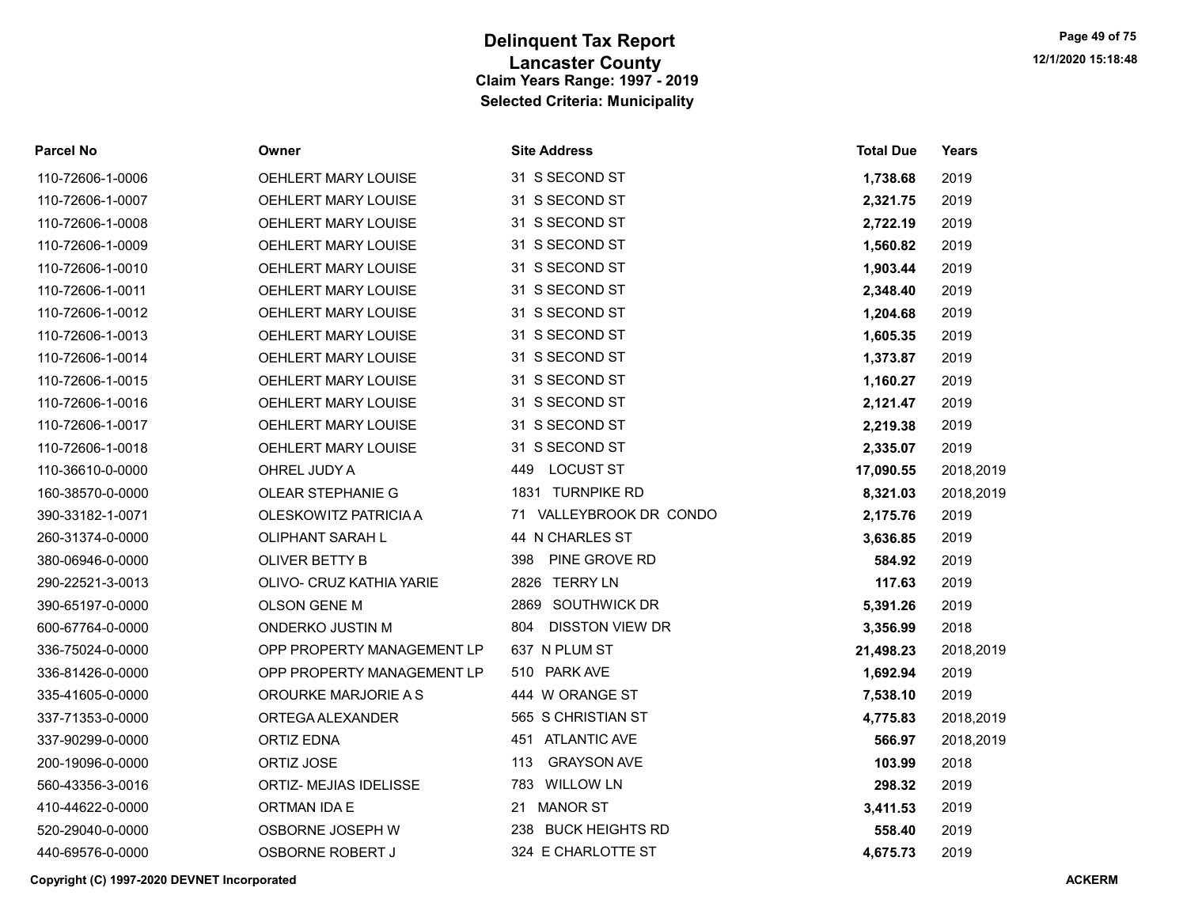# Delinquent Tax Report

## Lancaster County

### Claim Years Range: 1997 - 2019

### Selected Criteria: Municipality

| Parcel No | Owner | Site Address | Total Due | Years |
|---|---|---|---|---|
| 110-72606-1-0006 | OEHLERT MARY LOUISE | 31 S SECOND ST | **1,738.68** | 2019 |
| 110-72606-1-0007 | OEHLERT MARY LOUISE | 31 S SECOND ST | **2,321.75** | 2019 |
| 110-72606-1-0008 | OEHLERT MARY LOUISE | 31 S SECOND ST | **2,722.19** | 2019 |
| 110-72606-1-0009 | OEHLERT MARY LOUISE | 31 S SECOND ST | **1,560.82** | 2019 |
| 110-72606-1-0010 | OEHLERT MARY LOUISE | 31 S SECOND ST | **1,903.44** | 2019 |
| 110-72606-1-0011 | OEHLERT MARY LOUISE | 31 S SECOND ST | **2,348.40** | 2019 |
| 110-72606-1-0012 | OEHLERT MARY LOUISE | 31 S SECOND ST | **1,204.68** | 2019 |
| 110-72606-1-0013 | OEHLERT MARY LOUISE | 31 S SECOND ST | **1,605.35** | 2019 |
| 110-72606-1-0014 | OEHLERT MARY LOUISE | 31 S SECOND ST | **1,373.87** | 2019 |
| 110-72606-1-0015 | OEHLERT MARY LOUISE | 31 S SECOND ST | **1,160.27** | 2019 |
| 110-72606-1-0016 | OEHLERT MARY LOUISE | 31 S SECOND ST | **2,121.47** | 2019 |
| 110-72606-1-0017 | OEHLERT MARY LOUISE | 31 S SECOND ST | **2,219.38** | 2019 |
| 110-72606-1-0018 | OEHLERT MARY LOUISE | 31 S SECOND ST | **2,335.07** | 2019 |
| 110-36610-0-0000 | OHREL JUDY A | 449 LOCUST ST | **17,090.55** | 2018,2019 |
| 160-38570-0-0000 | OLEAR STEPHANIE G | 1831 TURNPIKE RD | **8,321.03** | 2018,2019 |
| 390-33182-1-0071 | OLESKOWITZ PATRICIA A | 71 VALLEYBROOK DR CONDO | **2,175.76** | 2019 |
| 260-31374-0-0000 | OLIPHANT SARAH L | 44 N CHARLES ST | **3,636.85** | 2019 |
| 380-06946-0-0000 | OLIVER BETTY B | 398 PINE GROVE RD | **584.92** | 2019 |
| 290-22521-3-0013 | OLIVO- CRUZ KATHIA YARIE | 2826 TERRY LN | **117.63** | 2019 |
| 390-65197-0-0000 | OLSON GENE M | 2869 SOUTHWICK DR | **5,391.26** | 2019 |
| 600-67764-0-0000 | ONDERKO JUSTIN M | 804 DISSTON VIEW DR | **3,356.99** | 2018 |
| 336-75024-0-0000 | OPP PROPERTY MANAGEMENT LP | 637 N PLUM ST | **21,498.23** | 2018,2019 |
| 336-81426-0-0000 | OPP PROPERTY MANAGEMENT LP | 510 PARK AVE | **1,692.94** | 2019 |
| 335-41605-0-0000 | OROURKE MARJORIE A S | 444 W ORANGE ST | **7,538.10** | 2019 |
| 337-71353-0-0000 | ORTEGA ALEXANDER | 565 S CHRISTIAN ST | **4,775.83** | 2018,2019 |
| 337-90299-0-0000 | ORTIZ EDNA | 451 ATLANTIC AVE | **566.97** | 2018,2019 |
| 200-19096-0-0000 | ORTIZ JOSE | 113 GRAYSON AVE | **103.99** | 2018 |
| 560-43356-3-0016 | ORTIZ- MEJIAS IDELISSE | 783 WILLOW LN | **298.32** | 2019 |
| 410-44622-0-0000 | ORTMAN IDA E | 21 MANOR ST | **3,411.53** | 2019 |
| 520-29040-0-0000 | OSBORNE JOSEPH W | 238 BUCK HEIGHTS RD | **558.40** | 2019 |
| 440-69576-0-0000 | OSBORNE ROBERT J | 324 E CHARLOTTE ST | **4,675.73** | 2019 |

**Copyright (C) 1997-2020 DEVNET Incorporated**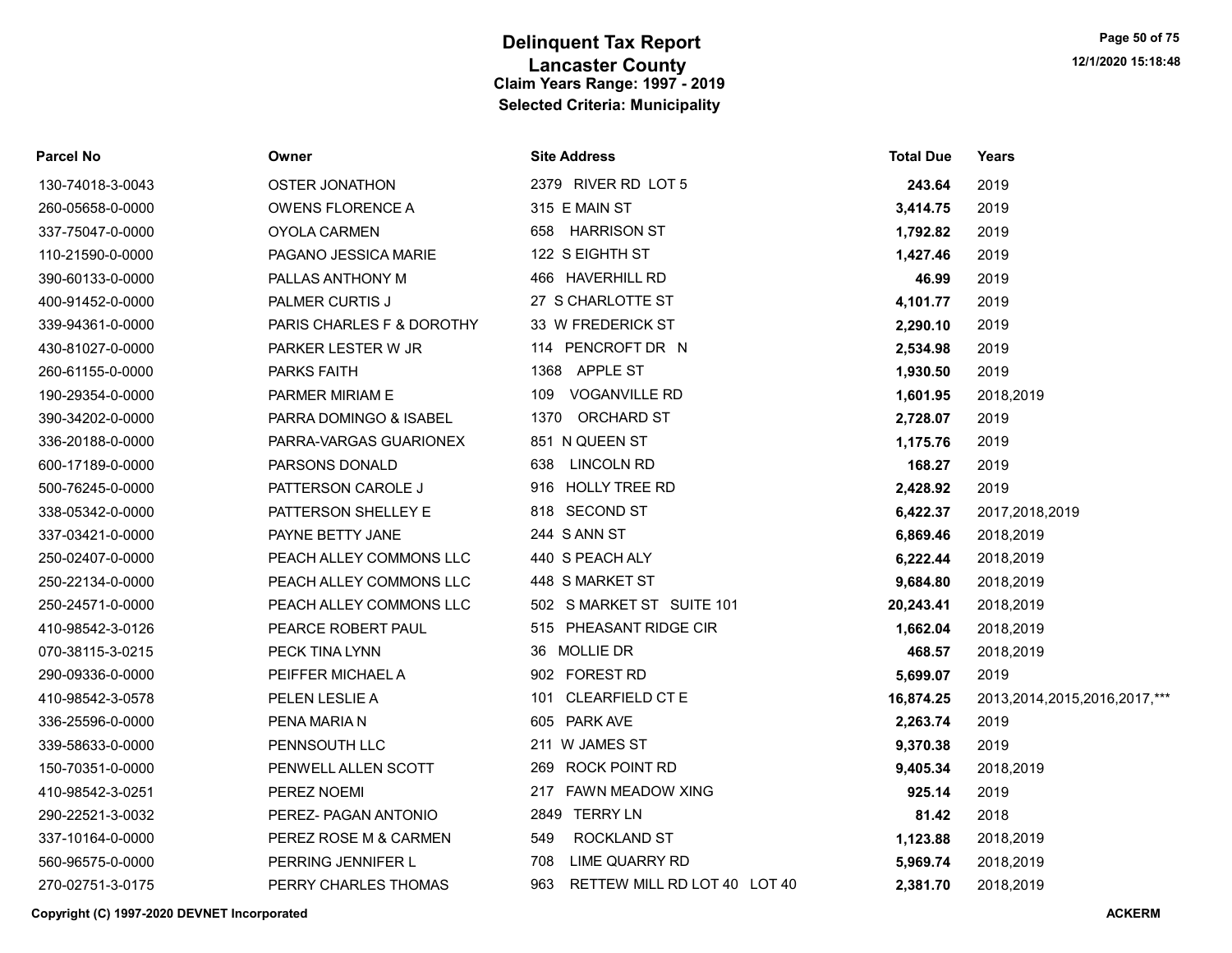# Delinquent Tax Report
## Lancaster County
### Claim Years Range: 1997 - 2019
### Selected Criteria: Municipality

| Parcel No | Owner | Site Address | Total Due | Years |
|---|---|---|---|---|
| 130-74018-3-0043 | OSTER JONATHON | 2379 RIVER RD LOT 5 | **243.64** | 2019 |
| 260-05658-0-0000 | OWENS FLORENCE A | 315 E MAIN ST | **3,414.75** | 2019 |
| 337-75047-0-0000 | OYOLA CARMEN | 658 HARRISON ST | **1,792.82** | 2019 |
| 110-21590-0-0000 | PAGANO JESSICA MARIE | 122 S EIGHTH ST | **1,427.46** | 2019 |
| 390-60133-0-0000 | PALLAS ANTHONY M | 466 HAVERHILL RD | **46.99** | 2019 |
| 400-91452-0-0000 | PALMER CURTIS J | 27 S CHARLOTTE ST | **4,101.77** | 2019 |
| 339-94361-0-0000 | PARIS CHARLES F & DOROTHY | 33 W FREDERICK ST | **2,290.10** | 2019 |
| 430-81027-0-0000 | PARKER LESTER W JR | 114 PENCROFT DR N | **2,534.98** | 2019 |
| 260-61155-0-0000 | PARKS FAITH | 1368 APPLE ST | **1,930.50** | 2019 |
| 190-29354-0-0000 | PARMER MIRIAM E | 109 VOGANVILLE RD | **1,601.95** | 2018,2019 |
| 390-34202-0-0000 | PARRA DOMINGO & ISABEL | 1370 ORCHARD ST | **2,728.07** | 2019 |
| 336-20188-0-0000 | PARRA-VARGAS GUARIONEX | 851 N QUEEN ST | **1,175.76** | 2019 |
| 600-17189-0-0000 | PARSONS DONALD | 638 LINCOLN RD | **168.27** | 2019 |
| 500-76245-0-0000 | PATTERSON CAROLE J | 916 HOLLY TREE RD | **2,428.92** | 2019 |
| 338-05342-0-0000 | PATTERSON SHELLEY E | 818 SECOND ST | **6,422.37** | 2017,2018,2019 |
| 337-03421-0-0000 | PAYNE BETTY JANE | 244 S ANN ST | **6,869.46** | 2018,2019 |
| 250-02407-0-0000 | PEACH ALLEY COMMONS LLC | 440 S PEACH ALY | **6,222.44** | 2018,2019 |
| 250-22134-0-0000 | PEACH ALLEY COMMONS LLC | 448 S MARKET ST | **9,684.80** | 2018,2019 |
| 250-24571-0-0000 | PEACH ALLEY COMMONS LLC | 502 S MARKET ST SUITE 101 | **20,243.41** | 2018,2019 |
| 410-98542-3-0126 | PEARCE ROBERT PAUL | 515 PHEASANT RIDGE CIR | **1,662.04** | 2018,2019 |
| 070-38115-3-0215 | PECK TINA LYNN | 36 MOLLIE DR | **468.57** | 2018,2019 |
| 290-09336-0-0000 | PEIFFER MICHAEL A | 902 FOREST RD | **5,699.07** | 2019 |
| 410-98542-3-0578 | PELEN LESLIE A | 101 CLEARFIELD CT E | **16,874.25** | 2013,2014,2015,2016,2017,*** |
| 336-25596-0-0000 | PENA MARIA N | 605 PARK AVE | **2,263.74** | 2019 |
| 339-58633-0-0000 | PENNSOUTH LLC | 211 W JAMES ST | **9,370.38** | 2019 |
| 150-70351-0-0000 | PENWELL ALLEN SCOTT | 269 ROCK POINT RD | **9,405.34** | 2018,2019 |
| 410-98542-3-0251 | PEREZ NOEMI | 217 FAWN MEADOW XING | **925.14** | 2019 |
| 290-22521-3-0032 | PEREZ- PAGAN ANTONIO | 2849 TERRY LN | **81.42** | 2018 |
| 337-10164-0-0000 | PEREZ ROSE M & CARMEN | 549 ROCKLAND ST | **1,123.88** | 2018,2019 |
| 560-96575-0-0000 | PERRING JENNIFER L | 708 LIME QUARRY RD | **5,969.74** | 2018,2019 |
| 270-02751-3-0175 | PERRY CHARLES THOMAS | 963 RETTEW MILL RD LOT 40 LOT 40 | **2,381.70** | 2018,2019 |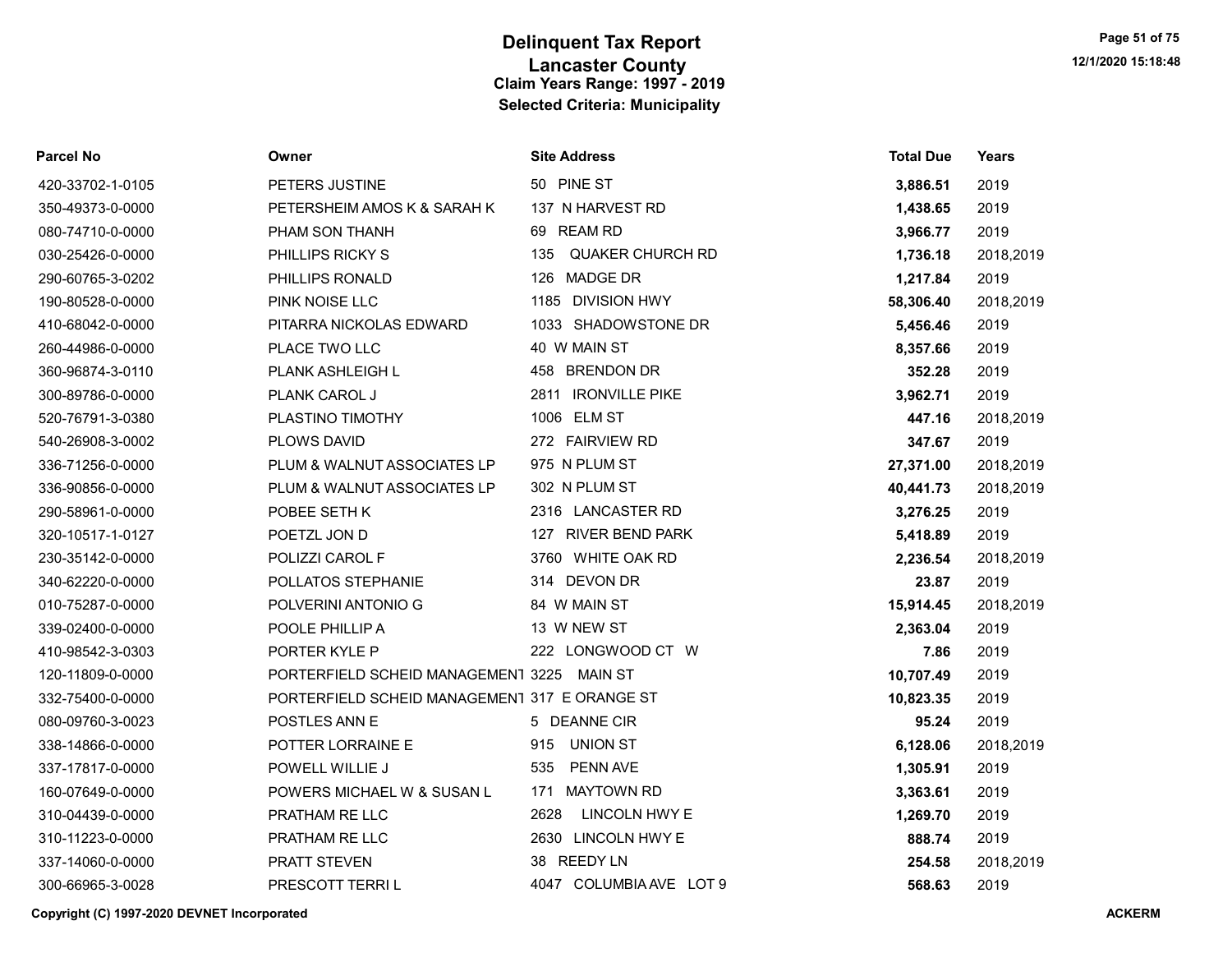# Delinquent Tax Report
## Lancaster County
### Claim Years Range: 1997 - 2019
### Selected Criteria: Municipality

| Parcel No | Owner | Site Address | Total Due | Years |
|---|---|---|---|---|
| 420-33702-1-0105 | PETERS JUSTINE | 50 PINE ST | **3,886.51** | 2019 |
| 350-49373-0-0000 | PETERSHEIM AMOS K & SARAH K | 137 N HARVEST RD | **1,438.65** | 2019 |
| 080-74710-0-0000 | PHAM SON THANH | 69 REAM RD | **3,966.77** | 2019 |
| 030-25426-0-0000 | PHILLIPS RICKY S | 135 QUAKER CHURCH RD | **1,736.18** | 2018,2019 |
| 290-60765-3-0202 | PHILLIPS RONALD | 126 MADGE DR | **1,217.84** | 2019 |
| 190-80528-0-0000 | PINK NOISE LLC | 1185 DIVISION HWY | **58,306.40** | 2018,2019 |
| 410-68042-0-0000 | PITARRA NICKOLAS EDWARD | 1033 SHADOWSTONE DR | **5,456.46** | 2019 |
| 260-44986-0-0000 | PLACE TWO LLC | 40 W MAIN ST | **8,357.66** | 2019 |
| 360-96874-3-0110 | PLANK ASHLEIGH L | 458 BRENDON DR | **352.28** | 2019 |
| 300-89786-0-0000 | PLANK CAROL J | 2811 IRONVILLE PIKE | **3,962.71** | 2019 |
| 520-76791-3-0380 | PLASTINO TIMOTHY | 1006 ELM ST | **447.16** | 2018,2019 |
| 540-26908-3-0002 | PLOWS DAVID | 272 FAIRVIEW RD | **347.67** | 2019 |
| 336-71256-0-0000 | PLUM & WALNUT ASSOCIATES LP | 975 N PLUM ST | **27,371.00** | 2018,2019 |
| 336-90856-0-0000 | PLUM & WALNUT ASSOCIATES LP | 302 N PLUM ST | **40,441.73** | 2018,2019 |
| 290-58961-0-0000 | POBEE SETH K | 2316 LANCASTER RD | **3,276.25** | 2019 |
| 320-10517-1-0127 | POETZL JON D | 127 RIVER BEND PARK | **5,418.89** | 2019 |
| 230-35142-0-0000 | POLIZZI CAROL F | 3760 WHITE OAK RD | **2,236.54** | 2018,2019 |
| 340-62220-0-0000 | POLLATOS STEPHANIE | 314 DEVON DR | **23.87** | 2019 |
| 010-75287-0-0000 | POLVERINI ANTONIO G | 84 W MAIN ST | **15,914.45** | 2018,2019 |
| 339-02400-0-0000 | POOLE PHILLIP A | 13 W NEW ST | **2,363.04** | 2019 |
| 410-98542-3-0303 | PORTER KYLE P | 222 LONGWOOD CT W | **7.86** | 2019 |
| 120-11809-0-0000 | PORTERFIELD SCHEID MANAGEMENT | 3225 MAIN ST | **10,707.49** | 2019 |
| 332-75400-0-0000 | PORTERFIELD SCHEID MANAGEMENT | 317 E ORANGE ST | **10,823.35** | 2019 |
| 080-09760-3-0023 | POSTLES ANN E | 5 DEANNE CIR | **95.24** | 2019 |
| 338-14866-0-0000 | POTTER LORRAINE E | 915 UNION ST | **6,128.06** | 2018,2019 |
| 337-17817-0-0000 | POWELL WILLIE J | 535 PENN AVE | **1,305.91** | 2019 |
| 160-07649-0-0000 | POWERS MICHAEL W & SUSAN L | 171 MAYTOWN RD | **3,363.61** | 2019 |
| 310-04439-0-0000 | PRATHAM RE LLC | 2628 LINCOLN HWY E | **1,269.70** | 2019 |
| 310-11223-0-0000 | PRATHAM RE LLC | 2630 LINCOLN HWY E | **888.74** | 2019 |
| 337-14060-0-0000 | PRATT STEVEN | 38 REEDY LN | **254.58** | 2018,2019 |
| 300-66965-3-0028 | PRESCOTT TERRI L | 4047 COLUMBIA AVE LOT 9 | **568.63** | 2019 |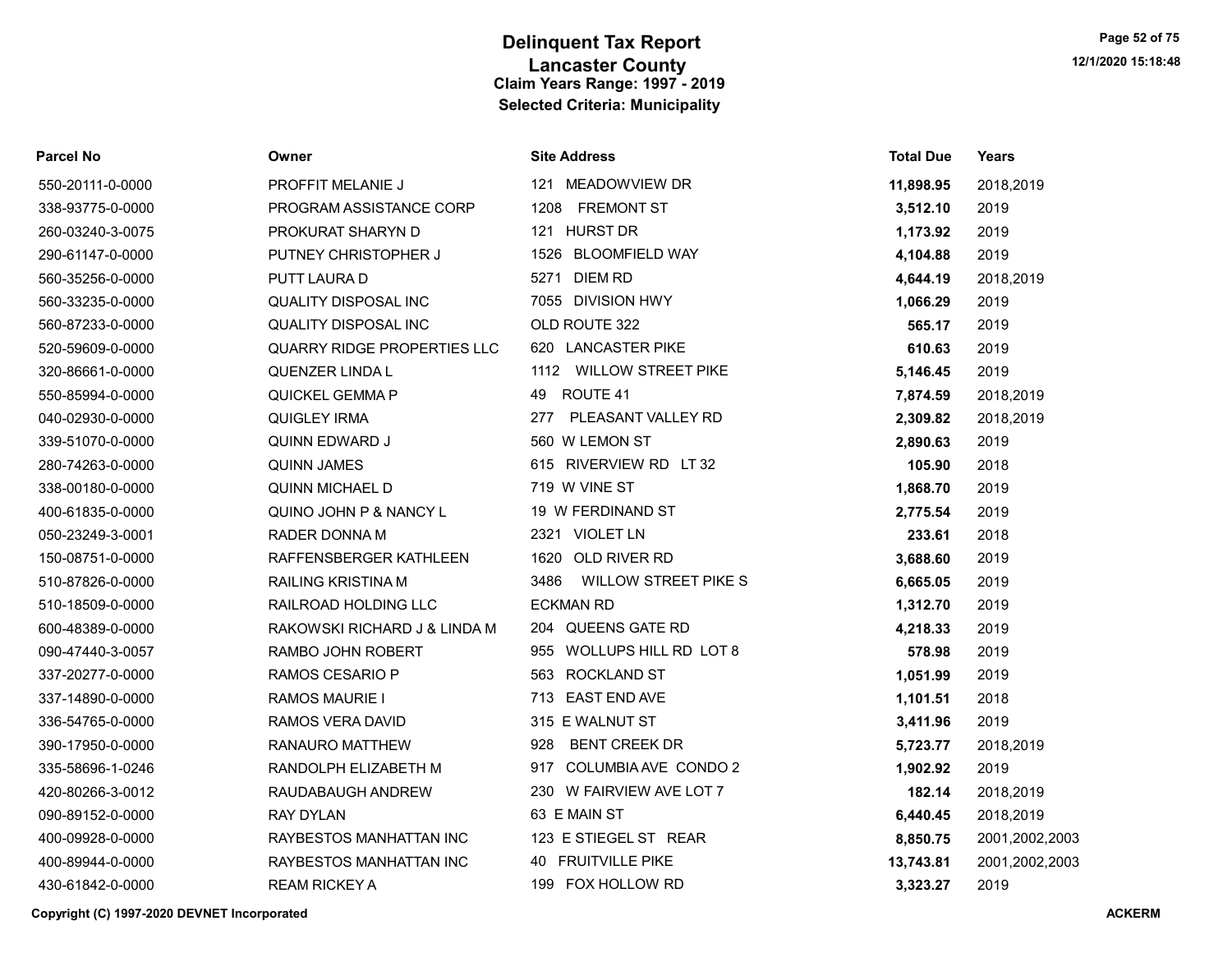# Delinquent Tax Report
## Lancaster County
### Claim Years Range: 1997 - 2019
### Selected Criteria: Municipality

| Parcel No | Owner | Site Address | Total Due | Years |
|---|---|---|---|---|
| 550-20111-0-0000 | PROFFIT MELANIE J | 121 MEADOWVIEW DR | **11,898.95** | 2018,2019 |
| 338-93775-0-0000 | PROGRAM ASSISTANCE CORP | 1208 FREMONT ST | **3,512.10** | 2019 |
| 260-03240-3-0075 | PROKURAT SHARYN D | 121 HURST DR | **1,173.92** | 2019 |
| 290-61147-0-0000 | PUTNEY CHRISTOPHER J | 1526 BLOOMFIELD WAY | **4,104.88** | 2019 |
| 560-35256-0-0000 | PUTT LAURA D | 5271 DIEM RD | **4,644.19** | 2018,2019 |
| 560-33235-0-0000 | QUALITY DISPOSAL INC | 7055 DIVISION HWY | **1,066.29** | 2019 |
| 560-87233-0-0000 | QUALITY DISPOSAL INC | OLD ROUTE 322 | **565.17** | 2019 |
| 520-59609-0-0000 | QUARRY RIDGE PROPERTIES LLC | 620 LANCASTER PIKE | **610.63** | 2019 |
| 320-86661-0-0000 | QUENZER LINDA L | 1112 WILLOW STREET PIKE | **5,146.45** | 2019 |
| 550-85994-0-0000 | QUICKEL GEMMA P | 49 ROUTE 41 | **7,874.59** | 2018,2019 |
| 040-02930-0-0000 | QUIGLEY IRMA | 277 PLEASANT VALLEY RD | **2,309.82** | 2018,2019 |
| 339-51070-0-0000 | QUINN EDWARD J | 560 W LEMON ST | **2,890.63** | 2019 |
| 280-74263-0-0000 | QUINN JAMES | 615 RIVERVIEW RD LT 32 | **105.90** | 2018 |
| 338-00180-0-0000 | QUINN MICHAEL D | 719 W VINE ST | **1,868.70** | 2019 |
| 400-61835-0-0000 | QUINO JOHN P & NANCY L | 19 W FERDINAND ST | **2,775.54** | 2019 |
| 050-23249-3-0001 | RADER DONNA M | 2321 VIOLET LN | **233.61** | 2018 |
| 150-08751-0-0000 | RAFFENSBERGER KATHLEEN | 1620 OLD RIVER RD | **3,688.60** | 2019 |
| 510-87826-0-0000 | RAILING KRISTINA M | 3486 WILLOW STREET PIKE S | **6,665.05** | 2019 |
| 510-18509-0-0000 | RAILROAD HOLDING LLC | ECKMAN RD | **1,312.70** | 2019 |
| 600-48389-0-0000 | RAKOWSKI RICHARD J & LINDA M | 204 QUEENS GATE RD | **4,218.33** | 2019 |
| 090-47440-3-0057 | RAMBO JOHN ROBERT | 955 WOLLUPS HILL RD LOT 8 | **578.98** | 2019 |
| 337-20277-0-0000 | RAMOS CESARIO P | 563 ROCKLAND ST | **1,051.99** | 2019 |
| 337-14890-0-0000 | RAMOS MAURIE I | 713 EAST END AVE | **1,101.51** | 2018 |
| 336-54765-0-0000 | RAMOS VERA DAVID | 315 E WALNUT ST | **3,411.96** | 2019 |
| 390-17950-0-0000 | RANAURO MATTHEW | 928 BENT CREEK DR | **5,723.77** | 2018,2019 |
| 335-58696-1-0246 | RANDOLPH ELIZABETH M | 917 COLUMBIA AVE CONDO 2 | **1,902.92** | 2019 |
| 420-80266-3-0012 | RAUDABAUGH ANDREW | 230 W FAIRVIEW AVE LOT 7 | **182.14** | 2018,2019 |
| 090-89152-0-0000 | RAY DYLAN | 63 E MAIN ST | **6,440.45** | 2018,2019 |
| 400-09928-0-0000 | RAYBESTOS MANHATTAN INC | 123 E STIEGEL ST REAR | **8,850.75** | 2001,2002,2003 |
| 400-89944-0-0000 | RAYBESTOS MANHATTAN INC | 40 FRUITVILLE PIKE | **13,743.81** | 2001,2002,2003 |
| 430-61842-0-0000 | REAM RICKEY A | 199 FOX HOLLOW RD | **3,323.27** | 2019 |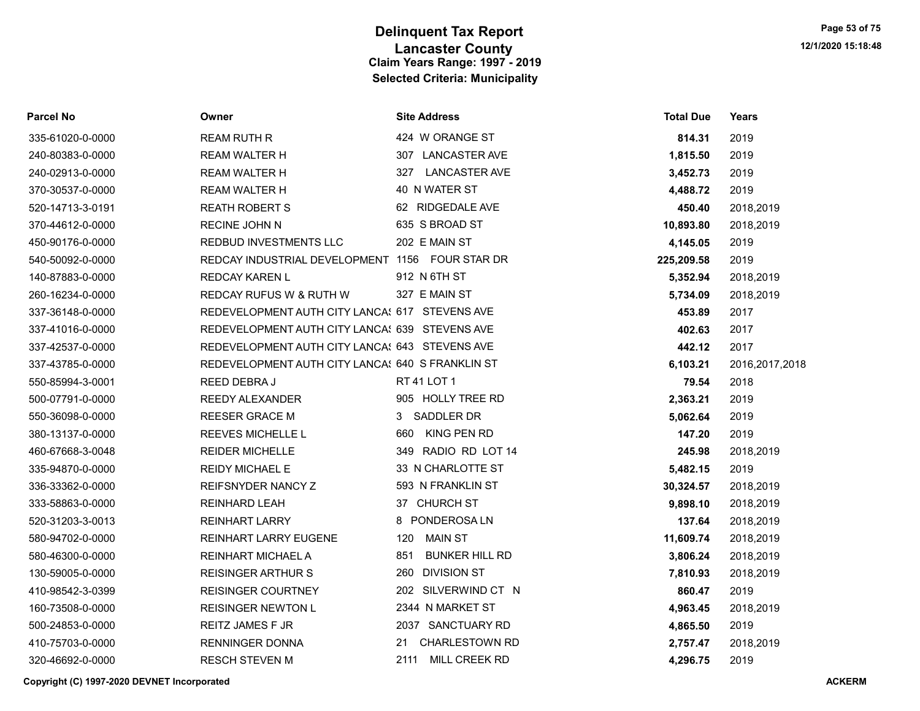# Delinquent Tax Report
## Lancaster County
### Claim Years Range: 1997 - 2019
### Selected Criteria: Municipality

| Parcel No | Owner | Site Address | Total Due | Years |
|---|---|---|---|---|
| 335-61020-0-0000 | REAM RUTH R | 424 W ORANGE ST | **814.31** | 2019 |
| 240-80383-0-0000 | REAM WALTER H | 307 LANCASTER AVE | **1,815.50** | 2019 |
| 240-02913-0-0000 | REAM WALTER H | 327 LANCASTER AVE | **3,452.73** | 2019 |
| 370-30537-0-0000 | REAM WALTER H | 40 N WATER ST | **4,488.72** | 2019 |
| 520-14713-3-0191 | REATH ROBERT S | 62 RIDGEDALE AVE | **450.40** | 2018,2019 |
| 370-44612-0-0000 | RECINE JOHN N | 635 S BROAD ST | **10,893.80** | 2018,2019 |
| 450-90176-0-0000 | REDBUD INVESTMENTS LLC | 202 E MAIN ST | **4,145.05** | 2019 |
| 540-50092-0-0000 | REDCAY INDUSTRIAL DEVELOPMENT | 1156 FOUR STAR DR | **225,209.58** | 2019 |
| 140-87883-0-0000 | REDCAY KAREN L | 912 N 6TH ST | **5,352.94** | 2018,2019 |
| 260-16234-0-0000 | REDCAY RUFUS W & RUTH W | 327 E MAIN ST | **5,734.09** | 2018,2019 |
| 337-36148-0-0000 | REDEVELOPMENT AUTH CITY LANCAS | 617 STEVENS AVE | **453.89** | 2017 |
| 337-41016-0-0000 | REDEVELOPMENT AUTH CITY LANCAS | 639 STEVENS AVE | **402.63** | 2017 |
| 337-42537-0-0000 | REDEVELOPMENT AUTH CITY LANCAS | 643 STEVENS AVE | **442.12** | 2017 |
| 337-43785-0-0000 | REDEVELOPMENT AUTH CITY LANCAS | 640 S FRANKLIN ST | **6,103.21** | 2016,2017,2018 |
| 550-85994-3-0001 | REED DEBRA J | RT 41 LOT 1 | **79.54** | 2018 |
| 500-07791-0-0000 | REEDY ALEXANDER | 905 HOLLY TREE RD | **2,363.21** | 2019 |
| 550-36098-0-0000 | REESER GRACE M | 3 SADDLER DR | **5,062.64** | 2019 |
| 380-13137-0-0000 | REEVES MICHELLE L | 660 KING PEN RD | **147.20** | 2019 |
| 460-67668-3-0048 | REIDER MICHELLE | 349 RADIO RD LOT 14 | **245.98** | 2018,2019 |
| 335-94870-0-0000 | REIDY MICHAEL E | 33 N CHARLOTTE ST | **5,482.15** | 2019 |
| 336-33362-0-0000 | REIFSNYDER NANCY Z | 593 N FRANKLIN ST | **30,324.57** | 2018,2019 |
| 333-58863-0-0000 | REINHARD LEAH | 37 CHURCH ST | **9,898.10** | 2018,2019 |
| 520-31203-3-0013 | REINHART LARRY | 8 PONDEROSA LN | **137.64** | 2018,2019 |
| 580-94702-0-0000 | REINHART LARRY EUGENE | 120 MAIN ST | **11,609.74** | 2018,2019 |
| 580-46300-0-0000 | REINHART MICHAEL A | 851 BUNKER HILL RD | **3,806.24** | 2018,2019 |
| 130-59005-0-0000 | REISINGER ARTHUR S | 260 DIVISION ST | **7,810.93** | 2018,2019 |
| 410-98542-3-0399 | REISINGER COURTNEY | 202 SILVERWIND CT N | **860.47** | 2019 |
| 160-73508-0-0000 | REISINGER NEWTON L | 2344 N MARKET ST | **4,963.45** | 2018,2019 |
| 500-24853-0-0000 | REITZ JAMES F JR | 2037 SANCTUARY RD | **4,865.50** | 2019 |
| 410-75703-0-0000 | RENNINGER DONNA | 21 CHARLESTOWN RD | **2,757.47** | 2018,2019 |
| 320-46692-0-0000 | RESCH STEVEN M | 2111 MILL CREEK RD | **4,296.75** | 2019 |

**Copyright (C) 1997-2020 DEVNET Incorporated** **ACKERM**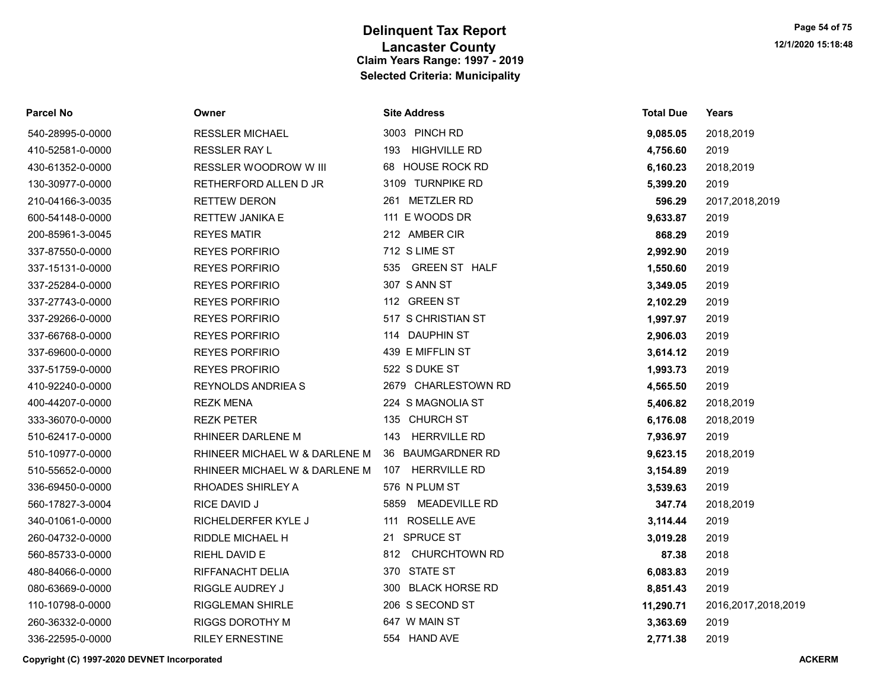# Delinquent Tax Report
## Lancaster County
### Claim Years Range: 1997 - 2019
### Selected Criteria: Municipality

| Parcel No | Owner | Site Address | Total Due | Years |
|---|---|---|---|---|
| 540-28995-0-0000 | RESSLER MICHAEL | 3003 PINCH RD | **9,085.05** | 2018,2019 |
| 410-52581-0-0000 | RESSLER RAY L | 193 HIGHVILLE RD | **4,756.60** | 2019 |
| 430-61352-0-0000 | RESSLER WOODROW W III | 68 HOUSE ROCK RD | **6,160.23** | 2018,2019 |
| 130-30977-0-0000 | RETHERFORD ALLEN D JR | 3109 TURNPIKE RD | **5,399.20** | 2019 |
| 210-04166-3-0035 | RETTEW DERON | 261 METZLER RD | **596.29** | 2017,2018,2019 |
| 600-54148-0-0000 | RETTEW JANIKA E | 111 E WOODS DR | **9,633.87** | 2019 |
| 200-85961-3-0045 | REYES MATIR | 212 AMBER CIR | **868.29** | 2019 |
| 337-87550-0-0000 | REYES PORFIRIO | 712 S LIME ST | **2,992.90** | 2019 |
| 337-15131-0-0000 | REYES PORFIRIO | 535 GREEN ST HALF | **1,550.60** | 2019 |
| 337-25284-0-0000 | REYES PORFIRIO | 307 S ANN ST | **3,349.05** | 2019 |
| 337-27743-0-0000 | REYES PORFIRIO | 112 GREEN ST | **2,102.29** | 2019 |
| 337-29266-0-0000 | REYES PORFIRIO | 517 S CHRISTIAN ST | **1,997.97** | 2019 |
| 337-66768-0-0000 | REYES PORFIRIO | 114 DAUPHIN ST | **2,906.03** | 2019 |
| 337-69600-0-0000 | REYES PORFIRIO | 439 E MIFFLIN ST | **3,614.12** | 2019 |
| 337-51759-0-0000 | REYES PROFIRIO | 522 S DUKE ST | **1,993.73** | 2019 |
| 410-92240-0-0000 | REYNOLDS ANDRIEA S | 2679 CHARLESTOWN RD | **4,565.50** | 2019 |
| 400-44207-0-0000 | REZK MENA | 224 S MAGNOLIA ST | **5,406.82** | 2018,2019 |
| 333-36070-0-0000 | REZK PETER | 135 CHURCH ST | **6,176.08** | 2018,2019 |
| 510-62417-0-0000 | RHINEER DARLENE M | 143 HERRVILLE RD | **7,936.97** | 2019 |
| 510-10977-0-0000 | RHINEER MICHAEL W & DARLENE M | 36 BAUMGARDNER RD | **9,623.15** | 2018,2019 |
| 510-55652-0-0000 | RHINEER MICHAEL W & DARLENE M | 107 HERRVILLE RD | **3,154.89** | 2019 |
| 336-69450-0-0000 | RHOADES SHIRLEY A | 576 N PLUM ST | **3,539.63** | 2019 |
| 560-17827-3-0004 | RICE DAVID J | 5859 MEADEVILLE RD | **347.74** | 2018,2019 |
| 340-01061-0-0000 | RICHELDERFER KYLE J | 111 ROSELLE AVE | **3,114.44** | 2019 |
| 260-04732-0-0000 | RIDDLE MICHAEL H | 21 SPRUCE ST | **3,019.28** | 2019 |
| 560-85733-0-0000 | RIEHL DAVID E | 812 CHURCHTOWN RD | **87.38** | 2018 |
| 480-84066-0-0000 | RIFFANACHT DELIA | 370 STATE ST | **6,083.83** | 2019 |
| 080-63669-0-0000 | RIGGLE AUDREY J | 300 BLACK HORSE RD | **8,851.43** | 2019 |
| 110-10798-0-0000 | RIGGLEMAN SHIRLE | 206 S SECOND ST | **11,290.71** | 2016,2017,2018,2019 |
| 260-36332-0-0000 | RIGGS DOROTHY M | 647 W MAIN ST | **3,363.69** | 2019 |
| 336-22595-0-0000 | RILEY ERNESTINE | 554 HAND AVE | **2,771.38** | 2019 |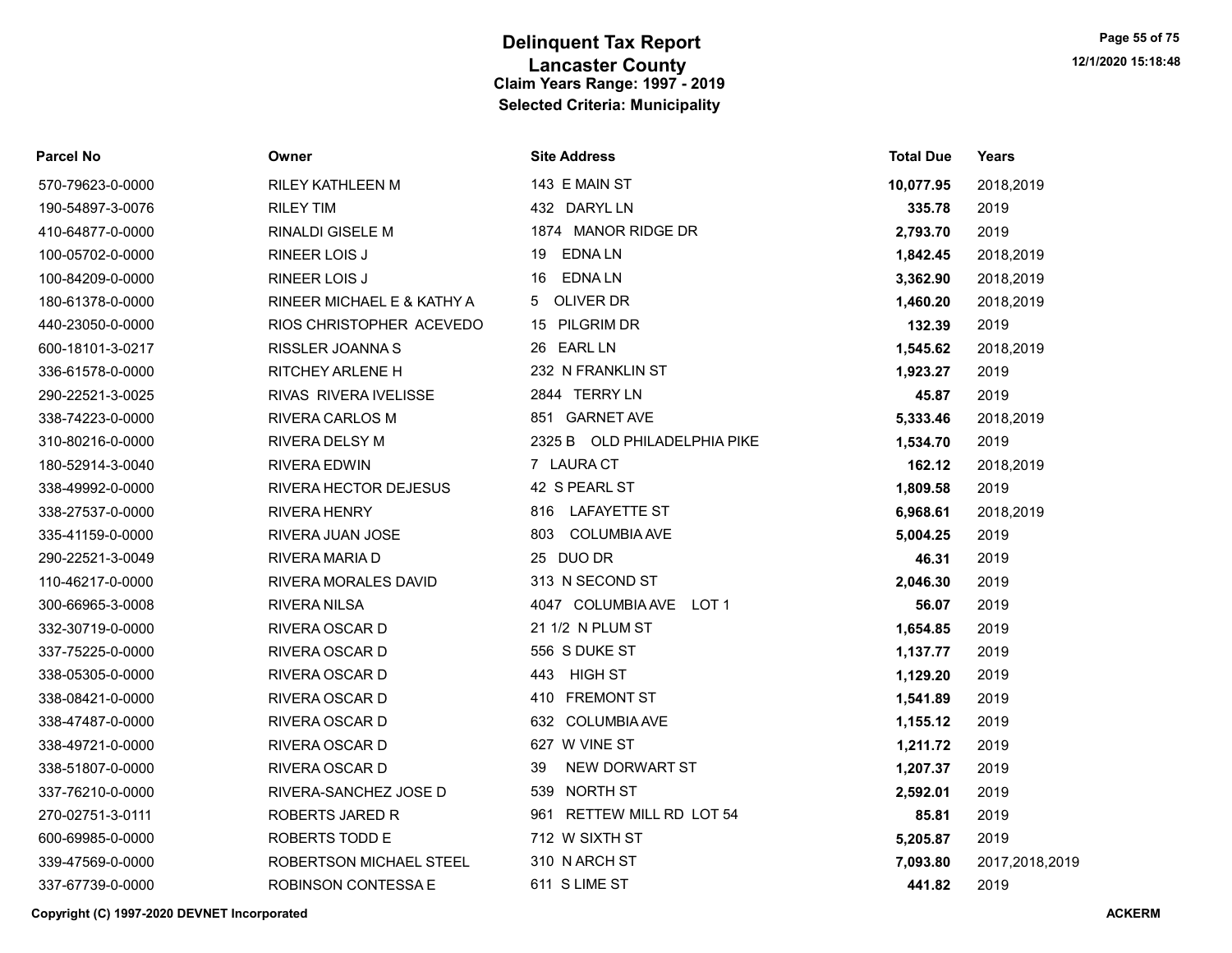# Delinquent Tax Report

## Lancaster County

### Claim Years Range: 1997 - 2019

### Selected Criteria: Municipality

| Parcel No | Owner | Site Address | Total Due | Years |
|---|---|---|---|---|
| 570-79623-0-0000 | RILEY KATHLEEN M | 143 E MAIN ST | **10,077.95** | 2018,2019 |
| 190-54897-3-0076 | RILEY TIM | 432 DARYL LN | **335.78** | 2019 |
| 410-64877-0-0000 | RINALDI GISELE M | 1874 MANOR RIDGE DR | **2,793.70** | 2019 |
| 100-05702-0-0000 | RINEER LOIS J | 19 EDNA LN | **1,842.45** | 2018,2019 |
| 100-84209-0-0000 | RINEER LOIS J | 16 EDNA LN | **3,362.90** | 2018,2019 |
| 180-61378-0-0000 | RINEER MICHAEL E & KATHY A | 5 OLIVER DR | **1,460.20** | 2018,2019 |
| 440-23050-0-0000 | RIOS CHRISTOPHER ACEVEDO | 15 PILGRIM DR | **132.39** | 2019 |
| 600-18101-3-0217 | RISSLER JOANNA S | 26 EARL LN | **1,545.62** | 2018,2019 |
| 336-61578-0-0000 | RITCHEY ARLENE H | 232 N FRANKLIN ST | **1,923.27** | 2019 |
| 290-22521-3-0025 | RIVAS RIVERA IVELISSE | 2844 TERRY LN | **45.87** | 2019 |
| 338-74223-0-0000 | RIVERA CARLOS M | 851 GARNET AVE | **5,333.46** | 2018,2019 |
| 310-80216-0-0000 | RIVERA DELSY M | 2325 B OLD PHILADELPHIA PIKE | **1,534.70** | 2019 |
| 180-52914-3-0040 | RIVERA EDWIN | 7 LAURA CT | **162.12** | 2018,2019 |
| 338-49992-0-0000 | RIVERA HECTOR DEJESUS | 42 S PEARL ST | **1,809.58** | 2019 |
| 338-27537-0-0000 | RIVERA HENRY | 816 LAFAYETTE ST | **6,968.61** | 2018,2019 |
| 335-41159-0-0000 | RIVERA JUAN JOSE | 803 COLUMBIA AVE | **5,004.25** | 2019 |
| 290-22521-3-0049 | RIVERA MARIA D | 25 DUO DR | **46.31** | 2019 |
| 110-46217-0-0000 | RIVERA MORALES DAVID | 313 N SECOND ST | **2,046.30** | 2019 |
| 300-66965-3-0008 | RIVERA NILSA | 4047 COLUMBIA AVE LOT 1 | **56.07** | 2019 |
| 332-30719-0-0000 | RIVERA OSCAR D | 21 1/2 N PLUM ST | **1,654.85** | 2019 |
| 337-75225-0-0000 | RIVERA OSCAR D | 556 S DUKE ST | **1,137.77** | 2019 |
| 338-05305-0-0000 | RIVERA OSCAR D | 443 HIGH ST | **1,129.20** | 2019 |
| 338-08421-0-0000 | RIVERA OSCAR D | 410 FREMONT ST | **1,541.89** | 2019 |
| 338-47487-0-0000 | RIVERA OSCAR D | 632 COLUMBIA AVE | **1,155.12** | 2019 |
| 338-49721-0-0000 | RIVERA OSCAR D | 627 W VINE ST | **1,211.72** | 2019 |
| 338-51807-0-0000 | RIVERA OSCAR D | 39 NEW DORWART ST | **1,207.37** | 2019 |
| 337-76210-0-0000 | RIVERA-SANCHEZ JOSE D | 539 NORTH ST | **2,592.01** | 2019 |
| 270-02751-3-0111 | ROBERTS JARED R | 961 RETTEW MILL RD LOT 54 | **85.81** | 2019 |
| 600-69985-0-0000 | ROBERTS TODD E | 712 W SIXTH ST | **5,205.87** | 2019 |
| 339-47569-0-0000 | ROBERTSON MICHAEL STEEL | 310 N ARCH ST | **7,093.80** | 2017,2018,2019 |
| 337-67739-0-0000 | ROBINSON CONTESSA E | 611 S LIME ST | **441.82** | 2019 |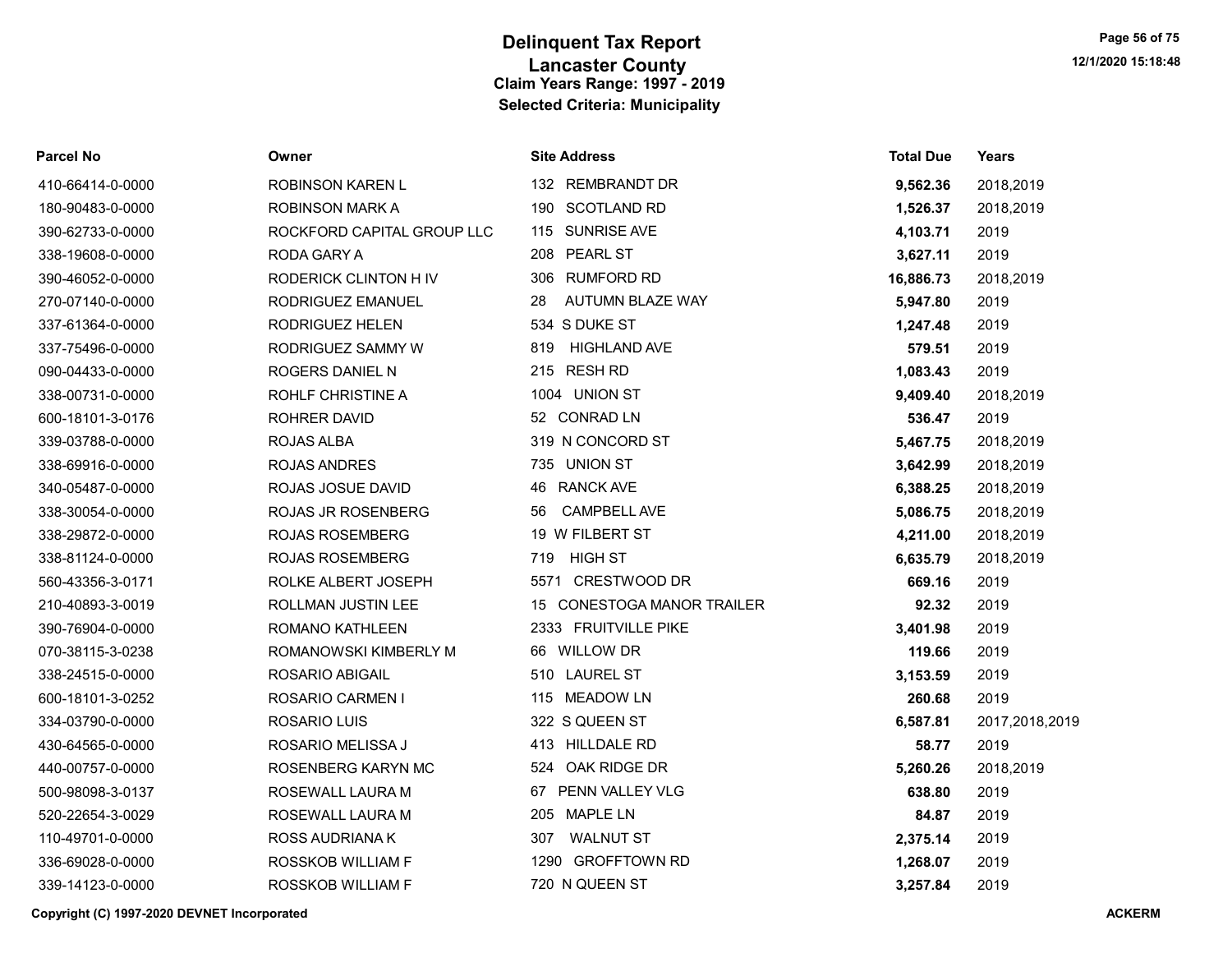# Delinquent Tax Report

## Lancaster County

### Claim Years Range: 1997 - 2019

### Selected Criteria: Municipality

| Parcel No | Owner | Site Address | Total Due | Years |
|---|---|---|---|---|
| 410-66414-0-0000 | ROBINSON KAREN L | 132 REMBRANDT DR | **9,562.36** | 2018,2019 |
| 180-90483-0-0000 | ROBINSON MARK A | 190 SCOTLAND RD | **1,526.37** | 2018,2019 |
| 390-62733-0-0000 | ROCKFORD CAPITAL GROUP LLC | 115 SUNRISE AVE | **4,103.71** | 2019 |
| 338-19608-0-0000 | RODA GARY A | 208 PEARL ST | **3,627.11** | 2019 |
| 390-46052-0-0000 | RODERICK CLINTON H IV | 306 RUMFORD RD | **16,886.73** | 2018,2019 |
| 270-07140-0-0000 | RODRIGUEZ EMANUEL | 28 AUTUMN BLAZE WAY | **5,947.80** | 2019 |
| 337-61364-0-0000 | RODRIGUEZ HELEN | 534 S DUKE ST | **1,247.48** | 2019 |
| 337-75496-0-0000 | RODRIGUEZ SAMMY W | 819 HIGHLAND AVE | **579.51** | 2019 |
| 090-04433-0-0000 | ROGERS DANIEL N | 215 RESH RD | **1,083.43** | 2019 |
| 338-00731-0-0000 | ROHLF CHRISTINE A | 1004 UNION ST | **9,409.40** | 2018,2019 |
| 600-18101-3-0176 | ROHRER DAVID | 52 CONRAD LN | **536.47** | 2019 |
| 339-03788-0-0000 | ROJAS ALBA | 319 N CONCORD ST | **5,467.75** | 2018,2019 |
| 338-69916-0-0000 | ROJAS ANDRES | 735 UNION ST | **3,642.99** | 2018,2019 |
| 340-05487-0-0000 | ROJAS JOSUE DAVID | 46 RANCK AVE | **6,388.25** | 2018,2019 |
| 338-30054-0-0000 | ROJAS JR ROSENBERG | 56 CAMPBELL AVE | **5,086.75** | 2018,2019 |
| 338-29872-0-0000 | ROJAS ROSEMBERG | 19 W FILBERT ST | **4,211.00** | 2018,2019 |
| 338-81124-0-0000 | ROJAS ROSEMBERG | 719 HIGH ST | **6,635.79** | 2018,2019 |
| 560-43356-3-0171 | ROLKE ALBERT JOSEPH | 5571 CRESTWOOD DR | **669.16** | 2019 |
| 210-40893-3-0019 | ROLLMAN JUSTIN LEE | 15 CONESTOGA MANOR TRAILER | **92.32** | 2019 |
| 390-76904-0-0000 | ROMANO KATHLEEN | 2333 FRUITVILLE PIKE | **3,401.98** | 2019 |
| 070-38115-3-0238 | ROMANOWSKI KIMBERLY M | 66 WILLOW DR | **119.66** | 2019 |
| 338-24515-0-0000 | ROSARIO ABIGAIL | 510 LAUREL ST | **3,153.59** | 2019 |
| 600-18101-3-0252 | ROSARIO CARMEN I | 115 MEADOW LN | **260.68** | 2019 |
| 334-03790-0-0000 | ROSARIO LUIS | 322 S QUEEN ST | **6,587.81** | 2017,2018,2019 |
| 430-64565-0-0000 | ROSARIO MELISSA J | 413 HILLDALE RD | **58.77** | 2019 |
| 440-00757-0-0000 | ROSENBERG KARYN MC | 524 OAK RIDGE DR | **5,260.26** | 2018,2019 |
| 500-98098-3-0137 | ROSEWALL LAURA M | 67 PENN VALLEY VLG | **638.80** | 2019 |
| 520-22654-3-0029 | ROSEWALL LAURA M | 205 MAPLE LN | **84.87** | 2019 |
| 110-49701-0-0000 | ROSS AUDRIANA K | 307 WALNUT ST | **2,375.14** | 2019 |
| 336-69028-0-0000 | ROSSKOB WILLIAM F | 1290 GROFFTOWN RD | **1,268.07** | 2019 |
| 339-14123-0-0000 | ROSSKOB WILLIAM F | 720 N QUEEN ST | **3,257.84** | 2019 |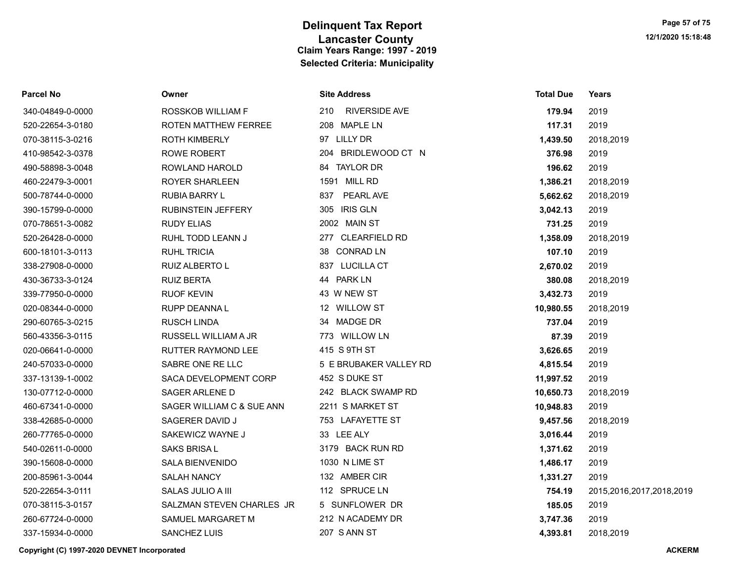# Delinquent Tax Report
## Lancaster County
### Claim Years Range: 1997 - 2019
### Selected Criteria: Municipality

| Parcel No | Owner | Site Address | Total Due | Years |
|---|---|---|---|---|
| 340-04849-0-0000 | ROSSKOB WILLIAM F | 210 RIVERSIDE AVE | **179.94** | 2019 |
| 520-22654-3-0180 | ROTEN MATTHEW FERREE | 208 MAPLE LN | **117.31** | 2019 |
| 070-38115-3-0216 | ROTH KIMBERLY | 97 LILLY DR | **1,439.50** | 2018,2019 |
| 410-98542-3-0378 | ROWE ROBERT | 204 BRIDLEWOOD CT N | **376.98** | 2019 |
| 490-58898-3-0048 | ROWLAND HAROLD | 84 TAYLOR DR | **196.62** | 2019 |
| 460-22479-3-0001 | ROYER SHARLEEN | 1591 MILL RD | **1,386.21** | 2018,2019 |
| 500-78744-0-0000 | RUBIA BARRY L | 837 PEARL AVE | **5,662.62** | 2018,2019 |
| 390-15799-0-0000 | RUBINSTEIN JEFFERY | 305 IRIS GLN | **3,042.13** | 2019 |
| 070-78651-3-0082 | RUDY ELIAS | 2002 MAIN ST | **731.25** | 2019 |
| 520-26428-0-0000 | RUHL TODD LEANN J | 277 CLEARFIELD RD | **1,358.09** | 2018,2019 |
| 600-18101-3-0113 | RUHL TRICIA | 38 CONRAD LN | **107.10** | 2019 |
| 338-27908-0-0000 | RUIZ ALBERTO L | 837 LUCILLA CT | **2,670.02** | 2019 |
| 430-36733-3-0124 | RUIZ BERTA | 44 PARK LN | **380.08** | 2018,2019 |
| 339-77950-0-0000 | RUOF KEVIN | 43 W NEW ST | **3,432.73** | 2019 |
| 020-08344-0-0000 | RUPP DEANNA L | 12 WILLOW ST | **10,980.55** | 2018,2019 |
| 290-60765-3-0215 | RUSCH LINDA | 34 MADGE DR | **737.04** | 2019 |
| 560-43356-3-0115 | RUSSELL WILLIAM A JR | 773 WILLOW LN | **87.39** | 2019 |
| 020-06641-0-0000 | RUTTER RAYMOND LEE | 415 S 9TH ST | **3,626.65** | 2019 |
| 240-57033-0-0000 | SABRE ONE RE LLC | 5 E BRUBAKER VALLEY RD | **4,815.54** | 2019 |
| 337-13139-1-0002 | SACA DEVELOPMENT CORP | 452 S DUKE ST | **11,997.52** | 2019 |
| 130-07712-0-0000 | SAGER ARLENE D | 242 BLACK SWAMP RD | **10,650.73** | 2018,2019 |
| 460-67341-0-0000 | SAGER WILLIAM C & SUE ANN | 2211 S MARKET ST | **10,948.83** | 2019 |
| 338-42685-0-0000 | SAGERER DAVID J | 753 LAFAYETTE ST | **9,457.56** | 2018,2019 |
| 260-77765-0-0000 | SAKEWICZ WAYNE J | 33 LEE ALY | **3,016.44** | 2019 |
| 540-02611-0-0000 | SAKS BRISA L | 3179 BACK RUN RD | **1,371.62** | 2019 |
| 390-15608-0-0000 | SALA BIENVENIDO | 1030 N LIME ST | **1,486.17** | 2019 |
| 200-85961-3-0044 | SALAH NANCY | 132 AMBER CIR | **1,331.27** | 2019 |
| 520-22654-3-0111 | SALAS JULIO A III | 112 SPRUCE LN | **754.19** | 2015,2016,2017,2018,2019 |
| 070-38115-3-0157 | SALZMAN STEVEN CHARLES JR | 5 SUNFLOWER DR | **185.05** | 2019 |
| 260-67724-0-0000 | SAMUEL MARGARET M | 212 N ACADEMY DR | **3,747.36** | 2019 |
| 337-15934-0-0000 | SANCHEZ LUIS | 207 S ANN ST | **4,393.81** | 2018,2019 |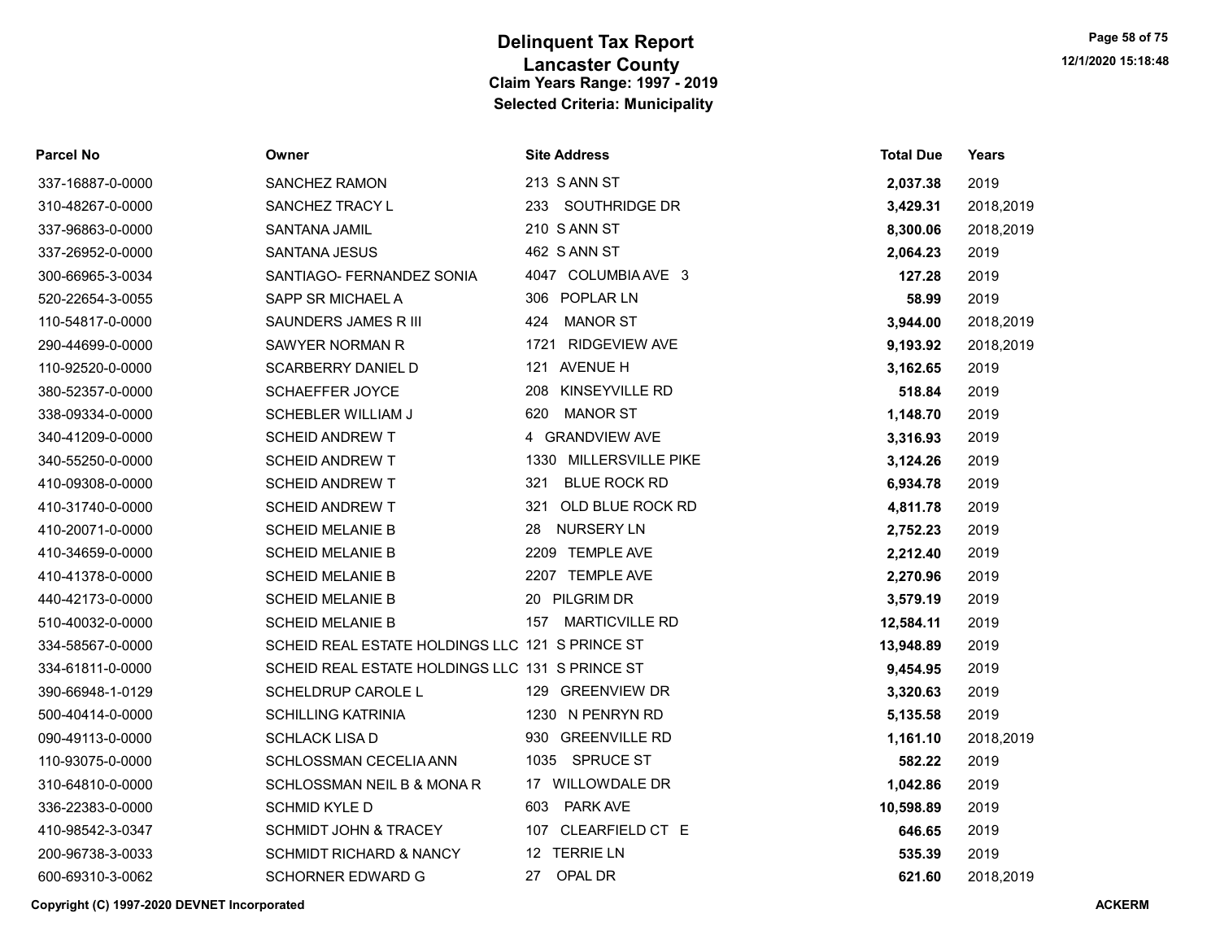# Delinquent Tax Report
## Lancaster County
### Claim Years Range: 1997 - 2019
### Selected Criteria: Municipality

| Parcel No | Owner | Site Address | Total Due | Years |
|---|---|---|---|---|
| 337-16887-0-0000 | SANCHEZ RAMON | 213 S ANN ST | **2,037.38** | 2019 |
| 310-48267-0-0000 | SANCHEZ TRACY L | 233 SOUTHRIDGE DR | **3,429.31** | 2018,2019 |
| 337-96863-0-0000 | SANTANA JAMIL | 210 S ANN ST | **8,300.06** | 2018,2019 |
| 337-26952-0-0000 | SANTANA JESUS | 462 S ANN ST | **2,064.23** | 2019 |
| 300-66965-3-0034 | SANTIAGO- FERNANDEZ SONIA | 4047 COLUMBIA AVE 3 | **127.28** | 2019 |
| 520-22654-3-0055 | SAPP SR MICHAEL A | 306 POPLAR LN | **58.99** | 2019 |
| 110-54817-0-0000 | SAUNDERS JAMES R III | 424 MANOR ST | **3,944.00** | 2018,2019 |
| 290-44699-0-0000 | SAWYER NORMAN R | 1721 RIDGEVIEW AVE | **9,193.92** | 2018,2019 |
| 110-92520-0-0000 | SCARBERRY DANIEL D | 121 AVENUE H | **3,162.65** | 2019 |
| 380-52357-0-0000 | SCHAEFFER JOYCE | 208 KINSEYVILLE RD | **518.84** | 2019 |
| 338-09334-0-0000 | SCHEBLER WILLIAM J | 620 MANOR ST | **1,148.70** | 2019 |
| 340-41209-0-0000 | SCHEID ANDREW T | 4 GRANDVIEW AVE | **3,316.93** | 2019 |
| 340-55250-0-0000 | SCHEID ANDREW T | 1330 MILLERSVILLE PIKE | **3,124.26** | 2019 |
| 410-09308-0-0000 | SCHEID ANDREW T | 321 BLUE ROCK RD | **6,934.78** | 2019 |
| 410-31740-0-0000 | SCHEID ANDREW T | 321 OLD BLUE ROCK RD | **4,811.78** | 2019 |
| 410-20071-0-0000 | SCHEID MELANIE B | 28 NURSERY LN | **2,752.23** | 2019 |
| 410-34659-0-0000 | SCHEID MELANIE B | 2209 TEMPLE AVE | **2,212.40** | 2019 |
| 410-41378-0-0000 | SCHEID MELANIE B | 2207 TEMPLE AVE | **2,270.96** | 2019 |
| 440-42173-0-0000 | SCHEID MELANIE B | 20 PILGRIM DR | **3,579.19** | 2019 |
| 510-40032-0-0000 | SCHEID MELANIE B | 157 MARTICVILLE RD | **12,584.11** | 2019 |
| 334-58567-0-0000 | SCHEID REAL ESTATE HOLDINGS LLC | 121 S PRINCE ST | **13,948.89** | 2019 |
| 334-61811-0-0000 | SCHEID REAL ESTATE HOLDINGS LLC | 131 S PRINCE ST | **9,454.95** | 2019 |
| 390-66948-1-0129 | SCHELDRUP CAROLE L | 129 GREENVIEW DR | **3,320.63** | 2019 |
| 500-40414-0-0000 | SCHILLING KATRINIA | 1230 N PENRYN RD | **5,135.58** | 2019 |
| 090-49113-0-0000 | SCHLACK LISA D | 930 GREENVILLE RD | **1,161.10** | 2018,2019 |
| 110-93075-0-0000 | SCHLOSSMAN CECELIA ANN | 1035 SPRUCE ST | **582.22** | 2019 |
| 310-64810-0-0000 | SCHLOSSMAN NEIL B & MONA R | 17 WILLOWDALE DR | **1,042.86** | 2019 |
| 336-22383-0-0000 | SCHMID KYLE D | 603 PARK AVE | **10,598.89** | 2019 |
| 410-98542-3-0347 | SCHMIDT JOHN & TRACEY | 107 CLEARFIELD CT E | **646.65** | 2019 |
| 200-96738-3-0033 | SCHMIDT RICHARD & NANCY | 12 TERRIE LN | **535.39** | 2019 |
| 600-69310-3-0062 | SCHORNER EDWARD G | 27 OPAL DR | **621.60** | 2018,2019 |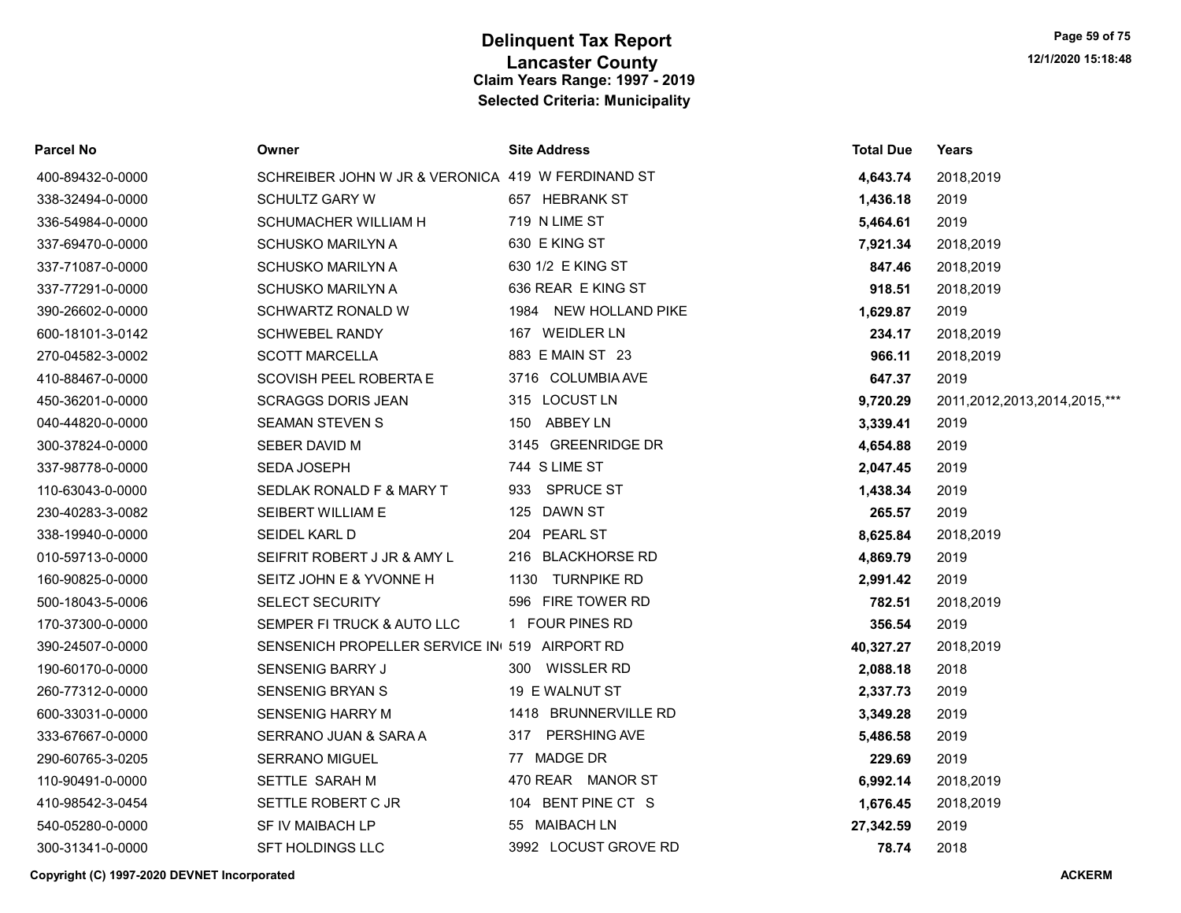# Delinquent Tax Report
## Lancaster County
### Claim Years Range: 1997 - 2019
### Selected Criteria: Municipality

| Parcel No | Owner | Site Address | Total Due | Years |
|---|---|---|---|---|
| 400-89432-0-0000 | SCHREIBER JOHN W JR & VERONICA | 419 W FERDINAND ST | **4,643.74** | 2018,2019 |
| 338-32494-0-0000 | SCHULTZ GARY W | 657 HEBRANK ST | **1,436.18** | 2019 |
| 336-54984-0-0000 | SCHUMACHER WILLIAM H | 719 N LIME ST | **5,464.61** | 2019 |
| 337-69470-0-0000 | SCHUSKO MARILYN A | 630 E KING ST | **7,921.34** | 2018,2019 |
| 337-71087-0-0000 | SCHUSKO MARILYN A | 630 1/2 E KING ST | **847.46** | 2018,2019 |
| 337-77291-0-0000 | SCHUSKO MARILYN A | 636 REAR E KING ST | **918.51** | 2018,2019 |
| 390-26602-0-0000 | SCHWARTZ RONALD W | 1984 NEW HOLLAND PIKE | **1,629.87** | 2019 |
| 600-18101-3-0142 | SCHWEBEL RANDY | 167 WEIDLER LN | **234.17** | 2018,2019 |
| 270-04582-3-0002 | SCOTT MARCELLA | 883 E MAIN ST 23 | **966.11** | 2018,2019 |
| 410-88467-0-0000 | SCOVISH PEEL ROBERTA E | 3716 COLUMBIA AVE | **647.37** | 2019 |
| 450-36201-0-0000 | SCRAGGS DORIS JEAN | 315 LOCUST LN | **9,720.29** | 2011,2012,2013,2014,2015,*** |
| 040-44820-0-0000 | SEAMAN STEVEN S | 150 ABBEY LN | **3,339.41** | 2019 |
| 300-37824-0-0000 | SEBER DAVID M | 3145 GREENRIDGE DR | **4,654.88** | 2019 |
| 337-98778-0-0000 | SEDA JOSEPH | 744 S LIME ST | **2,047.45** | 2019 |
| 110-63043-0-0000 | SEDLAK RONALD F & MARY T | 933 SPRUCE ST | **1,438.34** | 2019 |
| 230-40283-3-0082 | SEIBERT WILLIAM E | 125 DAWN ST | **265.57** | 2019 |
| 338-19940-0-0000 | SEIDEL KARL D | 204 PEARL ST | **8,625.84** | 2018,2019 |
| 010-59713-0-0000 | SEIFRIT ROBERT J JR & AMY L | 216 BLACKHORSE RD | **4,869.79** | 2019 |
| 160-90825-0-0000 | SEITZ JOHN E & YVONNE H | 1130 TURNPIKE RD | **2,991.42** | 2019 |
| 500-18043-5-0006 | SELECT SECURITY | 596 FIRE TOWER RD | **782.51** | 2018,2019 |
| 170-37300-0-0000 | SEMPER FI TRUCK & AUTO LLC | 1 FOUR PINES RD | **356.54** | 2019 |
| 390-24507-0-0000 | SENSENICH PROPELLER SERVICE IN | 519 AIRPORT RD | **40,327.27** | 2018,2019 |
| 190-60170-0-0000 | SENSENIG BARRY J | 300 WISSLER RD | **2,088.18** | 2018 |
| 260-77312-0-0000 | SENSENIG BRYAN S | 19 E WALNUT ST | **2,337.73** | 2019 |
| 600-33031-0-0000 | SENSENIG HARRY M | 1418 BRUNNERVILLE RD | **3,349.28** | 2019 |
| 333-67667-0-0000 | SERRANO JUAN & SARA A | 317 PERSHING AVE | **5,486.58** | 2019 |
| 290-60765-3-0205 | SERRANO MIGUEL | 77 MADGE DR | **229.69** | 2019 |
| 110-90491-0-0000 | SETTLE SARAH M | 470 REAR MANOR ST | **6,992.14** | 2018,2019 |
| 410-98542-3-0454 | SETTLE ROBERT C JR | 104 BENT PINE CT S | **1,676.45** | 2018,2019 |
| 540-05280-0-0000 | SF IV MAIBACH LP | 55 MAIBACH LN | **27,342.59** | 2019 |
| 300-31341-0-0000 | SFT HOLDINGS LLC | 3992 LOCUST GROVE RD | **78.74** | 2018 |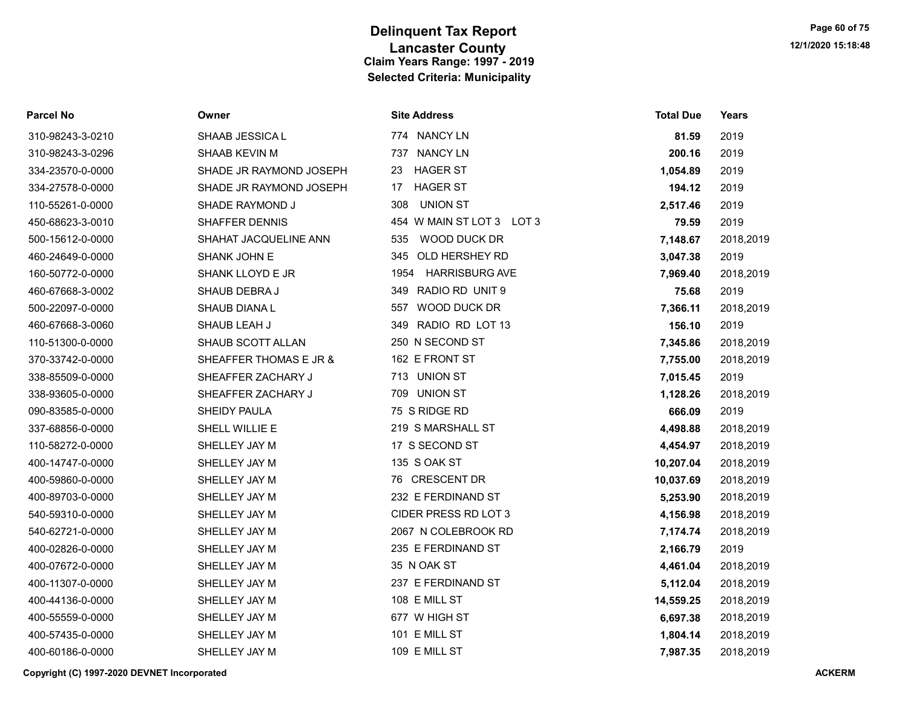# Delinquent Tax Report

## Lancaster County

### Claim Years Range: 1997 - 2019

### Selected Criteria: Municipality

| Parcel No | Owner | Site Address | Total Due | Years |
|---|---|---|---|---|
| 310-98243-3-0210 | SHAAB JESSICA L | 774 NANCY LN | **81.59** | 2019 |
| 310-98243-3-0296 | SHAAB KEVIN M | 737 NANCY LN | **200.16** | 2019 |
| 334-23570-0-0000 | SHADE JR RAYMOND JOSEPH | 23 HAGER ST | **1,054.89** | 2019 |
| 334-27578-0-0000 | SHADE JR RAYMOND JOSEPH | 17 HAGER ST | **194.12** | 2019 |
| 110-55261-0-0000 | SHADE RAYMOND J | 308 UNION ST | **2,517.46** | 2019 |
| 450-68623-3-0010 | SHAFFER DENNIS | 454 W MAIN ST LOT 3 LOT 3 | **79.59** | 2019 |
| 500-15612-0-0000 | SHAHAT JACQUELINE ANN | 535 WOOD DUCK DR | **7,148.67** | 2018,2019 |
| 460-24649-0-0000 | SHANK JOHN E | 345 OLD HERSHEY RD | **3,047.38** | 2019 |
| 160-50772-0-0000 | SHANK LLOYD E JR | 1954 HARRISBURG AVE | **7,969.40** | 2018,2019 |
| 460-67668-3-0002 | SHAUB DEBRA J | 349 RADIO RD UNIT 9 | **75.68** | 2019 |
| 500-22097-0-0000 | SHAUB DIANA L | 557 WOOD DUCK DR | **7,366.11** | 2018,2019 |
| 460-67668-3-0060 | SHAUB LEAH J | 349 RADIO RD LOT 13 | **156.10** | 2019 |
| 110-51300-0-0000 | SHAUB SCOTT ALLAN | 250 N SECOND ST | **7,345.86** | 2018,2019 |
| 370-33742-0-0000 | SHEAFFER THOMAS E JR & | 162 E FRONT ST | **7,755.00** | 2018,2019 |
| 338-85509-0-0000 | SHEAFFER ZACHARY J | 713 UNION ST | **7,015.45** | 2019 |
| 338-93605-0-0000 | SHEAFFER ZACHARY J | 709 UNION ST | **1,128.26** | 2018,2019 |
| 090-83585-0-0000 | SHEIDY PAULA | 75 S RIDGE RD | **666.09** | 2019 |
| 337-68856-0-0000 | SHELL WILLIE E | 219 S MARSHALL ST | **4,498.88** | 2018,2019 |
| 110-58272-0-0000 | SHELLEY JAY M | 17 S SECOND ST | **4,454.97** | 2018,2019 |
| 400-14747-0-0000 | SHELLEY JAY M | 135 S OAK ST | **10,207.04** | 2018,2019 |
| 400-59860-0-0000 | SHELLEY JAY M | 76 CRESCENT DR | **10,037.69** | 2018,2019 |
| 400-89703-0-0000 | SHELLEY JAY M | 232 E FERDINAND ST | **5,253.90** | 2018,2019 |
| 540-59310-0-0000 | SHELLEY JAY M | CIDER PRESS RD LOT 3 | **4,156.98** | 2018,2019 |
| 540-62721-0-0000 | SHELLEY JAY M | 2067 N COLEBROOK RD | **7,174.74** | 2018,2019 |
| 400-02826-0-0000 | SHELLEY JAY M | 235 E FERDINAND ST | **2,166.79** | 2019 |
| 400-07672-0-0000 | SHELLEY JAY M | 35 N OAK ST | **4,461.04** | 2018,2019 |
| 400-11307-0-0000 | SHELLEY JAY M | 237 E FERDINAND ST | **5,112.04** | 2018,2019 |
| 400-44136-0-0000 | SHELLEY JAY M | 108 E MILL ST | **14,559.25** | 2018,2019 |
| 400-55559-0-0000 | SHELLEY JAY M | 677 W HIGH ST | **6,697.38** | 2018,2019 |
| 400-57435-0-0000 | SHELLEY JAY M | 101 E MILL ST | **1,804.14** | 2018,2019 |
| 400-60186-0-0000 | SHELLEY JAY M | 109 E MILL ST | **7,987.35** | 2018,2019 |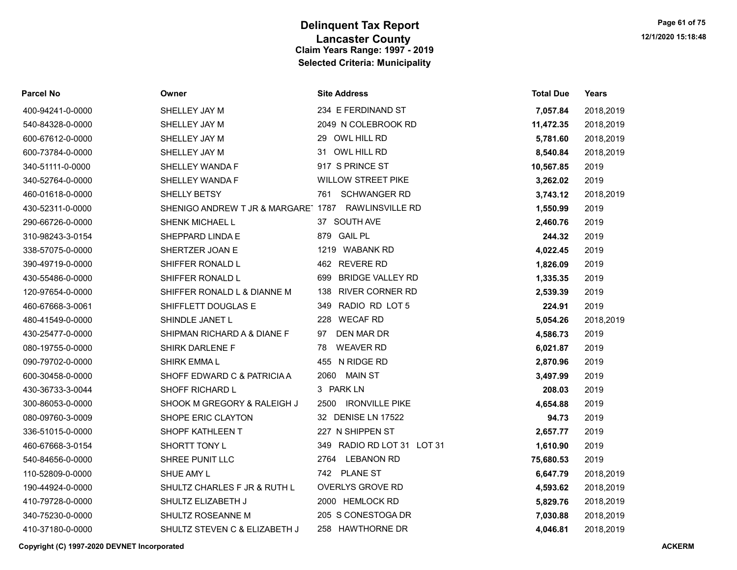# Delinquent Tax Report
## Lancaster County
### Claim Years Range: 1997 - 2019
### Selected Criteria: Municipality

12/1/2020 15:18:48

| Parcel No | Owner | Site Address | Total Due | Years |
|---|---|---|---|---|
| 400-94241-0-0000 | SHELLEY JAY M | 234 E FERDINAND ST | **7,057.84** | 2018,2019 |
| 540-84328-0-0000 | SHELLEY JAY M | 2049 N COLEBROOK RD | **11,472.35** | 2018,2019 |
| 600-67612-0-0000 | SHELLEY JAY M | 29 OWL HILL RD | **5,781.60** | 2018,2019 |
| 600-73784-0-0000 | SHELLEY JAY M | 31 OWL HILL RD | **8,540.84** | 2018,2019 |
| 340-51111-0-0000 | SHELLEY WANDA F | 917 S PRINCE ST | **10,567.85** | 2019 |
| 340-52764-0-0000 | SHELLEY WANDA F | WILLOW STREET PIKE | **3,262.02** | 2019 |
| 460-01618-0-0000 | SHELLY BETSY | 761 SCHWANGER RD | **3,743.12** | 2018,2019 |
| 430-52311-0-0000 | SHENIGO ANDREW T JR & MARGARET | 1787 RAWLINSVILLE RD | **1,550.99** | 2019 |
| 290-66726-0-0000 | SHENK MICHAEL L | 37 SOUTH AVE | **2,460.76** | 2019 |
| 310-98243-3-0154 | SHEPPARD LINDA E | 879 GAIL PL | **244.32** | 2019 |
| 338-57075-0-0000 | SHERTZER JOAN E | 1219 WABANK RD | **4,022.45** | 2019 |
| 390-49719-0-0000 | SHIFFER RONALD L | 462 REVERE RD | **1,826.09** | 2019 |
| 430-55486-0-0000 | SHIFFER RONALD L | 699 BRIDGE VALLEY RD | **1,335.35** | 2019 |
| 120-97654-0-0000 | SHIFFER RONALD L & DIANNE M | 138 RIVER CORNER RD | **2,539.39** | 2019 |
| 460-67668-3-0061 | SHIFFLETT DOUGLAS E | 349 RADIO RD LOT 5 | **224.91** | 2019 |
| 480-41549-0-0000 | SHINDLE JANET L | 228 WECAF RD | **5,054.26** | 2018,2019 |
| 430-25477-0-0000 | SHIPMAN RICHARD A & DIANE F | 97 DEN MAR DR | **4,586.73** | 2019 |
| 080-19755-0-0000 | SHIRK DARLENE F | 78 WEAVER RD | **6,021.87** | 2019 |
| 090-79702-0-0000 | SHIRK EMMA L | 455 N RIDGE RD | **2,870.96** | 2019 |
| 600-30458-0-0000 | SHOFF EDWARD C & PATRICIA A | 2060 MAIN ST | **3,497.99** | 2019 |
| 430-36733-3-0044 | SHOFF RICHARD L | 3 PARK LN | **208.03** | 2019 |
| 300-86053-0-0000 | SHOOK M GREGORY & RALEIGH J | 2500 IRONVILLE PIKE | **4,654.88** | 2019 |
| 080-09760-3-0009 | SHOPE ERIC CLAYTON | 32 DENISE LN 17522 | **94.73** | 2019 |
| 336-51015-0-0000 | SHOPF KATHLEEN T | 227 N SHIPPEN ST | **2,657.77** | 2019 |
| 460-67668-3-0154 | SHORTT TONY L | 349 RADIO RD LOT 31 LOT 31 | **1,610.90** | 2019 |
| 540-84656-0-0000 | SHREE PUNIT LLC | 2764 LEBANON RD | **75,680.53** | 2019 |
| 110-52809-0-0000 | SHUE AMY L | 742 PLANE ST | **6,647.79** | 2018,2019 |
| 190-44924-0-0000 | SHULTZ CHARLES F JR & RUTH L | OVERLYS GROVE RD | **4,593.62** | 2018,2019 |
| 410-79728-0-0000 | SHULTZ ELIZABETH J | 2000 HEMLOCK RD | **5,829.76** | 2018,2019 |
| 340-75230-0-0000 | SHULTZ ROSEANNE M | 205 S CONESTOGA DR | **7,030.88** | 2018,2019 |
| 410-37180-0-0000 | SHULTZ STEVEN C & ELIZABETH J | 258 HAWTHORNE DR | **4,046.81** | 2018,2019 |

**Copyright (C) 1997-2020 DEVNET Incorporated** **ACKERM**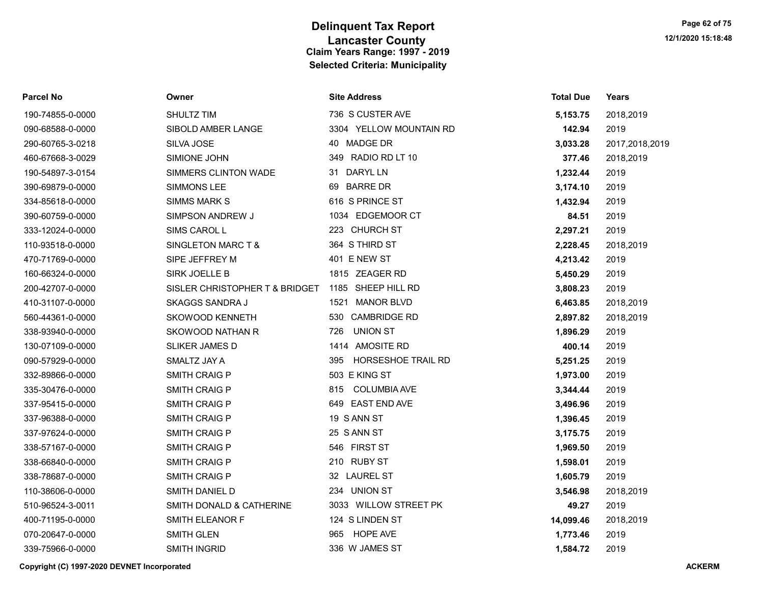# Delinquent Tax Report
## Lancaster County
### Claim Years Range: 1997 - 2019
### Selected Criteria: Municipality

12/1/2020 15:18:48

| Parcel No | Owner | Site Address | Total Due | Years |
|---|---|---|---|---|
| 190-74855-0-0000 | SHULTZ TIM | 736 S CUSTER AVE | **5,153.75** | 2018,2019 |
| 090-68588-0-0000 | SIBOLD AMBER LANGE | 3304 YELLOW MOUNTAIN RD | **142.94** | 2019 |
| 290-60765-3-0218 | SILVA JOSE | 40 MADGE DR | **3,033.28** | 2017,2018,2019 |
| 460-67668-3-0029 | SIMIONE JOHN | 349 RADIO RD LT 10 | **377.46** | 2018,2019 |
| 190-54897-3-0154 | SIMMERS CLINTON WADE | 31 DARYL LN | **1,232.44** | 2019 |
| 390-69879-0-0000 | SIMMONS LEE | 69 BARRE DR | **3,174.10** | 2019 |
| 334-85618-0-0000 | SIMMS MARK S | 616 S PRINCE ST | **1,432.94** | 2019 |
| 390-60759-0-0000 | SIMPSON ANDREW J | 1034 EDGEMOOR CT | **84.51** | 2019 |
| 333-12024-0-0000 | SIMS CAROL L | 223 CHURCH ST | **2,297.21** | 2019 |
| 110-93518-0-0000 | SINGLETON MARC T & | 364 S THIRD ST | **2,228.45** | 2018,2019 |
| 470-71769-0-0000 | SIPE JEFFREY M | 401 E NEW ST | **4,213.42** | 2019 |
| 160-66324-0-0000 | SIRK JOELLE B | 1815 ZEAGER RD | **5,450.29** | 2019 |
| 200-42707-0-0000 | SISLER CHRISTOPHER T & BRIDGET | 1185 SHEEP HILL RD | **3,808.23** | 2019 |
| 410-31107-0-0000 | SKAGGS SANDRA J | 1521 MANOR BLVD | **6,463.85** | 2018,2019 |
| 560-44361-0-0000 | SKOWOOD KENNETH | 530 CAMBRIDGE RD | **2,897.82** | 2018,2019 |
| 338-93940-0-0000 | SKOWOOD NATHAN R | 726 UNION ST | **1,896.29** | 2019 |
| 130-07109-0-0000 | SLIKER JAMES D | 1414 AMOSITE RD | **400.14** | 2019 |
| 090-57929-0-0000 | SMALTZ JAY A | 395 HORSESHOE TRAIL RD | **5,251.25** | 2019 |
| 332-89866-0-0000 | SMITH CRAIG P | 503 E KING ST | **1,973.00** | 2019 |
| 335-30476-0-0000 | SMITH CRAIG P | 815 COLUMBIA AVE | **3,344.44** | 2019 |
| 337-95415-0-0000 | SMITH CRAIG P | 649 EAST END AVE | **3,496.96** | 2019 |
| 337-96388-0-0000 | SMITH CRAIG P | 19 S ANN ST | **1,396.45** | 2019 |
| 337-97624-0-0000 | SMITH CRAIG P | 25 S ANN ST | **3,175.75** | 2019 |
| 338-57167-0-0000 | SMITH CRAIG P | 546 FIRST ST | **1,969.50** | 2019 |
| 338-66840-0-0000 | SMITH CRAIG P | 210 RUBY ST | **1,598.01** | 2019 |
| 338-78687-0-0000 | SMITH CRAIG P | 32 LAUREL ST | **1,605.79** | 2019 |
| 110-38606-0-0000 | SMITH DANIEL D | 234 UNION ST | **3,546.98** | 2018,2019 |
| 510-96524-3-0011 | SMITH DONALD & CATHERINE | 3033 WILLOW STREET PK | **49.27** | 2019 |
| 400-71195-0-0000 | SMITH ELEANOR F | 124 S LINDEN ST | **14,099.46** | 2018,2019 |
| 070-20647-0-0000 | SMITH GLEN | 965 HOPE AVE | **1,773.46** | 2019 |
| 339-75966-0-0000 | SMITH INGRID | 336 W JAMES ST | **1,584.72** | 2019 |

Copyright (C) 1997-2020 DEVNET Incorporated ACKERM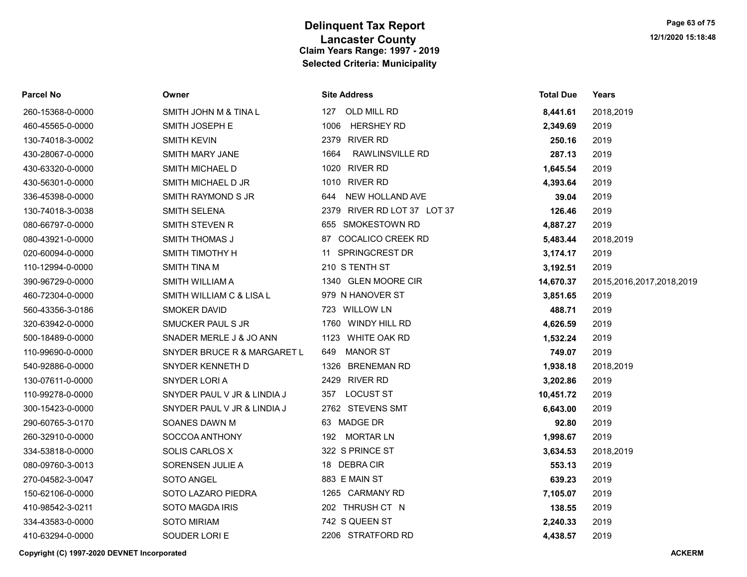# Delinquent Tax Report
## Lancaster County
### Claim Years Range: 1997 - 2019
### Selected Criteria: Municipality

| Parcel No | Owner | Site Address | Total Due | Years |
|---|---|---|---|---|
| 260-15368-0-0000 | SMITH JOHN M & TINA L | 127 OLD MILL RD | **8,441.61** | 2018,2019 |
| 460-45565-0-0000 | SMITH JOSEPH E | 1006 HERSHEY RD | **2,349.69** | 2019 |
| 130-74018-3-0002 | SMITH KEVIN | 2379 RIVER RD | **250.16** | 2019 |
| 430-28067-0-0000 | SMITH MARY JANE | 1664 RAWLINSVILLE RD | **287.13** | 2019 |
| 430-63320-0-0000 | SMITH MICHAEL D | 1020 RIVER RD | **1,645.54** | 2019 |
| 430-56301-0-0000 | SMITH MICHAEL D JR | 1010 RIVER RD | **4,393.64** | 2019 |
| 336-45398-0-0000 | SMITH RAYMOND S JR | 644 NEW HOLLAND AVE | **39.04** | 2019 |
| 130-74018-3-0038 | SMITH SELENA | 2379 RIVER RD LOT 37 LOT 37 | **126.46** | 2019 |
| 080-66797-0-0000 | SMITH STEVEN R | 655 SMOKESTOWN RD | **4,887.27** | 2019 |
| 080-43921-0-0000 | SMITH THOMAS J | 87 COCALICO CREEK RD | **5,483.44** | 2018,2019 |
| 020-60094-0-0000 | SMITH TIMOTHY H | 11 SPRINGCREST DR | **3,174.17** | 2019 |
| 110-12994-0-0000 | SMITH TINA M | 210 S TENTH ST | **3,192.51** | 2019 |
| 390-96729-0-0000 | SMITH WILLIAM A | 1340 GLEN MOORE CIR | **14,670.37** | 2015,2016,2017,2018,2019 |
| 460-72304-0-0000 | SMITH WILLIAM C & LISA L | 979 N HANOVER ST | **3,851.65** | 2019 |
| 560-43356-3-0186 | SMOKER DAVID | 723 WILLOW LN | **488.71** | 2019 |
| 320-63942-0-0000 | SMUCKER PAUL S JR | 1760 WINDY HILL RD | **4,626.59** | 2019 |
| 500-18489-0-0000 | SNADER MERLE J & JO ANN | 1123 WHITE OAK RD | **1,532.24** | 2019 |
| 110-99690-0-0000 | SNYDER BRUCE R & MARGARET L | 649 MANOR ST | **749.07** | 2019 |
| 540-92886-0-0000 | SNYDER KENNETH D | 1326 BRENEMAN RD | **1,938.18** | 2018,2019 |
| 130-07611-0-0000 | SNYDER LORI A | 2429 RIVER RD | **3,202.86** | 2019 |
| 110-99278-0-0000 | SNYDER PAUL V JR & LINDIA J | 357 LOCUST ST | **10,451.72** | 2019 |
| 300-15423-0-0000 | SNYDER PAUL V JR & LINDIA J | 2762 STEVENS SMT | **6,643.00** | 2019 |
| 290-60765-3-0170 | SOANES DAWN M | 63 MADGE DR | **92.80** | 2019 |
| 260-32910-0-0000 | SOCCOA ANTHONY | 192 MORTAR LN | **1,998.67** | 2019 |
| 334-53818-0-0000 | SOLIS CARLOS X | 322 S PRINCE ST | **3,634.53** | 2018,2019 |
| 080-09760-3-0013 | SORENSEN JULIE A | 18 DEBRA CIR | **553.13** | 2019 |
| 270-04582-3-0047 | SOTO ANGEL | 883 E MAIN ST | **639.23** | 2019 |
| 150-62106-0-0000 | SOTO LAZARO PIEDRA | 1265 CARMANY RD | **7,105.07** | 2019 |
| 410-98542-3-0211 | SOTO MAGDA IRIS | 202 THRUSH CT N | **138.55** | 2019 |
| 334-43583-0-0000 | SOTO MIRIAM | 742 S QUEEN ST | **2,240.33** | 2019 |
| 410-63294-0-0000 | SOUDER LORI E | 2206 STRATFORD RD | **4,438.57** | 2019 |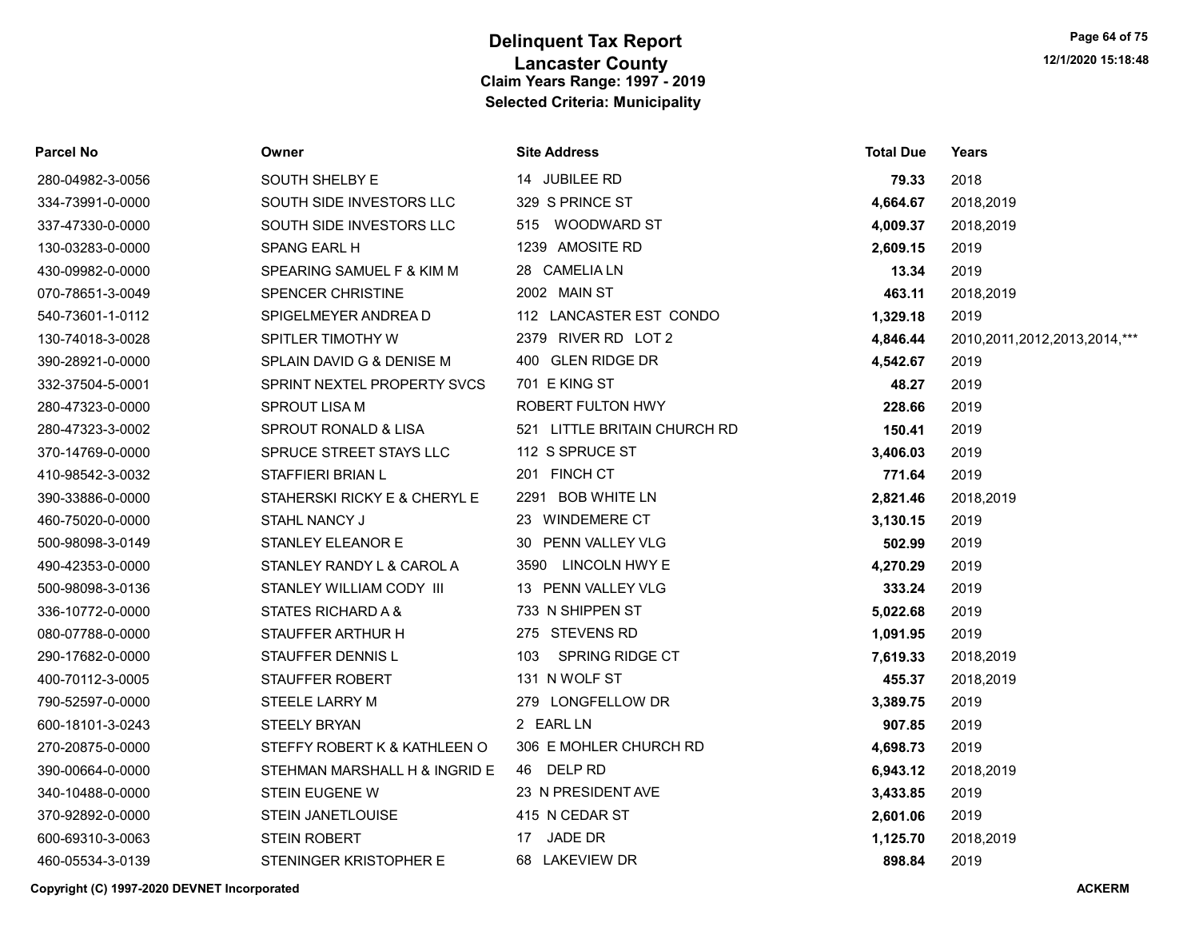# Delinquent Tax Report
## Lancaster County
### Claim Years Range: 1997 - 2019
### Selected Criteria: Municipality

| Parcel No | Owner | Site Address | Total Due | Years |
|---|---|---|---|---|
| 280-04982-3-0056 | SOUTH SHELBY E | 14 JUBILEE RD | **79.33** | 2018 |
| 334-73991-0-0000 | SOUTH SIDE INVESTORS LLC | 329 S PRINCE ST | **4,664.67** | 2018,2019 |
| 337-47330-0-0000 | SOUTH SIDE INVESTORS LLC | 515 WOODWARD ST | **4,009.37** | 2018,2019 |
| 130-03283-0-0000 | SPANG EARL H | 1239 AMOSITE RD | **2,609.15** | 2019 |
| 430-09982-0-0000 | SPEARING SAMUEL F & KIM M | 28 CAMELIA LN | **13.34** | 2019 |
| 070-78651-3-0049 | SPENCER CHRISTINE | 2002 MAIN ST | **463.11** | 2018,2019 |
| 540-73601-1-0112 | SPIGELMEYER ANDREA D | 112 LANCASTER EST CONDO | **1,329.18** | 2019 |
| 130-74018-3-0028 | SPITLER TIMOTHY W | 2379 RIVER RD LOT 2 | **4,846.44** | 2010,2011,2012,2013,2014,*** |
| 390-28921-0-0000 | SPLAIN DAVID G & DENISE M | 400 GLEN RIDGE DR | **4,542.67** | 2019 |
| 332-37504-5-0001 | SPRINT NEXTEL PROPERTY SVCS | 701 E KING ST | **48.27** | 2019 |
| 280-47323-0-0000 | SPROUT LISA M | ROBERT FULTON HWY | **228.66** | 2019 |
| 280-47323-3-0002 | SPROUT RONALD & LISA | 521 LITTLE BRITAIN CHURCH RD | **150.41** | 2019 |
| 370-14769-0-0000 | SPRUCE STREET STAYS LLC | 112 S SPRUCE ST | **3,406.03** | 2019 |
| 410-98542-3-0032 | STAFFIERI BRIAN L | 201 FINCH CT | **771.64** | 2019 |
| 390-33886-0-0000 | STAHERSKI RICKY E & CHERYL E | 2291 BOB WHITE LN | **2,821.46** | 2018,2019 |
| 460-75020-0-0000 | STAHL NANCY J | 23 WINDEMERE CT | **3,130.15** | 2019 |
| 500-98098-3-0149 | STANLEY ELEANOR E | 30 PENN VALLEY VLG | **502.99** | 2019 |
| 490-42353-0-0000 | STANLEY RANDY L & CAROL A | 3590 LINCOLN HWY E | **4,270.29** | 2019 |
| 500-98098-3-0136 | STANLEY WILLIAM CODY III | 13 PENN VALLEY VLG | **333.24** | 2019 |
| 336-10772-0-0000 | STATES RICHARD A & | 733 N SHIPPEN ST | **5,022.68** | 2019 |
| 080-07788-0-0000 | STAUFFER ARTHUR H | 275 STEVENS RD | **1,091.95** | 2019 |
| 290-17682-0-0000 | STAUFFER DENNIS L | 103 SPRING RIDGE CT | **7,619.33** | 2018,2019 |
| 400-70112-3-0005 | STAUFFER ROBERT | 131 N WOLF ST | **455.37** | 2018,2019 |
| 790-52597-0-0000 | STEELE LARRY M | 279 LONGFELLOW DR | **3,389.75** | 2019 |
| 600-18101-3-0243 | STEELY BRYAN | 2 EARL LN | **907.85** | 2019 |
| 270-20875-0-0000 | STEFFY ROBERT K & KATHLEEN O | 306 E MOHLER CHURCH RD | **4,698.73** | 2019 |
| 390-00664-0-0000 | STEHMAN MARSHALL H & INGRID E | 46 DELP RD | **6,943.12** | 2018,2019 |
| 340-10488-0-0000 | STEIN EUGENE W | 23 N PRESIDENT AVE | **3,433.85** | 2019 |
| 370-92892-0-0000 | STEIN JANETLOUISE | 415 N CEDAR ST | **2,601.06** | 2019 |
| 600-69310-3-0063 | STEIN ROBERT | 17 JADE DR | **1,125.70** | 2018,2019 |
| 460-05534-3-0139 | STENINGER KRISTOPHER E | 68 LAKEVIEW DR | **898.84** | 2019 |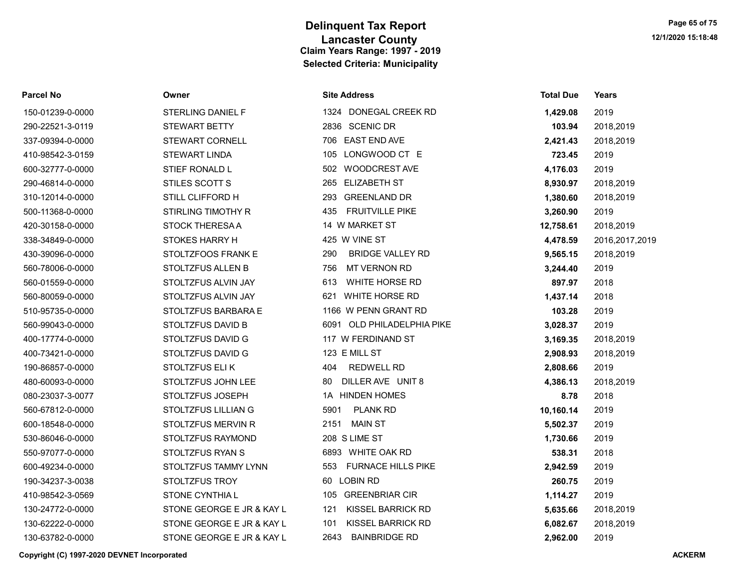# Delinquent Tax Report

## Lancaster County

### Claim Years Range: 1997 - 2019

### Selected Criteria: Municipality

| Parcel No | Owner | Site Address | Total Due | Years |
|---|---|---|---|---|
| 150-01239-0-0000 | STERLING DANIEL F | 1324 DONEGAL CREEK RD | **1,429.08** | 2019 |
| 290-22521-3-0119 | STEWART BETTY | 2836 SCENIC DR | **103.94** | 2018,2019 |
| 337-09394-0-0000 | STEWART CORNELL | 706 EAST END AVE | **2,421.43** | 2018,2019 |
| 410-98542-3-0159 | STEWART LINDA | 105 LONGWOOD CT E | **723.45** | 2019 |
| 600-32777-0-0000 | STIEF RONALD L | 502 WOODCREST AVE | **4,176.03** | 2019 |
| 290-46814-0-0000 | STILES SCOTT S | 265 ELIZABETH ST | **8,930.97** | 2018,2019 |
| 310-12014-0-0000 | STILL CLIFFORD H | 293 GREENLAND DR | **1,380.60** | 2018,2019 |
| 500-11368-0-0000 | STIRLING TIMOTHY R | 435 FRUITVILLE PIKE | **3,260.90** | 2019 |
| 420-30158-0-0000 | STOCK THERESA A | 14 W MARKET ST | **12,758.61** | 2018,2019 |
| 338-34849-0-0000 | STOKES HARRY H | 425 W VINE ST | **4,478.59** | 2016,2017,2019 |
| 430-39096-0-0000 | STOLTZFOOS FRANK E | 290 BRIDGE VALLEY RD | **9,565.15** | 2018,2019 |
| 560-78006-0-0000 | STOLTZFUS ALLEN B | 756 MT VERNON RD | **3,244.40** | 2019 |
| 560-01559-0-0000 | STOLTZFUS ALVIN JAY | 613 WHITE HORSE RD | **897.97** | 2018 |
| 560-80059-0-0000 | STOLTZFUS ALVIN JAY | 621 WHITE HORSE RD | **1,437.14** | 2018 |
| 510-95735-0-0000 | STOLTZFUS BARBARA E | 1166 W PENN GRANT RD | **103.28** | 2019 |
| 560-99043-0-0000 | STOLTZFUS DAVID B | 6091 OLD PHILADELPHIA PIKE | **3,028.37** | 2019 |
| 400-17774-0-0000 | STOLTZFUS DAVID G | 117 W FERDINAND ST | **3,169.35** | 2018,2019 |
| 400-73421-0-0000 | STOLTZFUS DAVID G | 123 E MILL ST | **2,908.93** | 2018,2019 |
| 190-86857-0-0000 | STOLTZFUS ELI K | 404 REDWELL RD | **2,808.66** | 2019 |
| 480-60093-0-0000 | STOLTZFUS JOHN LEE | 80 DILLER AVE UNIT 8 | **4,386.13** | 2018,2019 |
| 080-23037-3-0077 | STOLTZFUS JOSEPH | 1A HINDEN HOMES | **8.78** | 2018 |
| 560-67812-0-0000 | STOLTZFUS LILLIAN G | 5901 PLANK RD | **10,160.14** | 2019 |
| 600-18548-0-0000 | STOLTZFUS MERVIN R | 2151 MAIN ST | **5,502.37** | 2019 |
| 530-86046-0-0000 | STOLTZFUS RAYMOND | 208 S LIME ST | **1,730.66** | 2019 |
| 550-97077-0-0000 | STOLTZFUS RYAN S | 6893 WHITE OAK RD | **538.31** | 2018 |
| 600-49234-0-0000 | STOLTZFUS TAMMY LYNN | 553 FURNACE HILLS PIKE | **2,942.59** | 2019 |
| 190-34237-3-0038 | STOLTZFUS TROY | 60 LOBIN RD | **260.75** | 2019 |
| 410-98542-3-0569 | STONE CYNTHIA L | 105 GREENBRIAR CIR | **1,114.27** | 2019 |
| 130-24772-0-0000 | STONE GEORGE E JR & KAY L | 121 KISSEL BARRICK RD | **5,635.66** | 2018,2019 |
| 130-62222-0-0000 | STONE GEORGE E JR & KAY L | 101 KISSEL BARRICK RD | **6,082.67** | 2018,2019 |
| 130-63782-0-0000 | STONE GEORGE E JR & KAY L | 2643 BAINBRIDGE RD | **2,962.00** | 2019 |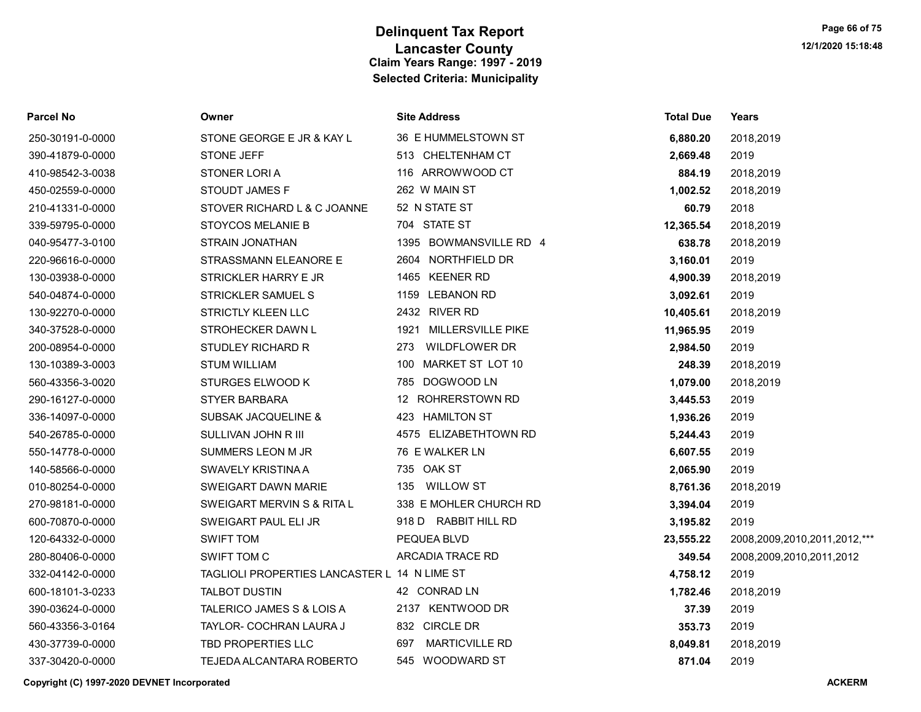# Delinquent Tax Report

## Lancaster County

### Claim Years Range: 1997 - 2019

### Selected Criteria: Municipality

| Parcel No | Owner | Site Address | Total Due | Years |
|---|---|---|---|---|
| 250-30191-0-0000 | STONE GEORGE E JR & KAY L | 36 E HUMMELSTOWN ST | **6,880.20** | 2018,2019 |
| 390-41879-0-0000 | STONE JEFF | 513 CHELTENHAM CT | **2,669.48** | 2019 |
| 410-98542-3-0038 | STONER LORI A | 116 ARROWWOOD CT | **884.19** | 2018,2019 |
| 450-02559-0-0000 | STOUDT JAMES F | 262 W MAIN ST | **1,002.52** | 2018,2019 |
| 210-41331-0-0000 | STOVER RICHARD L & C JOANNE | 52 N STATE ST | **60.79** | 2018 |
| 339-59795-0-0000 | STOYCOS MELANIE B | 704 STATE ST | **12,365.54** | 2018,2019 |
| 040-95477-3-0100 | STRAIN JONATHAN | 1395 BOWMANSVILLE RD 4 | **638.78** | 2018,2019 |
| 220-96616-0-0000 | STRASSMANN ELEANORE E | 2604 NORTHFIELD DR | **3,160.01** | 2019 |
| 130-03938-0-0000 | STRICKLER HARRY E JR | 1465 KEENER RD | **4,900.39** | 2018,2019 |
| 540-04874-0-0000 | STRICKLER SAMUEL S | 1159 LEBANON RD | **3,092.61** | 2019 |
| 130-92270-0-0000 | STRICTLY KLEEN LLC | 2432 RIVER RD | **10,405.61** | 2018,2019 |
| 340-37528-0-0000 | STROHECKER DAWN L | 1921 MILLERSVILLE PIKE | **11,965.95** | 2019 |
| 200-08954-0-0000 | STUDLEY RICHARD R | 273 WILDFLOWER DR | **2,984.50** | 2019 |
| 130-10389-3-0003 | STUM WILLIAM | 100 MARKET ST LOT 10 | **248.39** | 2018,2019 |
| 560-43356-3-0020 | STURGES ELWOOD K | 785 DOGWOOD LN | **1,079.00** | 2018,2019 |
| 290-16127-0-0000 | STYER BARBARA | 12 ROHRERSTOWN RD | **3,445.53** | 2019 |
| 336-14097-0-0000 | SUBSAK JACQUELINE & | 423 HAMILTON ST | **1,936.26** | 2019 |
| 540-26785-0-0000 | SULLIVAN JOHN R III | 4575 ELIZABETHTOWN RD | **5,244.43** | 2019 |
| 550-14778-0-0000 | SUMMERS LEON M JR | 76 E WALKER LN | **6,607.55** | 2019 |
| 140-58566-0-0000 | SWAVELY KRISTINA A | 735 OAK ST | **2,065.90** | 2019 |
| 010-80254-0-0000 | SWEIGART DAWN MARIE | 135 WILLOW ST | **8,761.36** | 2018,2019 |
| 270-98181-0-0000 | SWEIGART MERVIN S & RITA L | 338 E MOHLER CHURCH RD | **3,394.04** | 2019 |
| 600-70870-0-0000 | SWEIGART PAUL ELI JR | 918 D RABBIT HILL RD | **3,195.82** | 2019 |
| 120-64332-0-0000 | SWIFT TOM | PEQUEA BLVD | **23,555.22** | 2008,2009,2010,2011,2012,*** |
| 280-80406-0-0000 | SWIFT TOM C | ARCADIA TRACE RD | **349.54** | 2008,2009,2010,2011,2012 |
| 332-04142-0-0000 | TAGLIOLI PROPERTIES LANCASTER L | 14 N LIME ST | **4,758.12** | 2019 |
| 600-18101-3-0233 | TALBOT DUSTIN | 42 CONRAD LN | **1,782.46** | 2018,2019 |
| 390-03624-0-0000 | TALERICO JAMES S & LOIS A | 2137 KENTWOOD DR | **37.39** | 2019 |
| 560-43356-3-0164 | TAYLOR- COCHRAN LAURA J | 832 CIRCLE DR | **353.73** | 2019 |
| 430-37739-0-0000 | TBD PROPERTIES LLC | 697 MARTICVILLE RD | **8,049.81** | 2018,2019 |
| 337-30420-0-0000 | TEJEDA ALCANTARA ROBERTO | 545 WOODWARD ST | **871.04** | 2019 |

**Copyright (C) 1997-2020 DEVNET Incorporated**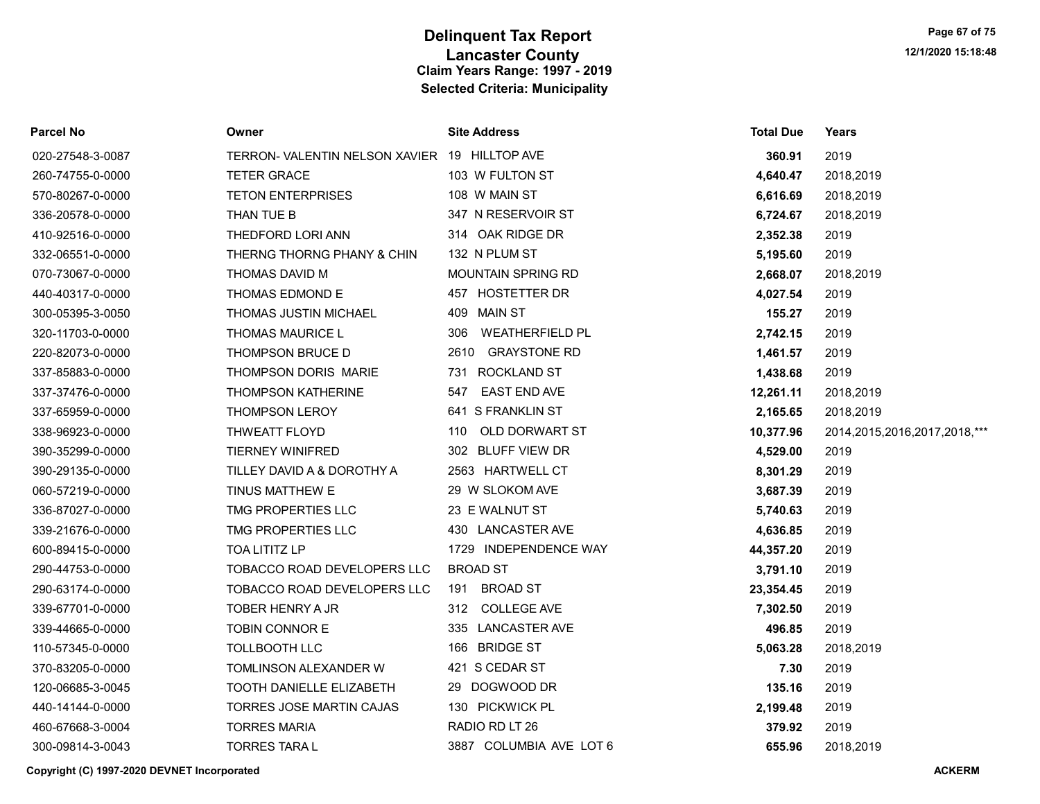# Delinquent Tax Report
## Lancaster County
### Claim Years Range: 1997 - 2019
### Selected Criteria: Municipality

| Parcel No | Owner | Site Address | Total Due | Years |
|---|---|---|---|---|
| 020-27548-3-0087 | TERRON- VALENTIN NELSON XAVIER | 19 HILLTOP AVE | **360.91** | 2019 |
| 260-74755-0-0000 | TETER GRACE | 103 W FULTON ST | **4,640.47** | 2018,2019 |
| 570-80267-0-0000 | TETON ENTERPRISES | 108 W MAIN ST | **6,616.69** | 2018,2019 |
| 336-20578-0-0000 | THAN TUE B | 347 N RESERVOIR ST | **6,724.67** | 2018,2019 |
| 410-92516-0-0000 | THEDFORD LORI ANN | 314 OAK RIDGE DR | **2,352.38** | 2019 |
| 332-06551-0-0000 | THERNG THORNG PHANY & CHIN | 132 N PLUM ST | **5,195.60** | 2019 |
| 070-73067-0-0000 | THOMAS DAVID M | MOUNTAIN SPRING RD | **2,668.07** | 2018,2019 |
| 440-40317-0-0000 | THOMAS EDMOND E | 457 HOSTETTER DR | **4,027.54** | 2019 |
| 300-05395-3-0050 | THOMAS JUSTIN MICHAEL | 409 MAIN ST | **155.27** | 2019 |
| 320-11703-0-0000 | THOMAS MAURICE L | 306 WEATHERFIELD PL | **2,742.15** | 2019 |
| 220-82073-0-0000 | THOMPSON BRUCE D | 2610 GRAYSTONE RD | **1,461.57** | 2019 |
| 337-85883-0-0000 | THOMPSON DORIS MARIE | 731 ROCKLAND ST | **1,438.68** | 2019 |
| 337-37476-0-0000 | THOMPSON KATHERINE | 547 EAST END AVE | **12,261.11** | 2018,2019 |
| 337-65959-0-0000 | THOMPSON LEROY | 641 S FRANKLIN ST | **2,165.65** | 2018,2019 |
| 338-96923-0-0000 | THWEATT FLOYD | 110 OLD DORWART ST | **10,377.96** | 2014,2015,2016,2017,2018,*** |
| 390-35299-0-0000 | TIERNEY WINIFRED | 302 BLUFF VIEW DR | **4,529.00** | 2019 |
| 390-29135-0-0000 | TILLEY DAVID A & DOROTHY A | 2563 HARTWELL CT | **8,301.29** | 2019 |
| 060-57219-0-0000 | TINUS MATTHEW E | 29 W SLOKOM AVE | **3,687.39** | 2019 |
| 336-87027-0-0000 | TMG PROPERTIES LLC | 23 E WALNUT ST | **5,740.63** | 2019 |
| 339-21676-0-0000 | TMG PROPERTIES LLC | 430 LANCASTER AVE | **4,636.85** | 2019 |
| 600-89415-0-0000 | TOA LITITZ LP | 1729 INDEPENDENCE WAY | **44,357.20** | 2019 |
| 290-44753-0-0000 | TOBACCO ROAD DEVELOPERS LLC | BROAD ST | **3,791.10** | 2019 |
| 290-63174-0-0000 | TOBACCO ROAD DEVELOPERS LLC | 191 BROAD ST | **23,354.45** | 2019 |
| 339-67701-0-0000 | TOBER HENRY A JR | 312 COLLEGE AVE | **7,302.50** | 2019 |
| 339-44665-0-0000 | TOBIN CONNOR E | 335 LANCASTER AVE | **496.85** | 2019 |
| 110-57345-0-0000 | TOLLBOOTH LLC | 166 BRIDGE ST | **5,063.28** | 2018,2019 |
| 370-83205-0-0000 | TOMLINSON ALEXANDER W | 421 S CEDAR ST | **7.30** | 2019 |
| 120-06685-3-0045 | TOOTH DANIELLE ELIZABETH | 29 DOGWOOD DR | **135.16** | 2019 |
| 440-14144-0-0000 | TORRES JOSE MARTIN CAJAS | 130 PICKWICK PL | **2,199.48** | 2019 |
| 460-67668-3-0004 | TORRES MARIA | RADIO RD LT 26 | **379.92** | 2019 |
| 300-09814-3-0043 | TORRES TARA L | 3887 COLUMBIA AVE LOT 6 | **655.96** | 2018,2019 |

**Copyright (C) 1997-2020 DEVNET Incorporated** **ACKERM**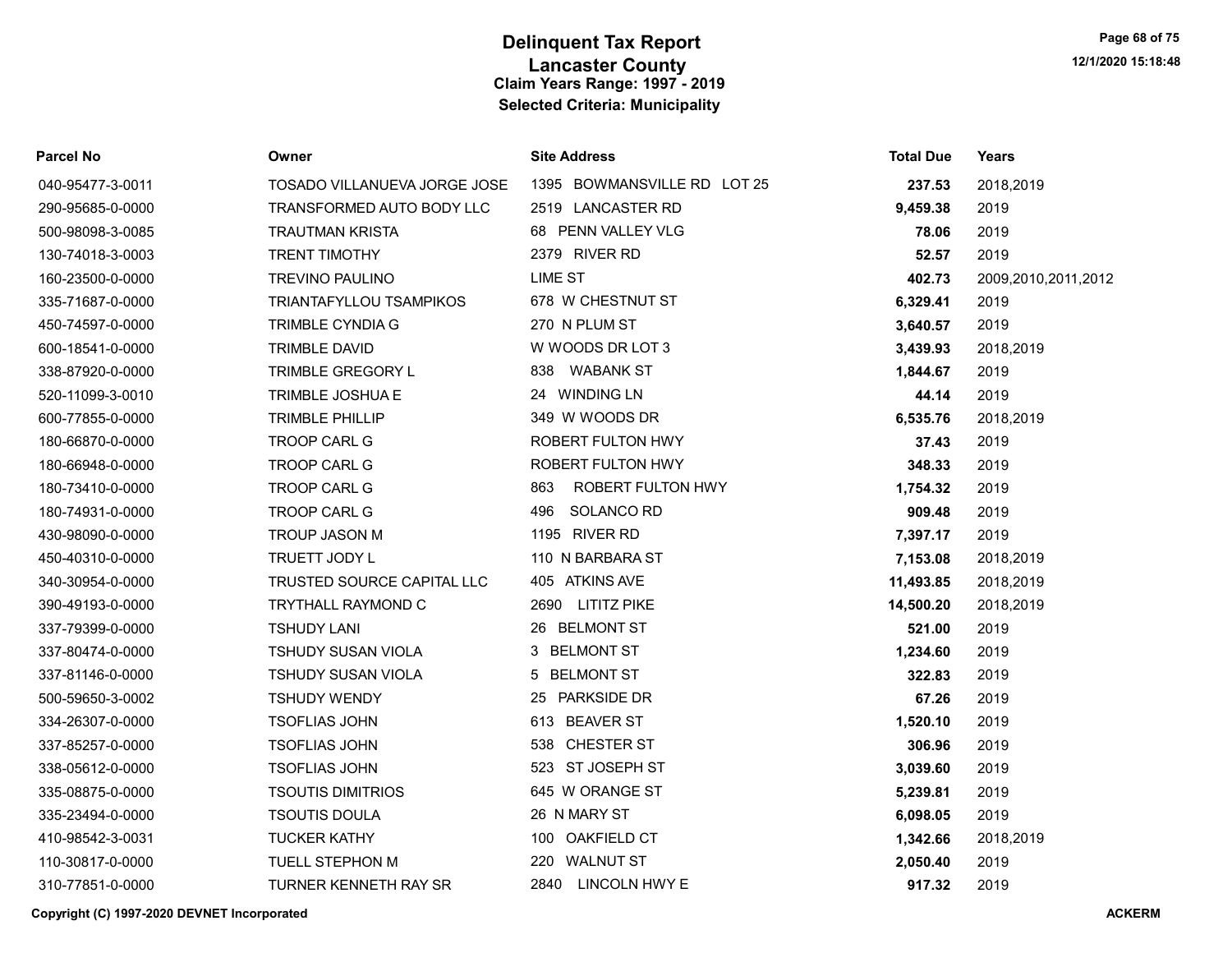# Delinquent Tax Report
## Lancaster County
### Claim Years Range: 1997 - 2019
### Selected Criteria: Municipality

| Parcel No | Owner | Site Address | Total Due | Years |
|---|---|---|---|---|
| 040-95477-3-0011 | TOSADO VILLANUEVA JORGE JOSE | 1395 BOWMANSVILLE RD LOT 25 | **237.53** | 2018,2019 |
| 290-95685-0-0000 | TRANSFORMED AUTO BODY LLC | 2519 LANCASTER RD | **9,459.38** | 2019 |
| 500-98098-3-0085 | TRAUTMAN KRISTA | 68 PENN VALLEY VLG | **78.06** | 2019 |
| 130-74018-3-0003 | TRENT TIMOTHY | 2379 RIVER RD | **52.57** | 2019 |
| 160-23500-0-0000 | TREVINO PAULINO | LIME ST | **402.73** | 2009,2010,2011,2012 |
| 335-71687-0-0000 | TRIANTAFYLLOU TSAMPIKOS | 678 W CHESTNUT ST | **6,329.41** | 2019 |
| 450-74597-0-0000 | TRIMBLE CYNDIA G | 270 N PLUM ST | **3,640.57** | 2019 |
| 600-18541-0-0000 | TRIMBLE DAVID | W WOODS DR LOT 3 | **3,439.93** | 2018,2019 |
| 338-87920-0-0000 | TRIMBLE GREGORY L | 838 WABANK ST | **1,844.67** | 2019 |
| 520-11099-3-0010 | TRIMBLE JOSHUA E | 24 WINDING LN | **44.14** | 2019 |
| 600-77855-0-0000 | TRIMBLE PHILLIP | 349 W WOODS DR | **6,535.76** | 2018,2019 |
| 180-66870-0-0000 | TROOP CARL G | ROBERT FULTON HWY | **37.43** | 2019 |
| 180-66948-0-0000 | TROOP CARL G | ROBERT FULTON HWY | **348.33** | 2019 |
| 180-73410-0-0000 | TROOP CARL G | 863 ROBERT FULTON HWY | **1,754.32** | 2019 |
| 180-74931-0-0000 | TROOP CARL G | 496 SOLANCO RD | **909.48** | 2019 |
| 430-98090-0-0000 | TROUP JASON M | 1195 RIVER RD | **7,397.17** | 2019 |
| 450-40310-0-0000 | TRUETT JODY L | 110 N BARBARA ST | **7,153.08** | 2018,2019 |
| 340-30954-0-0000 | TRUSTED SOURCE CAPITAL LLC | 405 ATKINS AVE | **11,493.85** | 2018,2019 |
| 390-49193-0-0000 | TRYTHALL RAYMOND C | 2690 LITITZ PIKE | **14,500.20** | 2018,2019 |
| 337-79399-0-0000 | TSHUDY LANI | 26 BELMONT ST | **521.00** | 2019 |
| 337-80474-0-0000 | TSHUDY SUSAN VIOLA | 3 BELMONT ST | **1,234.60** | 2019 |
| 337-81146-0-0000 | TSHUDY SUSAN VIOLA | 5 BELMONT ST | **322.83** | 2019 |
| 500-59650-3-0002 | TSHUDY WENDY | 25 PARKSIDE DR | **67.26** | 2019 |
| 334-26307-0-0000 | TSOFLIAS JOHN | 613 BEAVER ST | **1,520.10** | 2019 |
| 337-85257-0-0000 | TSOFLIAS JOHN | 538 CHESTER ST | **306.96** | 2019 |
| 338-05612-0-0000 | TSOFLIAS JOHN | 523 ST JOSEPH ST | **3,039.60** | 2019 |
| 335-08875-0-0000 | TSOUTIS DIMITRIOS | 645 W ORANGE ST | **5,239.81** | 2019 |
| 335-23494-0-0000 | TSOUTIS DOULA | 26 N MARY ST | **6,098.05** | 2019 |
| 410-98542-3-0031 | TUCKER KATHY | 100 OAKFIELD CT | **1,342.66** | 2018,2019 |
| 110-30817-0-0000 | TUELL STEPHON M | 220 WALNUT ST | **2,050.40** | 2019 |
| 310-77851-0-0000 | TURNER KENNETH RAY SR | 2840 LINCOLN HWY E | **917.32** | 2019 |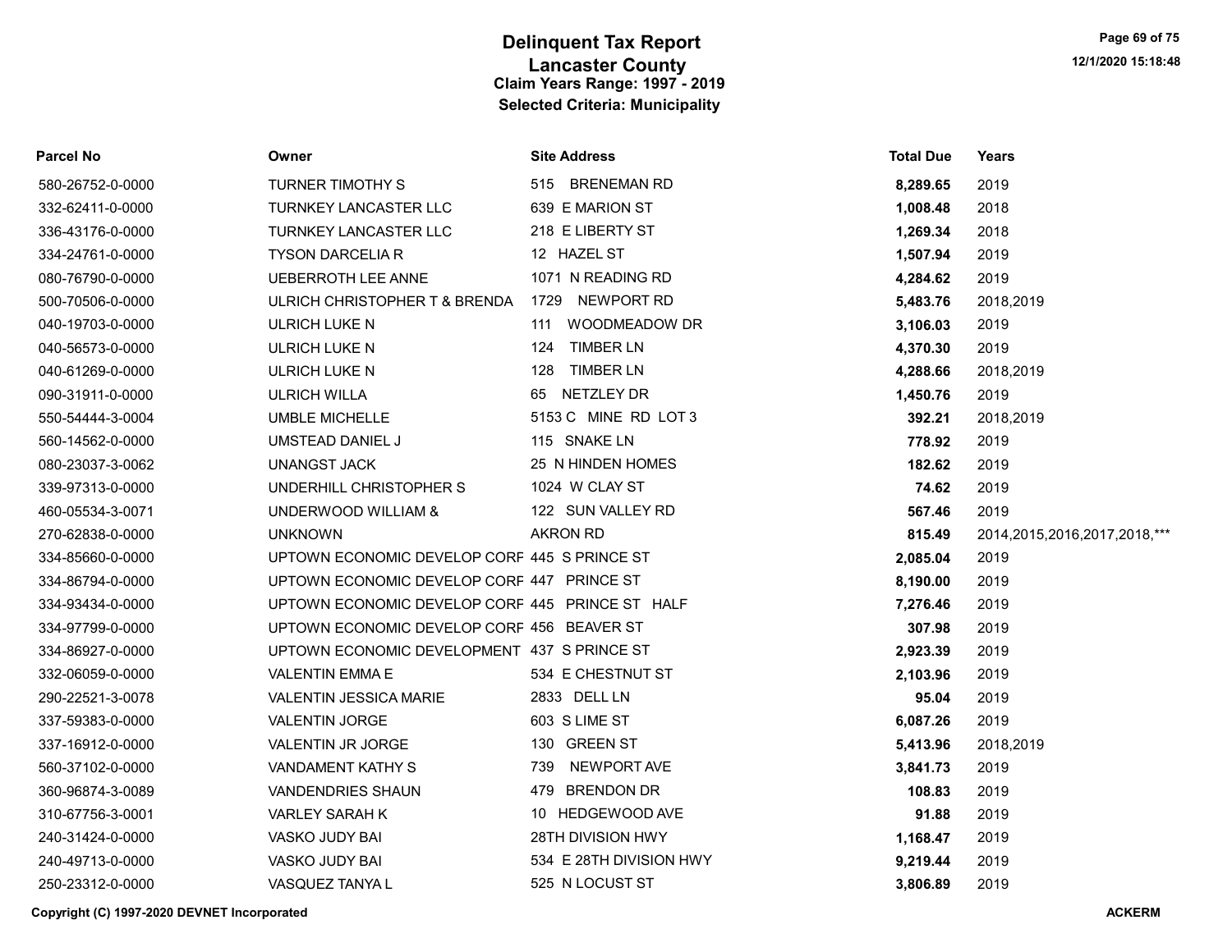# Delinquent Tax Report
## Lancaster County
### Claim Years Range: 1997 - 2019
### Selected Criteria: Municipality

| Parcel No | Owner | Site Address | Total Due | Years |
|---|---|---|---|---|
| 580-26752-0-0000 | TURNER TIMOTHY S | 515 BRENEMAN RD | **8,289.65** | 2019 |
| 332-62411-0-0000 | TURNKEY LANCASTER LLC | 639 E MARION ST | **1,008.48** | 2018 |
| 336-43176-0-0000 | TURNKEY LANCASTER LLC | 218 E LIBERTY ST | **1,269.34** | 2018 |
| 334-24761-0-0000 | TYSON DARCELIA R | 12 HAZEL ST | **1,507.94** | 2019 |
| 080-76790-0-0000 | UEBERROTH LEE ANNE | 1071 N READING RD | **4,284.62** | 2019 |
| 500-70506-0-0000 | ULRICH CHRISTOPHER T & BRENDA | 1729 NEWPORT RD | **5,483.76** | 2018,2019 |
| 040-19703-0-0000 | ULRICH LUKE N | 111 WOODMEADOW DR | **3,106.03** | 2019 |
| 040-56573-0-0000 | ULRICH LUKE N | 124 TIMBER LN | **4,370.30** | 2019 |
| 040-61269-0-0000 | ULRICH LUKE N | 128 TIMBER LN | **4,288.66** | 2018,2019 |
| 090-31911-0-0000 | ULRICH WILLA | 65 NETZLEY DR | **1,450.76** | 2019 |
| 550-54444-3-0004 | UMBLE MICHELLE | 5153 C MINE RD LOT 3 | **392.21** | 2018,2019 |
| 560-14562-0-0000 | UMSTEAD DANIEL J | 115 SNAKE LN | **778.92** | 2019 |
| 080-23037-3-0062 | UNANGST JACK | 25 N HINDEN HOMES | **182.62** | 2019 |
| 339-97313-0-0000 | UNDERHILL CHRISTOPHER S | 1024 W CLAY ST | **74.62** | 2019 |
| 460-05534-3-0071 | UNDERWOOD WILLIAM & | 122 SUN VALLEY RD | **567.46** | 2019 |
| 270-62838-0-0000 | UNKNOWN | AKRON RD | **815.49** | 2014,2015,2016,2017,2018,*** |
| 334-85660-0-0000 | UPTOWN ECONOMIC DEVELOP CORF | 445 S PRINCE ST | **2,085.04** | 2019 |
| 334-86794-0-0000 | UPTOWN ECONOMIC DEVELOP CORF | 447 PRINCE ST | **8,190.00** | 2019 |
| 334-93434-0-0000 | UPTOWN ECONOMIC DEVELOP CORF | 445 PRINCE ST HALF | **7,276.46** | 2019 |
| 334-97799-0-0000 | UPTOWN ECONOMIC DEVELOP CORF | 456 BEAVER ST | **307.98** | 2019 |
| 334-86927-0-0000 | UPTOWN ECONOMIC DEVELOPMENT | 437 S PRINCE ST | **2,923.39** | 2019 |
| 332-06059-0-0000 | VALENTIN EMMA E | 534 E CHESTNUT ST | **2,103.96** | 2019 |
| 290-22521-3-0078 | VALENTIN JESSICA MARIE | 2833 DELL LN | **95.04** | 2019 |
| 337-59383-0-0000 | VALENTIN JORGE | 603 S LIME ST | **6,087.26** | 2019 |
| 337-16912-0-0000 | VALENTIN JR JORGE | 130 GREEN ST | **5,413.96** | 2018,2019 |
| 560-37102-0-0000 | VANDAMENT KATHY S | 739 NEWPORT AVE | **3,841.73** | 2019 |
| 360-96874-3-0089 | VANDENDRIES SHAUN | 479 BRENDON DR | **108.83** | 2019 |
| 310-67756-3-0001 | VARLEY SARAH K | 10 HEDGEWOOD AVE | **91.88** | 2019 |
| 240-31424-0-0000 | VASKO JUDY BAI | 28TH DIVISION HWY | **1,168.47** | 2019 |
| 240-49713-0-0000 | VASKO JUDY BAI | 534 E 28TH DIVISION HWY | **9,219.44** | 2019 |
| 250-23312-0-0000 | VASQUEZ TANYA L | 525 N LOCUST ST | **3,806.89** | 2019 |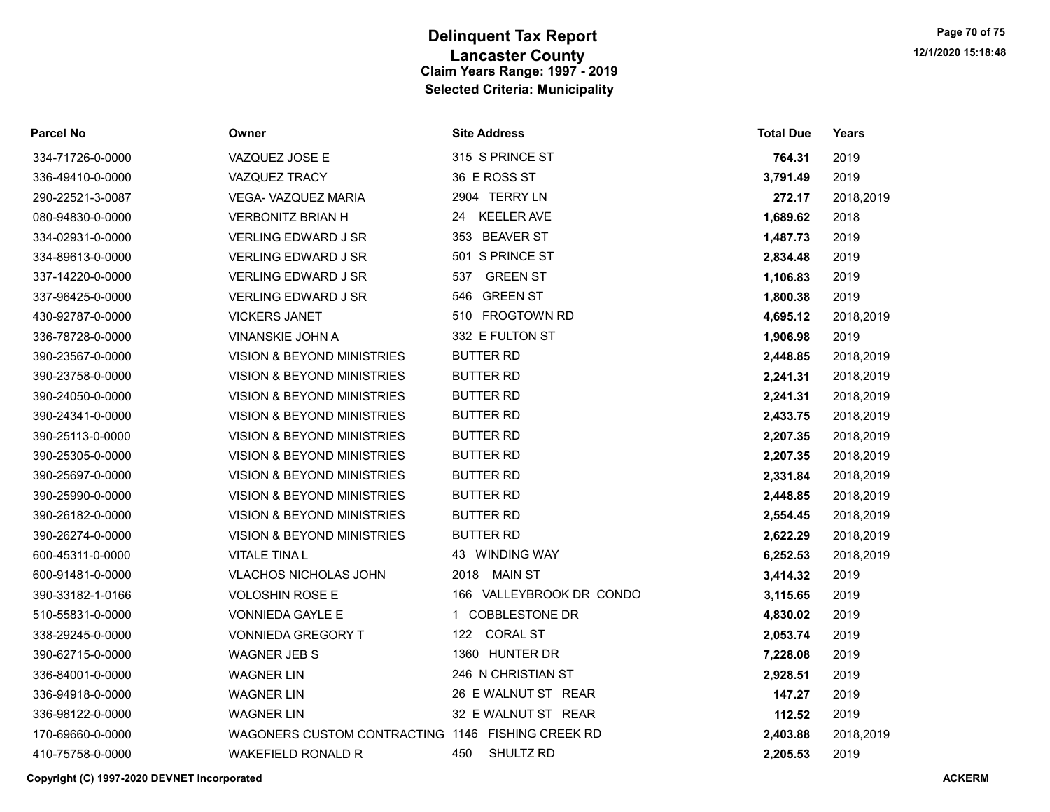# Delinquent Tax Report
## Lancaster County
### Claim Years Range: 1997 - 2019
### Selected Criteria: Municipality

| Parcel No | Owner | Site Address | Total Due | Years |
|---|---|---|---|---|
| 334-71726-0-0000 | VAZQUEZ JOSE E | 315 S PRINCE ST | **764.31** | 2019 |
| 336-49410-0-0000 | VAZQUEZ TRACY | 36 E ROSS ST | **3,791.49** | 2019 |
| 290-22521-3-0087 | VEGA- VAZQUEZ MARIA | 2904 TERRY LN | **272.17** | 2018,2019 |
| 080-94830-0-0000 | VERBONITZ BRIAN H | 24 KEELER AVE | **1,689.62** | 2018 |
| 334-02931-0-0000 | VERLING EDWARD J SR | 353 BEAVER ST | **1,487.73** | 2019 |
| 334-89613-0-0000 | VERLING EDWARD J SR | 501 S PRINCE ST | **2,834.48** | 2019 |
| 337-14220-0-0000 | VERLING EDWARD J SR | 537 GREEN ST | **1,106.83** | 2019 |
| 337-96425-0-0000 | VERLING EDWARD J SR | 546 GREEN ST | **1,800.38** | 2019 |
| 430-92787-0-0000 | VICKERS JANET | 510 FROGTOWN RD | **4,695.12** | 2018,2019 |
| 336-78728-0-0000 | VINANSKIE JOHN A | 332 E FULTON ST | **1,906.98** | 2019 |
| 390-23567-0-0000 | VISION & BEYOND MINISTRIES | BUTTER RD | **2,448.85** | 2018,2019 |
| 390-23758-0-0000 | VISION & BEYOND MINISTRIES | BUTTER RD | **2,241.31** | 2018,2019 |
| 390-24050-0-0000 | VISION & BEYOND MINISTRIES | BUTTER RD | **2,241.31** | 2018,2019 |
| 390-24341-0-0000 | VISION & BEYOND MINISTRIES | BUTTER RD | **2,433.75** | 2018,2019 |
| 390-25113-0-0000 | VISION & BEYOND MINISTRIES | BUTTER RD | **2,207.35** | 2018,2019 |
| 390-25305-0-0000 | VISION & BEYOND MINISTRIES | BUTTER RD | **2,207.35** | 2018,2019 |
| 390-25697-0-0000 | VISION & BEYOND MINISTRIES | BUTTER RD | **2,331.84** | 2018,2019 |
| 390-25990-0-0000 | VISION & BEYOND MINISTRIES | BUTTER RD | **2,448.85** | 2018,2019 |
| 390-26182-0-0000 | VISION & BEYOND MINISTRIES | BUTTER RD | **2,554.45** | 2018,2019 |
| 390-26274-0-0000 | VISION & BEYOND MINISTRIES | BUTTER RD | **2,622.29** | 2018,2019 |
| 600-45311-0-0000 | VITALE TINA L | 43 WINDING WAY | **6,252.53** | 2018,2019 |
| 600-91481-0-0000 | VLACHOS NICHOLAS JOHN | 2018 MAIN ST | **3,414.32** | 2019 |
| 390-33182-1-0166 | VOLOSHIN ROSE E | 166 VALLEYBROOK DR CONDO | **3,115.65** | 2019 |
| 510-55831-0-0000 | VONNIEDA GAYLE E | 1 COBBLESTONE DR | **4,830.02** | 2019 |
| 338-29245-0-0000 | VONNIEDA GREGORY T | 122 CORAL ST | **2,053.74** | 2019 |
| 390-62715-0-0000 | WAGNER JEB S | 1360 HUNTER DR | **7,228.08** | 2019 |
| 336-84001-0-0000 | WAGNER LIN | 246 N CHRISTIAN ST | **2,928.51** | 2019 |
| 336-94918-0-0000 | WAGNER LIN | 26 E WALNUT ST REAR | **147.27** | 2019 |
| 336-98122-0-0000 | WAGNER LIN | 32 E WALNUT ST REAR | **112.52** | 2019 |
| 170-69660-0-0000 | WAGONERS CUSTOM CONTRACTING | 1146 FISHING CREEK RD | **2,403.88** | 2018,2019 |
| 410-75758-0-0000 | WAKEFIELD RONALD R | 450 SHULTZ RD | **2,205.53** | 2019 |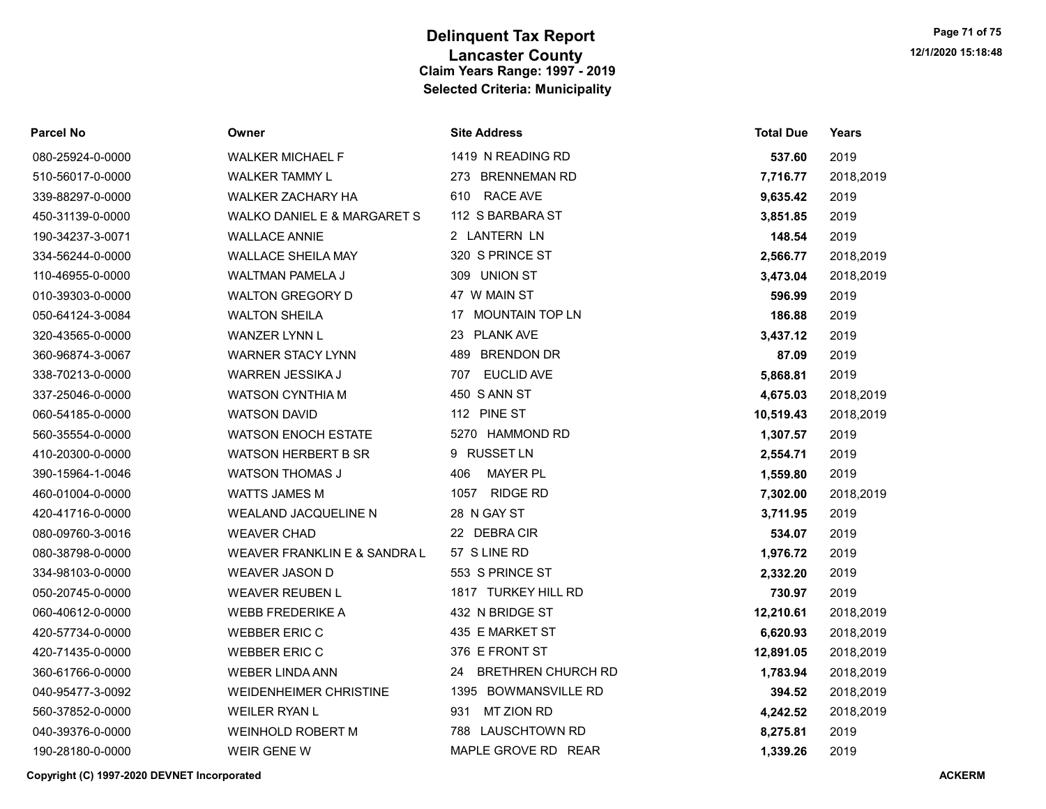# Delinquent Tax Report
## Lancaster County
### Claim Years Range: 1997 - 2019
### Selected Criteria: Municipality

| Parcel No | Owner | Site Address | Total Due | Years |
|---|---|---|---|---|
| 080-25924-0-0000 | WALKER MICHAEL F | 1419 N READING RD | **537.60** | 2019 |
| 510-56017-0-0000 | WALKER TAMMY L | 273 BRENNEMAN RD | **7,716.77** | 2018,2019 |
| 339-88297-0-0000 | WALKER ZACHARY HA | 610 RACE AVE | **9,635.42** | 2019 |
| 450-31139-0-0000 | WALKO DANIEL E & MARGARET S | 112 S BARBARA ST | **3,851.85** | 2019 |
| 190-34237-3-0071 | WALLACE ANNIE | 2 LANTERN LN | **148.54** | 2019 |
| 334-56244-0-0000 | WALLACE SHEILA MAY | 320 S PRINCE ST | **2,566.77** | 2018,2019 |
| 110-46955-0-0000 | WALTMAN PAMELA J | 309 UNION ST | **3,473.04** | 2018,2019 |
| 010-39303-0-0000 | WALTON GREGORY D | 47 W MAIN ST | **596.99** | 2019 |
| 050-64124-3-0084 | WALTON SHEILA | 17 MOUNTAIN TOP LN | **186.88** | 2019 |
| 320-43565-0-0000 | WANZER LYNN L | 23 PLANK AVE | **3,437.12** | 2019 |
| 360-96874-3-0067 | WARNER STACY LYNN | 489 BRENDON DR | **87.09** | 2019 |
| 338-70213-0-0000 | WARREN JESSIKA J | 707 EUCLID AVE | **5,868.81** | 2019 |
| 337-25046-0-0000 | WATSON CYNTHIA M | 450 S ANN ST | **4,675.03** | 2018,2019 |
| 060-54185-0-0000 | WATSON DAVID | 112 PINE ST | **10,519.43** | 2018,2019 |
| 560-35554-0-0000 | WATSON ENOCH ESTATE | 5270 HAMMOND RD | **1,307.57** | 2019 |
| 410-20300-0-0000 | WATSON HERBERT B SR | 9 RUSSET LN | **2,554.71** | 2019 |
| 390-15964-1-0046 | WATSON THOMAS J | 406 MAYER PL | **1,559.80** | 2019 |
| 460-01004-0-0000 | WATTS JAMES M | 1057 RIDGE RD | **7,302.00** | 2018,2019 |
| 420-41716-0-0000 | WEALAND JACQUELINE N | 28 N GAY ST | **3,711.95** | 2019 |
| 080-09760-3-0016 | WEAVER CHAD | 22 DEBRA CIR | **534.07** | 2019 |
| 080-38798-0-0000 | WEAVER FRANKLIN E & SANDRA L | 57 S LINE RD | **1,976.72** | 2019 |
| 334-98103-0-0000 | WEAVER JASON D | 553 S PRINCE ST | **2,332.20** | 2019 |
| 050-20745-0-0000 | WEAVER REUBEN L | 1817 TURKEY HILL RD | **730.97** | 2019 |
| 060-40612-0-0000 | WEBB FREDERIKE A | 432 N BRIDGE ST | **12,210.61** | 2018,2019 |
| 420-57734-0-0000 | WEBBER ERIC C | 435 E MARKET ST | **6,620.93** | 2018,2019 |
| 420-71435-0-0000 | WEBBER ERIC C | 376 E FRONT ST | **12,891.05** | 2018,2019 |
| 360-61766-0-0000 | WEBER LINDA ANN | 24 BRETHREN CHURCH RD | **1,783.94** | 2018,2019 |
| 040-95477-3-0092 | WEIDENHEIMER CHRISTINE | 1395 BOWMANSVILLE RD | **394.52** | 2018,2019 |
| 560-37852-0-0000 | WEILER RYAN L | 931 MT ZION RD | **4,242.52** | 2018,2019 |
| 040-39376-0-0000 | WEINHOLD ROBERT M | 788 LAUSCHTOWN RD | **8,275.81** | 2019 |
| 190-28180-0-0000 | WEIR GENE W | MAPLE GROVE RD REAR | **1,339.26** | 2019 |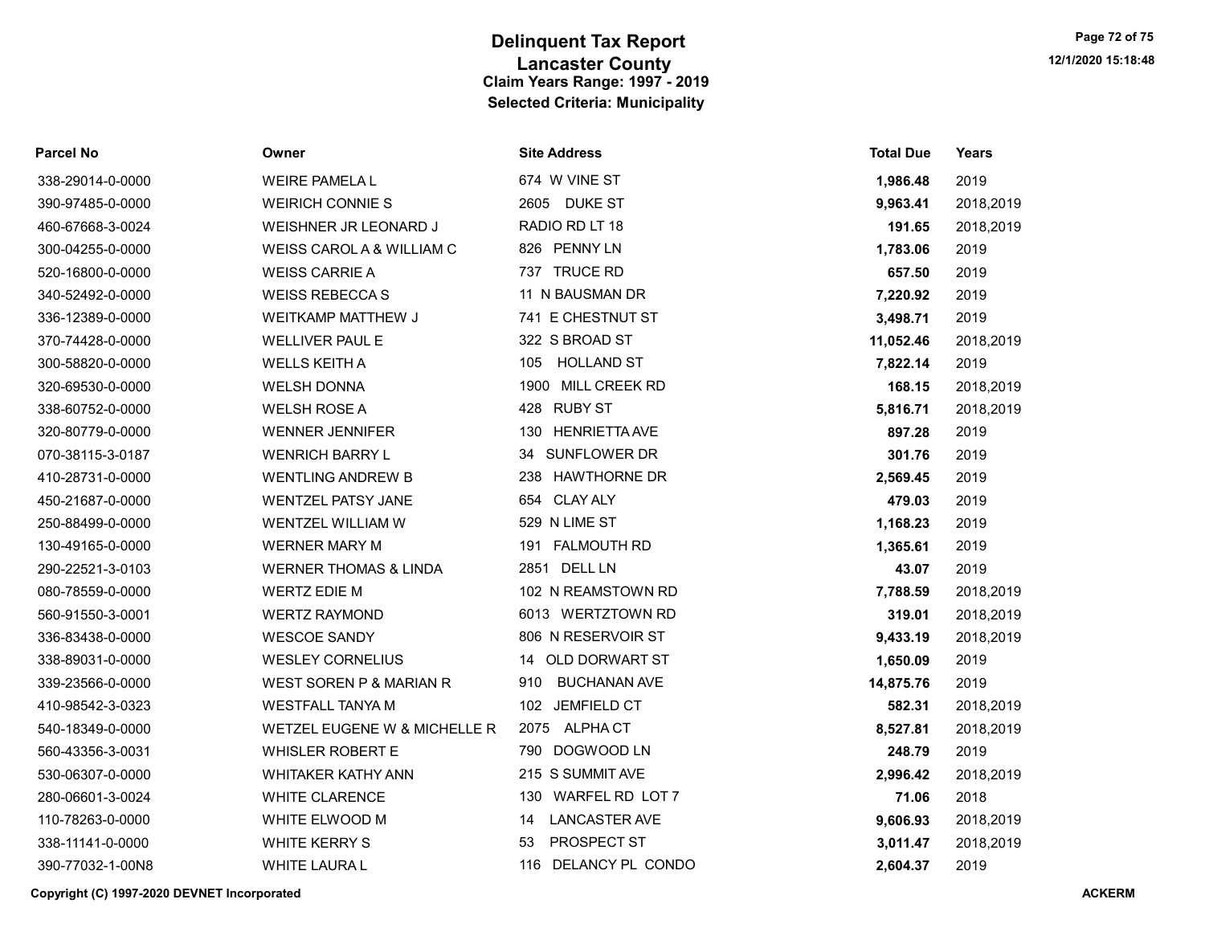# Delinquent Tax Report
## Lancaster County
### Claim Years Range: 1997 - 2019
### Selected Criteria: Municipality

| Parcel No | Owner | Site Address | Total Due | Years |
|---|---|---|---|---|
| 338-29014-0-0000 | WEIRE PAMELA L | 674 W VINE ST | **1,986.48** | 2019 |
| 390-97485-0-0000 | WEIRICH CONNIE S | 2605 DUKE ST | **9,963.41** | 2018,2019 |
| 460-67668-3-0024 | WEISHNER JR LEONARD J | RADIO RD LT 18 | **191.65** | 2018,2019 |
| 300-04255-0-0000 | WEISS CAROL A & WILLIAM C | 826 PENNY LN | **1,783.06** | 2019 |
| 520-16800-0-0000 | WEISS CARRIE A | 737 TRUCE RD | **657.50** | 2019 |
| 340-52492-0-0000 | WEISS REBECCA S | 11 N BAUSMAN DR | **7,220.92** | 2019 |
| 336-12389-0-0000 | WEITKAMP MATTHEW J | 741 E CHESTNUT ST | **3,498.71** | 2019 |
| 370-74428-0-0000 | WELLIVER PAUL E | 322 S BROAD ST | **11,052.46** | 2018,2019 |
| 300-58820-0-0000 | WELLS KEITH A | 105 HOLLAND ST | **7,822.14** | 2019 |
| 320-69530-0-0000 | WELSH DONNA | 1900 MILL CREEK RD | **168.15** | 2018,2019 |
| 338-60752-0-0000 | WELSH ROSE A | 428 RUBY ST | **5,816.71** | 2018,2019 |
| 320-80779-0-0000 | WENNER JENNIFER | 130 HENRIETTA AVE | **897.28** | 2019 |
| 070-38115-3-0187 | WENRICH BARRY L | 34 SUNFLOWER DR | **301.76** | 2019 |
| 410-28731-0-0000 | WENTLING ANDREW B | 238 HAWTHORNE DR | **2,569.45** | 2019 |
| 450-21687-0-0000 | WENTZEL PATSY JANE | 654 CLAY ALY | **479.03** | 2019 |
| 250-88499-0-0000 | WENTZEL WILLIAM W | 529 N LIME ST | **1,168.23** | 2019 |
| 130-49165-0-0000 | WERNER MARY M | 191 FALMOUTH RD | **1,365.61** | 2019 |
| 290-22521-3-0103 | WERNER THOMAS & LINDA | 2851 DELL LN | **43.07** | 2019 |
| 080-78559-0-0000 | WERTZ EDIE M | 102 N REAMSTOWN RD | **7,788.59** | 2018,2019 |
| 560-91550-3-0001 | WERTZ RAYMOND | 6013 WERTZTOWN RD | **319.01** | 2018,2019 |
| 336-83438-0-0000 | WESCOE SANDY | 806 N RESERVOIR ST | **9,433.19** | 2018,2019 |
| 338-89031-0-0000 | WESLEY CORNELIUS | 14 OLD DORWART ST | **1,650.09** | 2019 |
| 339-23566-0-0000 | WEST SOREN P & MARIAN R | 910 BUCHANAN AVE | **14,875.76** | 2019 |
| 410-98542-3-0323 | WESTFALL TANYA M | 102 JEMFIELD CT | **582.31** | 2018,2019 |
| 540-18349-0-0000 | WETZEL EUGENE W & MICHELLE R | 2075 ALPHA CT | **8,527.81** | 2018,2019 |
| 560-43356-3-0031 | WHISLER ROBERT E | 790 DOGWOOD LN | **248.79** | 2019 |
| 530-06307-0-0000 | WHITAKER KATHY ANN | 215 S SUMMIT AVE | **2,996.42** | 2018,2019 |
| 280-06601-3-0024 | WHITE CLARENCE | 130 WARFEL RD LOT 7 | **71.06** | 2018 |
| 110-78263-0-0000 | WHITE ELWOOD M | 14 LANCASTER AVE | **9,606.93** | 2018,2019 |
| 338-11141-0-0000 | WHITE KERRY S | 53 PROSPECT ST | **3,011.47** | 2018,2019 |
| 390-77032-1-00N8 | WHITE LAURA L | 116 DELANCY PL CONDO | **2,604.37** | 2019 |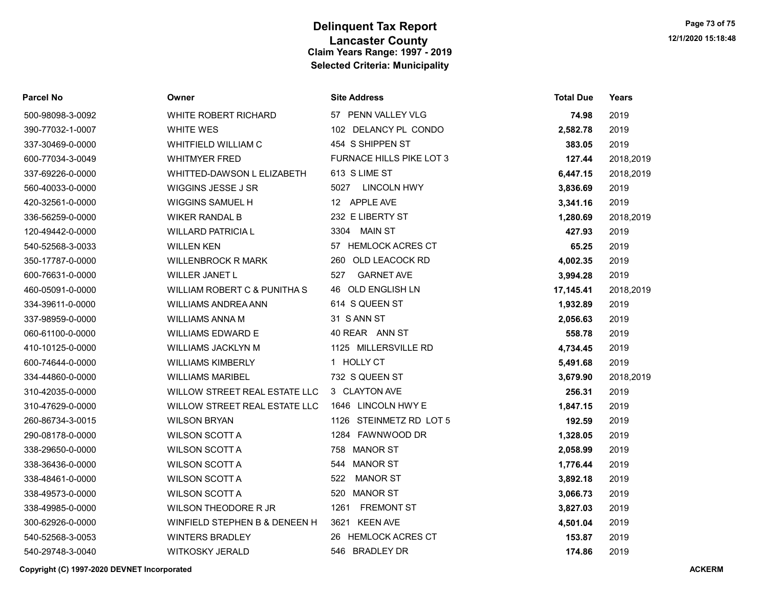# Delinquent Tax Report
## Lancaster County
### Claim Years Range: 1997 - 2019
### Selected Criteria: Municipality

| Parcel No | Owner | Site Address | Total Due | Years |
|---|---|---|---|---|
| 500-98098-3-0092 | WHITE ROBERT RICHARD | 57 PENN VALLEY VLG | **74.98** | 2019 |
| 390-77032-1-0007 | WHITE WES | 102 DELANCY PL CONDO | **2,582.78** | 2019 |
| 337-30469-0-0000 | WHITFIELD WILLIAM C | 454 S SHIPPEN ST | **383.05** | 2019 |
| 600-77034-3-0049 | WHITMYER FRED | FURNACE HILLS PIKE LOT 3 | **127.44** | 2018,2019 |
| 337-69226-0-0000 | WHITTED-DAWSON L ELIZABETH | 613 S LIME ST | **6,447.15** | 2018,2019 |
| 560-40033-0-0000 | WIGGINS JESSE J SR | 5027 LINCOLN HWY | **3,836.69** | 2019 |
| 420-32561-0-0000 | WIGGINS SAMUEL H | 12 APPLE AVE | **3,341.16** | 2019 |
| 336-56259-0-0000 | WIKER RANDAL B | 232 E LIBERTY ST | **1,280.69** | 2018,2019 |
| 120-49442-0-0000 | WILLARD PATRICIA L | 3304 MAIN ST | **427.93** | 2019 |
| 540-52568-3-0033 | WILLEN KEN | 57 HEMLOCK ACRES CT | **65.25** | 2019 |
| 350-17787-0-0000 | WILLENBROCK R MARK | 260 OLD LEACOCK RD | **4,002.35** | 2019 |
| 600-76631-0-0000 | WILLER JANET L | 527 GARNET AVE | **3,994.28** | 2019 |
| 460-05091-0-0000 | WILLIAM ROBERT C & PUNITHA S | 46 OLD ENGLISH LN | **17,145.41** | 2018,2019 |
| 334-39611-0-0000 | WILLIAMS ANDREA ANN | 614 S QUEEN ST | **1,932.89** | 2019 |
| 337-98959-0-0000 | WILLIAMS ANNA M | 31 S ANN ST | **2,056.63** | 2019 |
| 060-61100-0-0000 | WILLIAMS EDWARD E | 40 REAR ANN ST | **558.78** | 2019 |
| 410-10125-0-0000 | WILLIAMS JACKLYN M | 1125 MILLERSVILLE RD | **4,734.45** | 2019 |
| 600-74644-0-0000 | WILLIAMS KIMBERLY | 1 HOLLY CT | **5,491.68** | 2019 |
| 334-44860-0-0000 | WILLIAMS MARIBEL | 732 S QUEEN ST | **3,679.90** | 2018,2019 |
| 310-42035-0-0000 | WILLOW STREET REAL ESTATE LLC | 3 CLAYTON AVE | **256.31** | 2019 |
| 310-47629-0-0000 | WILLOW STREET REAL ESTATE LLC | 1646 LINCOLN HWY E | **1,847.15** | 2019 |
| 260-86734-3-0015 | WILSON BRYAN | 1126 STEINMETZ RD LOT 5 | **192.59** | 2019 |
| 290-08178-0-0000 | WILSON SCOTT A | 1284 FAWNWOOD DR | **1,328.05** | 2019 |
| 338-29650-0-0000 | WILSON SCOTT A | 758 MANOR ST | **2,058.99** | 2019 |
| 338-36436-0-0000 | WILSON SCOTT A | 544 MANOR ST | **1,776.44** | 2019 |
| 338-48461-0-0000 | WILSON SCOTT A | 522 MANOR ST | **3,892.18** | 2019 |
| 338-49573-0-0000 | WILSON SCOTT A | 520 MANOR ST | **3,066.73** | 2019 |
| 338-49985-0-0000 | WILSON THEODORE R JR | 1261 FREMONT ST | **3,827.03** | 2019 |
| 300-62926-0-0000 | WINFIELD STEPHEN B & DENEEN H | 3621 KEEN AVE | **4,501.04** | 2019 |
| 540-52568-3-0053 | WINTERS BRADLEY | 26 HEMLOCK ACRES CT | **153.87** | 2019 |
| 540-29748-3-0040 | WITKOSKY JERALD | 546 BRADLEY DR | **174.86** | 2019 |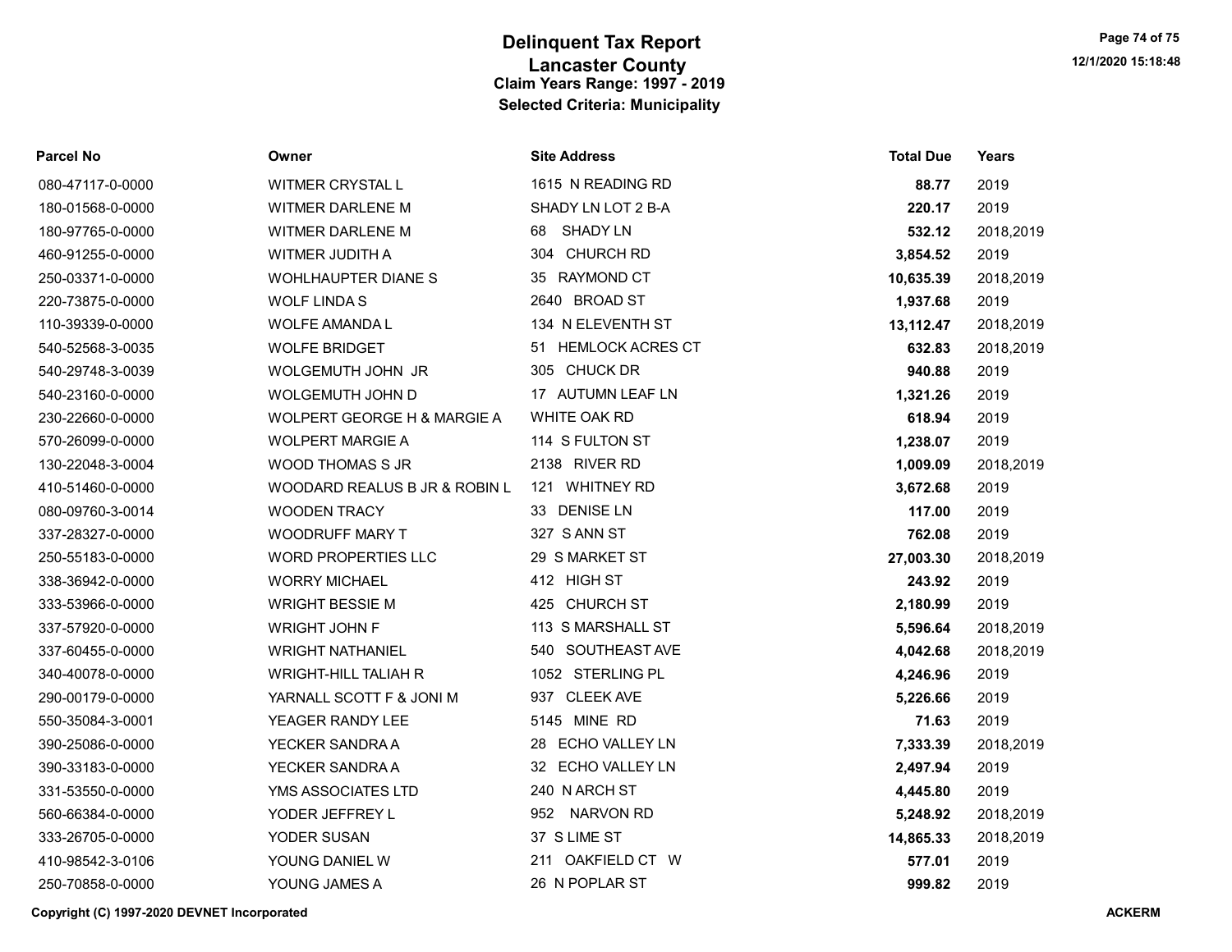# Delinquent Tax Report
## Lancaster County
### Claim Years Range: 1997 - 2019
### Selected Criteria: Municipality

| Parcel No | Owner | Site Address | Total Due | Years |
|---|---|---|---|---|
| 080-47117-0-0000 | WITMER CRYSTAL L | 1615 N READING RD | **88.77** | 2019 |
| 180-01568-0-0000 | WITMER DARLENE M | SHADY LN LOT 2 B-A | **220.17** | 2019 |
| 180-97765-0-0000 | WITMER DARLENE M | 68 SHADY LN | **532.12** | 2018,2019 |
| 460-91255-0-0000 | WITMER JUDITH A | 304 CHURCH RD | **3,854.52** | 2019 |
| 250-03371-0-0000 | WOHLHAUPTER DIANE S | 35 RAYMOND CT | **10,635.39** | 2018,2019 |
| 220-73875-0-0000 | WOLF LINDA S | 2640 BROAD ST | **1,937.68** | 2019 |
| 110-39339-0-0000 | WOLFE AMANDA L | 134 N ELEVENTH ST | **13,112.47** | 2018,2019 |
| 540-52568-3-0035 | WOLFE BRIDGET | 51 HEMLOCK ACRES CT | **632.83** | 2018,2019 |
| 540-29748-3-0039 | WOLGEMUTH JOHN JR | 305 CHUCK DR | **940.88** | 2019 |
| 540-23160-0-0000 | WOLGEMUTH JOHN D | 17 AUTUMN LEAF LN | **1,321.26** | 2019 |
| 230-22660-0-0000 | WOLPERT GEORGE H & MARGIE A | WHITE OAK RD | **618.94** | 2019 |
| 570-26099-0-0000 | WOLPERT MARGIE A | 114 S FULTON ST | **1,238.07** | 2019 |
| 130-22048-3-0004 | WOOD THOMAS S JR | 2138 RIVER RD | **1,009.09** | 2018,2019 |
| 410-51460-0-0000 | WOODARD REALUS B JR & ROBIN L | 121 WHITNEY RD | **3,672.68** | 2019 |
| 080-09760-3-0014 | WOODEN TRACY | 33 DENISE LN | **117.00** | 2019 |
| 337-28327-0-0000 | WOODRUFF MARY T | 327 S ANN ST | **762.08** | 2019 |
| 250-55183-0-0000 | WORD PROPERTIES LLC | 29 S MARKET ST | **27,003.30** | 2018,2019 |
| 338-36942-0-0000 | WORRY MICHAEL | 412 HIGH ST | **243.92** | 2019 |
| 333-53966-0-0000 | WRIGHT BESSIE M | 425 CHURCH ST | **2,180.99** | 2019 |
| 337-57920-0-0000 | WRIGHT JOHN F | 113 S MARSHALL ST | **5,596.64** | 2018,2019 |
| 337-60455-0-0000 | WRIGHT NATHANIEL | 540 SOUTHEAST AVE | **4,042.68** | 2018,2019 |
| 340-40078-0-0000 | WRIGHT-HILL TALIAH R | 1052 STERLING PL | **4,246.96** | 2019 |
| 290-00179-0-0000 | YARNALL SCOTT F & JONI M | 937 CLEEK AVE | **5,226.66** | 2019 |
| 550-35084-3-0001 | YEAGER RANDY LEE | 5145 MINE RD | **71.63** | 2019 |
| 390-25086-0-0000 | YECKER SANDRA A | 28 ECHO VALLEY LN | **7,333.39** | 2018,2019 |
| 390-33183-0-0000 | YECKER SANDRA A | 32 ECHO VALLEY LN | **2,497.94** | 2019 |
| 331-53550-0-0000 | YMS ASSOCIATES LTD | 240 N ARCH ST | **4,445.80** | 2019 |
| 560-66384-0-0000 | YODER JEFFREY L | 952 NARVON RD | **5,248.92** | 2018,2019 |
| 333-26705-0-0000 | YODER SUSAN | 37 S LIME ST | **14,865.33** | 2018,2019 |
| 410-98542-3-0106 | YOUNG DANIEL W | 211 OAKFIELD CT W | **577.01** | 2019 |
| 250-70858-0-0000 | YOUNG JAMES A | 26 N POPLAR ST | **999.82** | 2019 |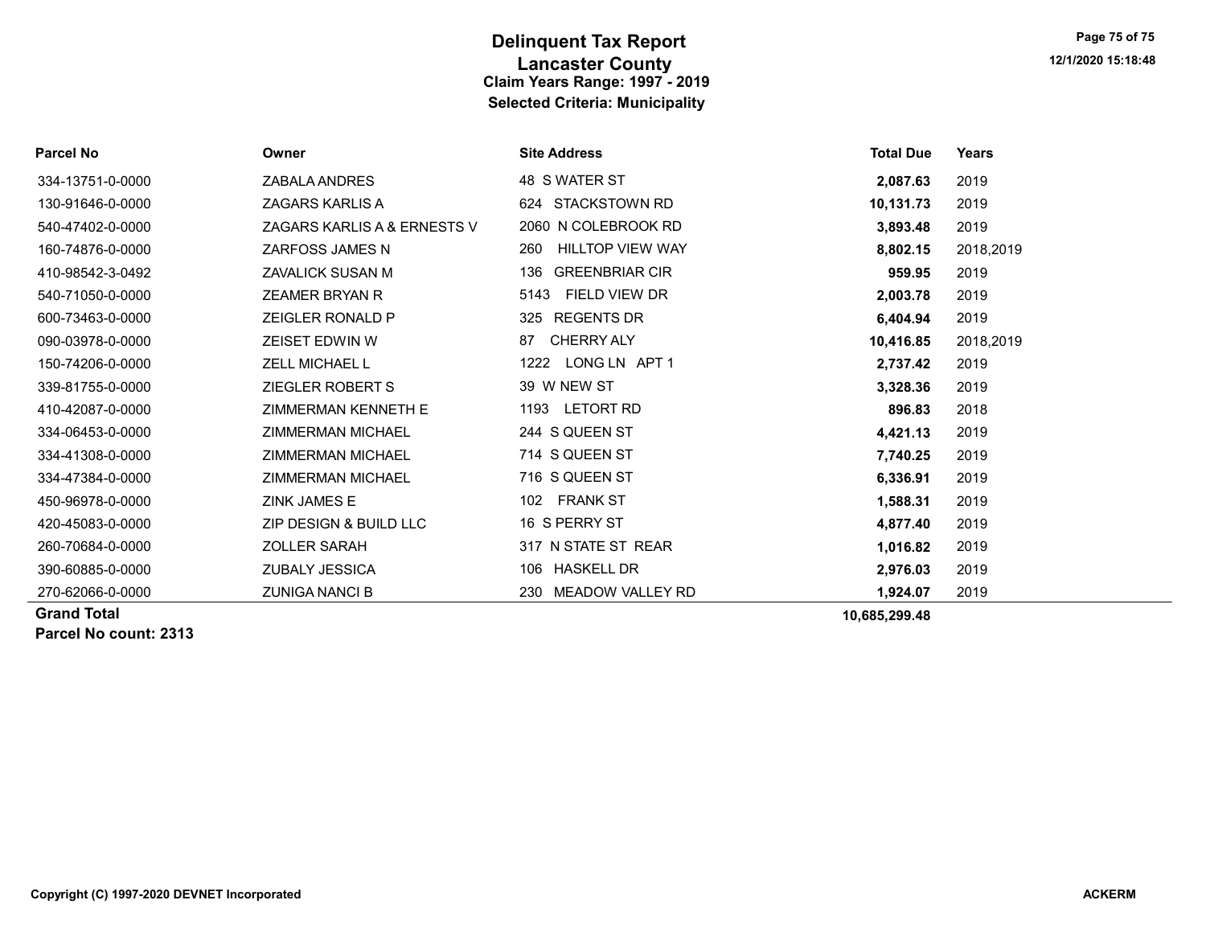# Delinquent Tax Report
## Lancaster County
### Claim Years Range: 1997 - 2019
### Selected Criteria: Municipality

| Parcel No | Owner | Site Address | Total Due | Years |
|---|---|---|---|---|
| 334-13751-0-0000 | ZABALA ANDRES | 48 S WATER ST | 2,087.63 | 2019 |
| 130-91646-0-0000 | ZAGARS KARLIS A | 624 STACKSTOWN RD | 10,131.73 | 2019 |
| 540-47402-0-0000 | ZAGARS KARLIS A & ERNESTS V | 2060 N COLEBROOK RD | 3,893.48 | 2019 |
| 160-74876-0-0000 | ZARFOSS JAMES N | 260 HILLTOP VIEW WAY | 8,802.15 | 2018,2019 |
| 410-98542-3-0492 | ZAVALICK SUSAN M | 136 GREENBRIAR CIR | 959.95 | 2019 |
| 540-71050-0-0000 | ZEAMER BRYAN R | 5143 FIELD VIEW DR | 2,003.78 | 2019 |
| 600-73463-0-0000 | ZEIGLER RONALD P | 325 REGENTS DR | 6,404.94 | 2019 |
| 090-03978-0-0000 | ZEISET EDWIN W | 87 CHERRY ALY | 10,416.85 | 2018,2019 |
| 150-74206-0-0000 | ZELL MICHAEL L | 1222 LONG LN APT 1 | 2,737.42 | 2019 |
| 339-81755-0-0000 | ZIEGLER ROBERT S | 39 W NEW ST | 3,328.36 | 2019 |
| 410-42087-0-0000 | ZIMMERMAN KENNETH E | 1193 LETORT RD | 896.83 | 2018 |
| 334-06453-0-0000 | ZIMMERMAN MICHAEL | 244 S QUEEN ST | 4,421.13 | 2019 |
| 334-41308-0-0000 | ZIMMERMAN MICHAEL | 714 S QUEEN ST | 7,740.25 | 2019 |
| 334-47384-0-0000 | ZIMMERMAN MICHAEL | 716 S QUEEN ST | 6,336.91 | 2019 |
| 450-96978-0-0000 | ZINK JAMES E | 102 FRANK ST | 1,588.31 | 2019 |
| 420-45083-0-0000 | ZIP DESIGN & BUILD LLC | 16 S PERRY ST | 4,877.40 | 2019 |
| 260-70684-0-0000 | ZOLLER SARAH | 317 N STATE ST REAR | 1,016.82 | 2019 |
| 390-60885-0-0000 | ZUBALY JESSICA | 106 HASKELL DR | 2,976.03 | 2019 |
| 270-62066-0-0000 | ZUNIGA NANCI B | 230 MEADOW VALLEY RD | 1,924.07 | 2019 |
| **Grand Total** | | | **10,685,299.48** | |

**Parcel No count: 2313**

Copyright (C) 1997-2020 DEVNET Incorporated

ACKERM